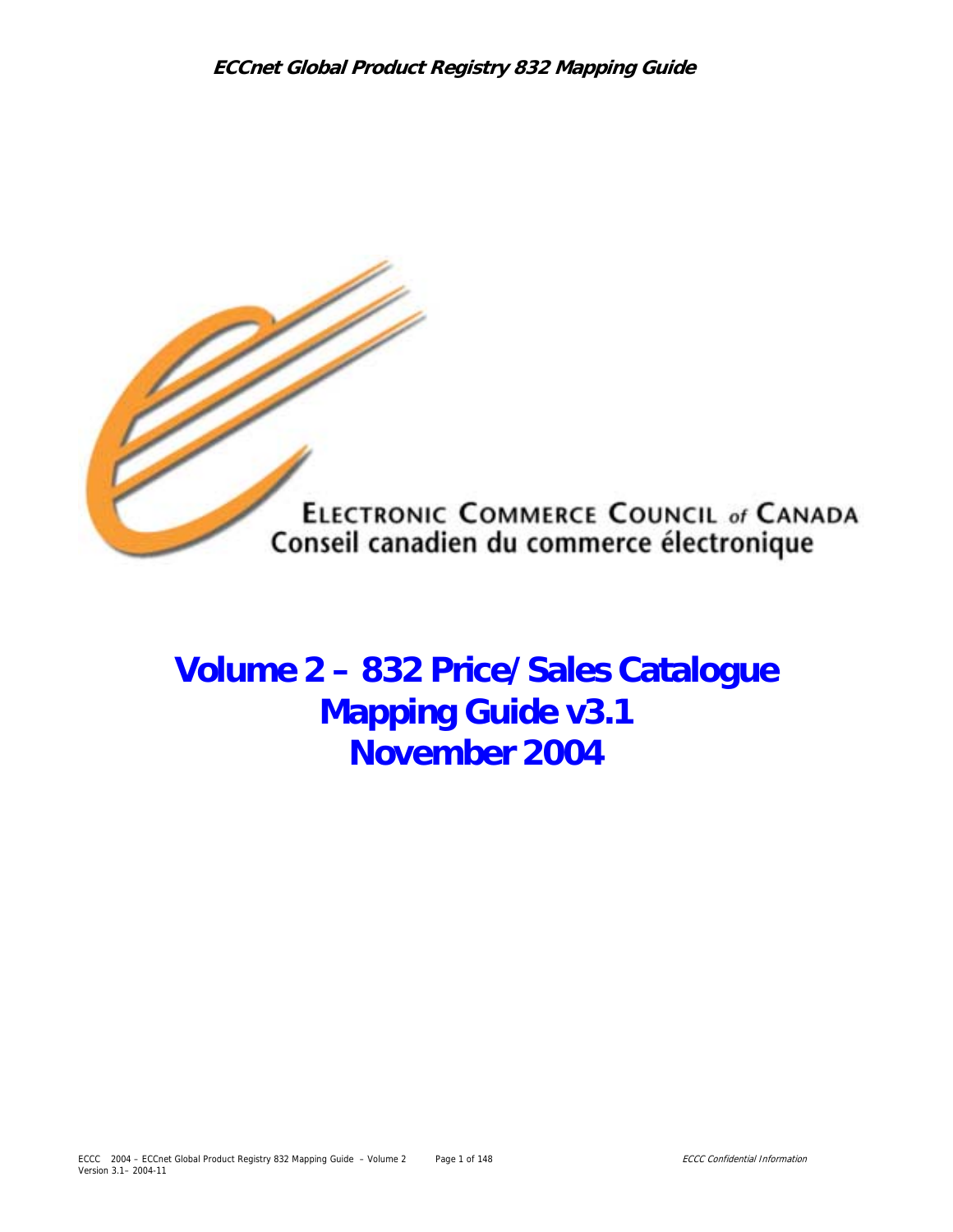ELECTRONIC COMMERCE COUNCIL of CANADA

Conseil canadien du commerce électronique

# Volume 2 – 832 Price/Sales Catalogue Mapping Guide v3.1 November 2004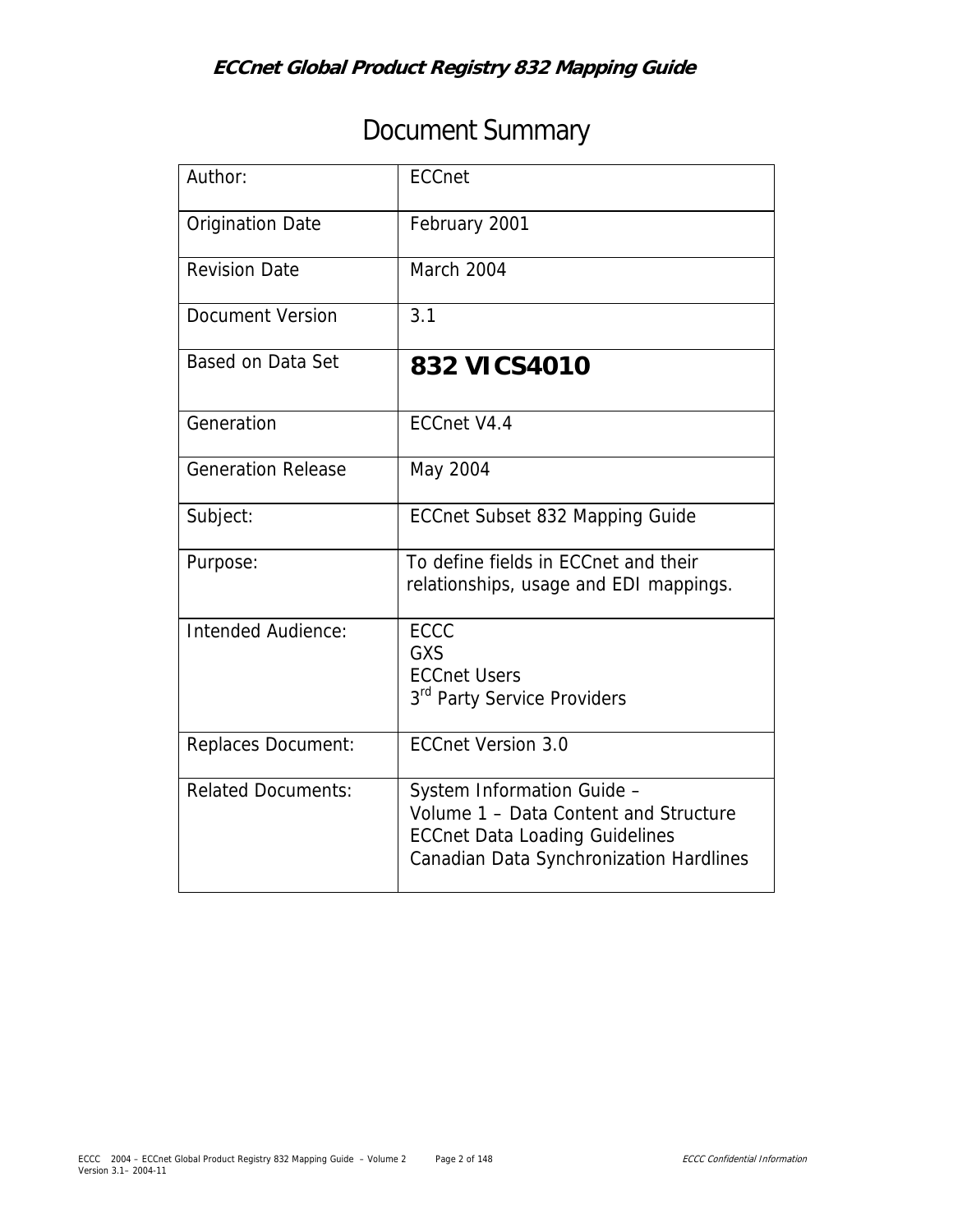# Document Summary

| | |
|---|---|
| Author: | ECCnet |
| Origination Date | February 2001 |
| Revision Date | March 2004 |
| Document Version | 3.1 |
| Based on Data Set | **832 VICS4010** |
| Generation | ECCnet V4.4 |
| Generation Release | May 2004 |
| Subject: | ECCnet Subset 832 Mapping Guide |
| Purpose: | To define fields in ECCnet and their relationships, usage and EDI mappings. |
| Intended Audience: | ECCC<br>GXS<br>ECCnet Users<br>3rd Party Service Providers |
| Replaces Document: | ECCnet Version 3.0 |
| Related Documents: | System Information Guide – Volume 1 – Data Content and Structure<br>ECCnet Data Loading Guidelines<br>Canadian Data Synchronization Hardlines |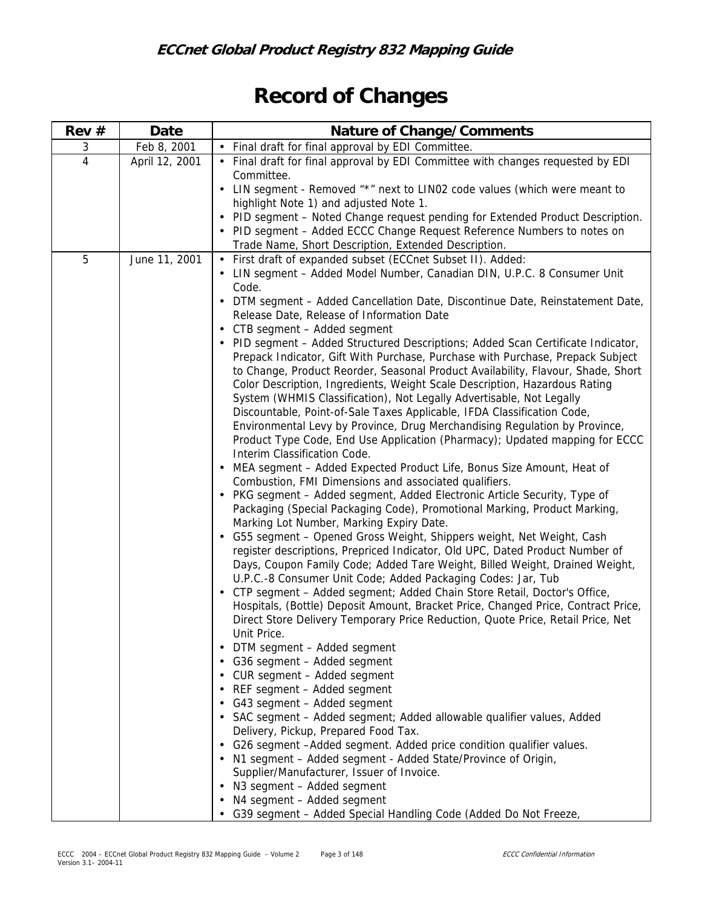# Record of Changes

| Rev # | Date | Nature of Change/Comments |
|---|---|---|
| 3 | Feb 8, 2001 | • Final draft for final approval by EDI Committee. |
| 4 | April 12, 2001 | • Final draft for final approval by EDI Committee with changes requested by EDI Committee.<br>• LIN segment - Removed "*" next to LIN02 code values (which were meant to highlight Note 1) and adjusted Note 1.<br>• PID segment – Noted Change request pending for Extended Product Description.<br>• PID segment – Added ECCC Change Request Reference Numbers to notes on Trade Name, Short Description, Extended Description. |
| 5 | June 11, 2001 | • First draft of expanded subset (ECCnet Subset II). Added:<br>• LIN segment – Added Model Number, Canadian DIN, U.P.C. 8 Consumer Unit Code.<br>• DTM segment – Added Cancellation Date, Discontinue Date, Reinstatement Date, Release Date, Release of Information Date<br>• CTB segment – Added segment<br>• PID segment – Added Structured Descriptions; Added Scan Certificate Indicator, Prepack Indicator, Gift With Purchase, Purchase with Purchase, Prepack Subject to Change, Product Reorder, Seasonal Product Availability, Flavour, Shade, Short Color Description, Ingredients, Weight Scale Description, Hazardous Rating System (WHMIS Classification), Not Legally Advertisable, Not Legally Discountable, Point-of-Sale Taxes Applicable, IFDA Classification Code, Environmental Levy by Province, Drug Merchandising Regulation by Province, Product Type Code, End Use Application (Pharmacy); Updated mapping for ECCC Interim Classification Code.<br>• MEA segment – Added Expected Product Life, Bonus Size Amount, Heat of Combustion, FMI Dimensions and associated qualifiers.<br>• PKG segment – Added segment, Added Electronic Article Security, Type of Packaging (Special Packaging Code), Promotional Marking, Product Marking, Marking Lot Number, Marking Expiry Date.<br>• G55 segment – Opened Gross Weight, Shippers weight, Net Weight, Cash register descriptions, Prepriced Indicator, Old UPC, Dated Product Number of Days, Coupon Family Code; Added Tare Weight, Billed Weight, Drained Weight, U.P.C.-8 Consumer Unit Code; Added Packaging Codes: Jar, Tub<br>• CTP segment – Added segment; Added Chain Store Retail, Doctor's Office, Hospitals, (Bottle) Deposit Amount, Bracket Price, Changed Price, Contract Price, Direct Store Delivery Temporary Price Reduction, Quote Price, Retail Price, Net Unit Price.<br>• DTM segment – Added segment<br>• G36 segment – Added segment<br>• CUR segment – Added segment<br>• REF segment – Added segment<br>• G43 segment – Added segment<br>• SAC segment – Added segment; Added allowable qualifier values, Added Delivery, Pickup, Prepared Food Tax.<br>• G26 segment –Added segment. Added price condition qualifier values.<br>• N1 segment – Added segment - Added State/Province of Origin, Supplier/Manufacturer, Issuer of Invoice.<br>• N3 segment – Added segment<br>• N4 segment – Added segment<br>• G39 segment – Added Special Handling Code (Added Do Not Freeze, |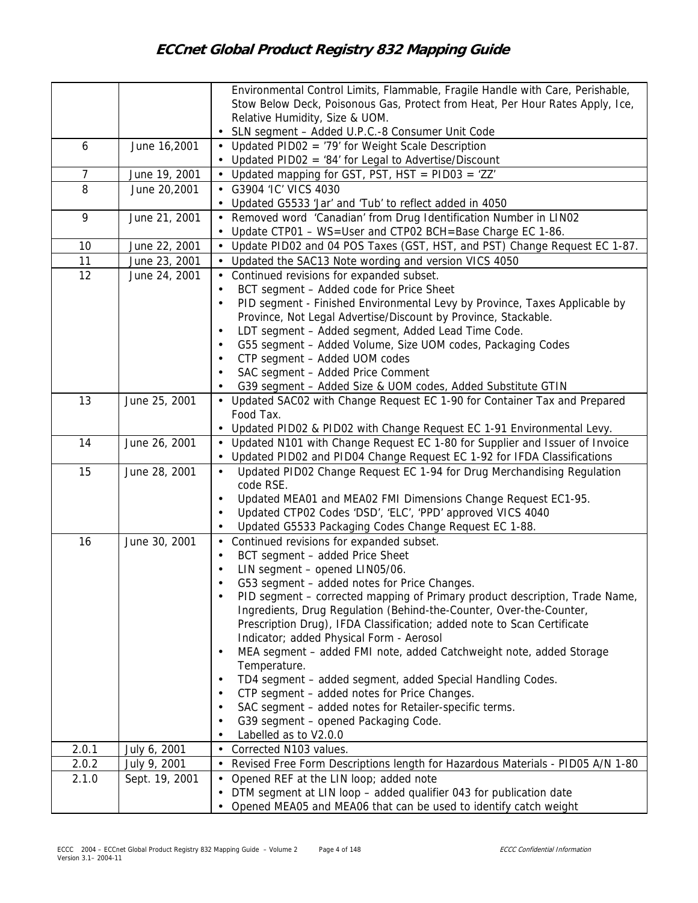| | | |
|---|---|---|
| | | Environmental Control Limits, Flammable, Fragile Handle with Care, Perishable, Stow Below Deck, Poisonous Gas, Protect from Heat, Per Hour Rates Apply, Ice, Relative Humidity, Size & UOM.<br>• SLN segment – Added U.P.C.-8 Consumer Unit Code |
| 6 | June 16,2001 | • Updated PID02 = '79' for Weight Scale Description<br>• Updated PID02 = '84' for Legal to Advertise/Discount |
| 7 | June 19, 2001 | • Updated mapping for GST, PST, HST = PID03 = 'ZZ' |
| 8 | June 20,2001 | • G3904 'IC' VICS 4030<br>• Updated G5533 'Jar' and 'Tub' to reflect added in 4050 |
| 9 | June 21, 2001 | • Removed word 'Canadian' from Drug Identification Number in LIN02<br>• Update CTP01 – WS=User and CTP02 BCH=Base Charge EC 1-86. |
| 10 | June 22, 2001 | • Update PID02 and 04 POS Taxes (GST, HST, and PST) Change Request EC 1-87. |
| 11 | June 23, 2001 | • Updated the SAC13 Note wording and version VICS 4050 |
| 12 | June 24, 2001 | • Continued revisions for expanded subset.<br>• BCT segment – Added code for Price Sheet<br>• PID segment - Finished Environmental Levy by Province, Taxes Applicable by Province, Not Legal Advertise/Discount by Province, Stackable.<br>• LDT segment – Added segment, Added Lead Time Code.<br>• G55 segment – Added Volume, Size UOM codes, Packaging Codes<br>• CTP segment – Added UOM codes<br>• SAC segment – Added Price Comment<br>• G39 segment – Added Size & UOM codes, Added Substitute GTIN |
| 13 | June 25, 2001 | • Updated SAC02 with Change Request EC 1-90 for Container Tax and Prepared Food Tax.<br>• Updated PID02 & PID02 with Change Request EC 1-91 Environmental Levy. |
| 14 | June 26, 2001 | • Updated N101 with Change Request EC 1-80 for Supplier and Issuer of Invoice<br>• Updated PID02 and PID04 Change Request EC 1-92 for IFDA Classifications |
| 15 | June 28, 2001 | • Updated PID02 Change Request EC 1-94 for Drug Merchandising Regulation code RSE.<br>• Updated MEA01 and MEA02 FMI Dimensions Change Request EC1-95.<br>• Updated CTP02 Codes 'DSD', 'ELC', 'PPD' approved VICS 4040<br>• Updated G5533 Packaging Codes Change Request EC 1-88. |
| 16 | June 30, 2001 | • Continued revisions for expanded subset.<br>• BCT segment – added Price Sheet<br>• LIN segment – opened LIN05/06.<br>• G53 segment – added notes for Price Changes.<br>• PID segment – corrected mapping of Primary product description, Trade Name, Ingredients, Drug Regulation (Behind-the-Counter, Over-the-Counter, Prescription Drug), IFDA Classification; added note to Scan Certificate Indicator; added Physical Form - Aerosol<br>• MEA segment – added FMI note, added Catchweight note, added Storage Temperature.<br>• TD4 segment – added segment, added Special Handling Codes.<br>• CTP segment – added notes for Price Changes.<br>• SAC segment – added notes for Retailer-specific terms.<br>• G39 segment – opened Packaging Code.<br>• Labelled as to V2.0.0 |
| 2.0.1 | July 6, 2001 | • Corrected N103 values. |
| 2.0.2 | July 9, 2001 | • Revised Free Form Descriptions length for Hazardous Materials - PID05 A/N 1-80 |
| 2.1.0 | Sept. 19, 2001 | • Opened REF at the LIN loop; added note<br>• DTM segment at LIN loop – added qualifier 043 for publication date<br>• Opened MEA05 and MEA06 that can be used to identify catch weight |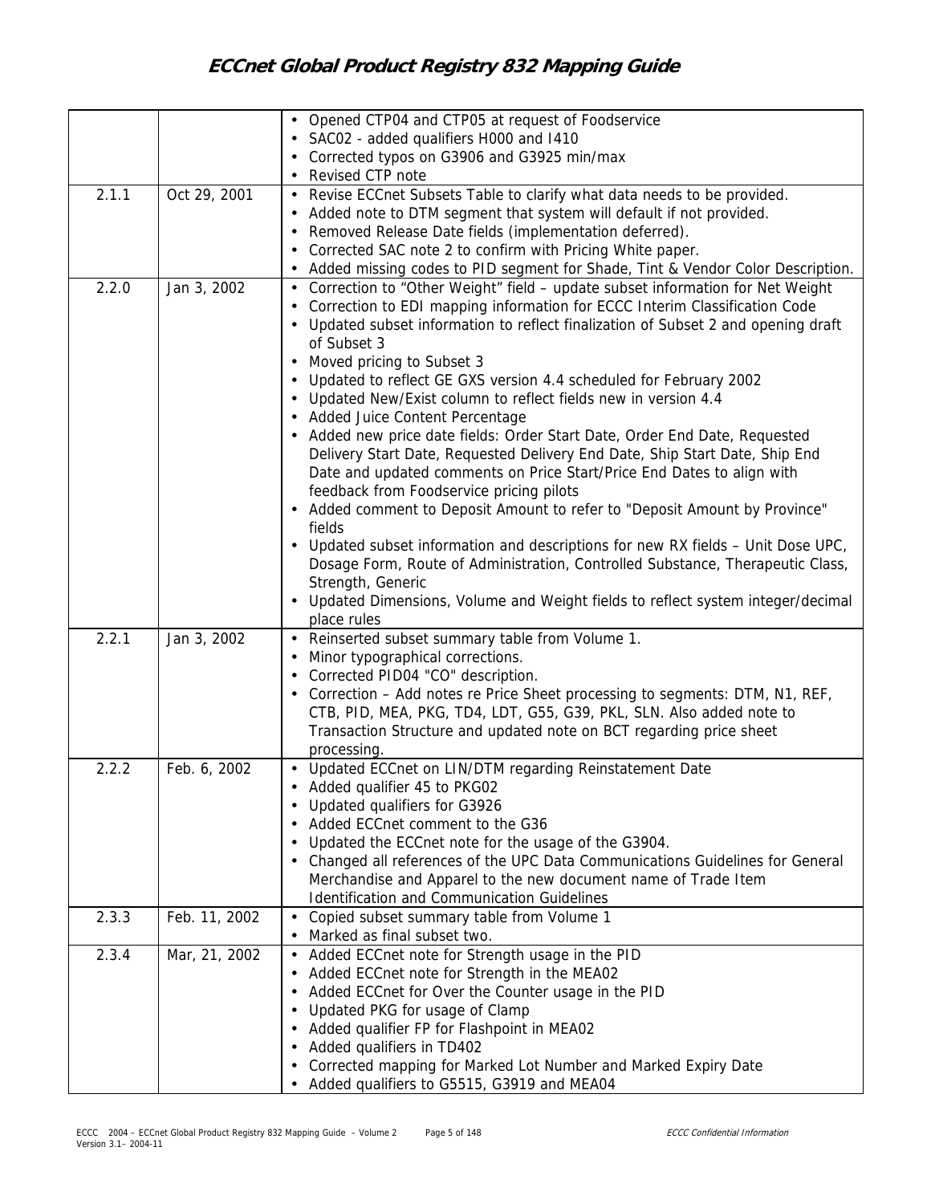| | | |
|---|---|---|
| | | • Opened CTP04 and CTP05 at request of Foodservice<br>• SAC02 - added qualifiers H000 and I410<br>• Corrected typos on G3906 and G3925 min/max<br>• Revised CTP note |
| 2.1.1 | Oct 29, 2001 | • Revise ECCnet Subsets Table to clarify what data needs to be provided.<br>• Added note to DTM segment that system will default if not provided.<br>• Removed Release Date fields (implementation deferred).<br>• Corrected SAC note 2 to confirm with Pricing White paper.<br>• Added missing codes to PID segment for Shade, Tint & Vendor Color Description. |
| 2.2.0 | Jan 3, 2002 | • Correction to "Other Weight" field – update subset information for Net Weight<br>• Correction to EDI mapping information for ECCC Interim Classification Code<br>• Updated subset information to reflect finalization of Subset 2 and opening draft of Subset 3<br>• Moved pricing to Subset 3<br>• Updated to reflect GE GXS version 4.4 scheduled for February 2002<br>• Updated New/Exist column to reflect fields new in version 4.4<br>• Added Juice Content Percentage<br>• Added new price date fields: Order Start Date, Order End Date, Requested Delivery Start Date, Requested Delivery End Date, Ship Start Date, Ship End Date and updated comments on Price Start/Price End Dates to align with feedback from Foodservice pricing pilots<br>• Added comment to Deposit Amount to refer to "Deposit Amount by Province" fields<br>• Updated subset information and descriptions for new RX fields – Unit Dose UPC, Dosage Form, Route of Administration, Controlled Substance, Therapeutic Class, Strength, Generic<br>• Updated Dimensions, Volume and Weight fields to reflect system integer/decimal place rules |
| 2.2.1 | Jan 3, 2002 | • Reinserted subset summary table from Volume 1.<br>• Minor typographical corrections.<br>• Corrected PID04 "CO" description.<br>• Correction – Add notes re Price Sheet processing to segments: DTM, N1, REF, CTB, PID, MEA, PKG, TD4, LDT, G55, G39, PKL, SLN. Also added note to Transaction Structure and updated note on BCT regarding price sheet processing. |
| 2.2.2 | Feb. 6, 2002 | • Updated ECCnet on LIN/DTM regarding Reinstatement Date<br>• Added qualifier 45 to PKG02<br>• Updated qualifiers for G3926<br>• Added ECCnet comment to the G36<br>• Updated the ECCnet note for the usage of the G3904.<br>• Changed all references of the UPC Data Communications Guidelines for General Merchandise and Apparel to the new document name of Trade Item Identification and Communication Guidelines |
| 2.3.3 | Feb. 11, 2002 | • Copied subset summary table from Volume 1<br>• Marked as final subset two. |
| 2.3.4 | Mar, 21, 2002 | • Added ECCnet note for Strength usage in the PID<br>• Added ECCnet note for Strength in the MEA02<br>• Added ECCnet for Over the Counter usage in the PID<br>• Updated PKG for usage of Clamp<br>• Added qualifier FP for Flashpoint in MEA02<br>• Added qualifiers in TD402<br>• Corrected mapping for Marked Lot Number and Marked Expiry Date<br>• Added qualifiers to G5515, G3919 and MEA04 |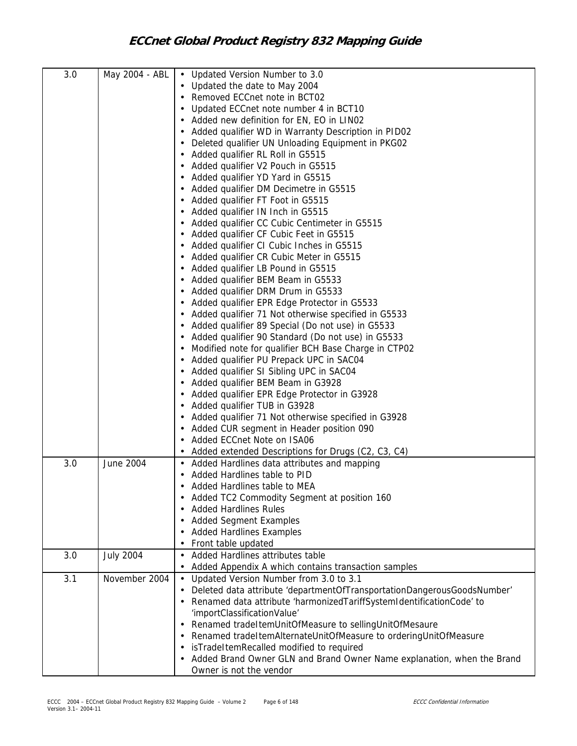| 3.0 | May 2004 - ABL | • Updated Version Number to 3.0<br>• Updated the date to May 2004<br>• Removed ECCnet note in BCT02<br>• Updated ECCnet note number 4 in BCT10<br>• Added new definition for EN, EO in LIN02<br>• Added qualifier WD in Warranty Description in PID02<br>• Deleted qualifier UN Unloading Equipment in PKG02<br>• Added qualifier RL Roll in G5515<br>• Added qualifier V2 Pouch in G5515<br>• Added qualifier YD Yard in G5515<br>• Added qualifier DM Decimetre in G5515<br>• Added qualifier FT Foot in G5515<br>• Added qualifier IN Inch in G5515<br>• Added qualifier CC Cubic Centimeter in G5515<br>• Added qualifier CF Cubic Feet in G5515<br>• Added qualifier CI Cubic Inches in G5515<br>• Added qualifier CR Cubic Meter in G5515<br>• Added qualifier LB Pound in G5515<br>• Added qualifier BEM Beam in G5533<br>• Added qualifier DRM Drum in G5533<br>• Added qualifier EPR Edge Protector in G5533<br>• Added qualifier 71 Not otherwise specified in G5533<br>• Added qualifier 89 Special (Do not use) in G5533<br>• Added qualifier 90 Standard (Do not use) in G5533<br>• Modified note for qualifier BCH Base Charge in CTP02<br>• Added qualifier PU Prepack UPC in SAC04<br>• Added qualifier SI Sibling UPC in SAC04<br>• Added qualifier BEM Beam in G3928<br>• Added qualifier EPR Edge Protector in G3928<br>• Added qualifier TUB in G3928<br>• Added qualifier 71 Not otherwise specified in G3928<br>• Added CUR segment in Header position 090<br>• Added ECCnet Note on ISA06<br>• Added extended Descriptions for Drugs (C2, C3, C4) |
|---|---|---|
| 3.0 | June 2004 | • Added Hardlines data attributes and mapping<br>• Added Hardlines table to PID<br>• Added Hardlines table to MEA<br>• Added TC2 Commodity Segment at position 160<br>• Added Hardlines Rules<br>• Added Segment Examples<br>• Added Hardlines Examples<br>• Front table updated |
| 3.0 | July 2004 | • Added Hardlines attributes table<br>• Added Appendix A which contains transaction samples |
| 3.1 | November 2004 | • Updated Version Number from 3.0 to 3.1<br>• Deleted data attribute 'departmentOfTransportationDangerousGoodsNumber'<br>• Renamed data attribute 'harmonizedTariffSystemIdentificationCode' to 'importClassificationValue'<br>• Renamed tradeItemUnitOfMeasure to sellingUnitOfMesaure<br>• Renamed tradeItemAlternateUnitOfMeasure to orderingUnitOfMeasure<br>• isTradeItemRecalled modified to required<br>• Added Brand Owner GLN and Brand Owner Name explanation, when the Brand Owner is not the vendor |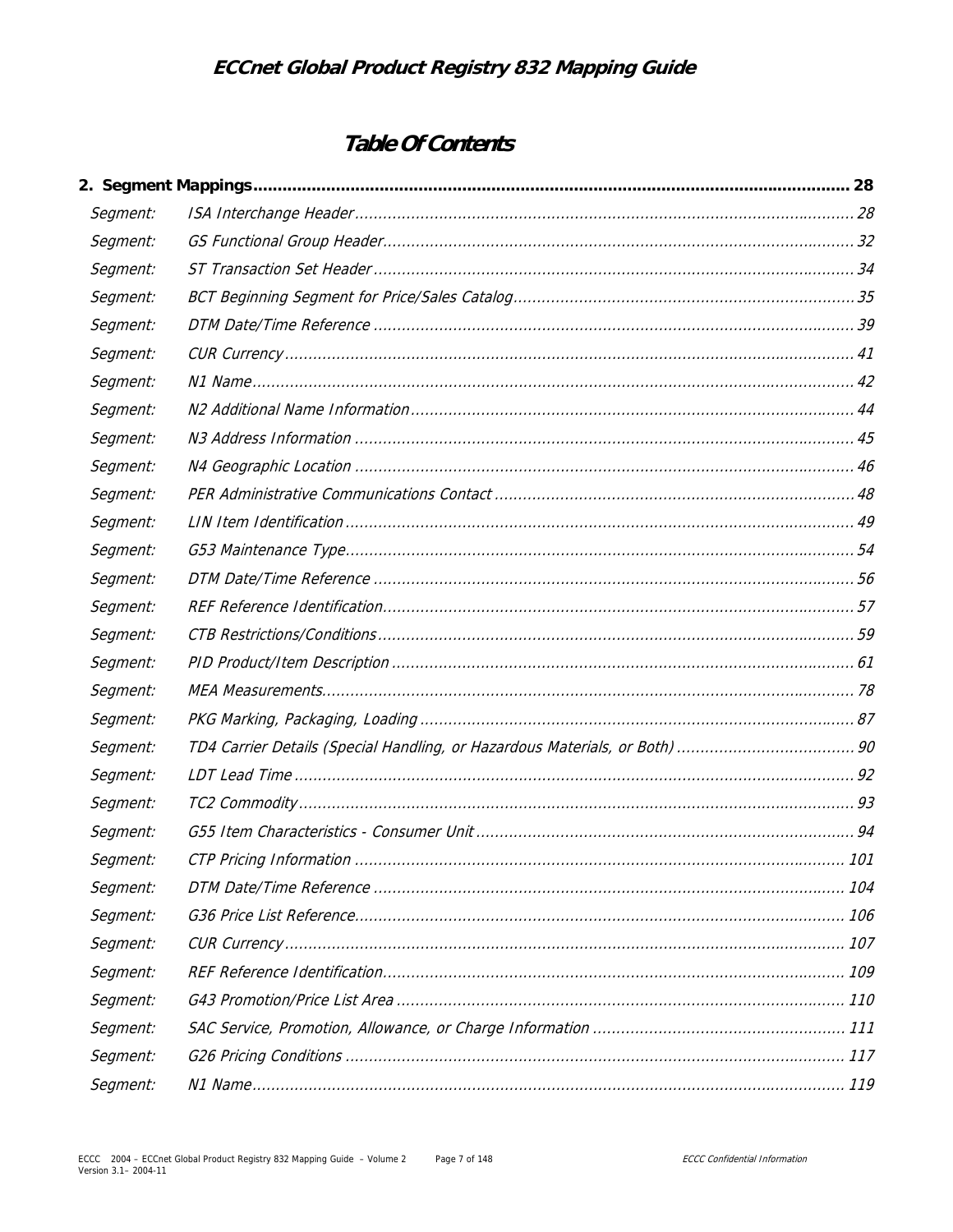# Table Of Contents

**2. Segment Mappings ........................................................ 28**

| | | |
|---|---|---|
| *Segment:* | *ISA Interchange Header* | *28* |
| *Segment:* | *GS Functional Group Header* | *32* |
| *Segment:* | *ST Transaction Set Header* | *34* |
| *Segment:* | *BCT Beginning Segment for Price/Sales Catalog* | *35* |
| *Segment:* | *DTM Date/Time Reference* | *39* |
| *Segment:* | *CUR Currency* | *41* |
| *Segment:* | *N1 Name* | *42* |
| *Segment:* | *N2 Additional Name Information* | *44* |
| *Segment:* | *N3 Address Information* | *45* |
| *Segment:* | *N4 Geographic Location* | *46* |
| *Segment:* | *PER Administrative Communications Contact* | *48* |
| *Segment:* | *LIN Item Identification* | *49* |
| *Segment:* | *G53 Maintenance Type* | *54* |
| *Segment:* | *DTM Date/Time Reference* | *56* |
| *Segment:* | *REF Reference Identification* | *57* |
| *Segment:* | *CTB Restrictions/Conditions* | *59* |
| *Segment:* | *PID Product/Item Description* | *61* |
| *Segment:* | *MEA Measurements* | *78* |
| *Segment:* | *PKG Marking, Packaging, Loading* | *87* |
| *Segment:* | *TD4 Carrier Details (Special Handling, or Hazardous Materials, or Both)* | *90* |
| *Segment:* | *LDT Lead Time* | *92* |
| *Segment:* | *TC2 Commodity* | *93* |
| *Segment:* | *G55 Item Characteristics - Consumer Unit* | *94* |
| *Segment:* | *CTP Pricing Information* | *101* |
| *Segment:* | *DTM Date/Time Reference* | *104* |
| *Segment:* | *G36 Price List Reference* | *106* |
| *Segment:* | *CUR Currency* | *107* |
| *Segment:* | *REF Reference Identification* | *109* |
| *Segment:* | *G43 Promotion/Price List Area* | *110* |
| *Segment:* | *SAC Service, Promotion, Allowance, or Charge Information* | *111* |
| *Segment:* | *G26 Pricing Conditions* | *117* |
| *Segment:* | *N1 Name* | *119* |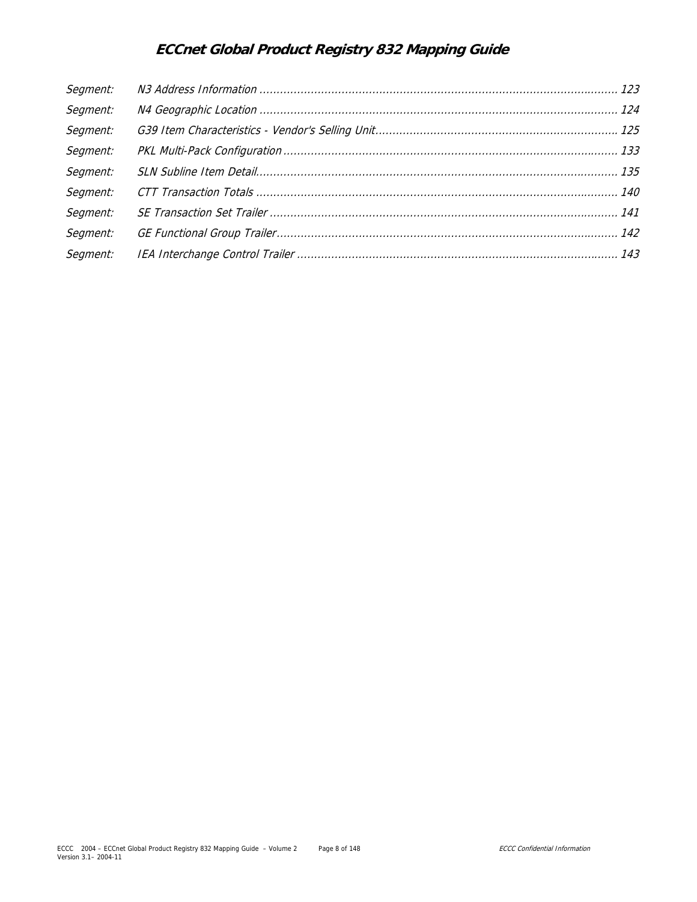*Segment: N3 Address Information ........................................................................................................ 123*

*Segment: N4 Geographic Location ........................................................................................................ 124*

*Segment: G39 Item Characteristics - Vendor's Selling Unit....................................................................... 125*

*Segment: PKL Multi-Pack Configuration ................................................................................................ 133*

*Segment: SLN Subline Item Detail.......................................................................................................... 135*

*Segment: CTT Transaction Totals .......................................................................................................... 140*

*Segment: SE Transaction Set Trailer ...................................................................................................... 141*

*Segment: GE Functional Group Trailer.................................................................................................... 142*

*Segment: IEA Interchange Control Trailer .............................................................................................. 143*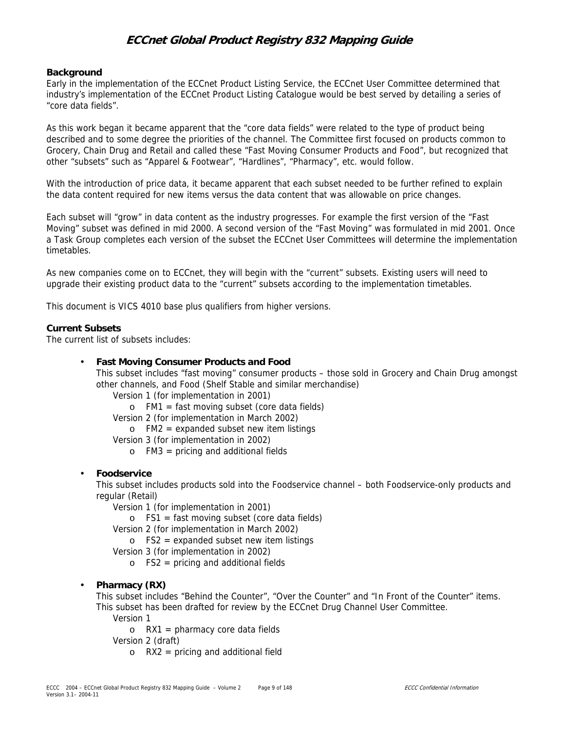# ECCnet Global Product Registry 832 Mapping Guide

**Background**

Early in the implementation of the ECCnet Product Listing Service, the ECCnet User Committee determined that industry's implementation of the ECCnet Product Listing Catalogue would be best served by detailing a series of "core data fields".

As this work began it became apparent that the "core data fields" were related to the type of product being described and to some degree the priorities of the channel. The Committee first focused on products common to Grocery, Chain Drug and Retail and called these "Fast Moving Consumer Products and Food", but recognized that other "subsets" such as "Apparel & Footwear", "Hardlines", "Pharmacy", etc. would follow.

With the introduction of price data, it became apparent that each subset needed to be further refined to explain the data content required for new items versus the data content that was allowable on price changes.

Each subset will "grow" in data content as the industry progresses. For example the first version of the "Fast Moving" subset was defined in mid 2000. A second version of the "Fast Moving" was formulated in mid 2001. Once a Task Group completes each version of the subset the ECCnet User Committees will determine the implementation timetables.

As new companies come on to ECCnet, they will begin with the "current" subsets. Existing users will need to upgrade their existing product data to the "current" subsets according to the implementation timetables.

This document is VICS 4010 base plus qualifiers from higher versions.

**Current Subsets**

The current list of subsets includes:

- **Fast Moving Consumer Products and Food**
  This subset includes "fast moving" consumer products – those sold in Grocery and Chain Drug amongst other channels, and Food (Shelf Stable and similar merchandise)
  Version 1 (for implementation in 2001)
  - FM1 = fast moving subset (core data fields)

  Version 2 (for implementation in March 2002)
  - FM2 = expanded subset new item listings

  Version 3 (for implementation in 2002)
  - FM3 = pricing and additional fields

- **Foodservice**
  This subset includes products sold into the Foodservice channel – both Foodservice-only products and regular (Retail)
  Version 1 (for implementation in 2001)
  - FS1 = fast moving subset (core data fields)

  Version 2 (for implementation in March 2002)
  - FS2 = expanded subset new item listings

  Version 3 (for implementation in 2002)
  - FS2 = pricing and additional fields

- **Pharmacy (RX)**
  This subset includes "Behind the Counter", "Over the Counter" and "In Front of the Counter" items. This subset has been drafted for review by the ECCnet Drug Channel User Committee.
  Version 1
  - RX1 = pharmacy core data fields

  Version 2 (draft)
  - RX2 = pricing and additional field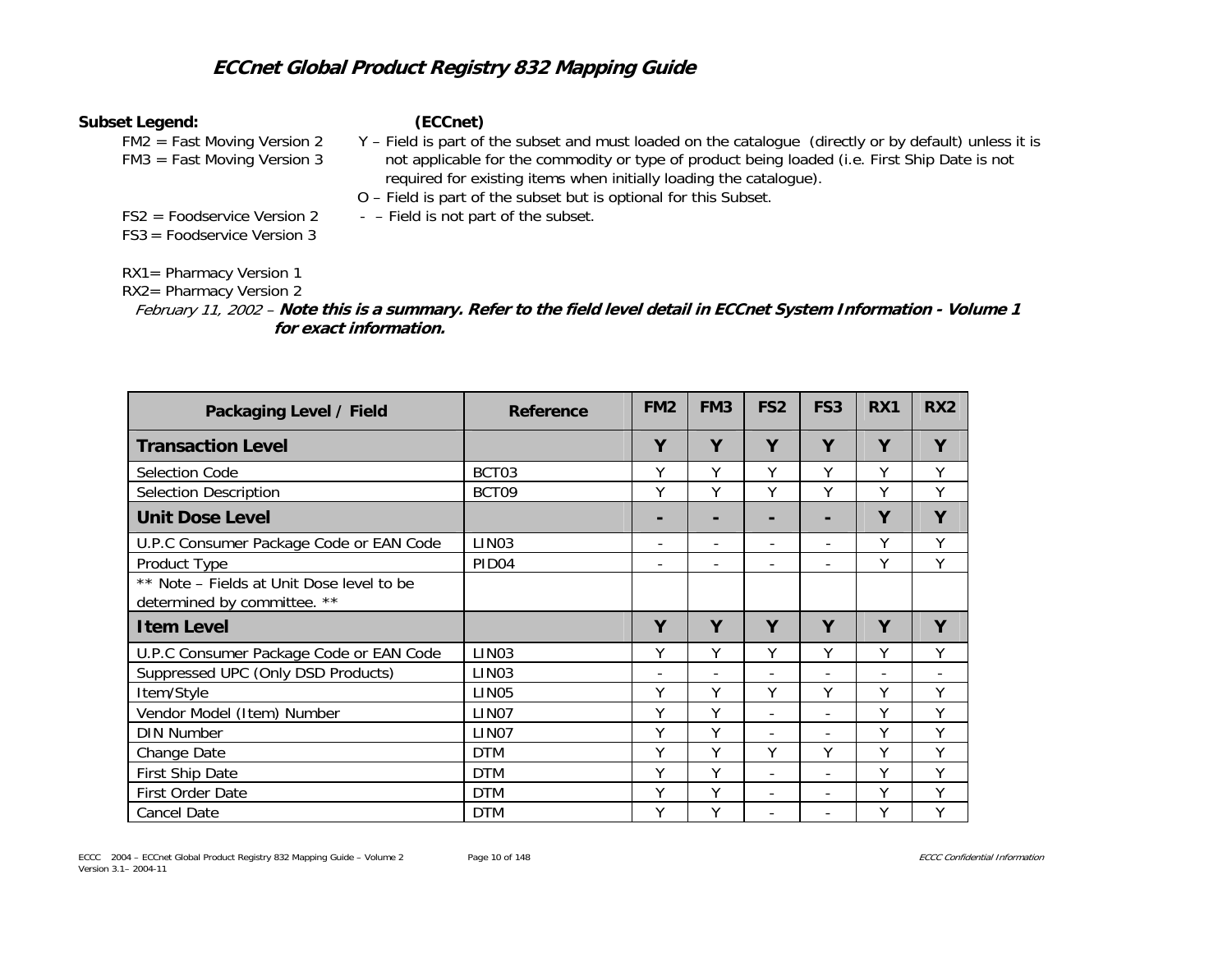# ECCnet Global Product Registry 832 Mapping Guide

**Subset Legend: (ECCnet)**

FM2 = Fast Moving Version 2
FM3 = Fast Moving Version 3

FS2 = Foodservice Version 2
FS3 = Foodservice Version 3

RX1= Pharmacy Version 1
RX2= Pharmacy Version 2

Y – Field is part of the subset and must loaded on the catalogue (directly or by default) unless it is not applicable for the commodity or type of product being loaded (i.e. First Ship Date is not required for existing items when initially loading the catalogue).
O – Field is part of the subset but is optional for this Subset.
- – Field is not part of the subset.

*February 11, 2002 –* ***Note this is a summary. Refer to the field level detail in ECCnet System Information - Volume 1 for exact information.***

| Packaging Level / Field | Reference | FM2 | FM3 | FS2 | FS3 | RX1 | RX2 |
|---|---|---|---|---|---|---|---|
| **Transaction Level** | | **Y** | **Y** | **Y** | **Y** | **Y** | **Y** |
| Selection Code | BCT03 | Y | Y | Y | Y | Y | Y |
| Selection Description | BCT09 | Y | Y | Y | Y | Y | Y |
| **Unit Dose Level** | | **-** | **-** | **-** | **-** | **Y** | **Y** |
| U.P.C Consumer Package Code or EAN Code | LIN03 | - | - | - | - | Y | Y |
| Product Type | PID04 | - | - | - | - | Y | Y |
| ** Note – Fields at Unit Dose level to be determined by committee. ** | | | | | | | |
| **Item Level** | | **Y** | **Y** | **Y** | **Y** | **Y** | **Y** |
| U.P.C Consumer Package Code or EAN Code | LIN03 | Y | Y | Y | Y | Y | Y |
| Suppressed UPC (Only DSD Products) | LIN03 | - | - | - | - | - | - |
| Item/Style | LIN05 | Y | Y | Y | Y | Y | Y |
| Vendor Model (Item) Number | LIN07 | Y | Y | - | - | Y | Y |
| DIN Number | LIN07 | Y | Y | - | - | Y | Y |
| Change Date | DTM | Y | Y | Y | Y | Y | Y |
| First Ship Date | DTM | Y | Y | - | - | Y | Y |
| First Order Date | DTM | Y | Y | - | - | Y | Y |
| Cancel Date | DTM | Y | Y | - | - | Y | Y |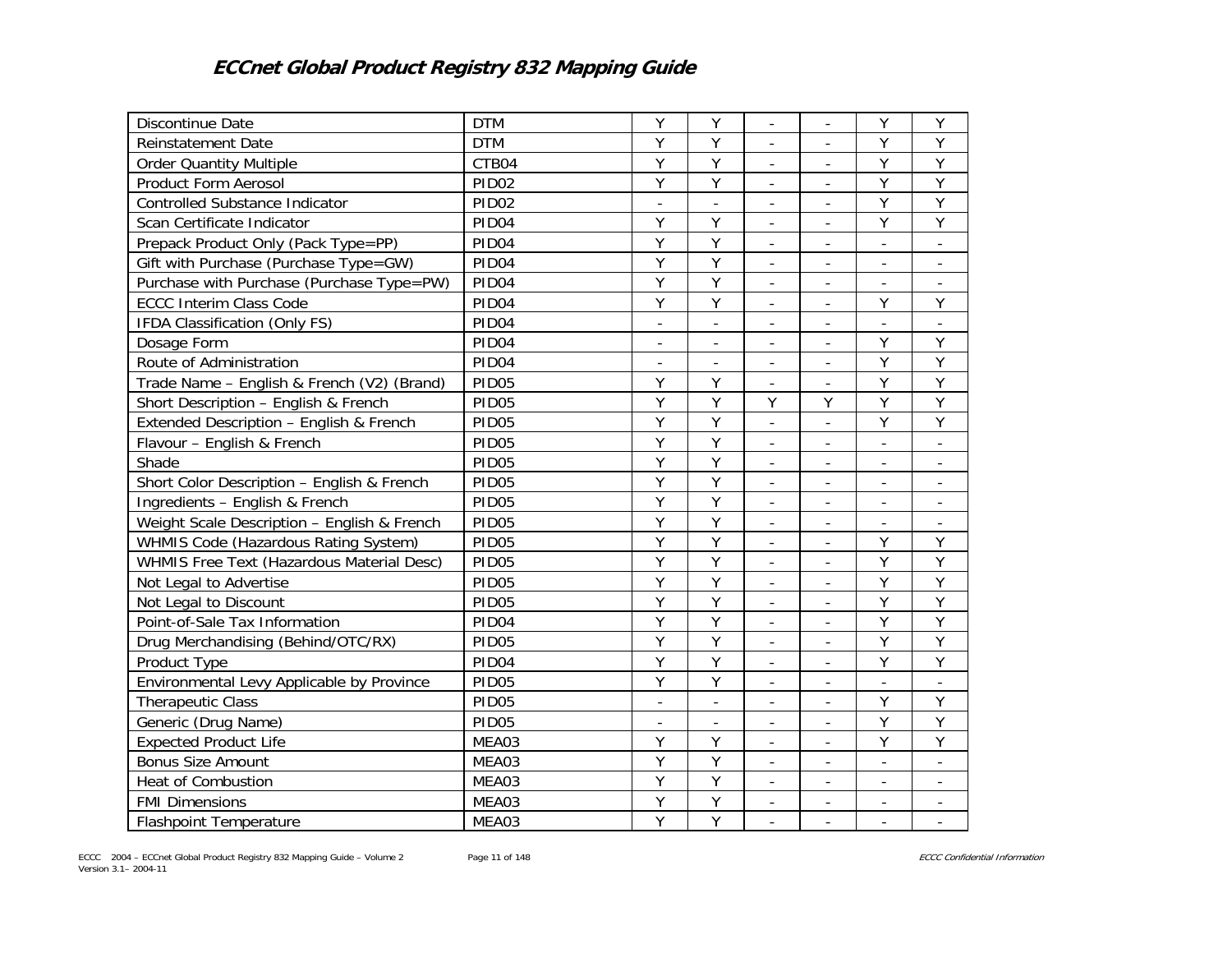| Discontinue Date | DTM | Y | Y | - | - | Y | Y |
|---|---|---|---|---|---|---|---|
| Reinstatement Date | DTM | Y | Y | - | - | Y | Y |
| Order Quantity Multiple | CTB04 | Y | Y | - | - | Y | Y |
| Product Form Aerosol | PID02 | Y | Y | - | - | Y | Y |
| Controlled Substance Indicator | PID02 | - | - | - | - | Y | Y |
| Scan Certificate Indicator | PID04 | Y | Y | - | - | Y | Y |
| Prepack Product Only (Pack Type=PP) | PID04 | Y | Y | - | - | - | - |
| Gift with Purchase (Purchase Type=GW) | PID04 | Y | Y | - | - | - | - |
| Purchase with Purchase (Purchase Type=PW) | PID04 | Y | Y | - | - | - | - |
| ECCC Interim Class Code | PID04 | Y | Y | - | - | Y | Y |
| IFDA Classification (Only FS) | PID04 | - | - | - | - | - | - |
| Dosage Form | PID04 | - | - | - | - | Y | Y |
| Route of Administration | PID04 | - | - | - | - | Y | Y |
| Trade Name – English & French (V2) (Brand) | PID05 | Y | Y | - | - | Y | Y |
| Short Description – English & French | PID05 | Y | Y | Y | Y | Y | Y |
| Extended Description – English & French | PID05 | Y | Y | - | - | Y | Y |
| Flavour – English & French | PID05 | Y | Y | - | - | - | - |
| Shade | PID05 | Y | Y | - | - | - | - |
| Short Color Description – English & French | PID05 | Y | Y | - | - | - | - |
| Ingredients – English & French | PID05 | Y | Y | - | - | - | - |
| Weight Scale Description – English & French | PID05 | Y | Y | - | - | - | - |
| WHMIS Code (Hazardous Rating System) | PID05 | Y | Y | - | - | Y | Y |
| WHMIS Free Text (Hazardous Material Desc) | PID05 | Y | Y | - | - | Y | Y |
| Not Legal to Advertise | PID05 | Y | Y | - | - | Y | Y |
| Not Legal to Discount | PID05 | Y | Y | - | - | Y | Y |
| Point-of-Sale Tax Information | PID04 | Y | Y | - | - | Y | Y |
| Drug Merchandising (Behind/OTC/RX) | PID05 | Y | Y | - | - | Y | Y |
| Product Type | PID04 | Y | Y | - | - | Y | Y |
| Environmental Levy Applicable by Province | PID05 | Y | Y | - | - | - | - |
| Therapeutic Class | PID05 | - | - | - | - | Y | Y |
| Generic (Drug Name) | PID05 | - | - | - | - | Y | Y |
| Expected Product Life | MEA03 | Y | Y | - | - | Y | Y |
| Bonus Size Amount | MEA03 | Y | Y | - | - | - | - |
| Heat of Combustion | MEA03 | Y | Y | - | - | - | - |
| FMI Dimensions | MEA03 | Y | Y | - | - | - | - |
| Flashpoint Temperature | MEA03 | Y | Y | - | - | - | - |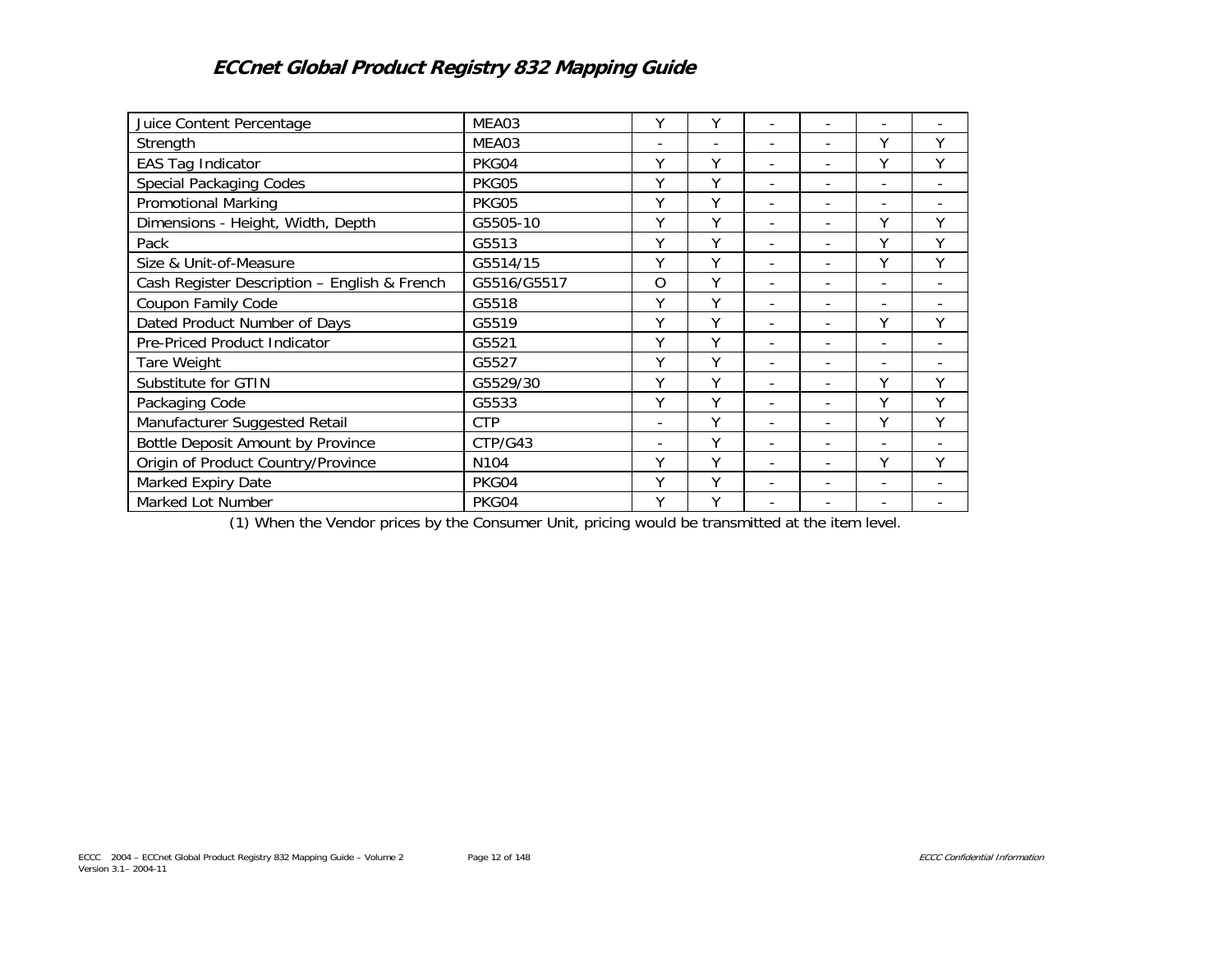| | | | | | | | |
|---|---|---|---|---|---|---|---|
| Juice Content Percentage | MEA03 | Y | Y | - | - | - | - |
| Strength | MEA03 | - | - | - | - | Y | Y |
| EAS Tag Indicator | PKG04 | Y | Y | - | - | Y | Y |
| Special Packaging Codes | PKG05 | Y | Y | - | - | - | - |
| Promotional Marking | PKG05 | Y | Y | - | - | - | - |
| Dimensions - Height, Width, Depth | G5505-10 | Y | Y | - | - | Y | Y |
| Pack | G5513 | Y | Y | - | - | Y | Y |
| Size & Unit-of-Measure | G5514/15 | Y | Y | - | - | Y | Y |
| Cash Register Description – English & French | G5516/G5517 | O | Y | - | - | - | - |
| Coupon Family Code | G5518 | Y | Y | - | - | - | - |
| Dated Product Number of Days | G5519 | Y | Y | - | - | Y | Y |
| Pre-Priced Product Indicator | G5521 | Y | Y | - | - | - | - |
| Tare Weight | G5527 | Y | Y | - | - | - | - |
| Substitute for GTIN | G5529/30 | Y | Y | - | - | Y | Y |
| Packaging Code | G5533 | Y | Y | - | - | Y | Y |
| Manufacturer Suggested Retail | CTP | - | Y | - | - | Y | Y |
| Bottle Deposit Amount by Province | CTP/G43 | - | Y | - | - | - | - |
| Origin of Product Country/Province | N104 | Y | Y | - | - | Y | Y |
| Marked Expiry Date | PKG04 | Y | Y | - | - | - | - |
| Marked Lot Number | PKG04 | Y | Y | - | - | - | - |

(1) When the Vendor prices by the Consumer Unit, pricing would be transmitted at the item level.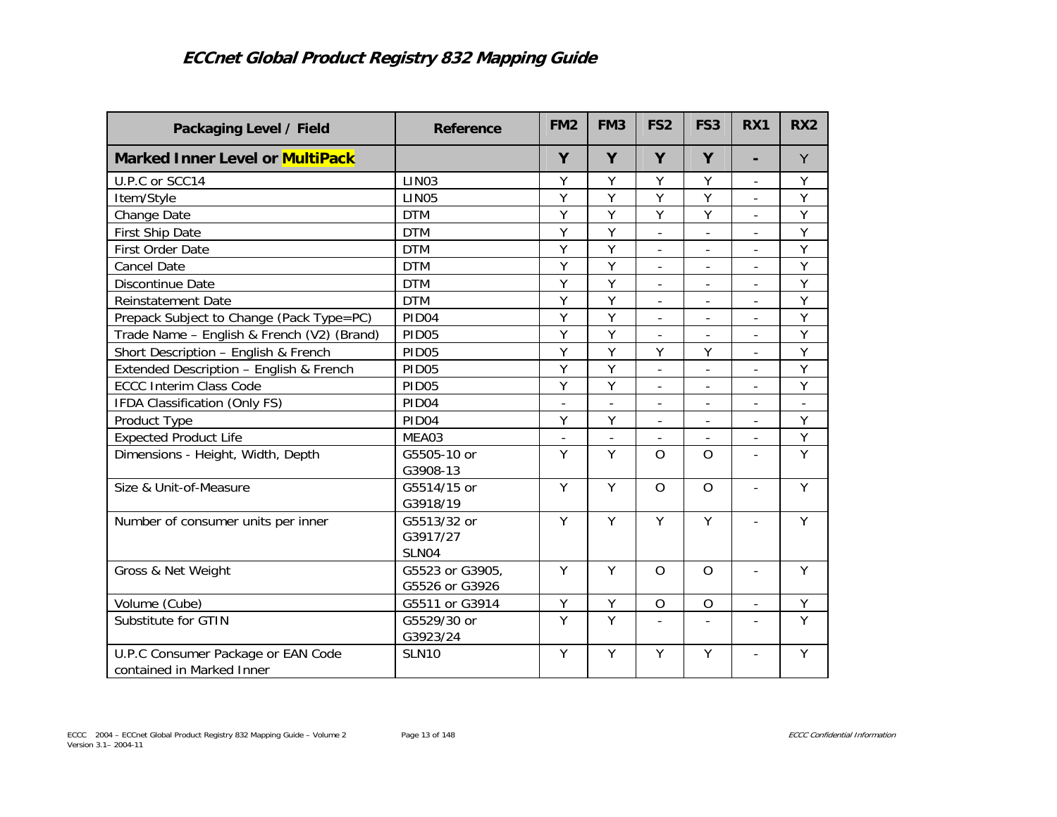# ECCnet Global Product Registry 832 Mapping Guide

| Packaging Level / Field | Reference | FM2 | FM3 | FS2 | FS3 | RX1 | RX2 |
|---|---|---|---|---|---|---|---|
| **Marked Inner Level or MultiPack** | | **Y** | **Y** | **Y** | **Y** | **-** | Y |
| U.P.C or SCC14 | LIN03 | Y | Y | Y | Y | - | Y |
| Item/Style | LIN05 | Y | Y | Y | Y | - | Y |
| Change Date | DTM | Y | Y | Y | Y | - | Y |
| First Ship Date | DTM | Y | Y | - | - | - | Y |
| First Order Date | DTM | Y | Y | - | - | - | Y |
| Cancel Date | DTM | Y | Y | - | - | - | Y |
| Discontinue Date | DTM | Y | Y | - | - | - | Y |
| Reinstatement Date | DTM | Y | Y | - | - | - | Y |
| Prepack Subject to Change (Pack Type=PC) | PID04 | Y | Y | - | - | - | Y |
| Trade Name – English & French (V2) (Brand) | PID05 | Y | Y | - | - | - | Y |
| Short Description – English & French | PID05 | Y | Y | Y | Y | - | Y |
| Extended Description – English & French | PID05 | Y | Y | - | - | - | Y |
| ECCC Interim Class Code | PID05 | Y | Y | - | - | - | Y |
| IFDA Classification (Only FS) | PID04 | - | - | - | - | - | - |
| Product Type | PID04 | Y | Y | - | - | - | Y |
| Expected Product Life | MEA03 | - | - | - | - | - | Y |
| Dimensions - Height, Width, Depth | G5505-10 or G3908-13 | Y | Y | O | O | - | Y |
| Size & Unit-of-Measure | G5514/15 or G3918/19 | Y | Y | O | O | - | Y |
| Number of consumer units per inner | G5513/32 or G3917/27 SLN04 | Y | Y | Y | Y | - | Y |
| Gross & Net Weight | G5523 or G3905, G5526 or G3926 | Y | Y | O | O | - | Y |
| Volume (Cube) | G5511 or G3914 | Y | Y | O | O | - | Y |
| Substitute for GTIN | G5529/30 or G3923/24 | Y | Y | - | - | - | Y |
| U.P.C Consumer Package or EAN Code contained in Marked Inner | SLN10 | Y | Y | Y | Y | - | Y |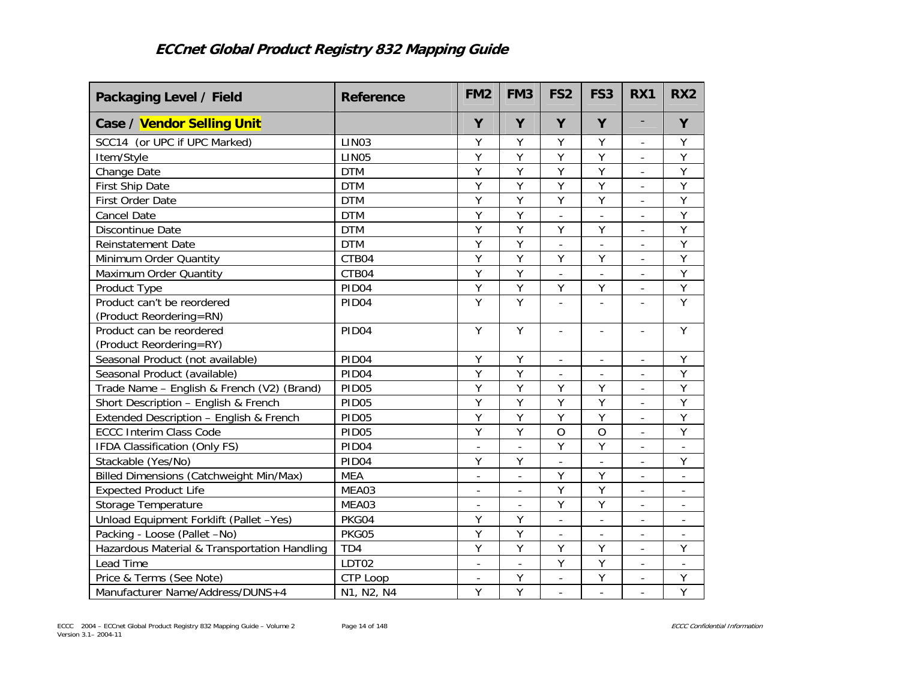| Packaging Level / Field | Reference | FM2 | FM3 | FS2 | FS3 | RX1 | RX2 |
|---|---|---|---|---|---|---|---|
| **Case / Vendor Selling Unit** | | **Y** | **Y** | **Y** | **Y** | - | **Y** |
| SCC14 (or UPC if UPC Marked) | LIN03 | Y | Y | Y | Y | - | Y |
| Item/Style | LIN05 | Y | Y | Y | Y | - | Y |
| Change Date | DTM | Y | Y | Y | Y | - | Y |
| First Ship Date | DTM | Y | Y | Y | Y | - | Y |
| First Order Date | DTM | Y | Y | Y | Y | - | Y |
| Cancel Date | DTM | Y | Y | - | - | - | Y |
| Discontinue Date | DTM | Y | Y | Y | Y | - | Y |
| Reinstatement Date | DTM | Y | Y | - | - | - | Y |
| Minimum Order Quantity | CTB04 | Y | Y | Y | Y | - | Y |
| Maximum Order Quantity | CTB04 | Y | Y | - | - | - | Y |
| Product Type | PID04 | Y | Y | Y | Y | - | Y |
| Product can't be reordered (Product Reordering=RN) | PID04 | Y | Y | - | - | - | Y |
| Product can be reordered (Product Reordering=RY) | PID04 | Y | Y | - | - | - | Y |
| Seasonal Product (not available) | PID04 | Y | Y | - | - | - | Y |
| Seasonal Product (available) | PID04 | Y | Y | - | - | - | Y |
| Trade Name – English & French (V2) (Brand) | PID05 | Y | Y | Y | Y | - | Y |
| Short Description – English & French | PID05 | Y | Y | Y | Y | - | Y |
| Extended Description – English & French | PID05 | Y | Y | Y | Y | - | Y |
| ECCC Interim Class Code | PID05 | Y | Y | O | O | - | Y |
| IFDA Classification (Only FS) | PID04 | - | - | Y | Y | - | - |
| Stackable (Yes/No) | PID04 | Y | Y | - | - | - | Y |
| Billed Dimensions (Catchweight Min/Max) | MEA | - | - | Y | Y | - | - |
| Expected Product Life | MEA03 | - | - | Y | Y | - | - |
| Storage Temperature | MEA03 | - | - | Y | Y | - | - |
| Unload Equipment Forklift (Pallet –Yes) | PKG04 | Y | Y | - | - | - | - |
| Packing - Loose (Pallet –No) | PKG05 | Y | Y | - | - | - | - |
| Hazardous Material & Transportation Handling | TD4 | Y | Y | Y | Y | - | Y |
| Lead Time | LDT02 | - | - | Y | Y | - | - |
| Price & Terms (See Note) | CTP Loop | - | Y | - | Y | - | Y |
| Manufacturer Name/Address/DUNS+4 | N1, N2, N4 | Y | Y | - | - | - | Y |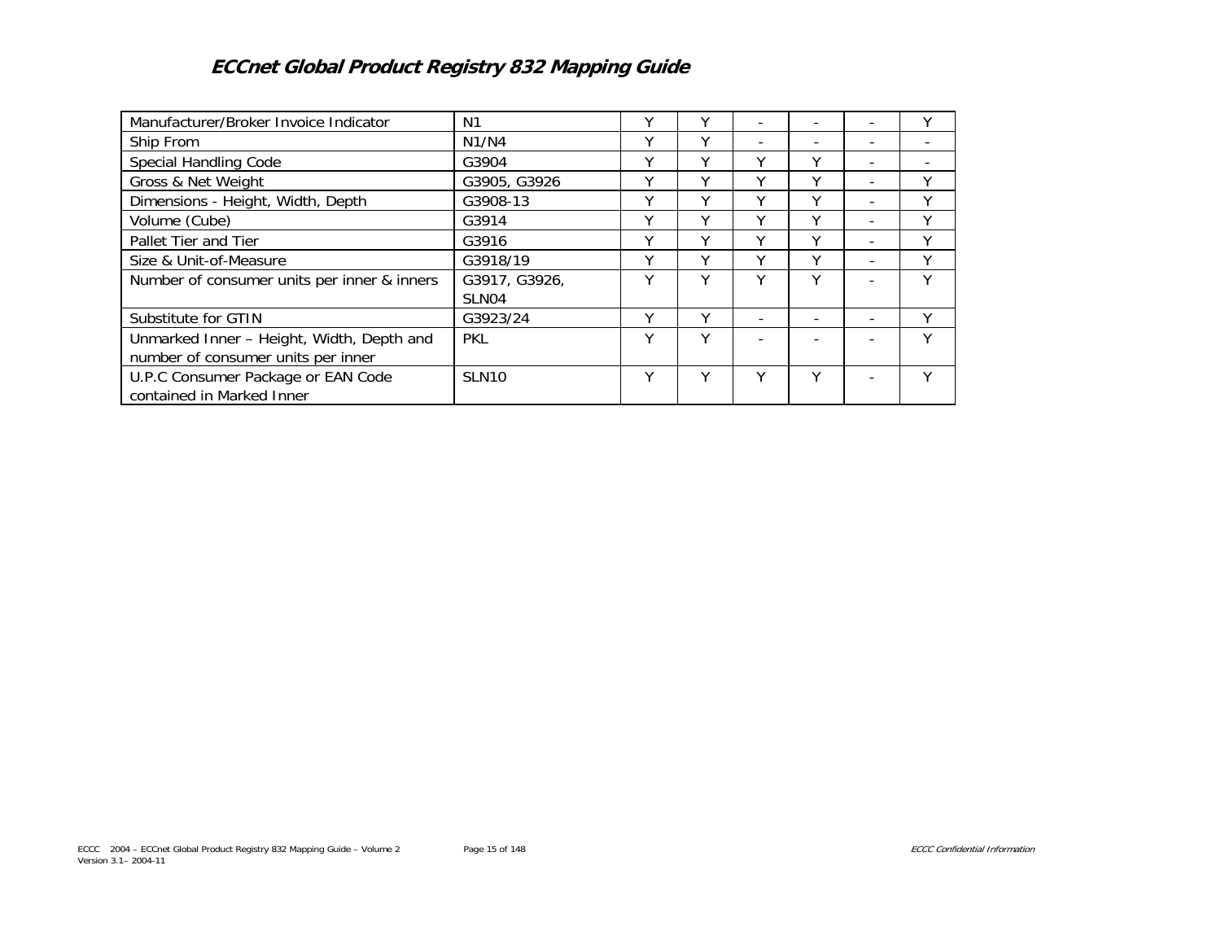| Manufacturer/Broker Invoice Indicator | N1 | Y | Y | - | - | - | Y |
|---|---|---|---|---|---|---|---|
| Ship From | N1/N4 | Y | Y | - | - | - | - |
| Special Handling Code | G3904 | Y | Y | Y | Y | - | - |
| Gross & Net Weight | G3905, G3926 | Y | Y | Y | Y | - | Y |
| Dimensions - Height, Width, Depth | G3908-13 | Y | Y | Y | Y | - | Y |
| Volume (Cube) | G3914 | Y | Y | Y | Y | - | Y |
| Pallet Tier and Tier | G3916 | Y | Y | Y | Y | - | Y |
| Size & Unit-of-Measure | G3918/19 | Y | Y | Y | Y | - | Y |
| Number of consumer units per inner & inners | G3917, G3926, SLN04 | Y | Y | Y | Y | - | Y |
| Substitute for GTIN | G3923/24 | Y | Y | - | - | - | Y |
| Unmarked Inner – Height, Width, Depth and number of consumer units per inner | PKL | Y | Y | - | - | - | Y |
| U.P.C Consumer Package or EAN Code contained in Marked Inner | SLN10 | Y | Y | Y | Y | - | Y |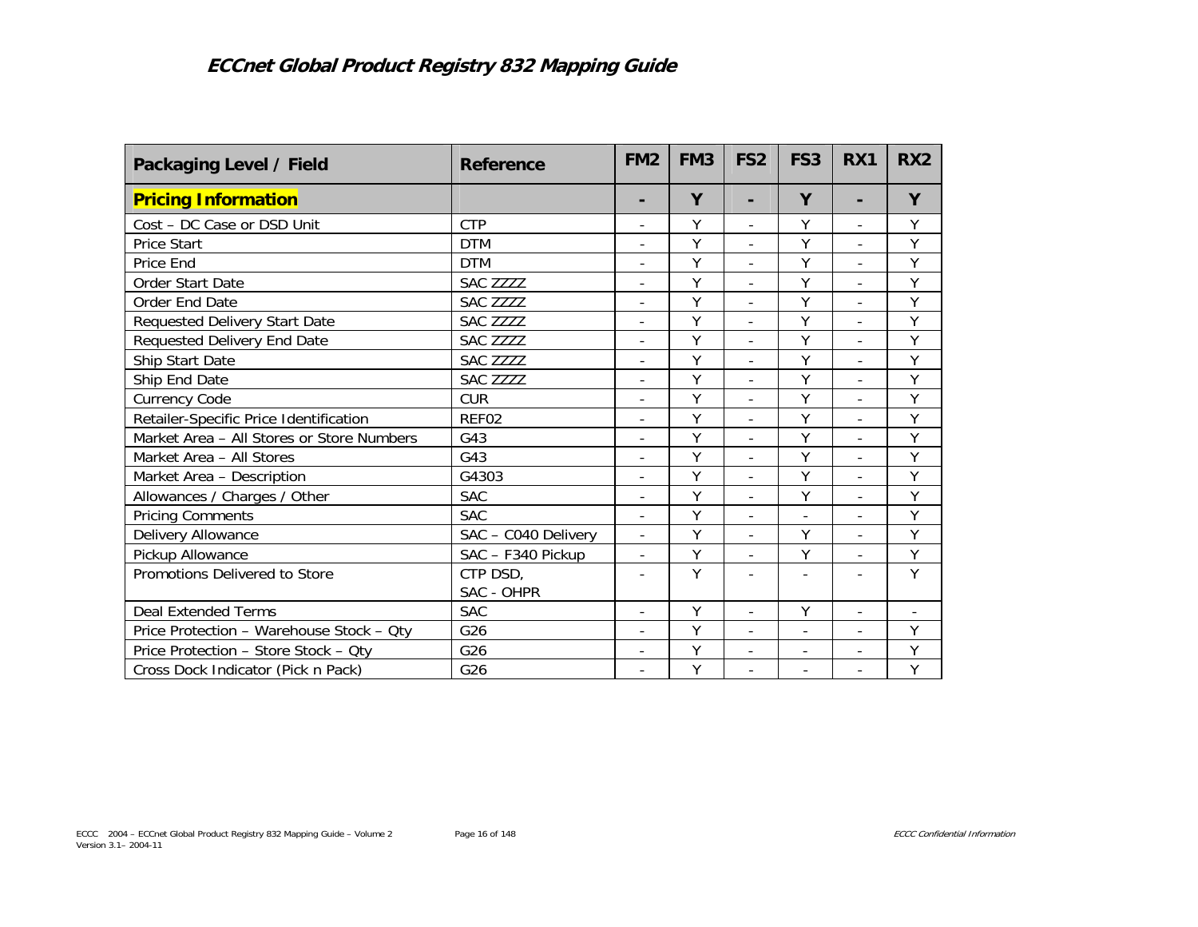# ECCnet Global Product Registry 832 Mapping Guide

| Packaging Level / Field | Reference | FM2 | FM3 | FS2 | FS3 | RX1 | RX2 |
|---|---|---|---|---|---|---|---|
| **Pricing Information** | | **-** | **Y** | **-** | **Y** | **-** | **Y** |
| Cost – DC Case or DSD Unit | CTP | - | Y | - | Y | - | Y |
| Price Start | DTM | - | Y | - | Y | - | Y |
| Price End | DTM | - | Y | - | Y | - | Y |
| Order Start Date | SAC ZZZZ | - | Y | - | Y | - | Y |
| Order End Date | SAC ZZZZ | - | Y | - | Y | - | Y |
| Requested Delivery Start Date | SAC ZZZZ | - | Y | - | Y | - | Y |
| Requested Delivery End Date | SAC ZZZZ | - | Y | - | Y | - | Y |
| Ship Start Date | SAC ZZZZ | - | Y | - | Y | - | Y |
| Ship End Date | SAC ZZZZ | - | Y | - | Y | - | Y |
| Currency Code | CUR | - | Y | - | Y | - | Y |
| Retailer-Specific Price Identification | REF02 | - | Y | - | Y | - | Y |
| Market Area – All Stores or Store Numbers | G43 | - | Y | - | Y | - | Y |
| Market Area – All Stores | G43 | - | Y | - | Y | - | Y |
| Market Area – Description | G4303 | - | Y | - | Y | - | Y |
| Allowances / Charges / Other | SAC | - | Y | - | Y | - | Y |
| Pricing Comments | SAC | - | Y | - | - | - | Y |
| Delivery Allowance | SAC – C040 Delivery | - | Y | - | Y | - | Y |
| Pickup Allowance | SAC – F340 Pickup | - | Y | - | Y | - | Y |
| Promotions Delivered to Store | CTP DSD, SAC - OHPR | - | Y | - | - | - | Y |
| Deal Extended Terms | SAC | - | Y | - | Y | - | - |
| Price Protection – Warehouse Stock – Qty | G26 | - | Y | - | - | - | Y |
| Price Protection – Store Stock – Qty | G26 | - | Y | - | - | - | Y |
| Cross Dock Indicator (Pick n Pack) | G26 | - | Y | - | - | - | Y |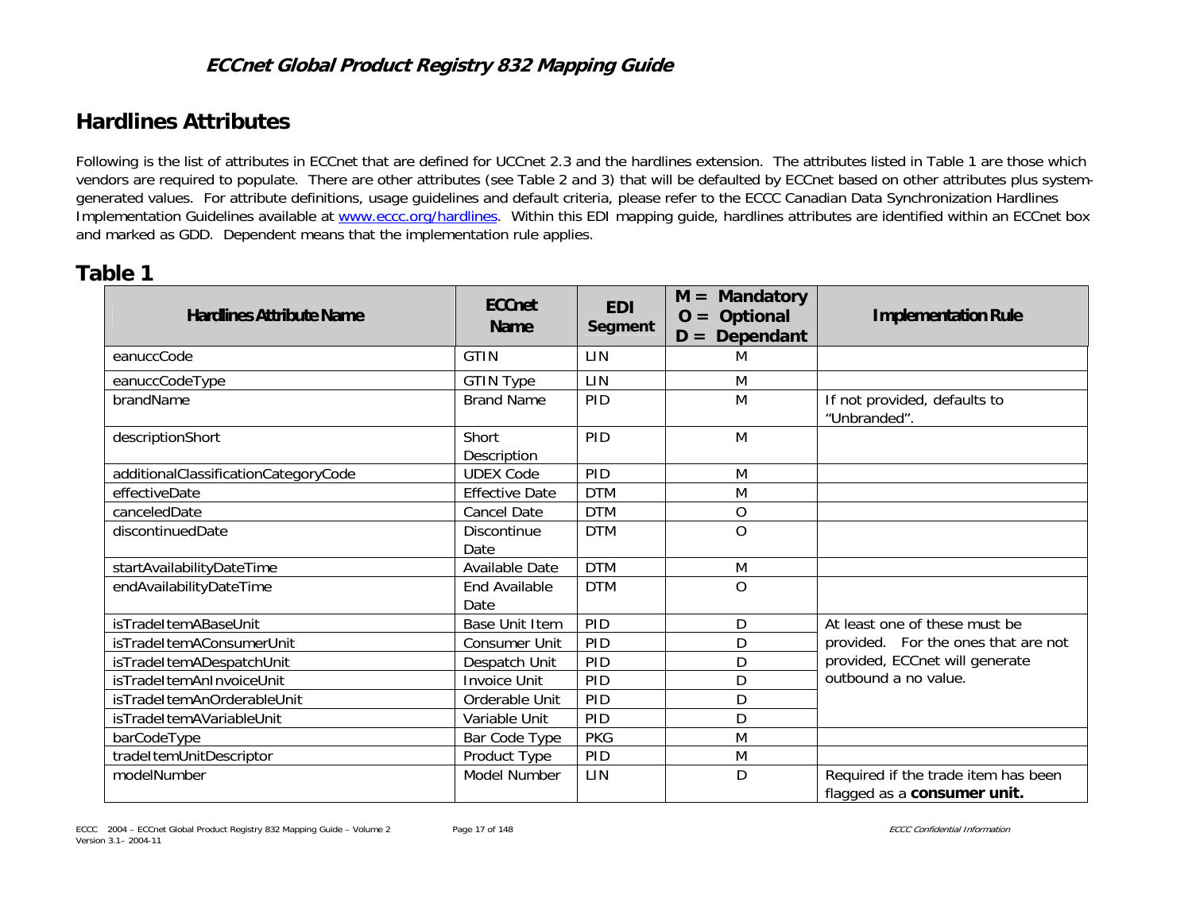## Hardlines Attributes

Following is the list of attributes in ECCnet that are defined for UCCnet 2.3 and the hardlines extension. The attributes listed in Table 1 are those which vendors are required to populate. There are other attributes (see Table 2 and 3) that will be defaulted by ECCnet based on other attributes plus system-generated values. For attribute definitions, usage guidelines and default criteria, please refer to the ECCC Canadian Data Synchronization Hardlines Implementation Guidelines available at [www.eccc.org/hardlines](www.eccc.org/hardlines). Within this EDI mapping guide, hardlines attributes are identified within an ECCnet box and marked as GDD. Dependent means that the implementation rule applies.

## Table 1

| Hardlines Attribute Name | ECCnet Name | EDI Segment | M = Mandatory O = Optional D = Dependant | Implementation Rule |
|---|---|---|---|---|
| eanuccCode | GTIN | LIN | M | |
| eanuccCodeType | GTIN Type | LIN | M | |
| brandName | Brand Name | PID | M | If not provided, defaults to "Unbranded". |
| descriptionShort | Short Description | PID | M | |
| additionalClassificationCategoryCode | UDEX Code | PID | M | |
| effectiveDate | Effective Date | DTM | M | |
| canceledDate | Cancel Date | DTM | O | |
| discontinuedDate | Discontinue Date | DTM | O | |
| startAvailabilityDateTime | Available Date | DTM | M | |
| endAvailabilityDateTime | End Available Date | DTM | O | |
| isTradeItemABaseUnit | Base Unit Item | PID | D | At least one of these must be provided. For the ones that are not provided, ECCnet will generate outbound a no value. |
| isTradeItemAConsumerUnit | Consumer Unit | PID | D | |
| isTradeItemADespatchUnit | Despatch Unit | PID | D | |
| isTradeItemAnInvoiceUnit | Invoice Unit | PID | D | |
| isTradeItemAnOrderableUnit | Orderable Unit | PID | D | |
| isTradeItemAVariableUnit | Variable Unit | PID | D | |
| barCodeType | Bar Code Type | PKG | M | |
| tradeItemUnitDescriptor | Product Type | PID | M | |
| modelNumber | Model Number | LIN | D | Required if the trade item has been flagged as a **consumer unit.** |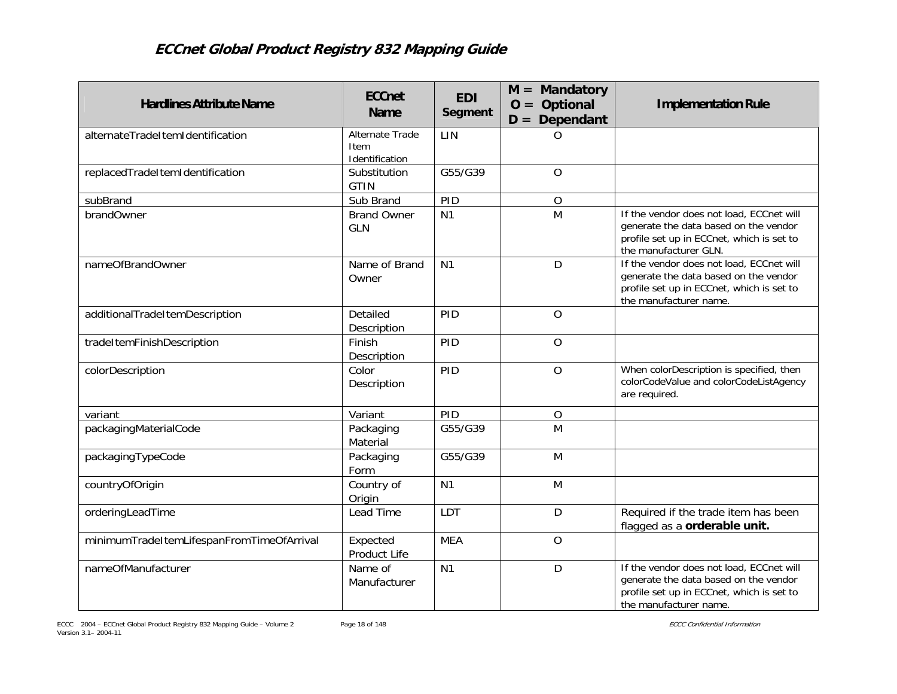| Hardlines Attribute Name | ECCnet Name | EDI Segment | M = Mandatory O = Optional D = Dependant | Implementation Rule |
|---|---|---|---|---|
| alternateTradeItemIdentification | Alternate Trade Item Identification | LIN | O | |
| replacedTradeItemIdentification | Substitution GTIN | G55/G39 | O | |
| subBrand | Sub Brand | PID | O | |
| brandOwner | Brand Owner GLN | N1 | M | If the vendor does not load, ECCnet will generate the data based on the vendor profile set up in ECCnet, which is set to the manufacturer GLN. |
| nameOfBrandOwner | Name of Brand Owner | N1 | D | If the vendor does not load, ECCnet will generate the data based on the vendor profile set up in ECCnet, which is set to the manufacturer name. |
| additionalTradeItemDescription | Detailed Description | PID | O | |
| tradeItemFinishDescription | Finish Description | PID | O | |
| colorDescription | Color Description | PID | O | When colorDescription is specified, then colorCodeValue and colorCodeListAgency are required. |
| variant | Variant | PID | O | |
| packagingMaterialCode | Packaging Material | G55/G39 | M | |
| packagingTypeCode | Packaging Form | G55/G39 | M | |
| countryOfOrigin | Country of Origin | N1 | M | |
| orderingLeadTime | Lead Time | LDT | D | Required if the trade item has been flagged as a **orderable unit.** |
| minimumTradeItemLifespanFromTimeOfArrival | Expected Product Life | MEA | O | |
| nameOfManufacturer | Name of Manufacturer | N1 | D | If the vendor does not load, ECCnet will generate the data based on the vendor profile set up in ECCnet, which is set to the manufacturer name. |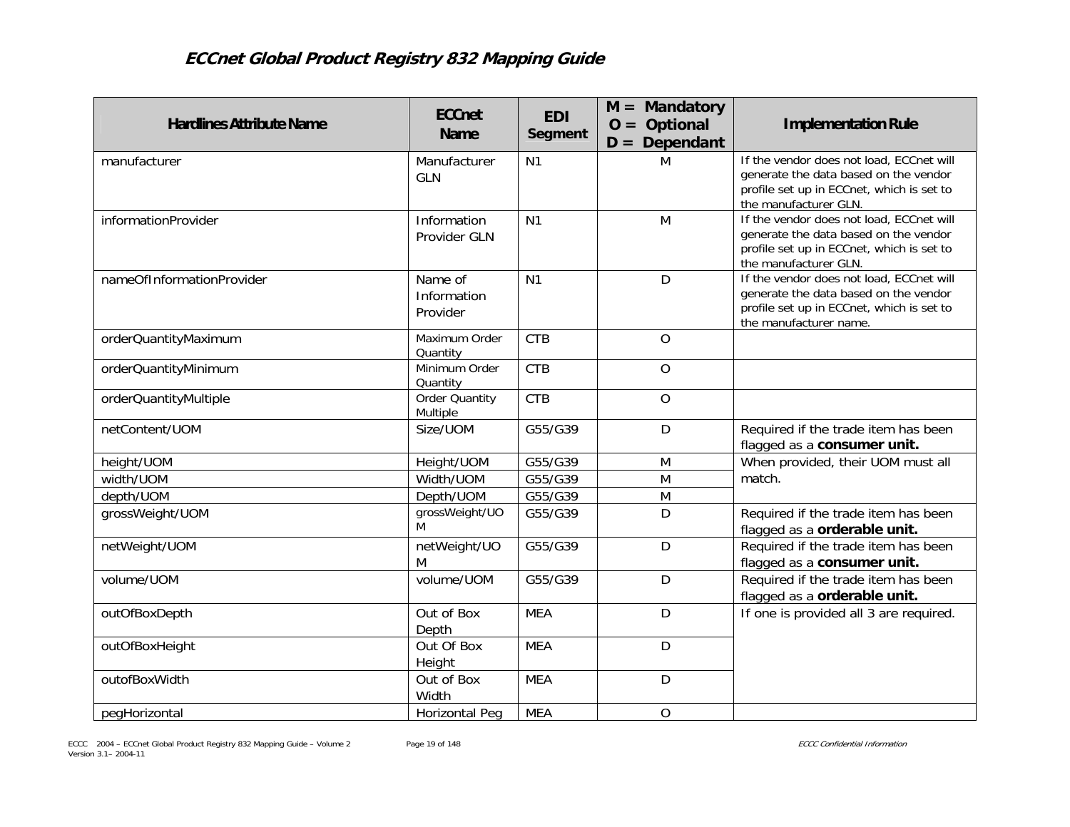# ECCnet Global Product Registry 832 Mapping Guide

| Hardlines Attribute Name | ECCnet Name | EDI Segment | M = Mandatory O = Optional D = Dependant | Implementation Rule |
|---|---|---|---|---|
| manufacturer | Manufacturer GLN | N1 | M | If the vendor does not load, ECCnet will generate the data based on the vendor profile set up in ECCnet, which is set to the manufacturer GLN. |
| informationProvider | Information Provider GLN | N1 | M | If the vendor does not load, ECCnet will generate the data based on the vendor profile set up in ECCnet, which is set to the manufacturer GLN. |
| nameOfInformationProvider | Name of Information Provider | N1 | D | If the vendor does not load, ECCnet will generate the data based on the vendor profile set up in ECCnet, which is set to the manufacturer name. |
| orderQuantityMaximum | Maximum Order Quantity | CTB | O | |
| orderQuantityMinimum | Minimum Order Quantity | CTB | O | |
| orderQuantityMultiple | Order Quantity Multiple | CTB | O | |
| netContent/UOM | Size/UOM | G55/G39 | D | Required if the trade item has been flagged as a **consumer unit.** |
| height/UOM | Height/UOM | G55/G39 | M | When provided, their UOM must all match. |
| width/UOM | Width/UOM | G55/G39 | M | |
| depth/UOM | Depth/UOM | G55/G39 | M | |
| grossWeight/UOM | grossWeight/UOM | G55/G39 | D | Required if the trade item has been flagged as a **orderable unit.** |
| netWeight/UOM | netWeight/UOM | G55/G39 | D | Required if the trade item has been flagged as a **consumer unit.** |
| volume/UOM | volume/UOM | G55/G39 | D | Required if the trade item has been flagged as a **orderable unit.** |
| outOfBoxDepth | Out of Box Depth | MEA | D | If one is provided all 3 are required. |
| outOfBoxHeight | Out Of Box Height | MEA | D | |
| outofBoxWidth | Out of Box Width | MEA | D | |
| pegHorizontal | Horizontal Peg | MEA | O | |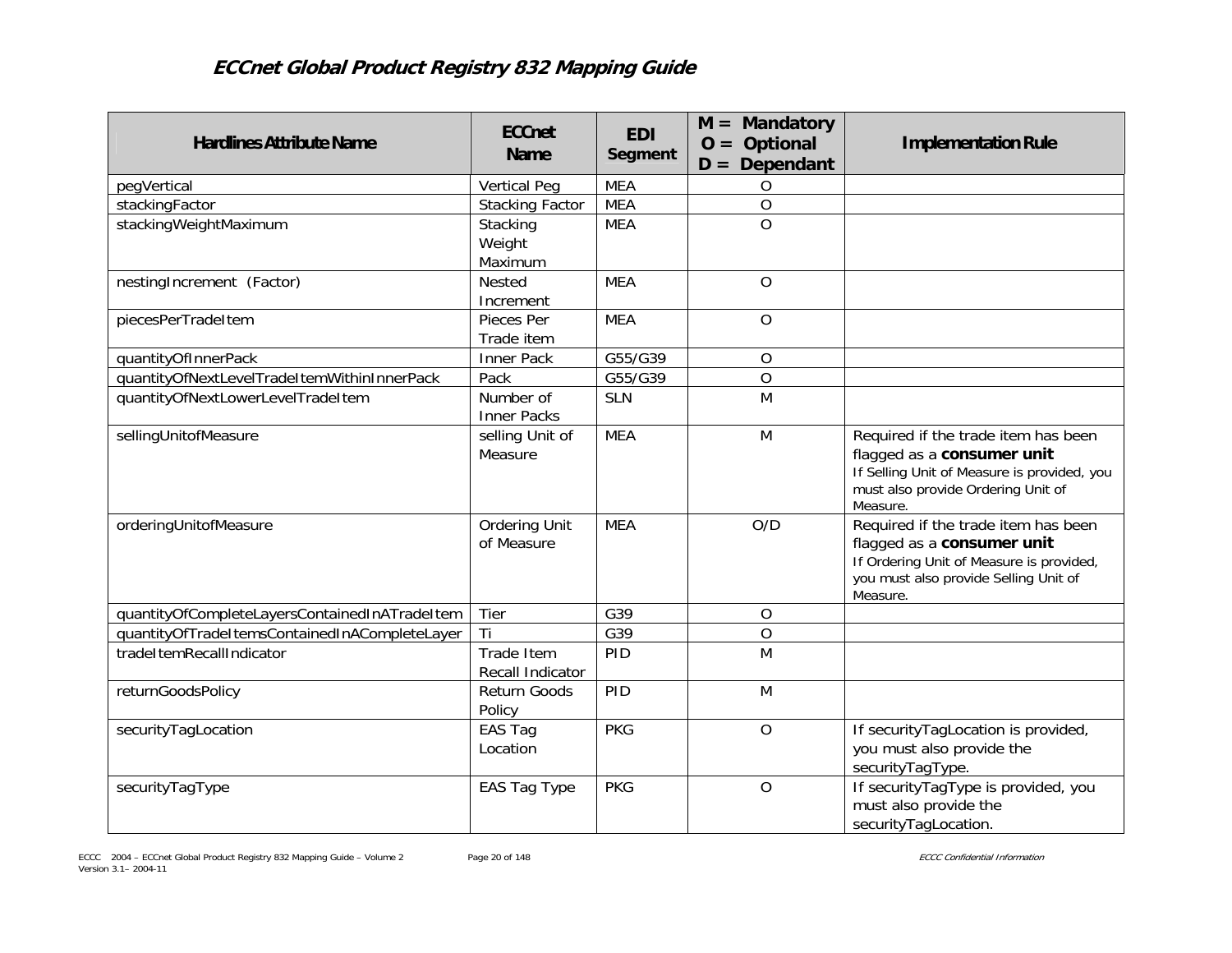# ECCnet Global Product Registry 832 Mapping Guide

| Hardlines Attribute Name | ECCnet Name | EDI Segment | M = Mandatory O = Optional D = Dependant | Implementation Rule |
|---|---|---|---|---|
| pegVertical | Vertical Peg | MEA | O | |
| stackingFactor | Stacking Factor | MEA | O | |
| stackingWeightMaximum | Stacking Weight Maximum | MEA | O | |
| nestingIncrement (Factor) | Nested Increment | MEA | O | |
| piecesPerTradeItem | Pieces Per Trade item | MEA | O | |
| quantityOfInnerPack | Inner Pack | G55/G39 | O | |
| quantityOfNextLevelTradeItemWithinInnerPack | Pack | G55/G39 | O | |
| quantityOfNextLowerLevelTradeItem | Number of Inner Packs | SLN | M | |
| sellingUnitofMeasure | selling Unit of Measure | MEA | M | Required if the trade item has been flagged as a **consumer unit** If Selling Unit of Measure is provided, you must also provide Ordering Unit of Measure. |
| orderingUnitofMeasure | Ordering Unit of Measure | MEA | O/D | Required if the trade item has been flagged as a **consumer unit** If Ordering Unit of Measure is provided, you must also provide Selling Unit of Measure. |
| quantityOfCompleteLayersContainedInATradeItem | Tier | G39 | O | |
| quantityOfTradeItemsContainedInACompleteLayer | Ti | G39 | O | |
| tradeItemRecallIndicator | Trade Item Recall Indicator | PID | M | |
| returnGoodsPolicy | Return Goods Policy | PID | M | |
| securityTagLocation | EAS Tag Location | PKG | O | If securityTagLocation is provided, you must also provide the securityTagType. |
| securityTagType | EAS Tag Type | PKG | O | If securityTagType is provided, you must also provide the securityTagLocation. |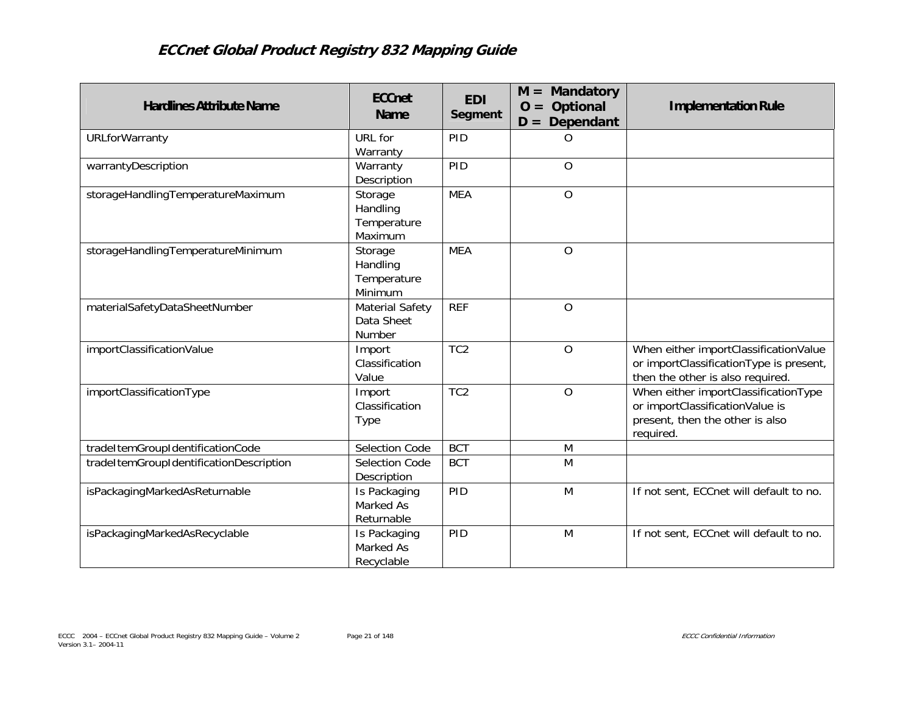| Hardlines Attribute Name | ECCnet Name | EDI Segment | M = Mandatory O = Optional D = Dependant | Implementation Rule |
|---|---|---|---|---|
| URLforWarranty | URL for Warranty | PID | O | |
| warrantyDescription | Warranty Description | PID | O | |
| storageHandlingTemperatureMaximum | Storage Handling Temperature Maximum | MEA | O | |
| storageHandlingTemperatureMinimum | Storage Handling Temperature Minimum | MEA | O | |
| materialSafetyDataSheetNumber | Material Safety Data Sheet Number | REF | O | |
| importClassificationValue | Import Classification Value | TC2 | O | When either importClassificationValue or importClassificationType is present, then the other is also required. |
| importClassificationType | Import Classification Type | TC2 | O | When either importClassificationType or importClassificationValue is present, then the other is also required. |
| tradeItemGroupIdentificationCode | Selection Code | BCT | M | |
| tradeItemGroupIdentificationDescription | Selection Code Description | BCT | M | |
| isPackagingMarkedAsReturnable | Is Packaging Marked As Returnable | PID | M | If not sent, ECCnet will default to no. |
| isPackagingMarkedAsRecyclable | Is Packaging Marked As Recyclable | PID | M | If not sent, ECCnet will default to no. |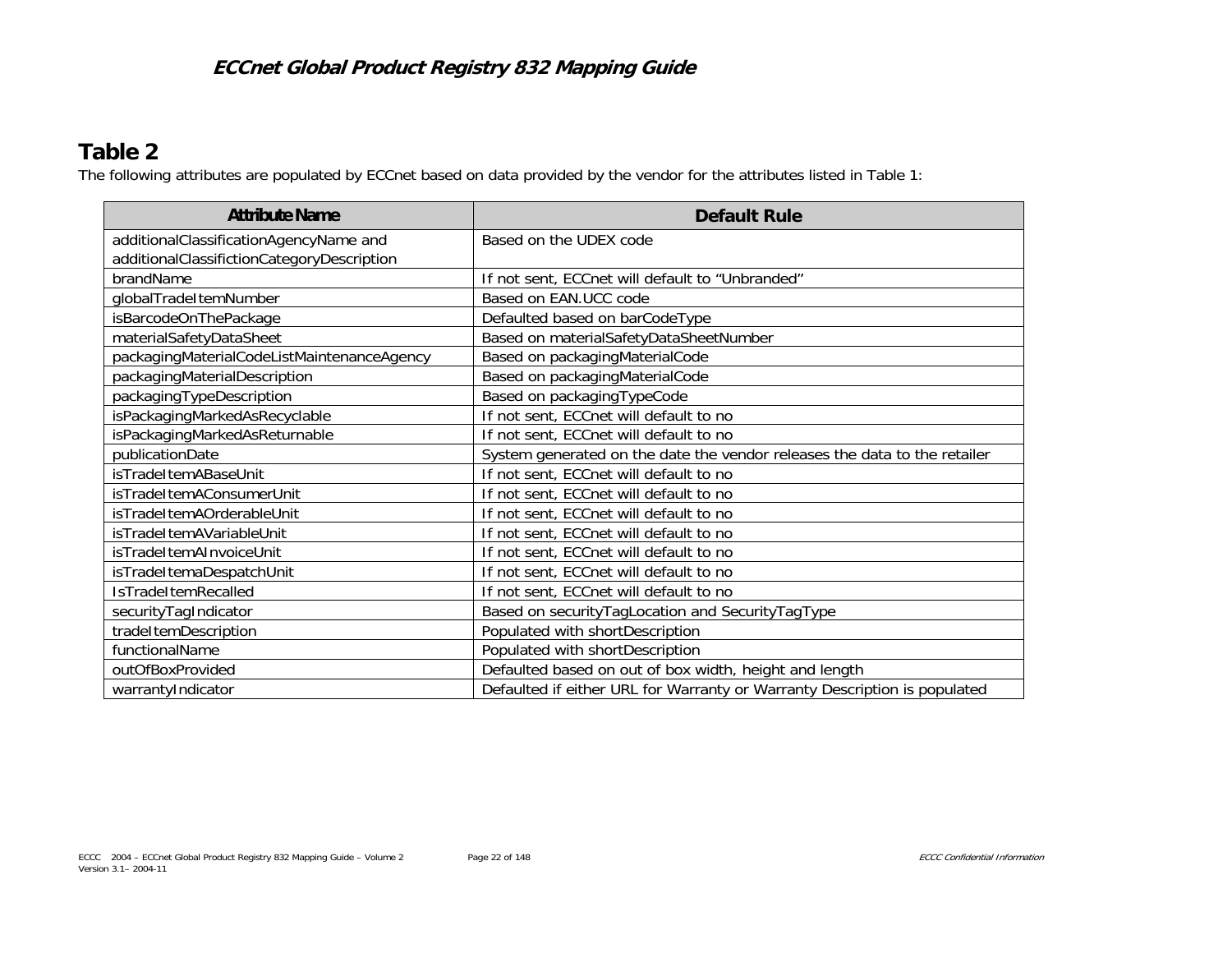## Table 2

The following attributes are populated by ECCnet based on data provided by the vendor for the attributes listed in Table 1:

| Attribute Name | Default Rule |
| --- | --- |
| additionalClassificationAgencyName and additionalClassifictionCategoryDescription | Based on the UDEX code |
| brandName | If not sent, ECCnet will default to "Unbranded" |
| globalTradeItemNumber | Based on EAN.UCC code |
| isBarcodeOnThePackage | Defaulted based on barCodeType |
| materialSafetyDataSheet | Based on materialSafetyDataSheetNumber |
| packagingMaterialCodeListMaintenanceAgency | Based on packagingMaterialCode |
| packagingMaterialDescription | Based on packagingMaterialCode |
| packagingTypeDescription | Based on packagingTypeCode |
| isPackagingMarkedAsRecyclable | If not sent, ECCnet will default to no |
| isPackagingMarkedAsReturnable | If not sent, ECCnet will default to no |
| publicationDate | System generated on the date the vendor releases the data to the retailer |
| isTradeItemABaseUnit | If not sent, ECCnet will default to no |
| isTradeItemAConsumerUnit | If not sent, ECCnet will default to no |
| isTradeItemAOrderableUnit | If not sent, ECCnet will default to no |
| isTradeItemAVariableUnit | If not sent, ECCnet will default to no |
| isTradeItemAInvoiceUnit | If not sent, ECCnet will default to no |
| isTradeItemaDespatchUnit | If not sent, ECCnet will default to no |
| IsTradeItemRecalled | If not sent, ECCnet will default to no |
| securityTagIndicator | Based on securityTagLocation and SecurityTagType |
| tradeItemDescription | Populated with shortDescription |
| functionalName | Populated with shortDescription |
| outOfBoxProvided | Defaulted based on out of box width, height and length |
| warrantyIndicator | Defaulted if either URL for Warranty or Warranty Description is populated |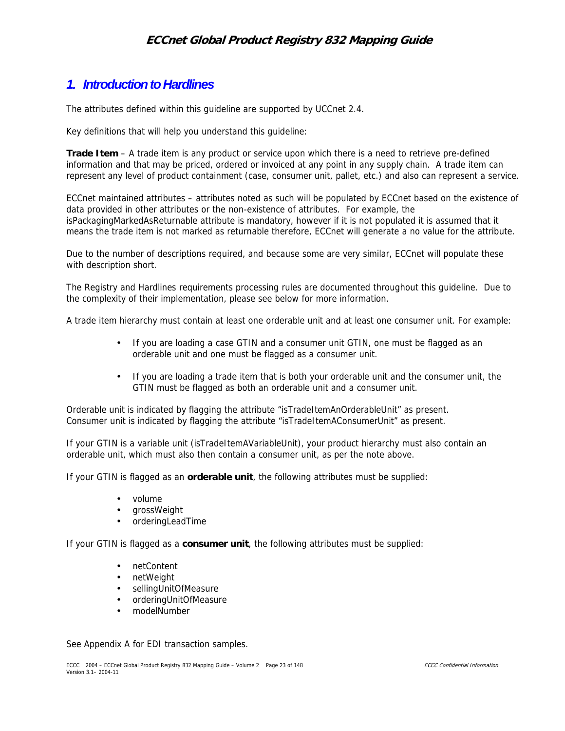## 1. Introduction to Hardlines

The attributes defined within this guideline are supported by UCCnet 2.4.

Key definitions that will help you understand this guideline:

**Trade Item** – A trade item is any product or service upon which there is a need to retrieve pre-defined information and that may be priced, ordered or invoiced at any point in any supply chain. A trade item can represent any level of product containment (case, consumer unit, pallet, etc.) and also can represent a service.

ECCnet maintained attributes – attributes noted as such will be populated by ECCnet based on the existence of data provided in other attributes or the non-existence of attributes. For example, the isPackagingMarkedAsReturnable attribute is mandatory, however if it is not populated it is assumed that it means the trade item is not marked as returnable therefore, ECCnet will generate a no value for the attribute.

Due to the number of descriptions required, and because some are very similar, ECCnet will populate these with description short.

The Registry and Hardlines requirements processing rules are documented throughout this guideline. Due to the complexity of their implementation, please see below for more information.

A trade item hierarchy must contain at least one orderable unit and at least one consumer unit. For example:

- If you are loading a case GTIN and a consumer unit GTIN, one must be flagged as an orderable unit and one must be flagged as a consumer unit.

- If you are loading a trade item that is both your orderable unit and the consumer unit, the GTIN must be flagged as both an orderable unit and a consumer unit.

Orderable unit is indicated by flagging the attribute "isTradeItemAnOrderableUnit" as present.
Consumer unit is indicated by flagging the attribute "isTradeItemAConsumerUnit" as present.

If your GTIN is a variable unit (isTradeItemAVariableUnit), your product hierarchy must also contain an orderable unit, which must also then contain a consumer unit, as per the note above.

If your GTIN is flagged as an **orderable unit**, the following attributes must be supplied:

- volume
- grossWeight
- orderingLeadTime

If your GTIN is flagged as a **consumer unit**, the following attributes must be supplied:

- netContent
- netWeight
- sellingUnitOfMeasure
- orderingUnitOfMeasure
- modelNumber

See Appendix A for EDI transaction samples.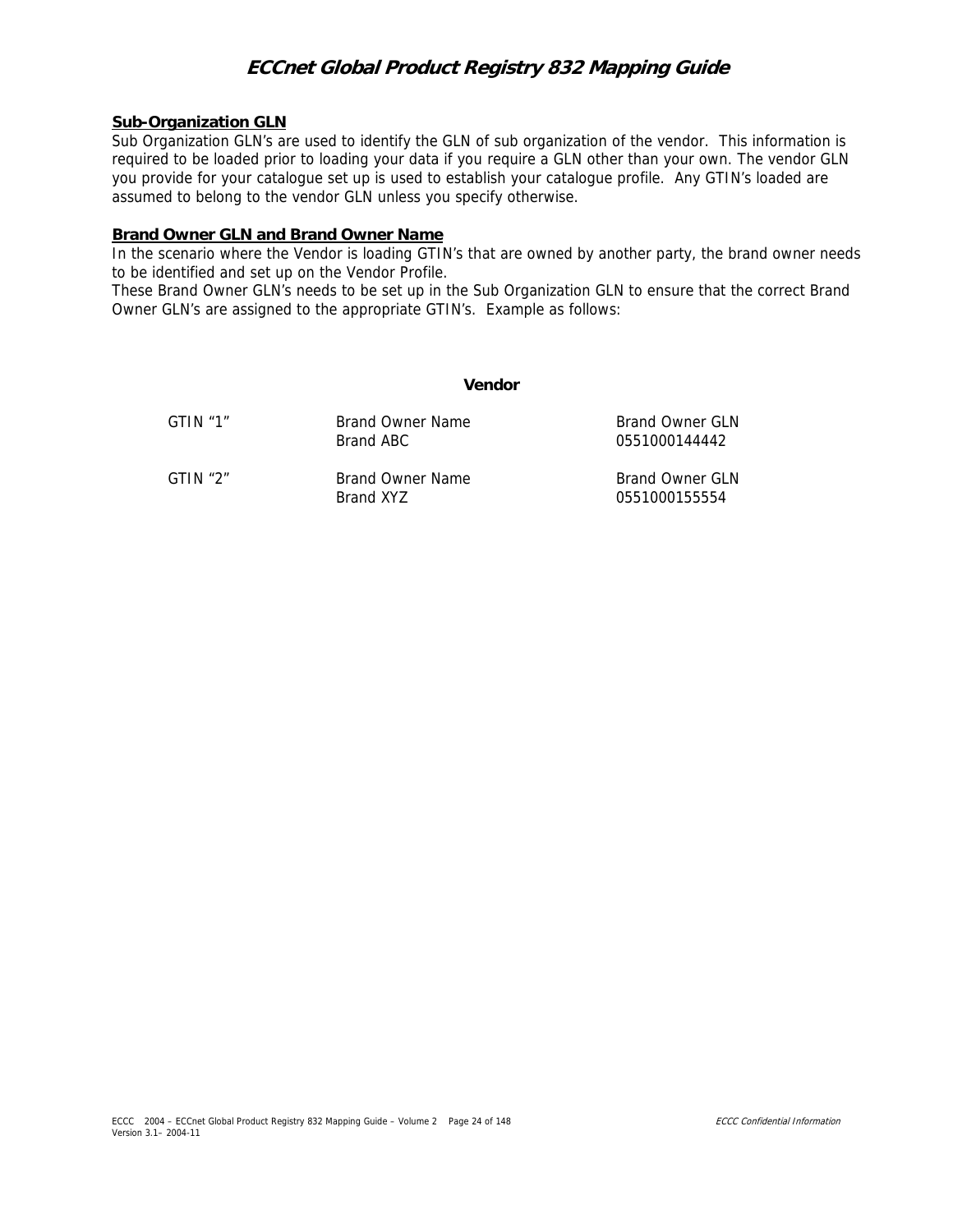### Sub-Organization GLN

Sub Organization GLN's are used to identify the GLN of sub organization of the vendor. This information is required to be loaded prior to loading your data if you require a GLN other than your own. The vendor GLN you provide for your catalogue set up is used to establish your catalogue profile. Any GTIN's loaded are assumed to belong to the vendor GLN unless you specify otherwise.

### Brand Owner GLN and Brand Owner Name

In the scenario where the Vendor is loading GTIN's that are owned by another party, the brand owner needs to be identified and set up on the Vendor Profile.
These Brand Owner GLN's needs to be set up in the Sub Organization GLN to ensure that the correct Brand Owner GLN's are assigned to the appropriate GTIN's. Example as follows:

**Vendor**

| | | |
|---|---|---|
| GTIN "1" | Brand Owner Name<br>Brand ABC | Brand Owner GLN<br>0551000144442 |
| GTIN "2" | Brand Owner Name<br>Brand XYZ | Brand Owner GLN<br>0551000155554 |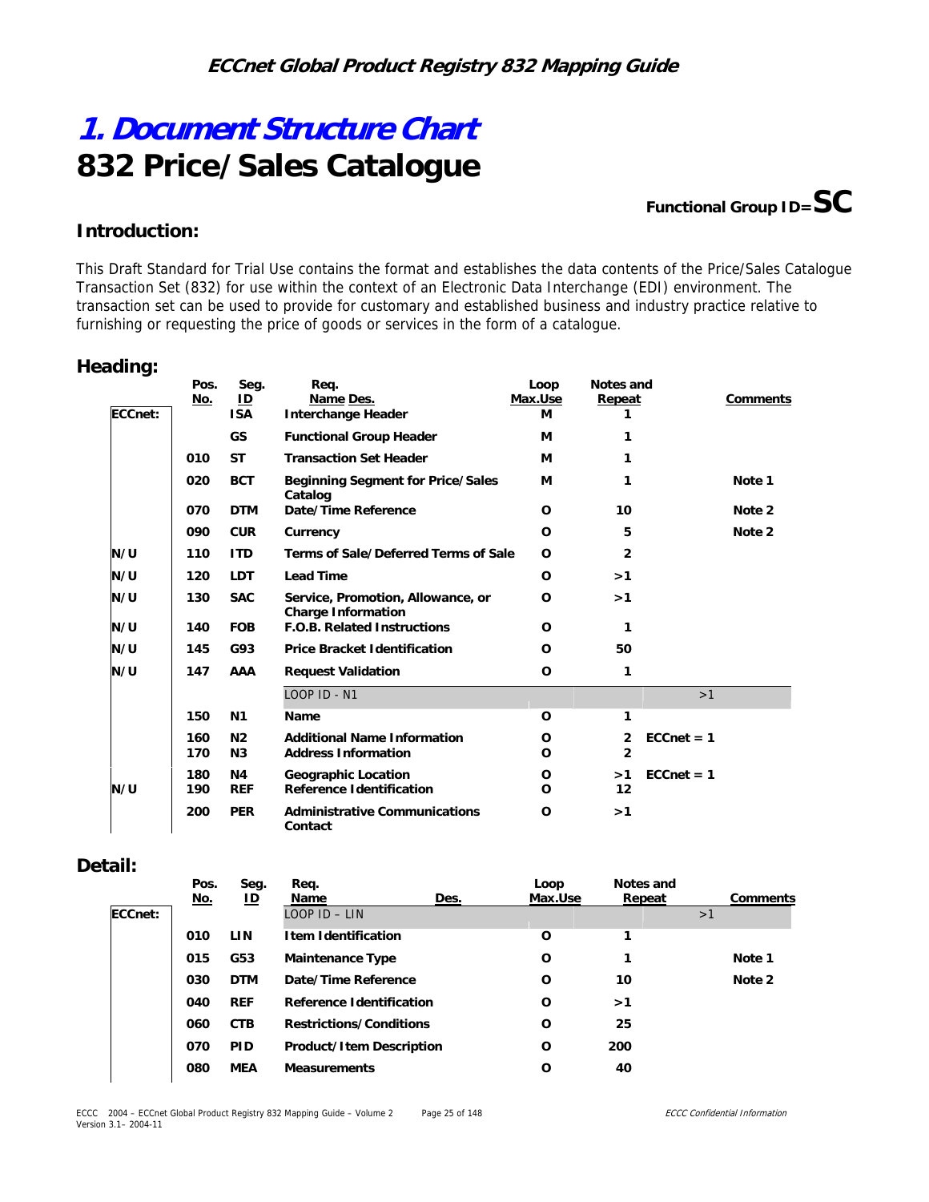# 1. Document Structure Chart

# 832 Price/Sales Catalogue

**Functional Group ID=SC**

## Introduction:

This Draft Standard for Trial Use contains the format and establishes the data contents of the Price/Sales Catalogue Transaction Set (832) for use within the context of an Electronic Data Interchange (EDI) environment. The transaction set can be used to provide for customary and established business and industry practice relative to furnishing or requesting the price of goods or services in the form of a catalogue.

## Heading:

| ECCnet: | Pos. No. | Seg. ID | Name | Req. Des. | Loop Max.Use | Notes and Repeat | Comments |
|---|---|---|---|---|---|---|---|
| | | ISA | Interchange Header | M | 1 | | |
| | | GS | Functional Group Header | M | 1 | | |
| | 010 | ST | Transaction Set Header | M | 1 | | |
| | 020 | BCT | Beginning Segment for Price/Sales Catalog | M | 1 | | Note 1 |
| | 070 | DTM | Date/Time Reference | O | 10 | | Note 2 |
| | 090 | CUR | Currency | O | 5 | | Note 2 |
| N/U | 110 | ITD | Terms of Sale/Deferred Terms of Sale | O | 2 | | |
| N/U | 120 | LDT | Lead Time | O | >1 | | |
| N/U | 130 | SAC | Service, Promotion, Allowance, or Charge Information | O | >1 | | |
| N/U | 140 | FOB | F.O.B. Related Instructions | O | 1 | | |
| N/U | 145 | G93 | Price Bracket Identification | O | 50 | | |
| N/U | 147 | AAA | Request Validation | O | 1 | | |
| | | | LOOP ID - N1 | | | >1 | |
| | 150 | N1 | Name | O | 1 | | |
| | 160 | N2 | Additional Name Information | O | 2 | ECCnet = 1 | |
| | 170 | N3 | Address Information | O | 2 | | |
| | 180 | N4 | Geographic Location | O | >1 | ECCnet = 1 | |
| N/U | 190 | REF | Reference Identification | O | 12 | | |
| | 200 | PER | Administrative Communications Contact | O | >1 | | |

## Detail:

| ECCnet: | Pos. No. | Seg. ID | Name | Req. Des. | Loop Max.Use | Notes and Repeat | Comments |
|---|---|---|---|---|---|---|---|
| | | | LOOP ID – LIN | | | >1 | |
| | 010 | LIN | Item Identification | O | 1 | | |
| | 015 | G53 | Maintenance Type | O | 1 | | Note 1 |
| | 030 | DTM | Date/Time Reference | O | 10 | | Note 2 |
| | 040 | REF | Reference Identification | O | >1 | | |
| | 060 | CTB | Restrictions/Conditions | O | 25 | | |
| | 070 | PID | Product/Item Description | O | 200 | | |
| | 080 | MEA | Measurements | O | 40 | | |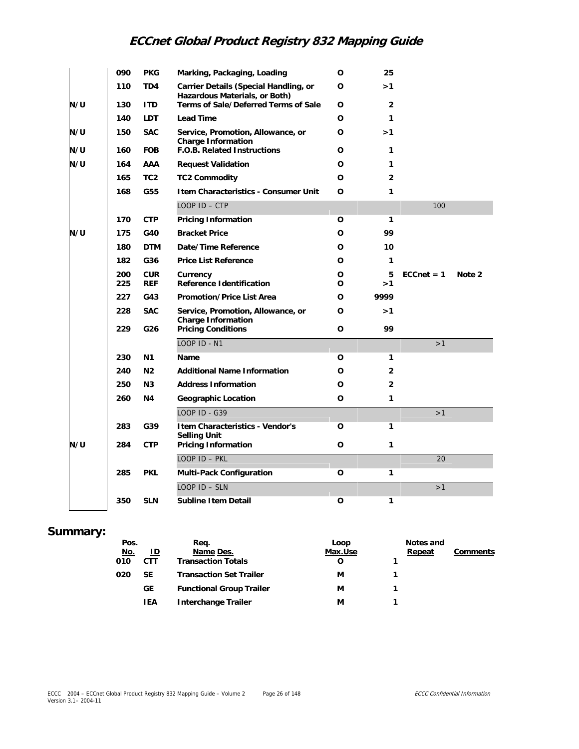| | Pos. No. | Seg. ID | Name | Req. Des. | Max.Use | Loop Repeat | Notes and Comments |
|---|---|---|---|---|---|---|---|
| | 090 | PKG | Marking, Packaging, Loading | O | 25 | | |
| | 110 | TD4 | Carrier Details (Special Handling, or Hazardous Materials, or Both) | O | >1 | | |
| N/U | 130 | ITD | Terms of Sale/Deferred Terms of Sale | O | 2 | | |
| | 140 | LDT | Lead Time | O | 1 | | |
| N/U | 150 | SAC | Service, Promotion, Allowance, or Charge Information | O | >1 | | |
| N/U | 160 | FOB | F.O.B. Related Instructions | O | 1 | | |
| N/U | 164 | AAA | Request Validation | O | 1 | | |
| | 165 | TC2 | TC2 Commodity | O | 2 | | |
| | 168 | G55 | Item Characteristics - Consumer Unit | O | 1 | | |
| | | | LOOP ID – CTP | | | 100 | |
| | 170 | CTP | Pricing Information | O | 1 | | |
| N/U | 175 | G40 | Bracket Price | O | 99 | | |
| | 180 | DTM | Date/Time Reference | O | 10 | | |
| | 182 | G36 | Price List Reference | O | 1 | | |
| | 200 | CUR | Currency | O | 5 | ECCnet = 1 | Note 2 |
| | 225 | REF | Reference Identification | O | >1 | | |
| | 227 | G43 | Promotion/Price List Area | O | 9999 | | |
| | 228 | SAC | Service, Promotion, Allowance, or Charge Information | O | >1 | | |
| | 229 | G26 | Pricing Conditions | O | 99 | | |
| | | | LOOP ID - N1 | | | >1 | |
| | 230 | N1 | Name | O | 1 | | |
| | 240 | N2 | Additional Name Information | O | 2 | | |
| | 250 | N3 | Address Information | O | 2 | | |
| | 260 | N4 | Geographic Location | O | 1 | | |
| | | | LOOP ID - G39 | | | >1 | |
| | 283 | G39 | Item Characteristics - Vendor's Selling Unit | O | 1 | | |
| N/U | 284 | CTP | Pricing Information | O | 1 | | |
| | | | LOOP ID – PKL | | | 20 | |
| | 285 | PKL | Multi-Pack Configuration | O | 1 | | |
| | | | LOOP ID – SLN | | | >1 | |
| | 350 | SLN | Subline Item Detail | O | 1 | | |

## Summary:

| Pos. No. | ID | Name | Req. Des. | Max.Use | Loop Repeat | Notes and Comments |
|---|---|---|---|---|---|---|
| 010 | CTT | Transaction Totals | O | 1 | | |
| 020 | SE | Transaction Set Trailer | M | 1 | | |
| | GE | Functional Group Trailer | M | 1 | | |
| | IEA | Interchange Trailer | M | 1 | | |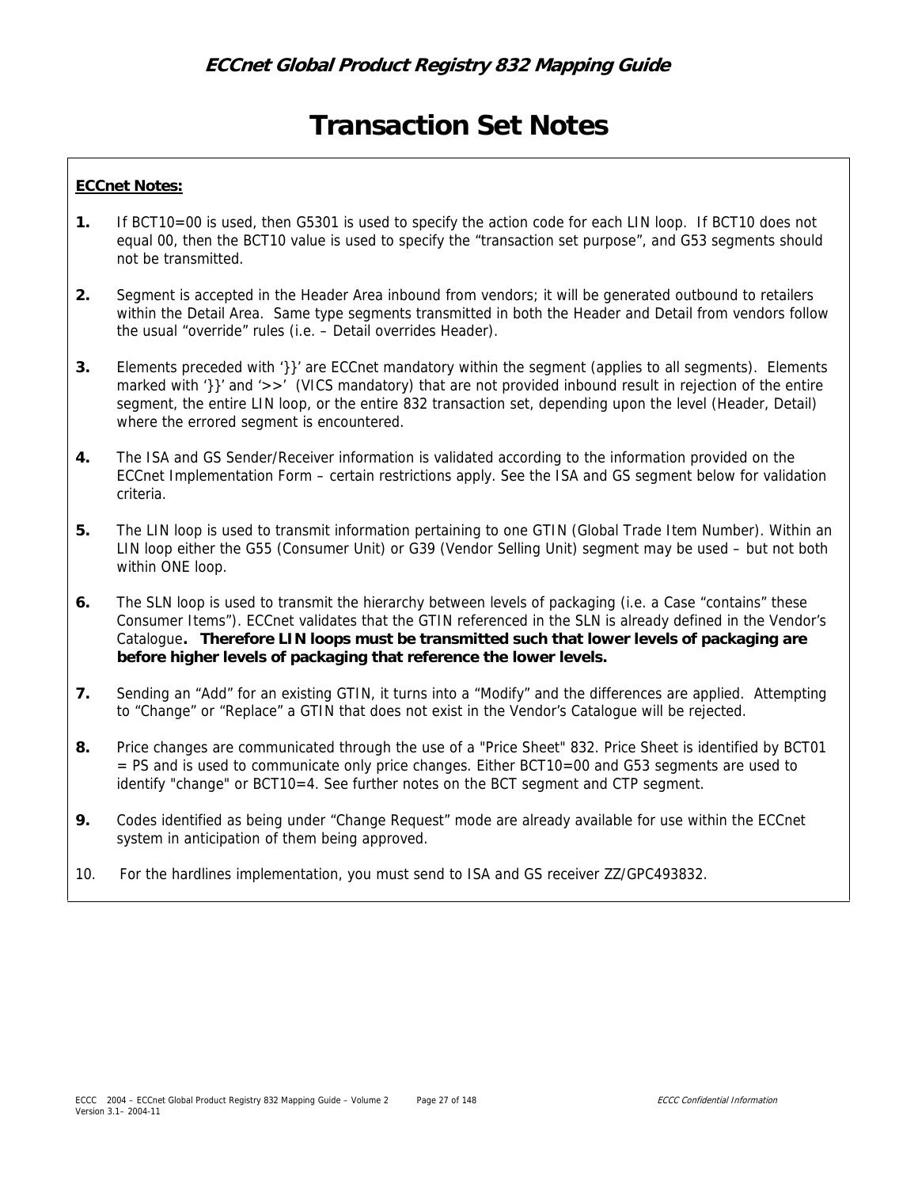# Transaction Set Notes

**ECCnet Notes:**

**1.** If BCT10=00 is used, then G5301 is used to specify the action code for each LIN loop. If BCT10 does not equal 00, then the BCT10 value is used to specify the "transaction set purpose", and G53 segments should not be transmitted.

**2.** Segment is accepted in the Header Area inbound from vendors; it will be generated outbound to retailers within the Detail Area. Same type segments transmitted in both the Header and Detail from vendors follow the usual "override" rules (i.e. – Detail overrides Header).

**3.** Elements preceded with '}}' are ECCnet mandatory within the segment (applies to all segments). Elements marked with '}}' and '>>' (VICS mandatory) that are not provided inbound result in rejection of the entire segment, the entire LIN loop, or the entire 832 transaction set, depending upon the level (Header, Detail) where the errored segment is encountered.

**4.** The ISA and GS Sender/Receiver information is validated according to the information provided on the ECCnet Implementation Form – certain restrictions apply. See the ISA and GS segment below for validation criteria.

**5.** The LIN loop is used to transmit information pertaining to one GTIN (Global Trade Item Number). Within an LIN loop either the G55 (Consumer Unit) or G39 (Vendor Selling Unit) segment may be used – but not both within ONE loop.

**6.** The SLN loop is used to transmit the hierarchy between levels of packaging (i.e. a Case "contains" these Consumer Items"). ECCnet validates that the GTIN referenced in the SLN is already defined in the Vendor's Catalogue**. Therefore LIN loops must be transmitted such that lower levels of packaging are before higher levels of packaging that reference the lower levels.**

**7.** Sending an "Add" for an existing GTIN, it turns into a "Modify" and the differences are applied. Attempting to "Change" or "Replace" a GTIN that does not exist in the Vendor's Catalogue will be rejected.

**8.** Price changes are communicated through the use of a "Price Sheet" 832. Price Sheet is identified by BCT01 = PS and is used to communicate only price changes. Either BCT10=00 and G53 segments are used to identify "change" or BCT10=4. See further notes on the BCT segment and CTP segment.

**9.** Codes identified as being under "Change Request" mode are already available for use within the ECCnet system in anticipation of them being approved.

10. For the hardlines implementation, you must send to ISA and GS receiver ZZ/GPC493832.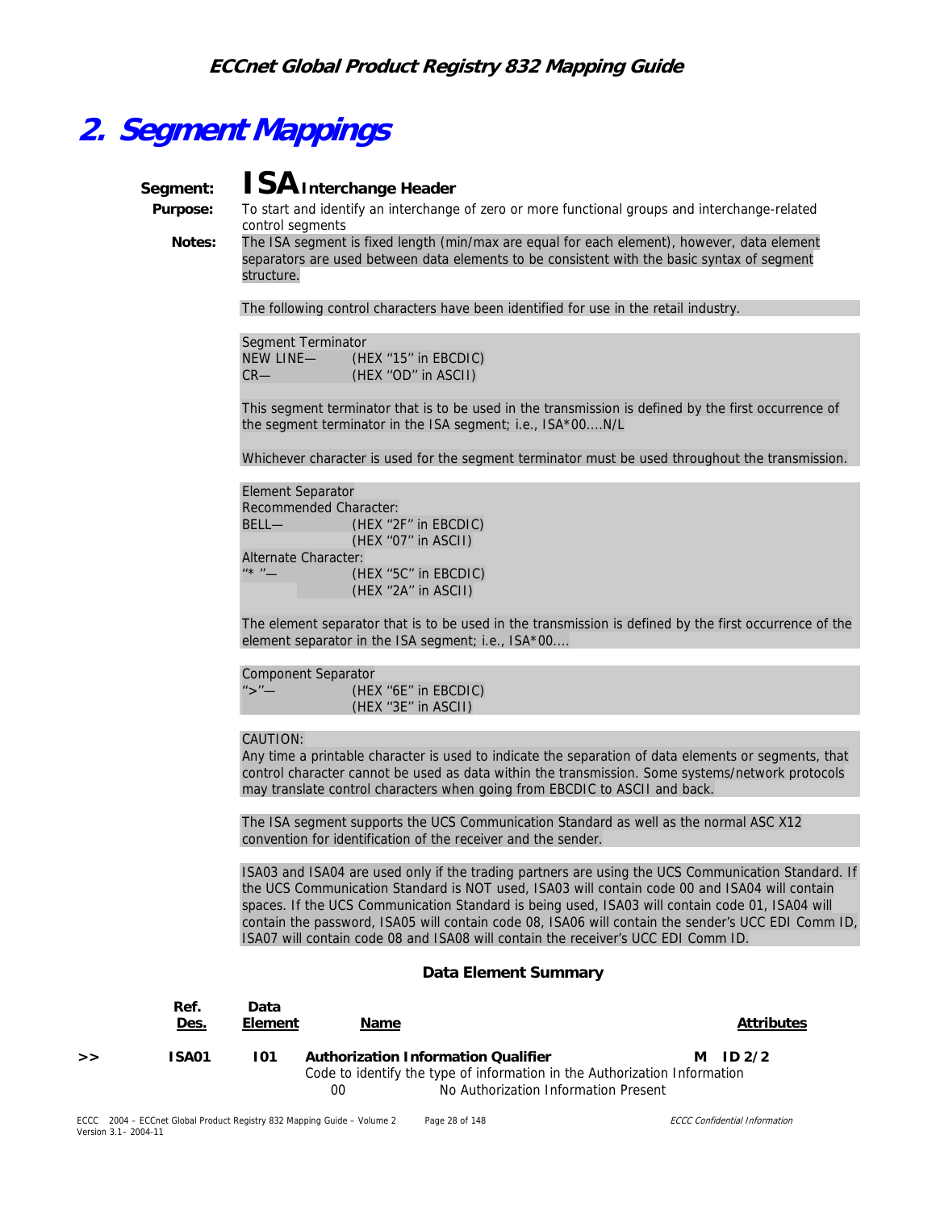# 2. Segment Mappings

**Segment:** **ISA** **Interchange Header**

**Purpose:** To start and identify an interchange of zero or more functional groups and interchange-related control segments

**Notes:** The ISA segment is fixed length (min/max are equal for each element), however, data element separators are used between data elements to be consistent with the basic syntax of segment structure.

The following control characters have been identified for use in the retail industry.

Segment Terminator
NEW LINE— (HEX "15" in EBCDIC)
CR— (HEX "OD" in ASCII)

This segment terminator that is to be used in the transmission is defined by the first occurrence of the segment terminator in the ISA segment; i.e., ISA*00....N/L

Whichever character is used for the segment terminator must be used throughout the transmission.

Element Separator
Recommended Character:
BELL— (HEX "2F" in EBCDIC)
(HEX "07" in ASCII)
Alternate Character:
"* "— (HEX "5C" in EBCDIC)
(HEX "2A" in ASCII)

The element separator that is to be used in the transmission is defined by the first occurrence of the element separator in the ISA segment; i.e., ISA*00....

Component Separator
">"— (HEX "6E" in EBCDIC)
(HEX "3E" in ASCII)

CAUTION:
Any time a printable character is used to indicate the separation of data elements or segments, that control character cannot be used as data within the transmission. Some systems/network protocols may translate control characters when going from EBCDIC to ASCII and back.

The ISA segment supports the UCS Communication Standard as well as the normal ASC X12 convention for identification of the receiver and the sender.

ISA03 and ISA04 are used only if the trading partners are using the UCS Communication Standard. If the UCS Communication Standard is NOT used, ISA03 will contain code 00 and ISA04 will contain spaces. If the UCS Communication Standard is being used, ISA03 will contain code 01, ISA04 will contain the password, ISA05 will contain code 08, ISA06 will contain the sender's UCC EDI Comm ID, ISA07 will contain code 08 and ISA08 will contain the receiver's UCC EDI Comm ID.

### Data Element Summary

| | Ref. Des. | Data Element | Name | Attributes |
|---|---|---|---|---|
| >> | **ISA01** | **I01** | **Authorization Information Qualifier**<br>Code to identify the type of information in the Authorization Information<br>00 No Authorization Information Present | **M ID 2/2** |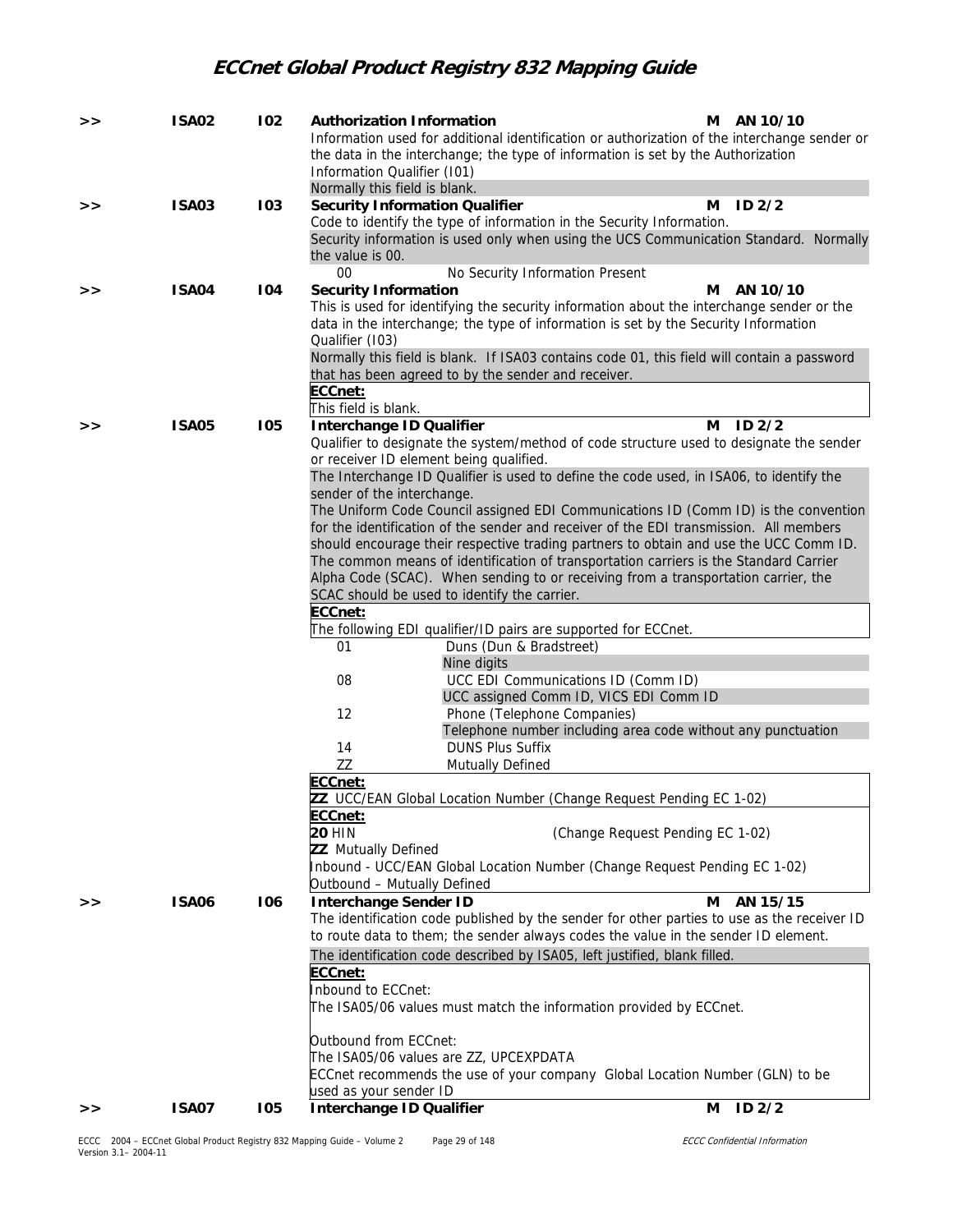**>> ISA02 I02 Authorization Information** — M AN 10/10

Information used for additional identification or authorization of the interchange sender or the data in the interchange; the type of information is set by the Authorization Information Qualifier (I01)

Normally this field is blank.

**>> ISA03 I03 Security Information Qualifier** — M ID 2/2

Code to identify the type of information in the Security Information.

Security information is used only when using the UCS Communication Standard. Normally the value is 00.

| Code | Description |
|---|---|
| 00 | No Security Information Present |

**>> ISA04 I04 Security Information** — M AN 10/10

This is used for identifying the security information about the interchange sender or the data in the interchange; the type of information is set by the Security Information Qualifier (I03)

Normally this field is blank. If ISA03 contains code 01, this field will contain a password that has been agreed to by the sender and receiver.

**ECCnet:**
This field is blank.

**>> ISA05 I05 Interchange ID Qualifier** — M ID 2/2

Qualifier to designate the system/method of code structure used to designate the sender or receiver ID element being qualified.

The Interchange ID Qualifier is used to define the code used, in ISA06, to identify the sender of the interchange.

The Uniform Code Council assigned EDI Communications ID (Comm ID) is the convention for the identification of the sender and receiver of the EDI transmission. All members should encourage their respective trading partners to obtain and use the UCC Comm ID. The common means of identification of transportation carriers is the Standard Carrier Alpha Code (SCAC). When sending to or receiving from a transportation carrier, the SCAC should be used to identify the carrier.

**ECCnet:**
The following EDI qualifier/ID pairs are supported for ECCnet.

| Code | Description |
|---|---|
| 01 | Duns (Dun & Bradstreet) — Nine digits |
| 08 | UCC EDI Communications ID (Comm ID) — UCC assigned Comm ID, VICS EDI Comm ID |
| 12 | Phone (Telephone Companies) — Telephone number including area code without any punctuation |
| 14 | DUNS Plus Suffix |
| ZZ | Mutually Defined |

**ECCnet:**
**ZZ** UCC/EAN Global Location Number (Change Request Pending EC 1-02)

**ECCnet:**
**20** HIN (Change Request Pending EC 1-02)
**ZZ** Mutually Defined
Inbound - UCC/EAN Global Location Number (Change Request Pending EC 1-02)
Outbound – Mutually Defined

**>> ISA06 I06 Interchange Sender ID** — M AN 15/15

The identification code published by the sender for other parties to use as the receiver ID to route data to them; the sender always codes the value in the sender ID element.

The identification code described by ISA05, left justified, blank filled.

**ECCnet:**
Inbound to ECCnet:
The ISA05/06 values must match the information provided by ECCnet.

Outbound from ECCnet:
The ISA05/06 values are ZZ, UPCEXPDATA
ECCnet recommends the use of your company Global Location Number (GLN) to be used as your sender ID

**>> ISA07 I05 Interchange ID Qualifier** — M ID 2/2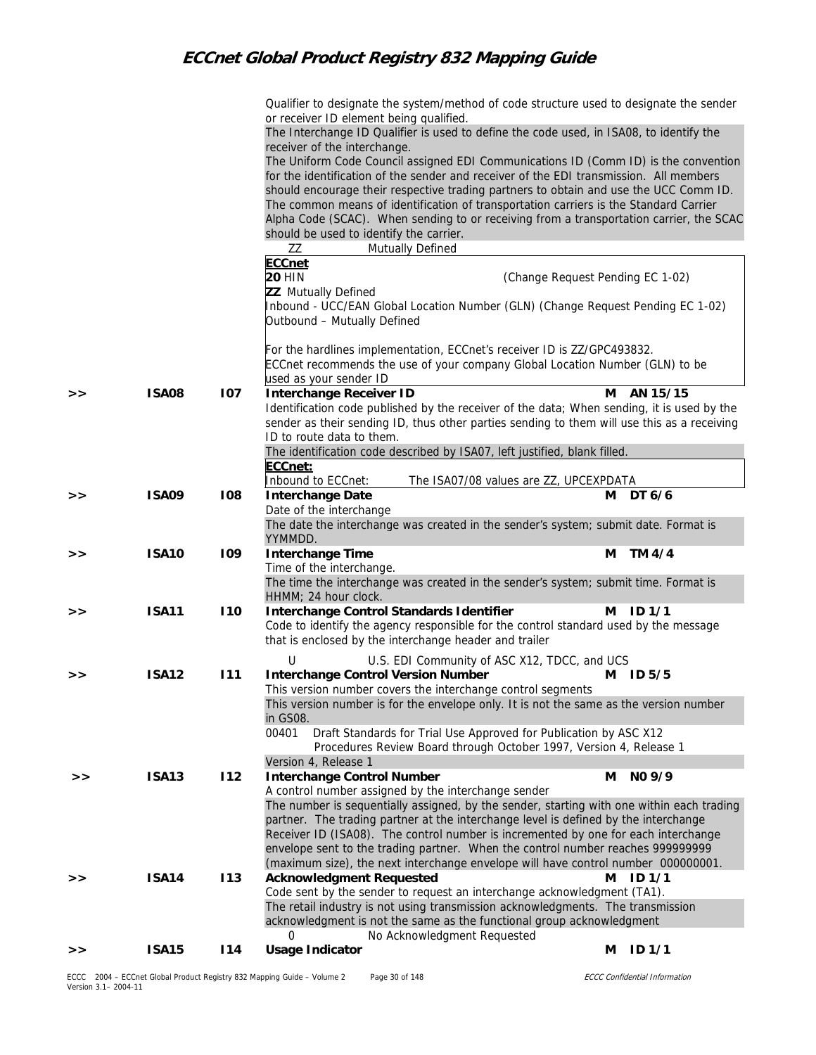Qualifier to designate the system/method of code structure used to designate the sender or receiver ID element being qualified.

The Interchange ID Qualifier is used to define the code used, in ISA08, to identify the receiver of the interchange.

The Uniform Code Council assigned EDI Communications ID (Comm ID) is the convention for the identification of the sender and receiver of the EDI transmission. All members should encourage their respective trading partners to obtain and use the UCC Comm ID. The common means of identification of transportation carriers is the Standard Carrier Alpha Code (SCAC). When sending to or receiving from a transportation carrier, the SCAC should be used to identify the carrier.

ZZ Mutually Defined

**ECCnet**

**20** HIN (Change Request Pending EC 1-02)

**ZZ** Mutually Defined

Inbound - UCC/EAN Global Location Number (GLN) (Change Request Pending EC 1-02)

Outbound – Mutually Defined

For the hardlines implementation, ECCnet's receiver ID is ZZ/GPC493832.

ECCnet recommends the use of your company Global Location Number (GLN) to be used as your sender ID

| | | | | | |
|---|---|---|---|---|---|
| >> | **ISA08** | **I07** | **Interchange Receiver ID** | **M** | **AN 15/15** |

Identification code published by the receiver of the data; When sending, it is used by the sender as their sending ID, thus other parties sending to them will use this as a receiving ID to route data to them.

The identification code described by ISA07, left justified, blank filled.

**ECCnet:**

Inbound to ECCnet: The ISA07/08 values are ZZ, UPCEXPDATA

| | | | | | |
|---|---|---|---|---|---|
| >> | **ISA09** | **I08** | **Interchange Date** | **M** | **DT 6/6** |

Date of the interchange

The date the interchange was created in the sender's system; submit date. Format is YYMMDD.

| | | | | | |
|---|---|---|---|---|---|
| >> | **ISA10** | **I09** | **Interchange Time** | **M** | **TM 4/4** |

Time of the interchange.

The time the interchange was created in the sender's system; submit time. Format is HHMM; 24 hour clock.

| | | | | | |
|---|---|---|---|---|---|
| >> | **ISA11** | **I10** | **Interchange Control Standards Identifier** | **M** | **ID 1/1** |

Code to identify the agency responsible for the control standard used by the message that is enclosed by the interchange header and trailer

U U.S. EDI Community of ASC X12, TDCC, and UCS

| | | | | | |
|---|---|---|---|---|---|
| >> | **ISA12** | **I11** | **Interchange Control Version Number** | **M** | **ID 5/5** |

This version number covers the interchange control segments

This version number is for the envelope only. It is not the same as the version number in GS08.

00401 Draft Standards for Trial Use Approved for Publication by ASC X12 Procedures Review Board through October 1997, Version 4, Release 1

Version 4, Release 1

| | | | | | |
|---|---|---|---|---|---|
| >> | **ISA13** | **I12** | **Interchange Control Number** | **M** | **N0 9/9** |

A control number assigned by the interchange sender

The number is sequentially assigned, by the sender, starting with one within each trading partner. The trading partner at the interchange level is defined by the interchange Receiver ID (ISA08). The control number is incremented by one for each interchange envelope sent to the trading partner. When the control number reaches 999999999 (maximum size), the next interchange envelope will have control number 000000001.

| | | | | | |
|---|---|---|---|---|---|
| >> | **ISA14** | **I13** | **Acknowledgment Requested** | **M** | **ID 1/1** |

Code sent by the sender to request an interchange acknowledgment (TA1).

The retail industry is not using transmission acknowledgments. The transmission acknowledgment is not the same as the functional group acknowledgment

0 No Acknowledgment Requested

| | | | | | |
|---|---|---|---|---|---|
| >> | **ISA15** | **I14** | **Usage Indicator** | **M** | **ID 1/1** |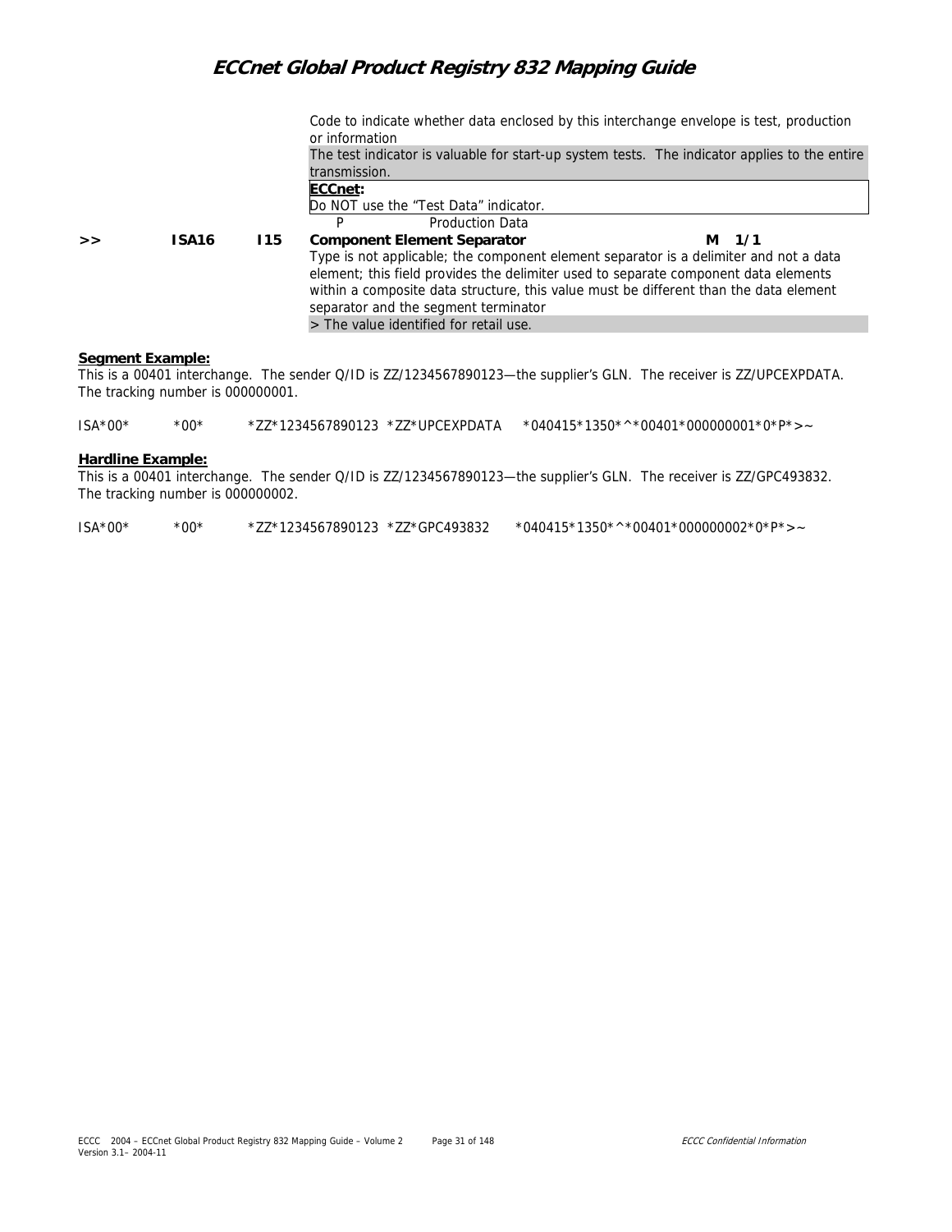Code to indicate whether data enclosed by this interchange envelope is test, production or information

The test indicator is valuable for start-up system tests. The indicator applies to the entire transmission.

**ECCnet:**
Do NOT use the "Test Data" indicator.

P Production Data

| >> | ISA16 | I15 | **Component Element Separator** | M 1/1 |
|---|---|---|---|---|

Type is not applicable; the component element separator is a delimiter and not a data element; this field provides the delimiter used to separate component data elements within a composite data structure, this value must be different than the data element separator and the segment terminator

> The value identified for retail use.

**Segment Example:**

This is a 00401 interchange. The sender Q/ID is ZZ/1234567890123—the supplier's GLN. The receiver is ZZ/UPCEXPDATA. The tracking number is 000000001.

```
ISA*00*          *00*          *ZZ*1234567890123  *ZZ*UPCEXPDATA     *040415*1350*^*00401*000000001*0*P*>~
```

**Hardline Example:**

This is a 00401 interchange. The sender Q/ID is ZZ/1234567890123—the supplier's GLN. The receiver is ZZ/GPC493832. The tracking number is 000000002.

```
ISA*00*          *00*          *ZZ*1234567890123  *ZZ*GPC493832      *040415*1350*^*00401*000000002*0*P*>~
```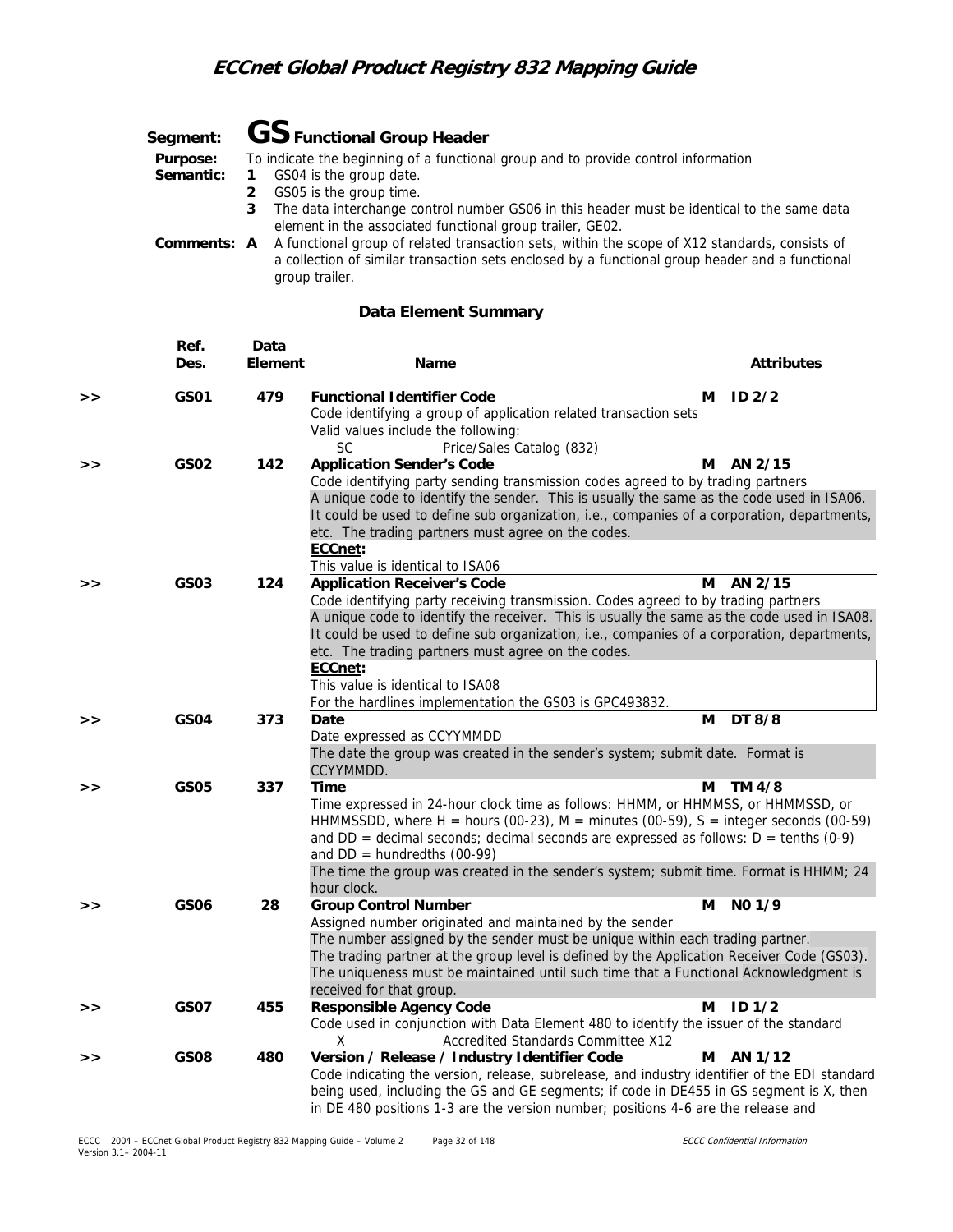## Segment: GS Functional Group Header

**Purpose:** To indicate the beginning of a functional group and to provide control information

**Semantic:**
1. GS04 is the group date.
2. GS05 is the group time.
3. The data interchange control number GS06 in this header must be identical to the same data element in the associated functional group trailer, GE02.

**Comments:**
A. A functional group of related transaction sets, within the scope of X12 standards, consists of a collection of similar transaction sets enclosed by a functional group header and a functional group trailer.

### Data Element Summary

| | Ref. Des. | Data Element | Name | | Attributes |
|---|---|---|---|---|---|
| >> | GS01 | 479 | **Functional Identifier Code**<br>Code identifying a group of application related transaction sets<br>Valid values include the following:<br>SC Price/Sales Catalog (832) | M | ID 2/2 |
| >> | GS02 | 142 | **Application Sender's Code**<br>Code identifying party sending transmission codes agreed to by trading partners<br>A unique code to identify the sender. This is usually the same as the code used in ISA06. It could be used to define sub organization, i.e., companies of a corporation, departments, etc. The trading partners must agree on the codes.<br>**ECCnet:**<br>This value is identical to ISA06 | M | AN 2/15 |
| >> | GS03 | 124 | **Application Receiver's Code**<br>Code identifying party receiving transmission. Codes agreed to by trading partners<br>A unique code to identify the receiver. This is usually the same as the code used in ISA08. It could be used to define sub organization, i.e., companies of a corporation, departments, etc. The trading partners must agree on the codes.<br>**ECCnet:**<br>This value is identical to ISA08<br>For the hardlines implementation the GS03 is GPC493832. | M | AN 2/15 |
| >> | GS04 | 373 | **Date**<br>Date expressed as CCYYMMDD<br>The date the group was created in the sender's system; submit date. Format is CCYYMMDD. | M | DT 8/8 |
| >> | GS05 | 337 | **Time**<br>Time expressed in 24-hour clock time as follows: HHMM, or HHMMSS, or HHMMSSD, or HHMMSSDD, where H = hours (00-23), M = minutes (00-59), S = integer seconds (00-59) and DD = decimal seconds; decimal seconds are expressed as follows: D = tenths (0-9) and DD = hundredths (00-99)<br>The time the group was created in the sender's system; submit time. Format is HHMM; 24 hour clock. | M | TM 4/8 |
| >> | GS06 | 28 | **Group Control Number**<br>Assigned number originated and maintained by the sender<br>The number assigned by the sender must be unique within each trading partner. The trading partner at the group level is defined by the Application Receiver Code (GS03). The uniqueness must be maintained until such time that a Functional Acknowledgment is received for that group. | M | N0 1/9 |
| >> | GS07 | 455 | **Responsible Agency Code**<br>Code used in conjunction with Data Element 480 to identify the issuer of the standard<br>X Accredited Standards Committee X12 | M | ID 1/2 |
| >> | GS08 | 480 | **Version / Release / Industry Identifier Code**<br>Code indicating the version, release, subrelease, and industry identifier of the EDI standard being used, including the GS and GE segments; if code in DE455 in GS segment is X, then in DE 480 positions 1-3 are the version number; positions 4-6 are the release and | M | AN 1/12 |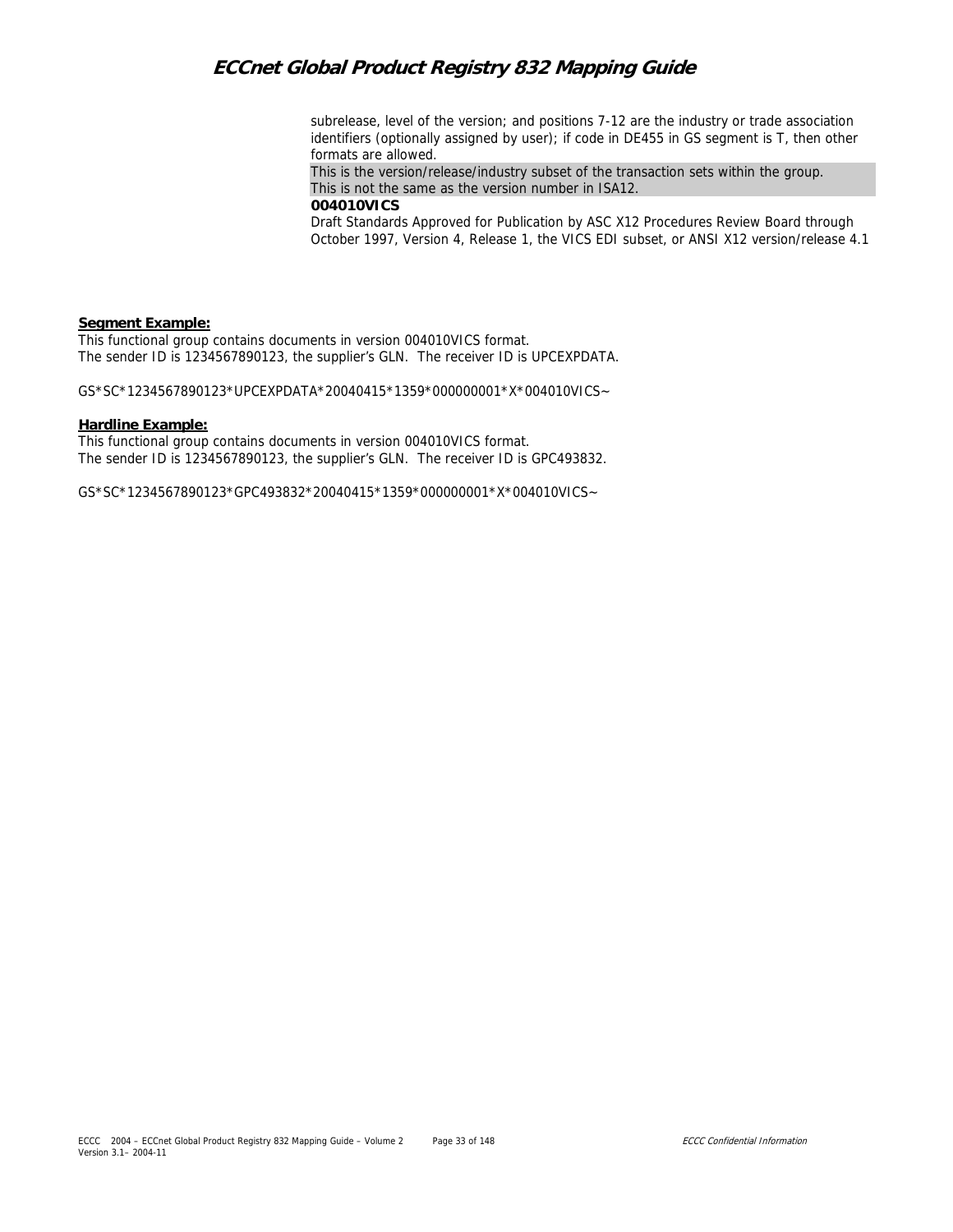subrelease, level of the version; and positions 7-12 are the industry or trade association identifiers (optionally assigned by user); if code in DE455 in GS segment is T, then other formats are allowed.

This is the version/release/industry subset of the transaction sets within the group. This is not the same as the version number in ISA12.

**004010VICS**

Draft Standards Approved for Publication by ASC X12 Procedures Review Board through October 1997, Version 4, Release 1, the VICS EDI subset, or ANSI X12 version/release 4.1

**Segment Example:**

This functional group contains documents in version 004010VICS format.
The sender ID is 1234567890123, the supplier's GLN. The receiver ID is UPCEXPDATA.

GS*SC*1234567890123*UPCEXPDATA*20040415*1359*000000001*X*004010VICS~

**Hardline Example:**

This functional group contains documents in version 004010VICS format.
The sender ID is 1234567890123, the supplier's GLN. The receiver ID is GPC493832.

GS*SC*1234567890123*GPC493832*20040415*1359*000000001*X*004010VICS~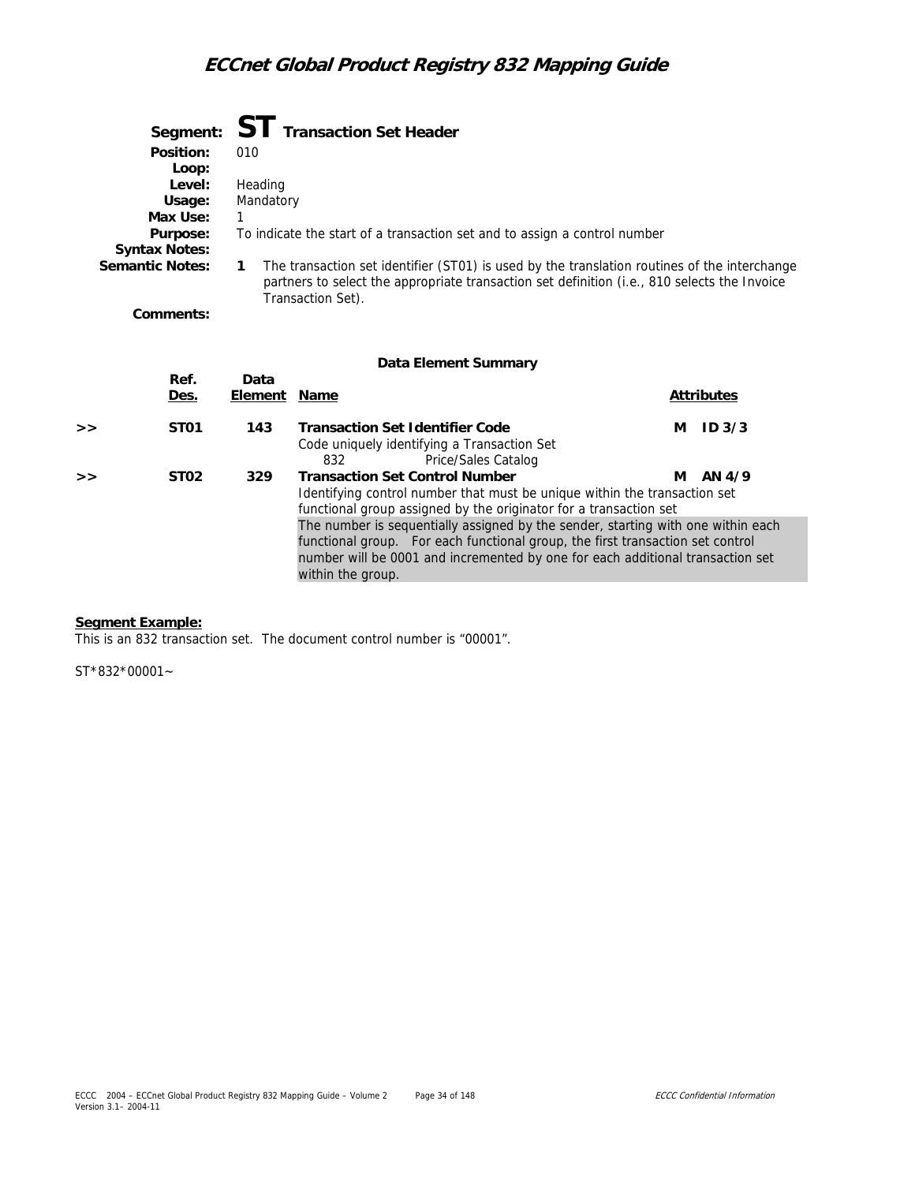# Segment: ST Transaction Set Header

**Position:** 010
**Loop:**
**Level:** Heading
**Usage:** Mandatory
**Max Use:** 1
**Purpose:** To indicate the start of a transaction set and to assign a control number
**Syntax Notes:**
**Semantic Notes:**
1. The transaction set identifier (ST01) is used by the translation routines of the interchange partners to select the appropriate transaction set definition (i.e., 810 selects the Invoice Transaction Set).

**Comments:**

### Data Element Summary

| | Ref. Des. | Data Element | Name | Attributes |
|---|---|---|---|---|
| >> | ST01 | 143 | **Transaction Set Identifier Code**<br>Code uniquely identifying a Transaction Set<br>832 Price/Sales Catalog | M ID 3/3 |
| >> | ST02 | 329 | **Transaction Set Control Number**<br>Identifying control number that must be unique within the transaction set functional group assigned by the originator for a transaction set<br>The number is sequentially assigned by the sender, starting with one within each functional group. For each functional group, the first transaction set control number will be 0001 and incremented by one for each additional transaction set within the group. | M AN 4/9 |

**Segment Example:**

This is an 832 transaction set. The document control number is "00001".

ST*832*00001~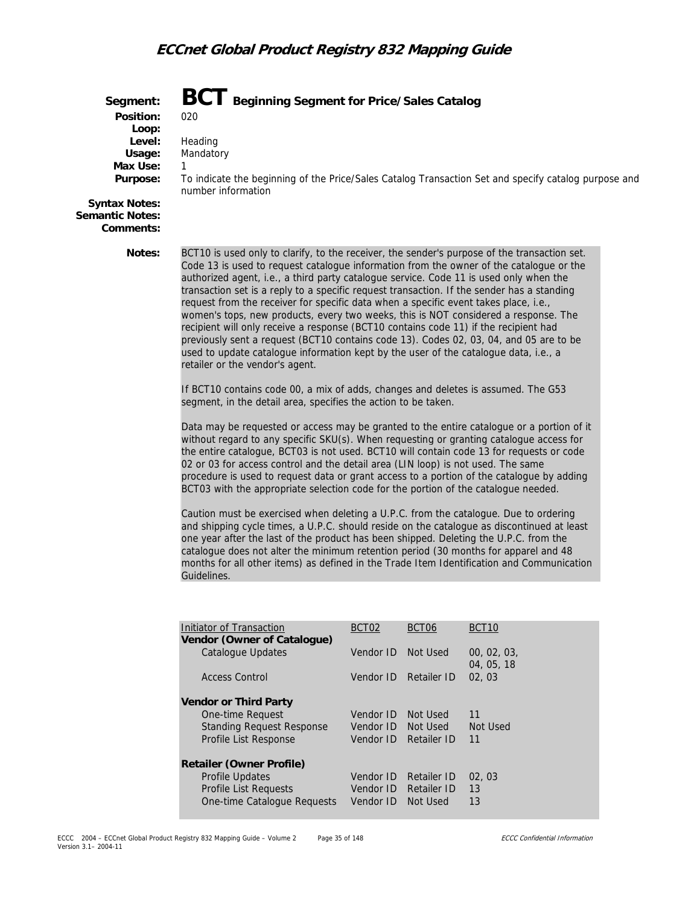**Segment:** **BCT** Beginning Segment for Price/Sales Catalog

**Position:** 020

**Loop:**

**Level:** Heading

**Usage:** Mandatory

**Max Use:** 1

**Purpose:** To indicate the beginning of the Price/Sales Catalog Transaction Set and specify catalog purpose and number information

**Syntax Notes:**

**Semantic Notes:**

**Comments:**

**Notes:**

BCT10 is used only to clarify, to the receiver, the sender's purpose of the transaction set. Code 13 is used to request catalogue information from the owner of the catalogue or the authorized agent, i.e., a third party catalogue service. Code 11 is used only when the transaction set is a reply to a specific request transaction. If the sender has a standing request from the receiver for specific data when a specific event takes place, i.e., women's tops, new products, every two weeks, this is NOT considered a response. The recipient will only receive a response (BCT10 contains code 11) if the recipient had previously sent a request (BCT10 contains code 13). Codes 02, 03, 04, and 05 are to be used to update catalogue information kept by the user of the catalogue data, i.e., a retailer or the vendor's agent.

If BCT10 contains code 00, a mix of adds, changes and deletes is assumed. The G53 segment, in the detail area, specifies the action to be taken.

Data may be requested or access may be granted to the entire catalogue or a portion of it without regard to any specific SKU(s). When requesting or granting catalogue access for the entire catalogue, BCT03 is not used. BCT10 will contain code 13 for requests or code 02 or 03 for access control and the detail area (LIN loop) is not used. The same procedure is used to request data or grant access to a portion of the catalogue by adding BCT03 with the appropriate selection code for the portion of the catalogue needed.

Caution must be exercised when deleting a U.P.C. from the catalogue. Due to ordering and shipping cycle times, a U.P.C. should reside on the catalogue as discontinued at least one year after the last of the product has been shipped. Deleting the U.P.C. from the catalogue does not alter the minimum retention period (30 months for apparel and 48 months for all other items) as defined in the Trade Item Identification and Communication Guidelines.

| Initiator of Transaction | BCT02 | BCT06 | BCT10 |
|---|---|---|---|
| **Vendor (Owner of Catalogue)** | | | |
| Catalogue Updates | Vendor ID | Not Used | 00, 02, 03, 04, 05, 18 |
| Access Control | Vendor ID | Retailer ID | 02, 03 |
| **Vendor or Third Party** | | | |
| One-time Request | Vendor ID | Not Used | 11 |
| Standing Request Response | Vendor ID | Not Used | Not Used |
| Profile List Response | Vendor ID | Retailer ID | 11 |
| **Retailer (Owner Profile)** | | | |
| Profile Updates | Vendor ID | Retailer ID | 02, 03 |
| Profile List Requests | Vendor ID | Retailer ID | 13 |
| One-time Catalogue Requests | Vendor ID | Not Used | 13 |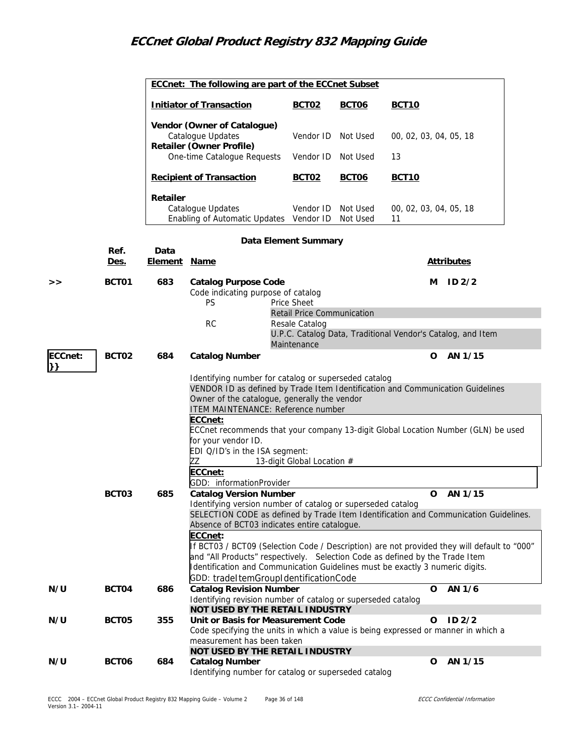**ECCnet: The following are part of the ECCnet Subset**

| Initiator of Transaction | BCT02 | BCT06 | BCT10 |
|---|---|---|---|
| **Vendor (Owner of Catalogue)** | | | |
| Catalogue Updates | Vendor ID | Not Used | 00, 02, 03, 04, 05, 18 |
| **Retailer (Owner Profile)** | | | |
| One-time Catalogue Requests | Vendor ID | Not Used | 13 |

| Recipient of Transaction | BCT02 | BCT06 | BCT10 |
|---|---|---|---|
| **Retailer** | | | |
| Catalogue Updates | Vendor ID | Not Used | 00, 02, 03, 04, 05, 18 |
| Enabling of Automatic Updates | Vendor ID | Not Used | 11 |

**Data Element Summary**

| | Ref. Des. | Data Element | Name | Attributes |
|---|---|---|---|---|
| >> | BCT01 | 683 | **Catalog Purpose Code** | M ID 2/2 |

Code indicating purpose of catalog

| Code | Description |
|---|---|
| PS | Price Sheet<br>Retail Price Communication |
| RC | Resale Catalog<br>U.P.C. Catalog Data, Traditional Vendor's Catalog, and Item Maintenance |

| | Ref. Des. | Data Element | Name | Attributes |
|---|---|---|---|---|
| ECCnet: }} | BCT02 | 684 | **Catalog Number** | O AN 1/15 |

Identifying number for catalog or superseded catalog

VENDOR ID as defined by Trade Item Identification and Communication Guidelines

Owner of the catalogue, generally the vendor

ITEM MAINTENANCE: Reference number

**ECCnet:**

ECCnet recommends that your company 13-digit Global Location Number (GLN) be used for your vendor ID.

EDI Q/ID's in the ISA segment:

ZZ 13-digit Global Location #

**ECCnet:**

GDD: informationProvider

| | Ref. Des. | Data Element | Name | Attributes |
|---|---|---|---|---|
| | BCT03 | 685 | **Catalog Version Number** | O AN 1/15 |

Identifying version number of catalog or superseded catalog

SELECTION CODE as defined by Trade Item Identification and Communication Guidelines. Absence of BCT03 indicates entire catalogue.

**ECCnet:**

If BCT03 / BCT09 (Selection Code / Description) are not provided they will default to "000" and "All Products" respectively. Selection Code as defined by the Trade Item Identification and Communication Guidelines must be exactly 3 numeric digits.

GDD: tradeItemGroupIdentificationCode

| | Ref. Des. | Data Element | Name | Attributes |
|---|---|---|---|---|
| N/U | BCT04 | 686 | **Catalog Revision Number** | O AN 1/6 |

Identifying revision number of catalog or superseded catalog

**NOT USED BY THE RETAIL INDUSTRY**

| | Ref. Des. | Data Element | Name | Attributes |
|---|---|---|---|---|
| N/U | BCT05 | 355 | **Unit or Basis for Measurement Code** | O ID 2/2 |

Code specifying the units in which a value is being expressed or manner in which a measurement has been taken

**NOT USED BY THE RETAIL INDUSTRY**

| | Ref. Des. | Data Element | Name | Attributes |
|---|---|---|---|---|
| N/U | BCT06 | 684 | **Catalog Number** | O AN 1/15 |

Identifying number for catalog or superseded catalog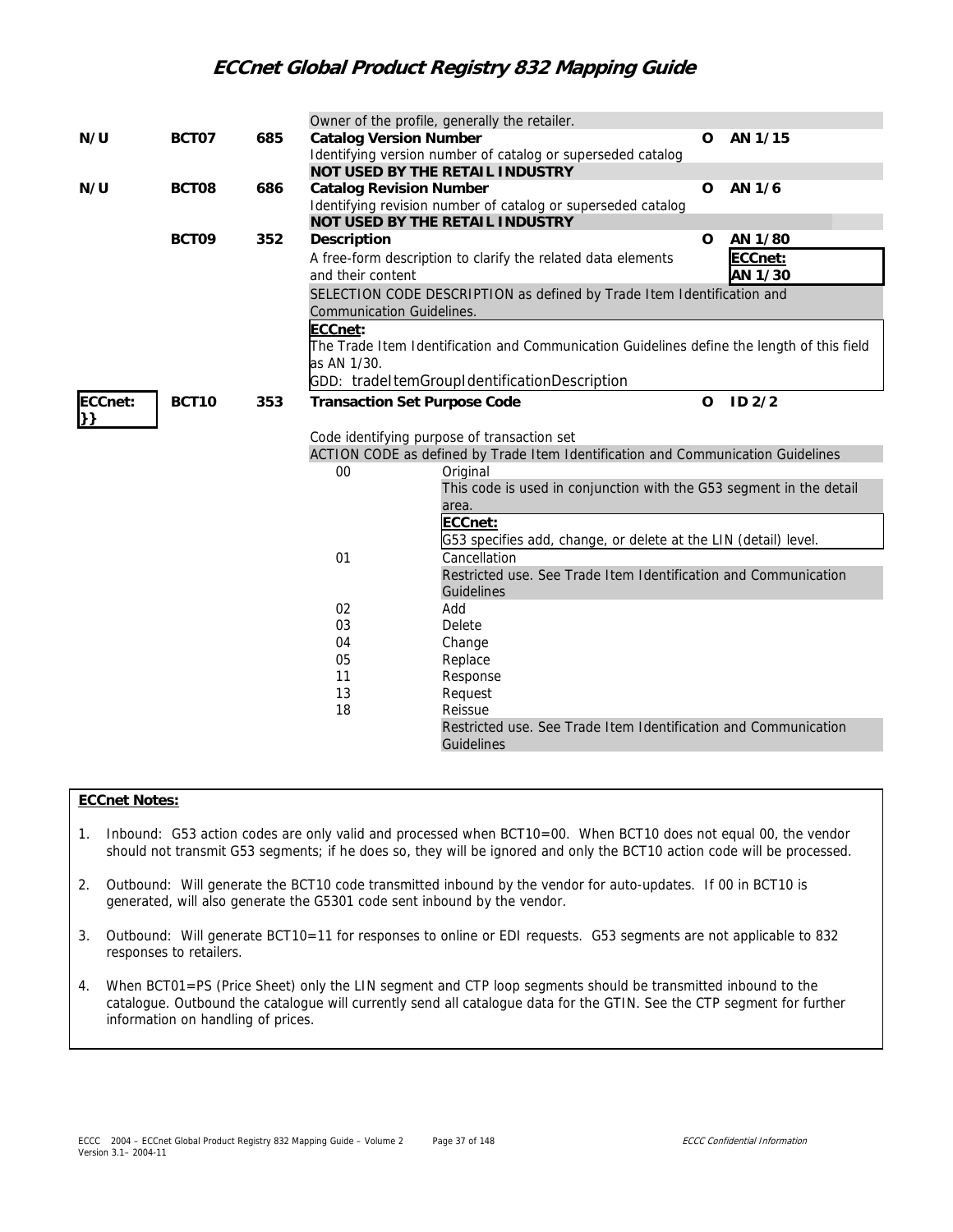| | | | | | |
|---|---|---|---|---|---|
| | | | Owner of the profile, generally the retailer. | | |
| N/U | BCT07 | 685 | **Catalog Version Number**<br>Identifying version number of catalog or superseded catalog<br>**NOT USED BY THE RETAIL INDUSTRY** | O | AN 1/15 |
| N/U | BCT08 | 686 | **Catalog Revision Number**<br>Identifying revision number of catalog or superseded catalog<br>**NOT USED BY THE RETAIL INDUSTRY** | O | AN 1/6 |
| | BCT09 | 352 | **Description**<br>A free-form description to clarify the related data elements and their content<br>SELECTION CODE DESCRIPTION as defined by Trade Item Identification and Communication Guidelines.<br>**ECCnet:**<br>The Trade Item Identification and Communication Guidelines define the length of this field as AN 1/30.<br>GDD: tradeItemGroupIdentificationDescription | O | AN 1/80<br>**ECCnet:**<br>**AN 1/30** |
| **ECCnet:**<br>**}}** | BCT10 | 353 | **Transaction Set Purpose Code**<br>Code identifying purpose of transaction set<br>ACTION CODE as defined by Trade Item Identification and Communication Guidelines | O | ID 2/2 |

| Code | Description |
|---|---|
| 00 | Original<br>This code is used in conjunction with the G53 segment in the detail area.<br>**ECCnet:**<br>G53 specifies add, change, or delete at the LIN (detail) level. |
| 01 | Cancellation<br>Restricted use. See Trade Item Identification and Communication Guidelines |
| 02 | Add |
| 03 | Delete |
| 04 | Change |
| 05 | Replace |
| 11 | Response |
| 13 | Request |
| 18 | Reissue<br>Restricted use. See Trade Item Identification and Communication Guidelines |

**ECCnet Notes:**

1. Inbound: G53 action codes are only valid and processed when BCT10=00. When BCT10 does not equal 00, the vendor should not transmit G53 segments; if he does so, they will be ignored and only the BCT10 action code will be processed.
2. Outbound: Will generate the BCT10 code transmitted inbound by the vendor for auto-updates. If 00 in BCT10 is generated, will also generate the G5301 code sent inbound by the vendor.
3. Outbound: Will generate BCT10=11 for responses to online or EDI requests. G53 segments are not applicable to 832 responses to retailers.
4. When BCT01=PS (Price Sheet) only the LIN segment and CTP loop segments should be transmitted inbound to the catalogue. Outbound the catalogue will currently send all catalogue data for the GTIN. See the CTP segment for further information on handling of prices.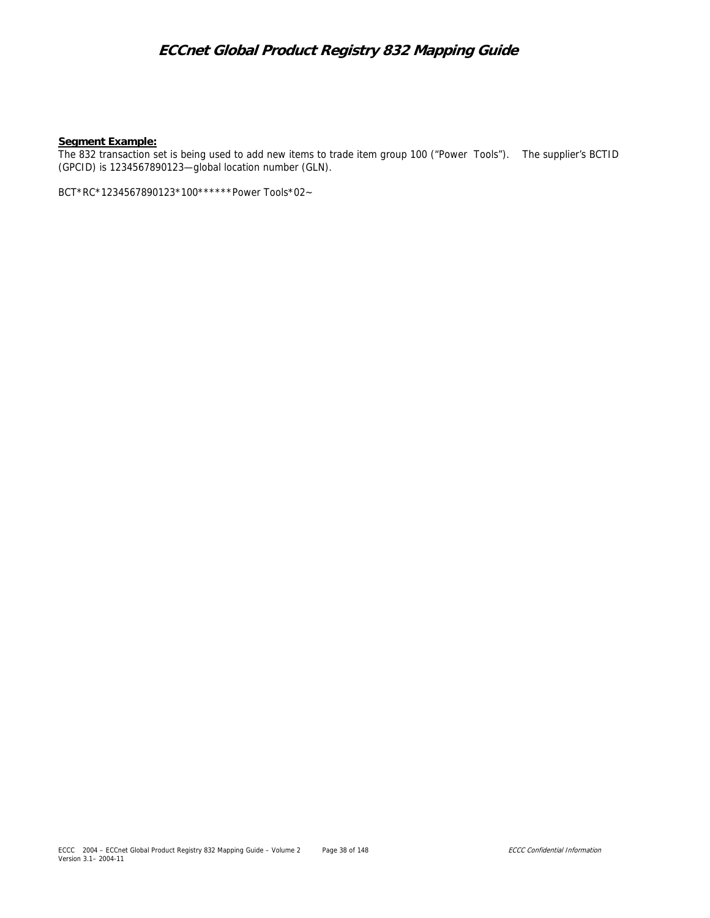**Segment Example:**

The 832 transaction set is being used to add new items to trade item group 100 (“Power  Tools”).   The supplier’s BCTID (GPCID) is 1234567890123—global location number (GLN).

BCT*RC*1234567890123*100******Power Tools*02~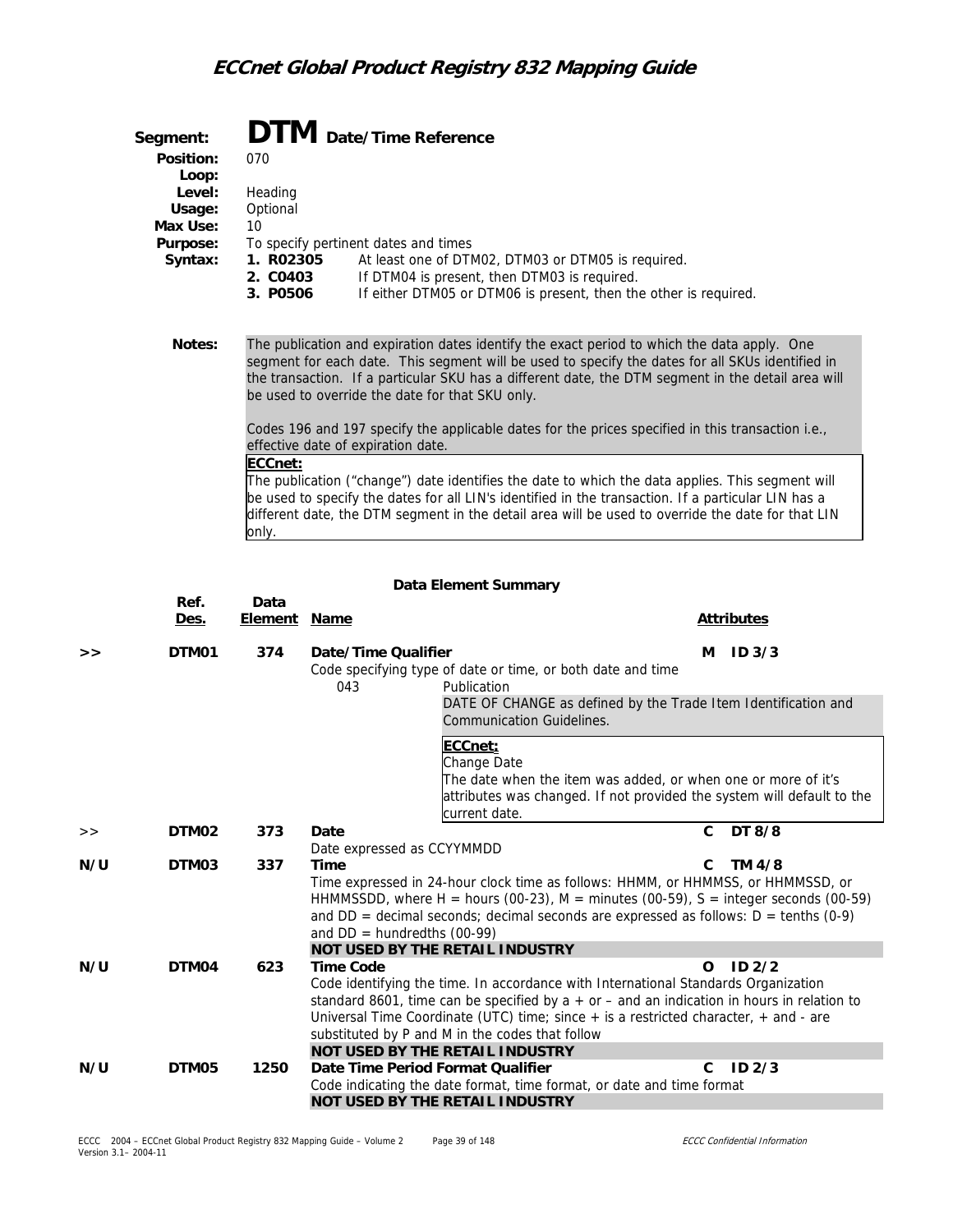**Segment:** **DTM** Date/Time Reference

**Position:** 070

**Loop:**

**Level:** Heading

**Usage:** Optional

**Max Use:** 10

**Purpose:** To specify pertinent dates and times

**Syntax:**
1. **R02305** At least one of DTM02, DTM03 or DTM05 is required.
2. **C0403** If DTM04 is present, then DTM03 is required.
3. **P0506** If either DTM05 or DTM06 is present, then the other is required.

**Notes:** The publication and expiration dates identify the exact period to which the data apply. One segment for each date. This segment will be used to specify the dates for all SKUs identified in the transaction. If a particular SKU has a different date, the DTM segment in the detail area will be used to override the date for that SKU only.

Codes 196 and 197 specify the applicable dates for the prices specified in this transaction i.e., effective date of expiration date.

**ECCnet:**
The publication ("change") date identifies the date to which the data applies. This segment will be used to specify the dates for all LIN's identified in the transaction. If a particular LIN has a different date, the DTM segment in the detail area will be used to override the date for that LIN only.

**Data Element Summary**

| | Ref. Des. | Data Element | Name | Attributes |
|---|---|---|---|---|
| >> | **DTM01** | **374** | **Date/Time Qualifier**<br>Code specifying type of date or time, or both date and time<br>043 Publication<br>DATE OF CHANGE as defined by the Trade Item Identification and Communication Guidelines.<br>**ECCnet:**<br>Change Date<br>The date when the item was added, or when one or more of it's attributes was changed. If not provided the system will default to the current date. | **M ID 3/3** |
| >> | **DTM02** | **373** | **Date**<br>Date expressed as CCYYMMDD | **C DT 8/8** |
| **N/U** | **DTM03** | **337** | **Time**<br>Time expressed in 24-hour clock time as follows: HHMM, or HHMMSS, or HHMMSSD, or HHMMSSDD, where H = hours (00-23), M = minutes (00-59), S = integer seconds (00-59) and DD = decimal seconds; decimal seconds are expressed as follows: D = tenths (0-9) and DD = hundredths (00-99)<br>**NOT USED BY THE RETAIL INDUSTRY** | **C TM 4/8** |
| **N/U** | **DTM04** | **623** | **Time Code**<br>Code identifying the time. In accordance with International Standards Organization standard 8601, time can be specified by a + or – and an indication in hours in relation to Universal Time Coordinate (UTC) time; since + is a restricted character, + and - are substituted by P and M in the codes that follow<br>**NOT USED BY THE RETAIL INDUSTRY** | **O ID 2/2** |
| **N/U** | **DTM05** | **1250** | **Date Time Period Format Qualifier**<br>Code indicating the date format, time format, or date and time format<br>**NOT USED BY THE RETAIL INDUSTRY** | **C ID 2/3** |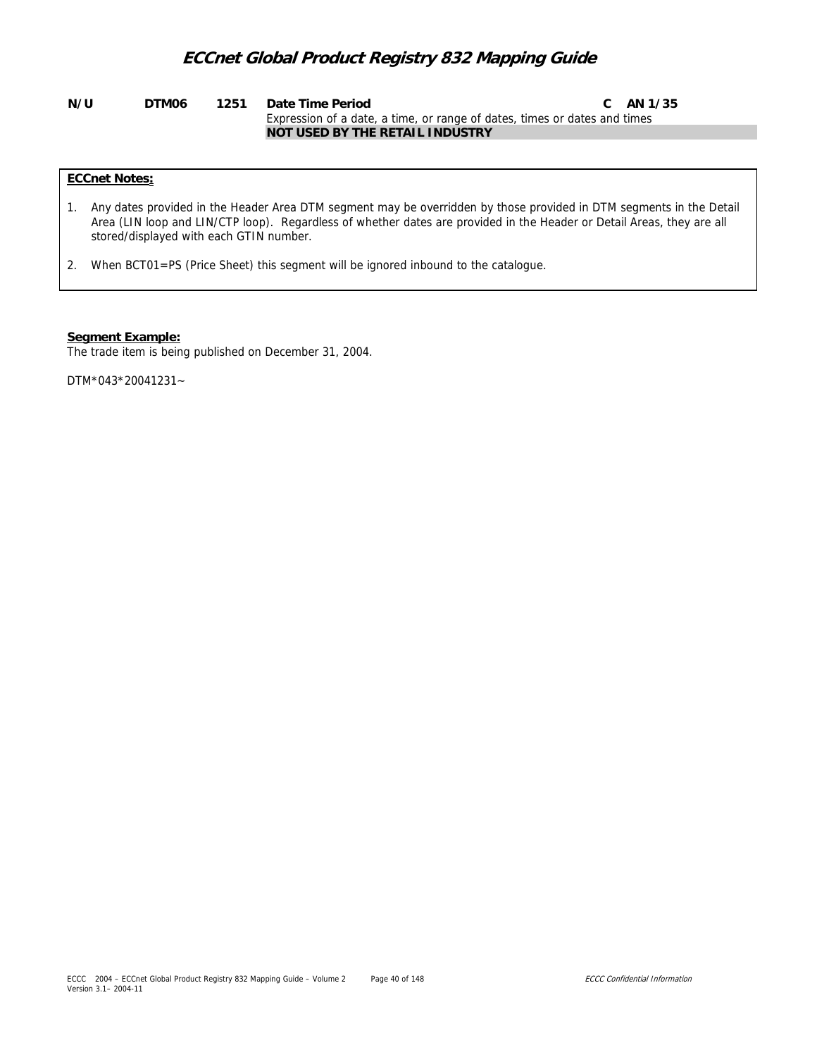| | | | | | |
|---|---|---|---|---|---|
| **N/U** | **DTM06** | **1251** | **Date Time Period**<br>Expression of a date, a time, or range of dates, times or dates and times<br>**NOT USED BY THE RETAIL INDUSTRY** | **C** | **AN 1/35** |

**ECCnet Notes:**

1. Any dates provided in the Header Area DTM segment may be overridden by those provided in DTM segments in the Detail Area (LIN loop and LIN/CTP loop). Regardless of whether dates are provided in the Header or Detail Areas, they are all stored/displayed with each GTIN number.
2. When BCT01=PS (Price Sheet) this segment will be ignored inbound to the catalogue.

**Segment Example:**

The trade item is being published on December 31, 2004.

DTM*043*20041231~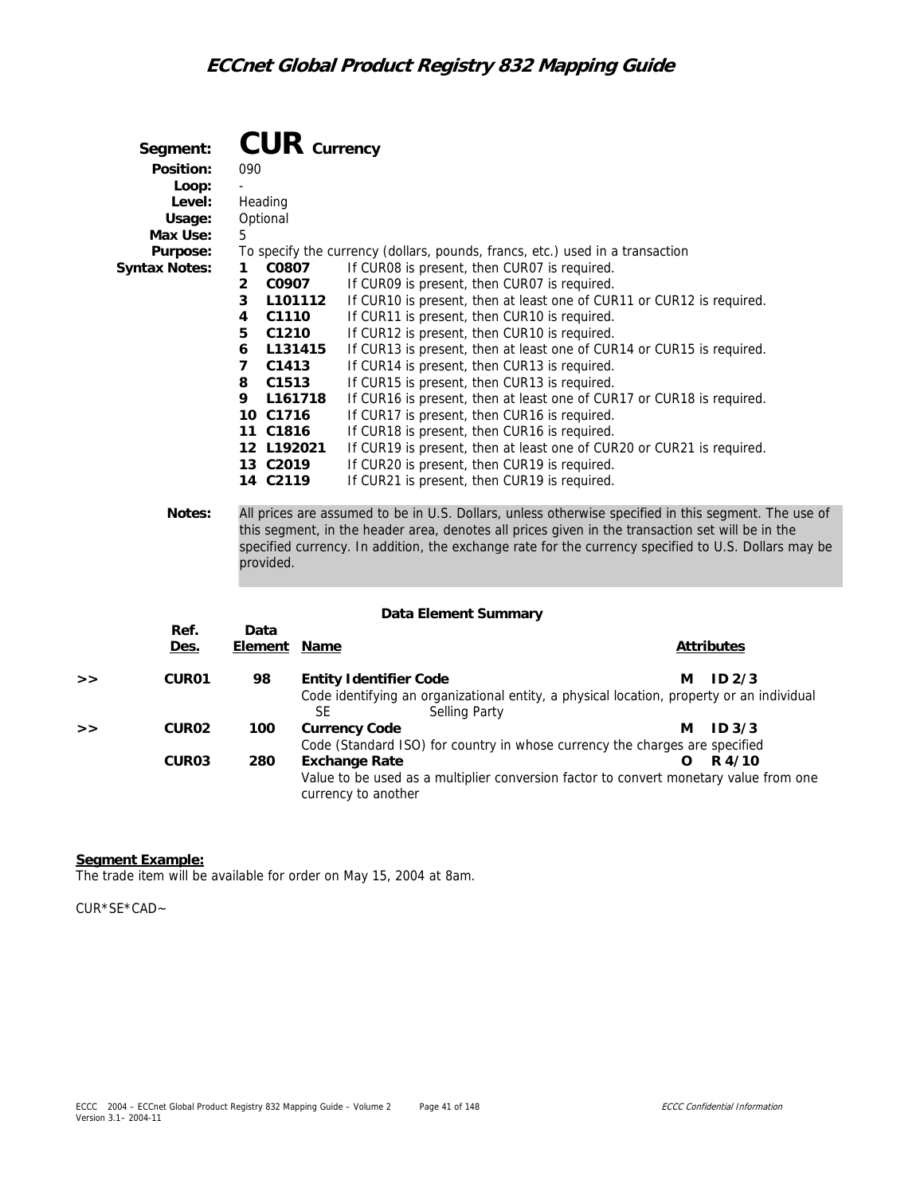## Segment: CUR Currency

**Position:** 090
**Loop:** -
**Level:** Heading
**Usage:** Optional
**Max Use:** 5
**Purpose:** To specify the currency (dollars, pounds, francs, etc.) used in a transaction
**Syntax Notes:**

1. **C0807** If CUR08 is present, then CUR07 is required.
2. **C0907** If CUR09 is present, then CUR07 is required.
3. **L101112** If CUR10 is present, then at least one of CUR11 or CUR12 is required.
4. **C1110** If CUR11 is present, then CUR10 is required.
5. **C1210** If CUR12 is present, then CUR10 is required.
6. **L131415** If CUR13 is present, then at least one of CUR14 or CUR15 is required.
7. **C1413** If CUR14 is present, then CUR13 is required.
8. **C1513** If CUR15 is present, then CUR13 is required.
9. **L161718** If CUR16 is present, then at least one of CUR17 or CUR18 is required.
10. **C1716** If CUR17 is present, then CUR16 is required.
11. **C1816** If CUR18 is present, then CUR16 is required.
12. **L192021** If CUR19 is present, then at least one of CUR20 or CUR21 is required.
13. **C2019** If CUR20 is present, then CUR19 is required.
14. **C2119** If CUR21 is present, then CUR19 is required.

**Notes:** All prices are assumed to be in U.S. Dollars, unless otherwise specified in this segment. The use of this segment, in the header area, denotes all prices given in the transaction set will be in the specified currency. In addition, the exchange rate for the currency specified to U.S. Dollars may be provided.

### Data Element Summary

| | Ref. Des. | Data Element | Name | Attributes |
|---|---|---|---|---|
| >> | **CUR01** | **98** | **Entity Identifier Code**<br>Code identifying an organizational entity, a physical location, property or an individual<br>SE Selling Party | **M ID 2/3** |
| >> | **CUR02** | **100** | **Currency Code**<br>Code (Standard ISO) for country in whose currency the charges are specified | **M ID 3/3** |
| | **CUR03** | **280** | **Exchange Rate**<br>Value to be used as a multiplier conversion factor to convert monetary value from one currency to another | **O R 4/10** |

**Segment Example:**
The trade item will be available for order on May 15, 2004 at 8am.

CUR*SE*CAD~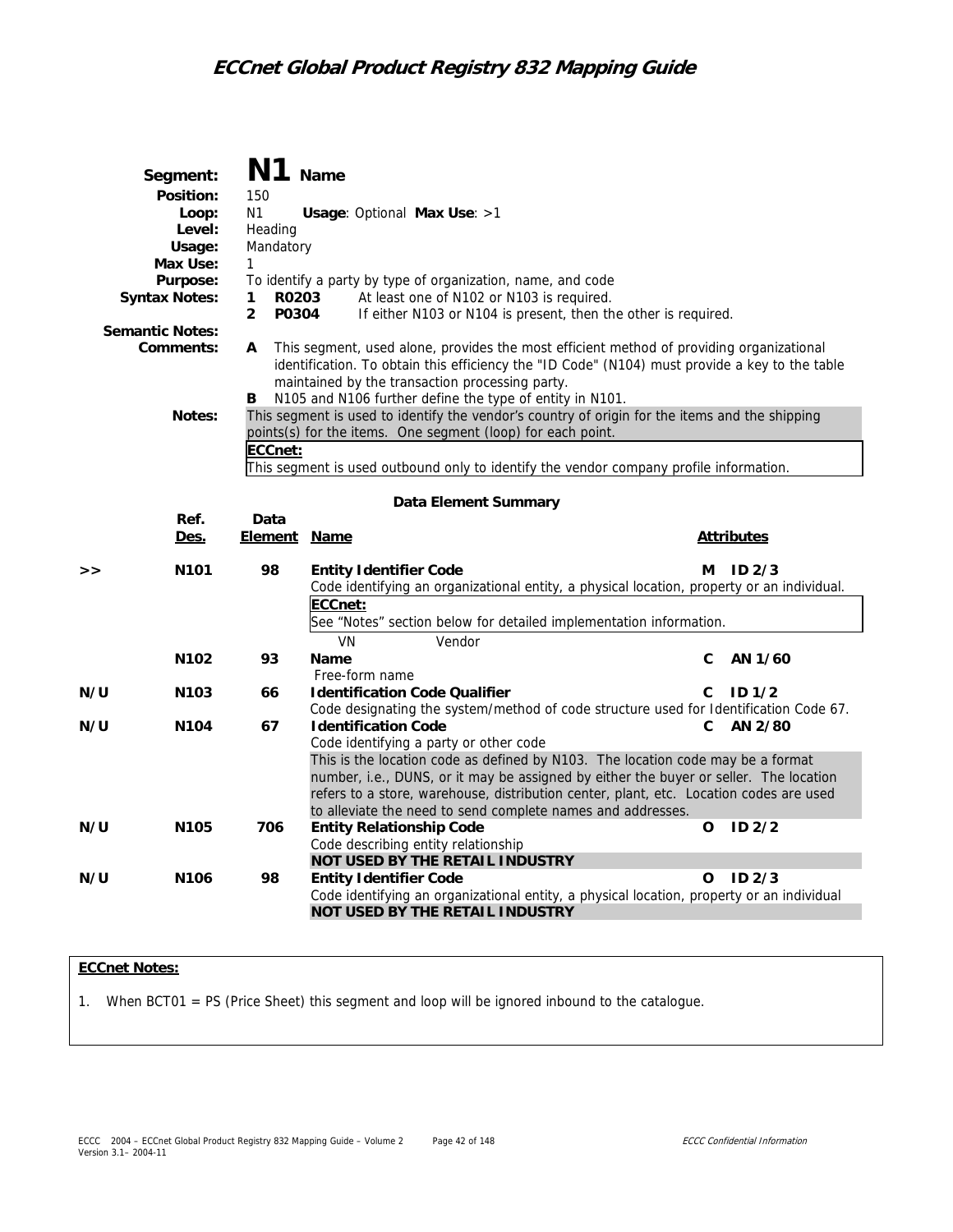**Segment:** **N1** Name
**Position:** 150
**Loop:** N1 **Usage**: Optional **Max Use**: >1
**Level:** Heading
**Usage:** Mandatory
**Max Use:** 1
**Purpose:** To identify a party by type of organization, name, and code
**Syntax Notes:**
1 **R0203** At least one of N102 or N103 is required.
2 **P0304** If either N103 or N104 is present, then the other is required.

**Semantic Notes:**
**Comments:**
A This segment, used alone, provides the most efficient method of providing organizational identification. To obtain this efficiency the "ID Code" (N104) must provide a key to the table maintained by the transaction processing party.
B N105 and N106 further define the type of entity in N101.

**Notes:** This segment is used to identify the vendor's country of origin for the items and the shipping points(s) for the items. One segment (loop) for each point.

**ECCnet:**
This segment is used outbound only to identify the vendor company profile information.

**Data Element Summary**

| | Ref. Des. | Data Element | Name | | Attributes |
|---|---|---|---|---|---|
| >> | N101 | 98 | **Entity Identifier Code** | M | ID 2/3 |
| | | | Code identifying an organizational entity, a physical location, property or an individual. | | |
| | | | **ECCnet:** See "Notes" section below for detailed implementation information. | | |
| | | | VN Vendor | | |
| | N102 | 93 | **Name** | C | AN 1/60 |
| | | | Free-form name | | |
| N/U | N103 | 66 | **Identification Code Qualifier** | C | ID 1/2 |
| | | | Code designating the system/method of code structure used for Identification Code 67. | | |
| N/U | N104 | 67 | **Identification Code** | C | AN 2/80 |
| | | | Code identifying a party or other code | | |
| | | | This is the location code as defined by N103. The location code may be a format number, i.e., DUNS, or it may be assigned by either the buyer or seller. The location refers to a store, warehouse, distribution center, plant, etc. Location codes are used to alleviate the need to send complete names and addresses. | | |
| N/U | N105 | 706 | **Entity Relationship Code** | O | ID 2/2 |
| | | | Code describing entity relationship | | |
| | | | **NOT USED BY THE RETAIL INDUSTRY** | | |
| N/U | N106 | 98 | **Entity Identifier Code** | O | ID 2/3 |
| | | | Code identifying an organizational entity, a physical location, property or an individual | | |
| | | | **NOT USED BY THE RETAIL INDUSTRY** | | |

**ECCnet Notes:**

1. When BCT01 = PS (Price Sheet) this segment and loop will be ignored inbound to the catalogue.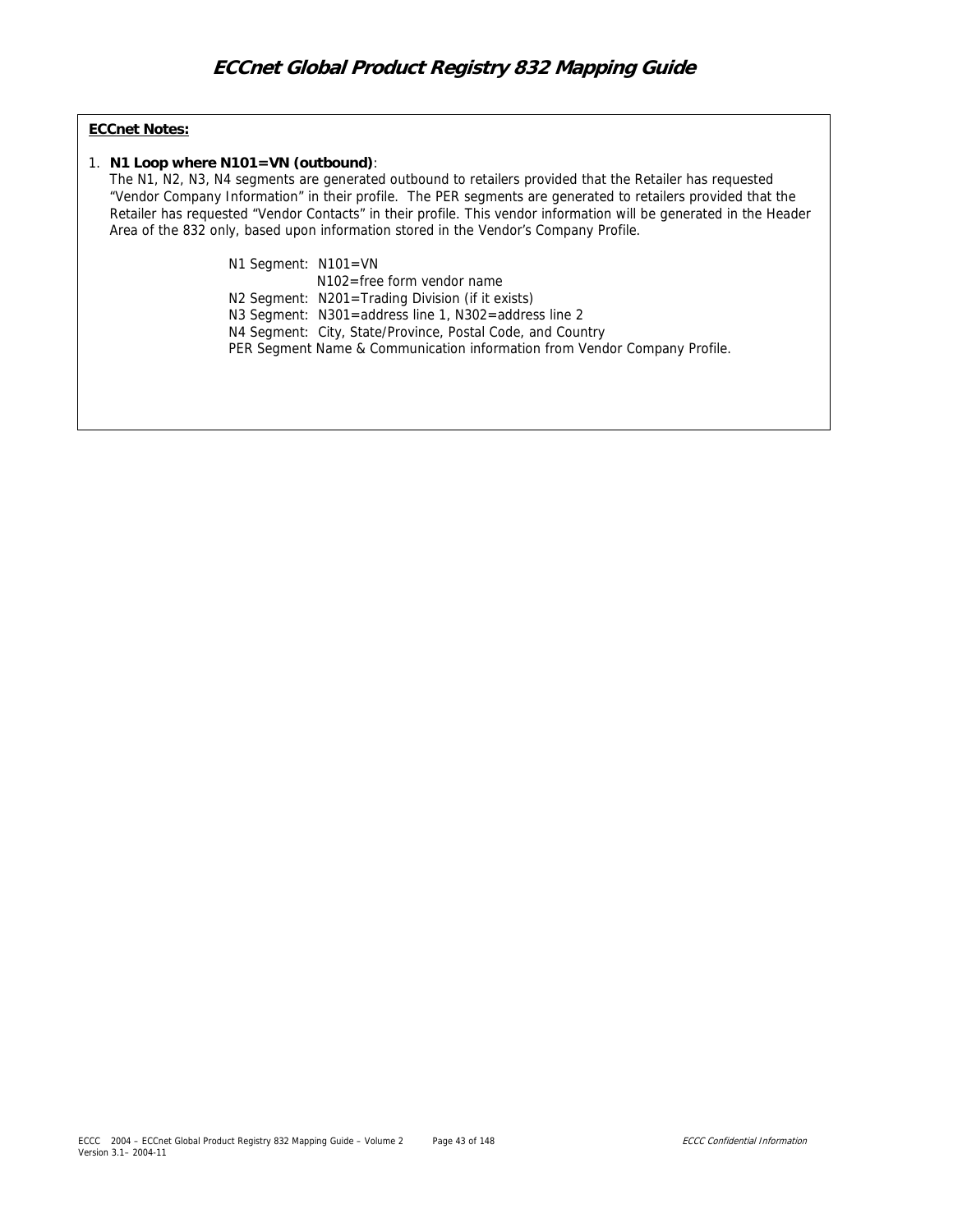**ECCnet Notes:**

1. **N1 Loop where N101=VN (outbound)**:
   The N1, N2, N3, N4 segments are generated outbound to retailers provided that the Retailer has requested "Vendor Company Information" in their profile. The PER segments are generated to retailers provided that the Retailer has requested "Vendor Contacts" in their profile. This vendor information will be generated in the Header Area of the 832 only, based upon information stored in the Vendor's Company Profile.

   N1 Segment: N101=VN
   N102=free form vendor name
   N2 Segment: N201=Trading Division (if it exists)
   N3 Segment: N301=address line 1, N302=address line 2
   N4 Segment: City, State/Province, Postal Code, and Country
   PER Segment Name & Communication information from Vendor Company Profile.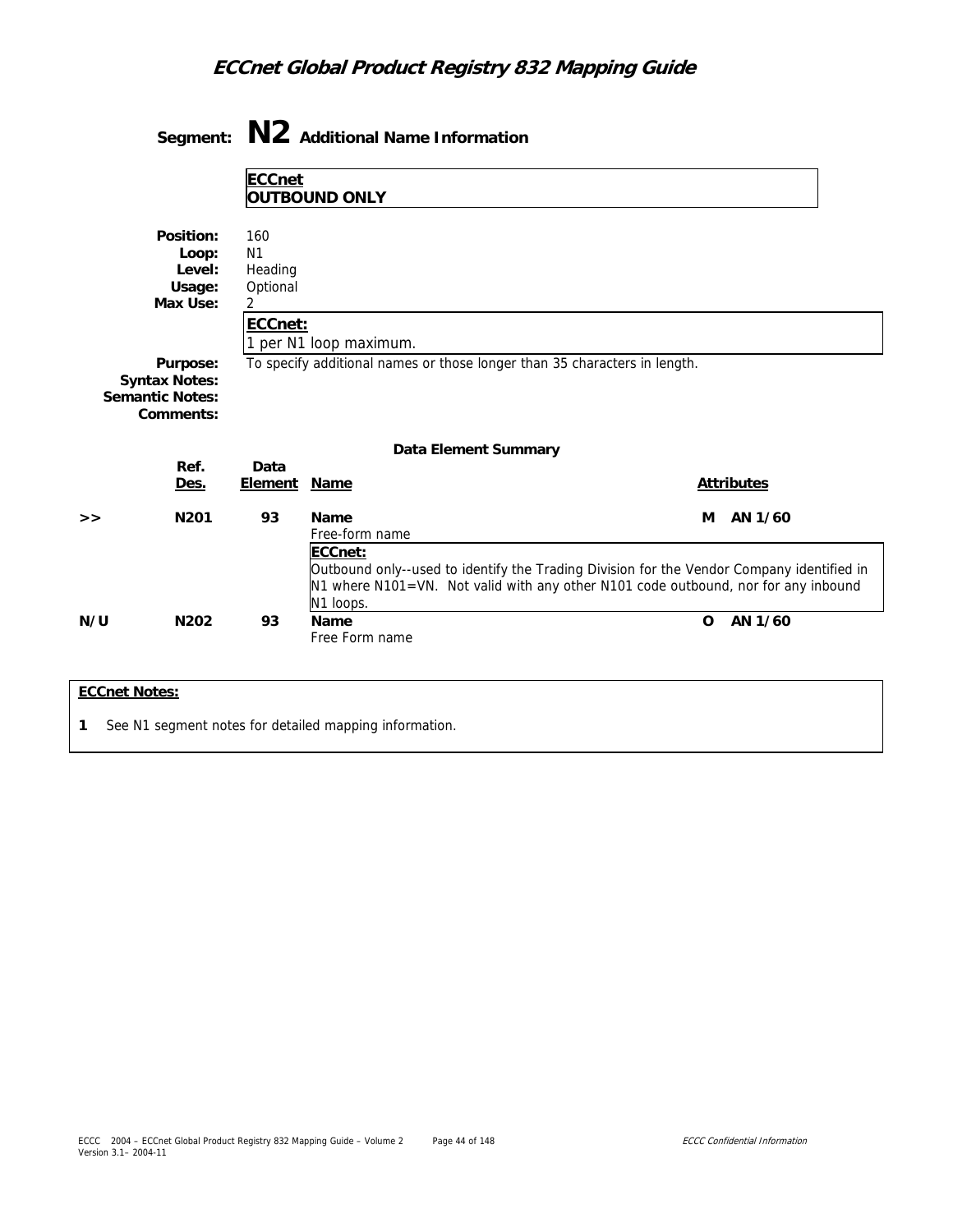# Segment: N2 Additional Name Information

**ECCnet**
**OUTBOUND ONLY**

**Position:** 160
**Loop:** N1
**Level:** Heading
**Usage:** Optional
**Max Use:** 2

**ECCnet:**
1 per N1 loop maximum.

**Purpose:** To specify additional names or those longer than 35 characters in length.
**Syntax Notes:**
**Semantic Notes:**
**Comments:**

## Data Element Summary

| | Ref. Des. | Data Element | Name | | Attributes |
|---|---|---|---|---|---|
| >> | N201 | 93 | **Name**<br>Free-form name<br>**ECCnet:**<br>Outbound only--used to identify the Trading Division for the Vendor Company identified in N1 where N101=VN. Not valid with any other N101 code outbound, nor for any inbound N1 loops. | M | AN 1/60 |
| N/U | N202 | 93 | **Name**<br>Free Form name | O | AN 1/60 |

**ECCnet Notes:**

1 See N1 segment notes for detailed mapping information.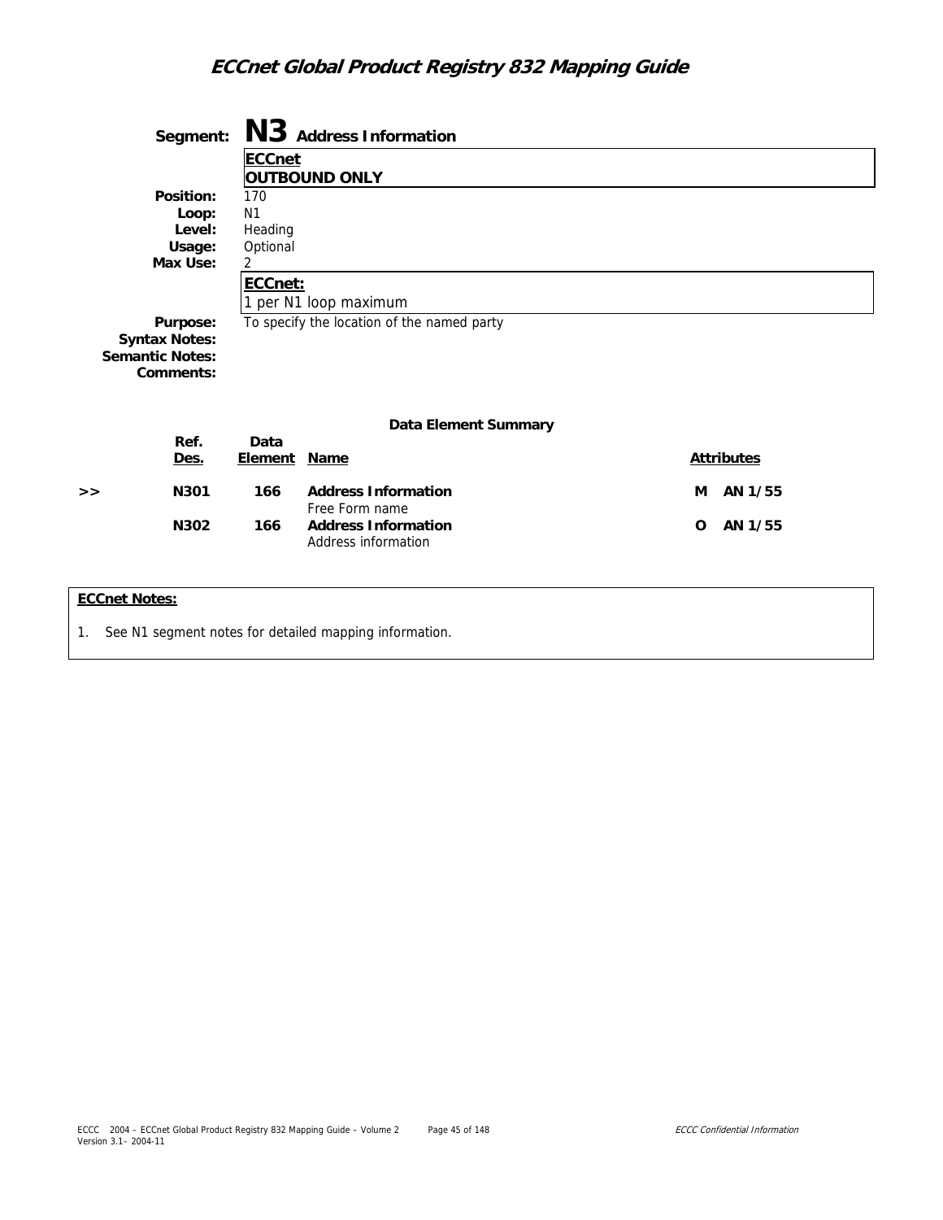# Segment: N3 Address Information

**ECCnet**
**OUTBOUND ONLY**

**Position:** 170
**Loop:** N1
**Level:** Heading
**Usage:** Optional
**Max Use:** 2

**ECCnet:**
1 per N1 loop maximum

**Purpose:** To specify the location of the named party
**Syntax Notes:**
**Semantic Notes:**
**Comments:**

## Data Element Summary

| | Ref. Des. | Data Element | Name | Attributes |
|---|---|---|---|---|
| >> | N301 | 166 | **Address Information**<br>Free Form name | M AN 1/55 |
| | N302 | 166 | **Address Information**<br>Address information | O AN 1/55 |

**ECCnet Notes:**

1. See N1 segment notes for detailed mapping information.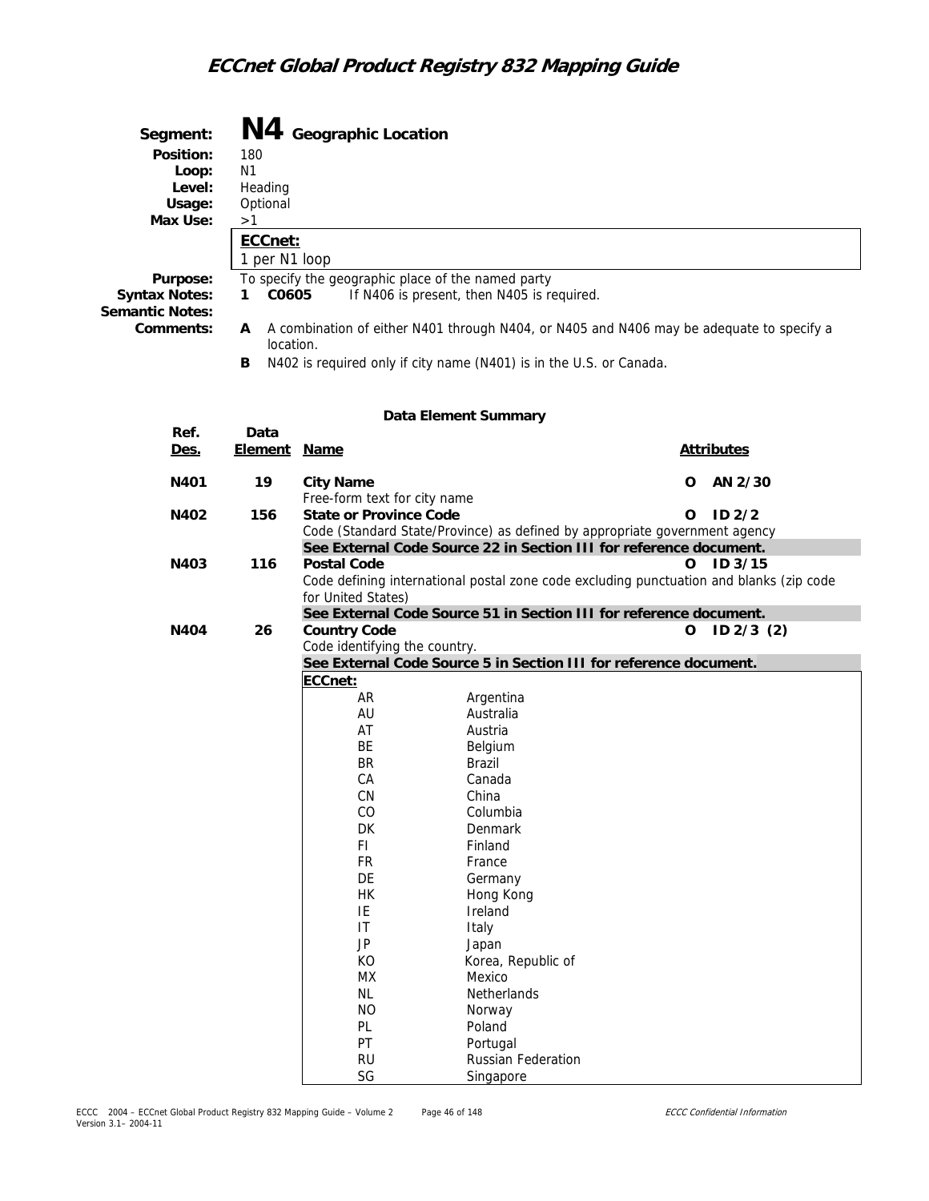## Segment: N4 Geographic Location

**Position:** 180
**Loop:** N1
**Level:** Heading
**Usage:** Optional
**Max Use:** >1

**ECCnet:**
1 per N1 loop

**Purpose:** To specify the geographic place of the named party
**Syntax Notes:** 1 **C0605** If N406 is present, then N405 is required.
**Semantic Notes:**
**Comments:**
- **A** A combination of either N401 through N404, or N405 and N406 may be adequate to specify a location.
- **B** N402 is required only if city name (N401) is in the U.S. or Canada.

### Data Element Summary

| Ref. Des. | Data Element | Name | Attributes |
|---|---|---|---|
| N401 | 19 | **City Name**<br>Free-form text for city name | O AN 2/30 |
| N402 | 156 | **State or Province Code**<br>Code (Standard State/Province) as defined by appropriate government agency<br>**See External Code Source 22 in Section III for reference document.** | O ID 2/2 |
| N403 | 116 | **Postal Code**<br>Code defining international postal zone code excluding punctuation and blanks (zip code for United States)<br>**See External Code Source 51 in Section III for reference document.** | O ID 3/15 |
| N404 | 26 | **Country Code**<br>Code identifying the country.<br>**See External Code Source 5 in Section III for reference document.** | O ID 2/3 (2) |

**ECCnet:**

| Code | Country |
|---|---|
| AR | Argentina |
| AU | Australia |
| AT | Austria |
| BE | Belgium |
| BR | Brazil |
| CA | Canada |
| CN | China |
| CO | Columbia |
| DK | Denmark |
| FI | Finland |
| FR | France |
| DE | Germany |
| HK | Hong Kong |
| IE | Ireland |
| IT | Italy |
| JP | Japan |
| KO | Korea, Republic of |
| MX | Mexico |
| NL | Netherlands |
| NO | Norway |
| PL | Poland |
| PT | Portugal |
| RU | Russian Federation |
| SG | Singapore |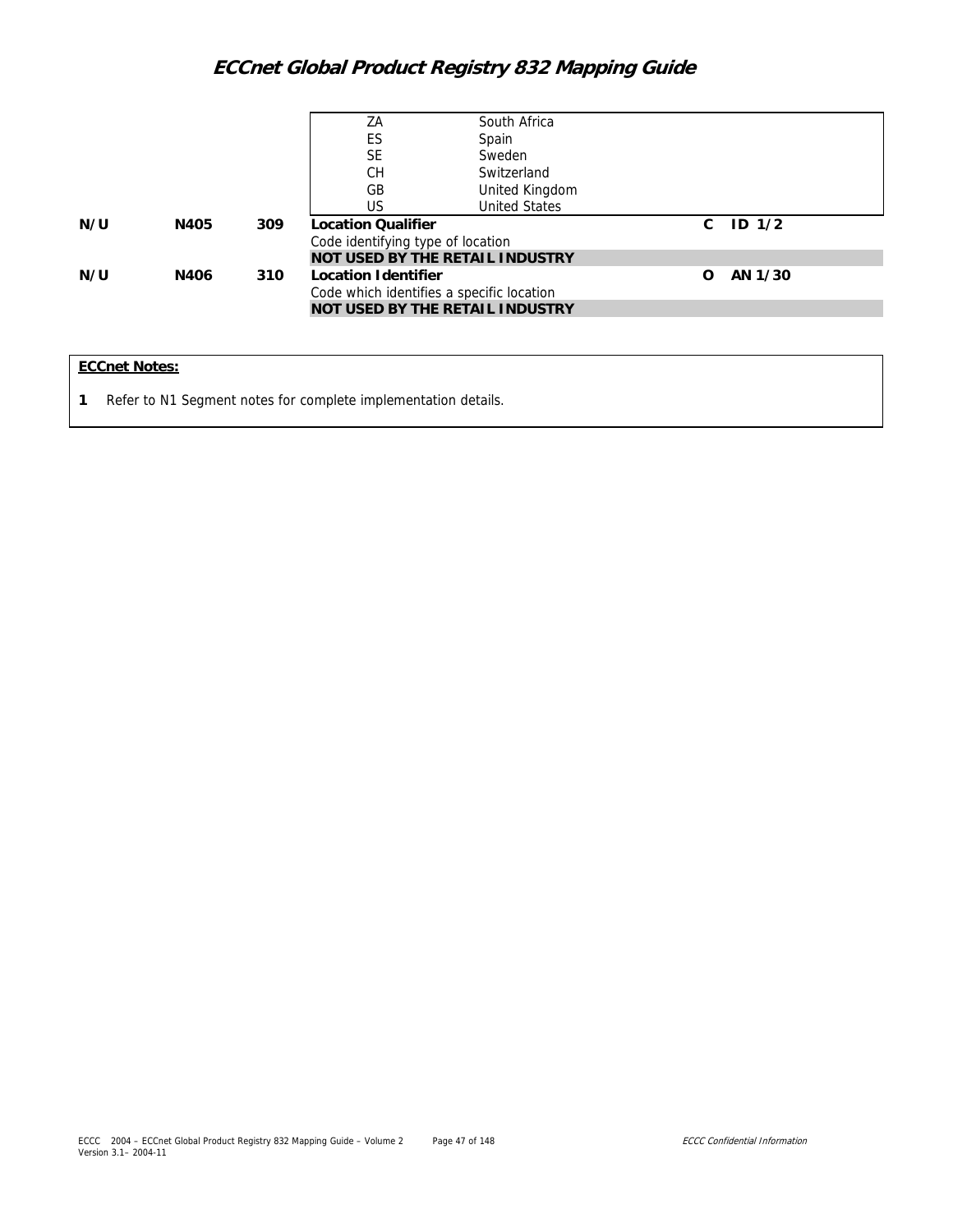| | | | | | |
|---|---|---|---|---|---|
| | | | ZA | South Africa | |
| | | | ES | Spain | |
| | | | SE | Sweden | |
| | | | CH | Switzerland | |
| | | | GB | United Kingdom | |
| | | | US | United States | |
| **N/U** | **N405** | **309** | **Location Qualifier**<br>Code identifying type of location<br>**NOT USED BY THE RETAIL INDUSTRY** | | **C ID 1/2** |
| **N/U** | **N406** | **310** | **Location Identifier**<br>Code which identifies a specific location<br>**NOT USED BY THE RETAIL INDUSTRY** | | **O AN 1/30** |

**ECCnet Notes:**

**1** Refer to N1 Segment notes for complete implementation details.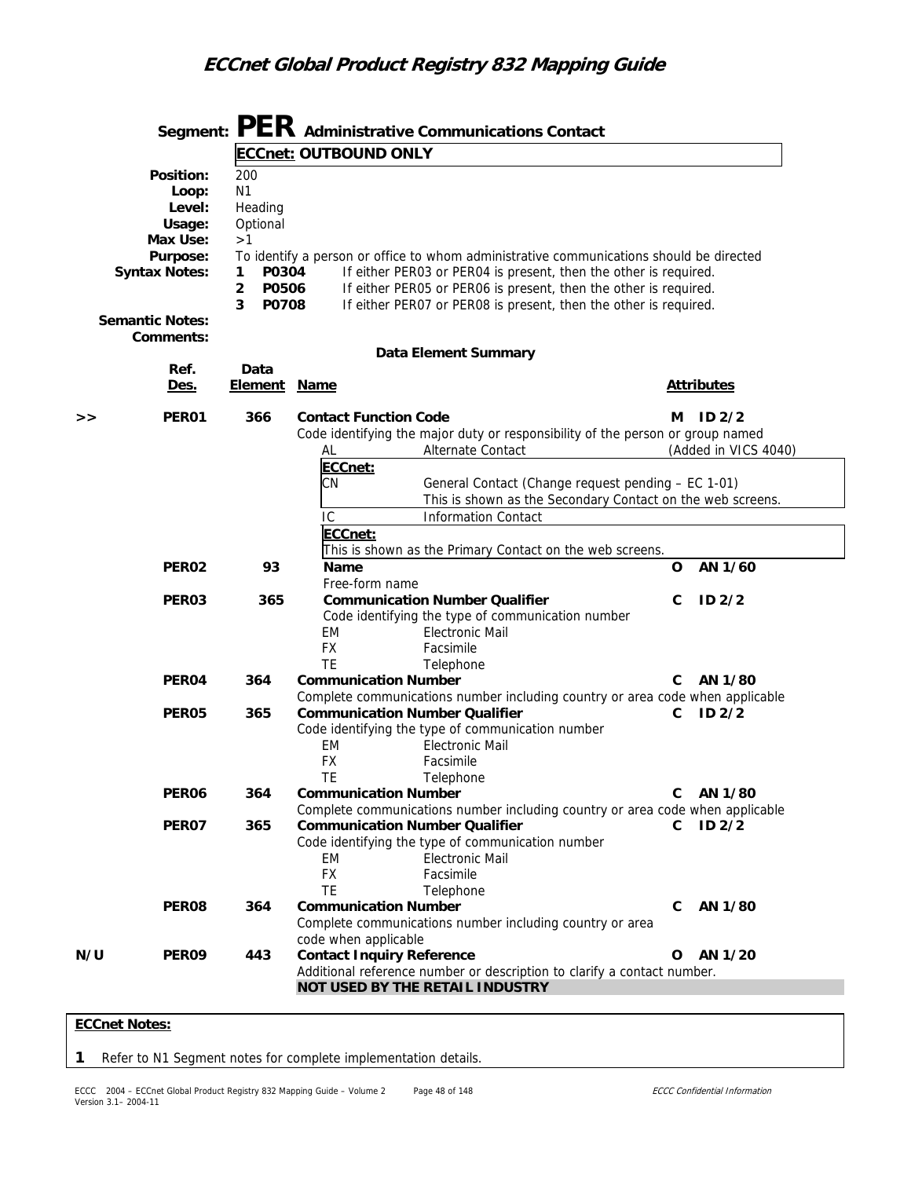# Segment: PER Administrative Communications Contact

**ECCnet: OUTBOUND ONLY**

**Position:** 200
**Loop:** N1
**Level:** Heading
**Usage:** Optional
**Max Use:** >1
**Purpose:** To identify a person or office to whom administrative communications should be directed
**Syntax Notes:**
1 **P0304** If either PER03 or PER04 is present, then the other is required.
2 **P0506** If either PER05 or PER06 is present, then the other is required.
3 **P0708** If either PER07 or PER08 is present, then the other is required.

**Semantic Notes:**
**Comments:**

### Data Element Summary

| | Ref. Des. | Data Element | Name | | Attributes |
|---|---|---|---|---|---|
| >> | **PER01** | **366** | **Contact Function Code**<br>Code identifying the major duty or responsibility of the person or group named<br>AL Alternate Contact (Added in VICS 4040)<br>**ECCnet:**<br>CN General Contact (Change request pending – EC 1-01)<br>This is shown as the Secondary Contact on the web screens.<br>IC Information Contact<br>**ECCnet:**<br>This is shown as the Primary Contact on the web screens. | **M** | **ID 2/2** |
| | **PER02** | **93** | **Name**<br>Free-form name | **O** | **AN 1/60** |
| | **PER03** | **365** | **Communication Number Qualifier**<br>Code identifying the type of communication number<br>EM Electronic Mail<br>FX Facsimile<br>TE Telephone | **C** | **ID 2/2** |
| | **PER04** | **364** | **Communication Number**<br>Complete communications number including country or area code when applicable | **C** | **AN 1/80** |
| | **PER05** | **365** | **Communication Number Qualifier**<br>Code identifying the type of communication number<br>EM Electronic Mail<br>FX Facsimile<br>TE Telephone | **C** | **ID 2/2** |
| | **PER06** | **364** | **Communication Number**<br>Complete communications number including country or area code when applicable | **C** | **AN 1/80** |
| | **PER07** | **365** | **Communication Number Qualifier**<br>Code identifying the type of communication number<br>EM Electronic Mail<br>FX Facsimile<br>TE Telephone | **C** | **ID 2/2** |
| | **PER08** | **364** | **Communication Number**<br>Complete communications number including country or area code when applicable | **C** | **AN 1/80** |
| N/U | **PER09** | **443** | **Contact Inquiry Reference**<br>Additional reference number or description to clarify a contact number.<br>**NOT USED BY THE RETAIL INDUSTRY** | **O** | **AN 1/20** |

**ECCnet Notes:**

**1** Refer to N1 Segment notes for complete implementation details.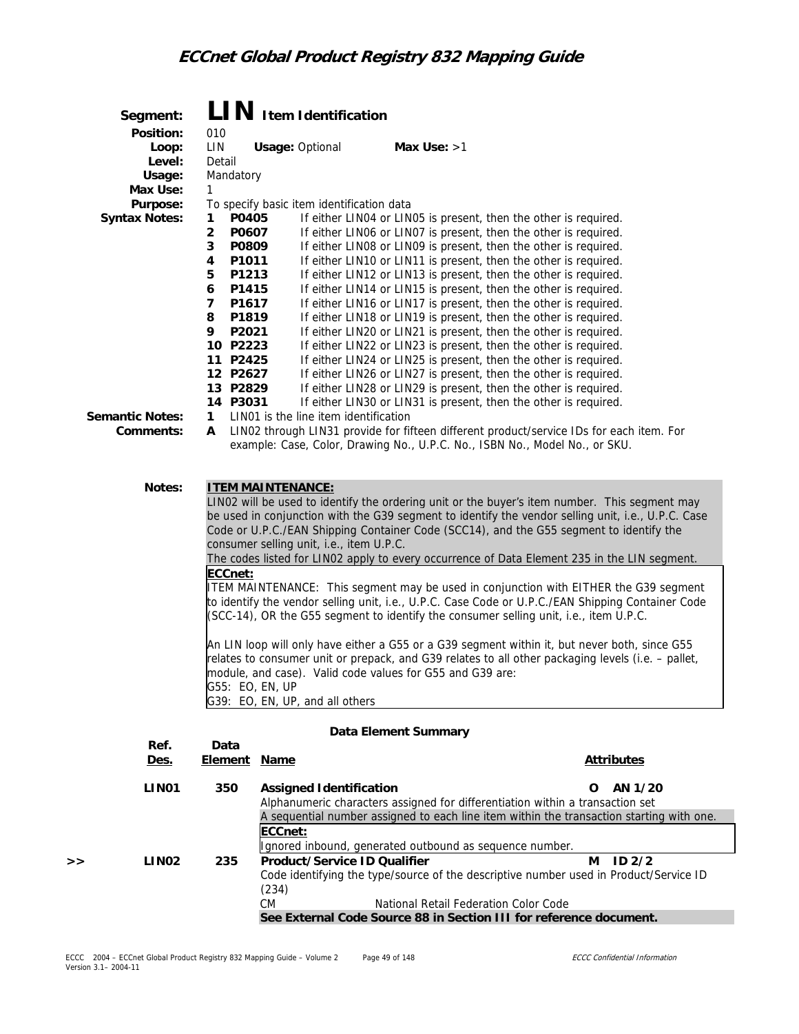# Segment: LIN Item Identification

**Position:** 010

**Loop:** LIN **Usage:** Optional **Max Use:** >1

**Level:** Detail

**Usage:** Mandatory

**Max Use:** 1

**Purpose:** To specify basic item identification data

**Syntax Notes:**

1. **P0405** If either LIN04 or LIN05 is present, then the other is required.
2. **P0607** If either LIN06 or LIN07 is present, then the other is required.
3. **P0809** If either LIN08 or LIN09 is present, then the other is required.
4. **P1011** If either LIN10 or LIN11 is present, then the other is required.
5. **P1213** If either LIN12 or LIN13 is present, then the other is required.
6. **P1415** If either LIN14 or LIN15 is present, then the other is required.
7. **P1617** If either LIN16 or LIN17 is present, then the other is required.
8. **P1819** If either LIN18 or LIN19 is present, then the other is required.
9. **P2021** If either LIN20 or LIN21 is present, then the other is required.
10. **P2223** If either LIN22 or LIN23 is present, then the other is required.
11. **P2425** If either LIN24 or LIN25 is present, then the other is required.
12. **P2627** If either LIN26 or LIN27 is present, then the other is required.
13. **P2829** If either LIN28 or LIN29 is present, then the other is required.
14. **P3031** If either LIN30 or LIN31 is present, then the other is required.

**Semantic Notes:**

1. LIN01 is the line item identification

**Comments:**

A. LIN02 through LIN31 provide for fifteen different product/service IDs for each item. For example: Case, Color, Drawing No., U.P.C. No., ISBN No., Model No., or SKU.

**Notes:**

**ITEM MAINTENANCE:**
LIN02 will be used to identify the ordering unit or the buyer's item number. This segment may be used in conjunction with the G39 segment to identify the vendor selling unit, i.e., U.P.C. Case Code or U.P.C./EAN Shipping Container Code (SCC14), and the G55 segment to identify the consumer selling unit, i.e., item U.P.C.
The codes listed for LIN02 apply to every occurrence of Data Element 235 in the LIN segment.

**ECCnet:**
ITEM MAINTENANCE: This segment may be used in conjunction with EITHER the G39 segment to identify the vendor selling unit, i.e., U.P.C. Case Code or U.P.C./EAN Shipping Container Code (SCC-14), OR the G55 segment to identify the consumer selling unit, i.e., item U.P.C.

An LIN loop will only have either a G55 or a G39 segment within it, but never both, since G55 relates to consumer unit or prepack, and G39 relates to all other packaging levels (i.e. – pallet, module, and case). Valid code values for G55 and G39 are:
G55: EO, EN, UP
G39: EO, EN, UP, and all others

## Data Element Summary

| | Ref. Des. | Data Element | Name | Attributes |
|---|---|---|---|---|
| | **LIN01** | **350** | **Assigned Identification**<br>Alphanumeric characters assigned for differentiation within a transaction set<br>A sequential number assigned to each line item within the transaction starting with one.<br>**ECCnet:**<br>Ignored inbound, generated outbound as sequence number. | **O AN 1/20** |
| >> | **LIN02** | **235** | **Product/Service ID Qualifier**<br>Code identifying the type/source of the descriptive number used in Product/Service ID (234)<br>CM National Retail Federation Color Code<br>**See External Code Source 88 in Section III for reference document.** | **M ID 2/2** |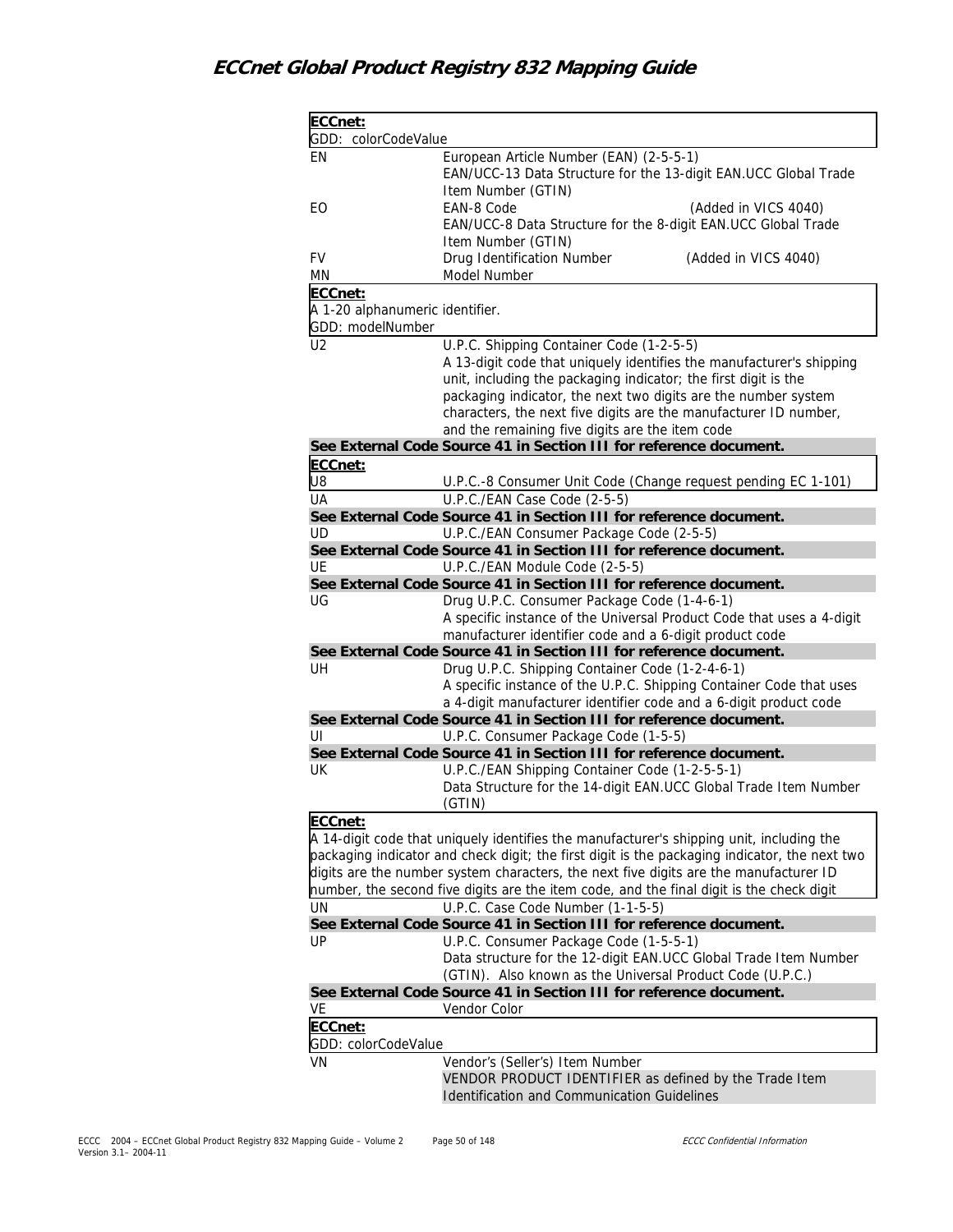| Code | Description |
|---|---|
| **ECCnet:**<br>GDD: colorCodeValue | |
| EN | European Article Number (EAN) (2-5-5-1)<br>EAN/UCC-13 Data Structure for the 13-digit EAN.UCC Global Trade Item Number (GTIN) |
| EO | EAN-8 Code (Added in VICS 4040)<br>EAN/UCC-8 Data Structure for the 8-digit EAN.UCC Global Trade Item Number (GTIN) |
| FV | Drug Identification Number (Added in VICS 4040) |
| MN | Model Number |
| **ECCnet:**<br>A 1-20 alphanumeric identifier.<br>GDD: modelNumber | |
| U2 | U.P.C. Shipping Container Code (1-2-5-5)<br>A 13-digit code that uniquely identifies the manufacturer's shipping unit, including the packaging indicator; the first digit is the packaging indicator, the next two digits are the number system characters, the next five digits are the manufacturer ID number, and the remaining five digits are the item code |
| **See External Code Source 41 in Section III for reference document.** | |
| **ECCnet:** | |
| U8 | U.P.C.-8 Consumer Unit Code (Change request pending EC 1-101) |
| UA | U.P.C./EAN Case Code (2-5-5) |
| **See External Code Source 41 in Section III for reference document.** | |
| UD | U.P.C./EAN Consumer Package Code (2-5-5) |
| **See External Code Source 41 in Section III for reference document.** | |
| UE | U.P.C./EAN Module Code (2-5-5) |
| **See External Code Source 41 in Section III for reference document.** | |
| UG | Drug U.P.C. Consumer Package Code (1-4-6-1)<br>A specific instance of the Universal Product Code that uses a 4-digit manufacturer identifier code and a 6-digit product code |
| **See External Code Source 41 in Section III for reference document.** | |
| UH | Drug U.P.C. Shipping Container Code (1-2-4-6-1)<br>A specific instance of the U.P.C. Shipping Container Code that uses a 4-digit manufacturer identifier code and a 6-digit product code |
| **See External Code Source 41 in Section III for reference document.** | |
| UI | U.P.C. Consumer Package Code (1-5-5) |
| **See External Code Source 41 in Section III for reference document.** | |
| UK | U.P.C./EAN Shipping Container Code (1-2-5-5-1)<br>Data Structure for the 14-digit EAN.UCC Global Trade Item Number (GTIN) |
| **ECCnet:**<br>A 14-digit code that uniquely identifies the manufacturer's shipping unit, including the packaging indicator and check digit; the first digit is the packaging indicator, the next two digits are the number system characters, the next five digits are the manufacturer ID number, the second five digits are the item code, and the final digit is the check digit | |
| UN | U.P.C. Case Code Number (1-1-5-5) |
| **See External Code Source 41 in Section III for reference document.** | |
| UP | U.P.C. Consumer Package Code (1-5-5-1)<br>Data structure for the 12-digit EAN.UCC Global Trade Item Number (GTIN). Also known as the Universal Product Code (U.P.C.) |
| **See External Code Source 41 in Section III for reference document.** | |
| VE | Vendor Color |
| **ECCnet:**<br>GDD: colorCodeValue | |
| VN | Vendor's (Seller's) Item Number<br>VENDOR PRODUCT IDENTIFIER as defined by the Trade Item Identification and Communication Guidelines |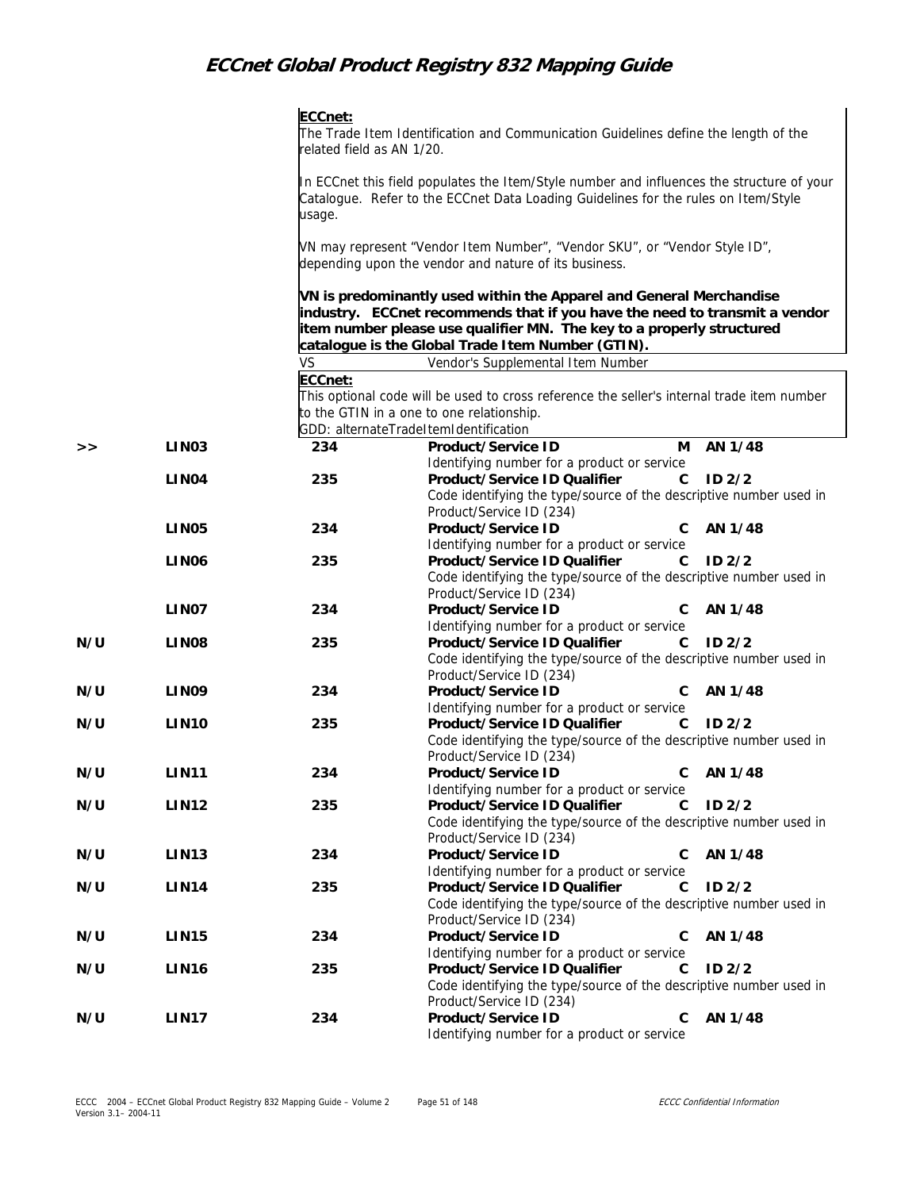**ECCnet:**
The Trade Item Identification and Communication Guidelines define the length of the related field as AN 1/20.

In ECCnet this field populates the Item/Style number and influences the structure of your Catalogue. Refer to the ECCnet Data Loading Guidelines for the rules on Item/Style usage.

VN may represent "Vendor Item Number", "Vendor SKU", or "Vendor Style ID", depending upon the vendor and nature of its business.

**VN is predominantly used within the Apparel and General Merchandise industry. ECCnet recommends that if you have the need to transmit a vendor item number please use qualifier MN. The key to a properly structured catalogue is the Global Trade Item Number (GTIN).**

VS Vendor's Supplemental Item Number

**ECCnet:**
This optional code will be used to cross reference the seller's internal trade item number to the GTIN in a one to one relationship.
GDD: alternateTradeItemIdentification

| | | | | | |
|---|---|---|---|---|---|
| >> | **LIN03** | **234** | **Product/Service ID**<br>Identifying number for a product or service | **M** | **AN 1/48** |
| | **LIN04** | **235** | **Product/Service ID Qualifier**<br>Code identifying the type/source of the descriptive number used in Product/Service ID (234) | **C** | **ID 2/2** |
| | **LIN05** | **234** | **Product/Service ID**<br>Identifying number for a product or service | **C** | **AN 1/48** |
| | **LIN06** | **235** | **Product/Service ID Qualifier**<br>Code identifying the type/source of the descriptive number used in Product/Service ID (234) | **C** | **ID 2/2** |
| | **LIN07** | **234** | **Product/Service ID**<br>Identifying number for a product or service | **C** | **AN 1/48** |
| **N/U** | **LIN08** | **235** | **Product/Service ID Qualifier**<br>Code identifying the type/source of the descriptive number used in Product/Service ID (234) | **C** | **ID 2/2** |
| **N/U** | **LIN09** | **234** | **Product/Service ID**<br>Identifying number for a product or service | **C** | **AN 1/48** |
| **N/U** | **LIN10** | **235** | **Product/Service ID Qualifier**<br>Code identifying the type/source of the descriptive number used in Product/Service ID (234) | **C** | **ID 2/2** |
| **N/U** | **LIN11** | **234** | **Product/Service ID**<br>Identifying number for a product or service | **C** | **AN 1/48** |
| **N/U** | **LIN12** | **235** | **Product/Service ID Qualifier**<br>Code identifying the type/source of the descriptive number used in Product/Service ID (234) | **C** | **ID 2/2** |
| **N/U** | **LIN13** | **234** | **Product/Service ID**<br>Identifying number for a product or service | **C** | **AN 1/48** |
| **N/U** | **LIN14** | **235** | **Product/Service ID Qualifier**<br>Code identifying the type/source of the descriptive number used in Product/Service ID (234) | **C** | **ID 2/2** |
| **N/U** | **LIN15** | **234** | **Product/Service ID**<br>Identifying number for a product or service | **C** | **AN 1/48** |
| **N/U** | **LIN16** | **235** | **Product/Service ID Qualifier**<br>Code identifying the type/source of the descriptive number used in Product/Service ID (234) | **C** | **ID 2/2** |
| **N/U** | **LIN17** | **234** | **Product/Service ID**<br>Identifying number for a product or service | **C** | **AN 1/48** |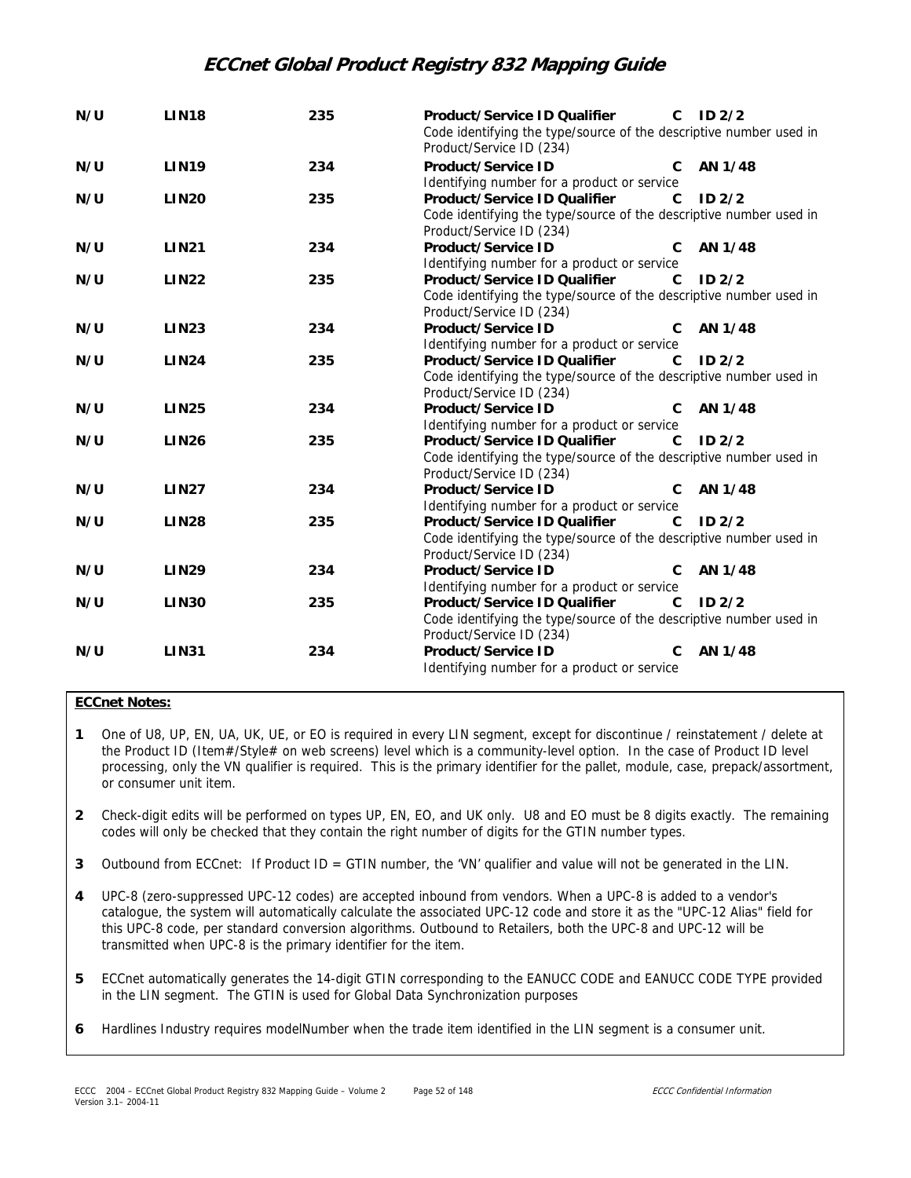| | | | | | |
|---|---|---|---|---|---|
| **N/U** | **LIN18** | **235** | **Product/Service ID Qualifier**<br>Code identifying the type/source of the descriptive number used in Product/Service ID (234) | **C** | **ID 2/2** |
| **N/U** | **LIN19** | **234** | **Product/Service ID**<br>Identifying number for a product or service | **C** | **AN 1/48** |
| **N/U** | **LIN20** | **235** | **Product/Service ID Qualifier**<br>Code identifying the type/source of the descriptive number used in Product/Service ID (234) | **C** | **ID 2/2** |
| **N/U** | **LIN21** | **234** | **Product/Service ID**<br>Identifying number for a product or service | **C** | **AN 1/48** |
| **N/U** | **LIN22** | **235** | **Product/Service ID Qualifier**<br>Code identifying the type/source of the descriptive number used in Product/Service ID (234) | **C** | **ID 2/2** |
| **N/U** | **LIN23** | **234** | **Product/Service ID**<br>Identifying number for a product or service | **C** | **AN 1/48** |
| **N/U** | **LIN24** | **235** | **Product/Service ID Qualifier**<br>Code identifying the type/source of the descriptive number used in Product/Service ID (234) | **C** | **ID 2/2** |
| **N/U** | **LIN25** | **234** | **Product/Service ID**<br>Identifying number for a product or service | **C** | **AN 1/48** |
| **N/U** | **LIN26** | **235** | **Product/Service ID Qualifier**<br>Code identifying the type/source of the descriptive number used in Product/Service ID (234) | **C** | **ID 2/2** |
| **N/U** | **LIN27** | **234** | **Product/Service ID**<br>Identifying number for a product or service | **C** | **AN 1/48** |
| **N/U** | **LIN28** | **235** | **Product/Service ID Qualifier**<br>Code identifying the type/source of the descriptive number used in Product/Service ID (234) | **C** | **ID 2/2** |
| **N/U** | **LIN29** | **234** | **Product/Service ID**<br>Identifying number for a product or service | **C** | **AN 1/48** |
| **N/U** | **LIN30** | **235** | **Product/Service ID Qualifier**<br>Code identifying the type/source of the descriptive number used in Product/Service ID (234) | **C** | **ID 2/2** |
| **N/U** | **LIN31** | **234** | **Product/Service ID**<br>Identifying number for a product or service | **C** | **AN 1/48** |

**ECCnet Notes:**

1. One of U8, UP, EN, UA, UK, UE, or EO is required in every LIN segment, except for discontinue / reinstatement / delete at the Product ID (Item#/Style# on web screens) level which is a community-level option. In the case of Product ID level processing, only the VN qualifier is required. This is the primary identifier for the pallet, module, case, prepack/assortment, or consumer unit item.

2. Check-digit edits will be performed on types UP, EN, EO, and UK only. U8 and EO must be 8 digits exactly. The remaining codes will only be checked that they contain the right number of digits for the GTIN number types.

3. Outbound from ECCnet: If Product ID = GTIN number, the 'VN' qualifier and value will not be generated in the LIN.

4. UPC-8 (zero-suppressed UPC-12 codes) are accepted inbound from vendors. When a UPC-8 is added to a vendor's catalogue, the system will automatically calculate the associated UPC-12 code and store it as the "UPC-12 Alias" field for this UPC-8 code, per standard conversion algorithms. Outbound to Retailers, both the UPC-8 and UPC-12 will be transmitted when UPC-8 is the primary identifier for the item.

5. ECCnet automatically generates the 14-digit GTIN corresponding to the EANUCC CODE and EANUCC CODE TYPE provided in the LIN segment. The GTIN is used for Global Data Synchronization purposes

6. Hardlines Industry requires modelNumber when the trade item identified in the LIN segment is a consumer unit.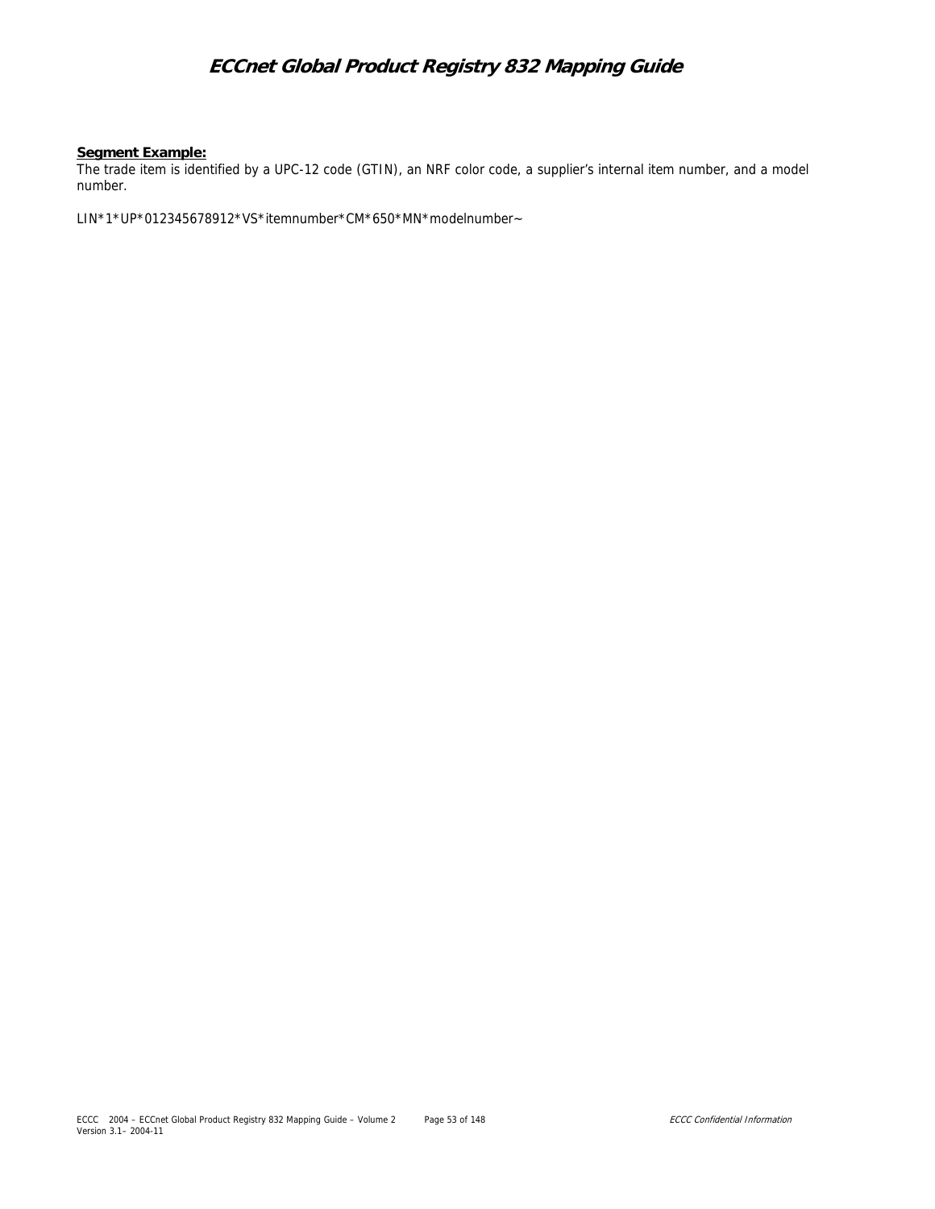**Segment Example:**

The trade item is identified by a UPC-12 code (GTIN), an NRF color code, a supplier's internal item number, and a model number.

LIN*1*UP*012345678912*VS*itemnumber*CM*650*MN*modelnumber~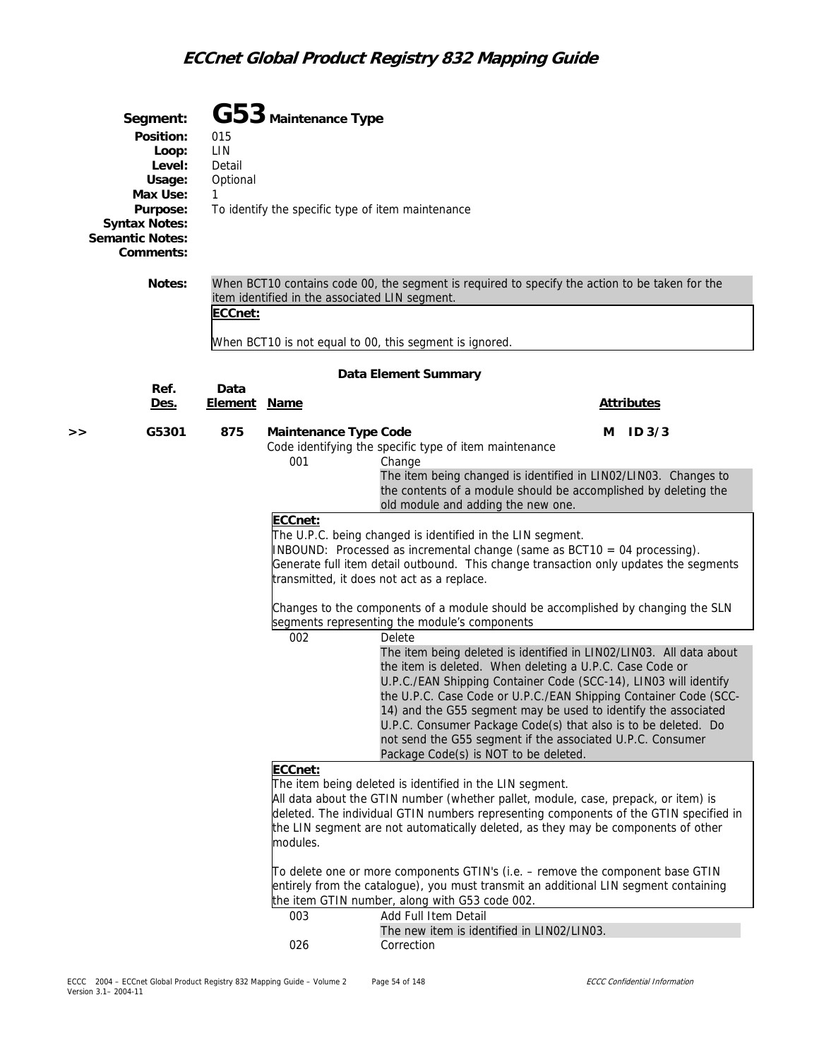# Segment: G53 Maintenance Type

**Position:** 015
**Loop:** LIN
**Level:** Detail
**Usage:** Optional
**Max Use:** 1
**Purpose:** To identify the specific type of item maintenance
**Syntax Notes:**
**Semantic Notes:**
**Comments:**

**Notes:** When BCT10 contains code 00, the segment is required to specify the action to be taken for the item identified in the associated LIN segment.

**ECCnet:**

When BCT10 is not equal to 00, this segment is ignored.

### Data Element Summary

| | Ref. Des. | Data Element | Name | Attributes |
|---|---|---|---|---|
| >> | G5301 | 875 | **Maintenance Type Code** | **M ID 3/3** |

Code identifying the specific type of item maintenance

**001** Change

The item being changed is identified in LIN02/LIN03. Changes to the contents of a module should be accomplished by deleting the old module and adding the new one.

**ECCnet:**

The U.P.C. being changed is identified in the LIN segment.
INBOUND: Processed as incremental change (same as BCT10 = 04 processing). Generate full item detail outbound. This change transaction only updates the segments transmitted, it does not act as a replace.

Changes to the components of a module should be accomplished by changing the SLN segments representing the module's components

**002** Delete

The item being deleted is identified in LIN02/LIN03. All data about the item is deleted. When deleting a U.P.C. Case Code or U.P.C./EAN Shipping Container Code (SCC-14), LIN03 will identify the U.P.C. Case Code or U.P.C./EAN Shipping Container Code (SCC-14) and the G55 segment may be used to identify the associated U.P.C. Consumer Package Code(s) that also is to be deleted. Do not send the G55 segment if the associated U.P.C. Consumer Package Code(s) is NOT to be deleted.

**ECCnet:**

The item being deleted is identified in the LIN segment.
All data about the GTIN number (whether pallet, module, case, prepack, or item) is deleted. The individual GTIN numbers representing components of the GTIN specified in the LIN segment are not automatically deleted, as they may be components of other modules.

To delete one or more components GTIN's (i.e. – remove the component base GTIN entirely from the catalogue), you must transmit an additional LIN segment containing the item GTIN number, along with G53 code 002.

**003** Add Full Item Detail

The new item is identified in LIN02/LIN03.

**026** Correction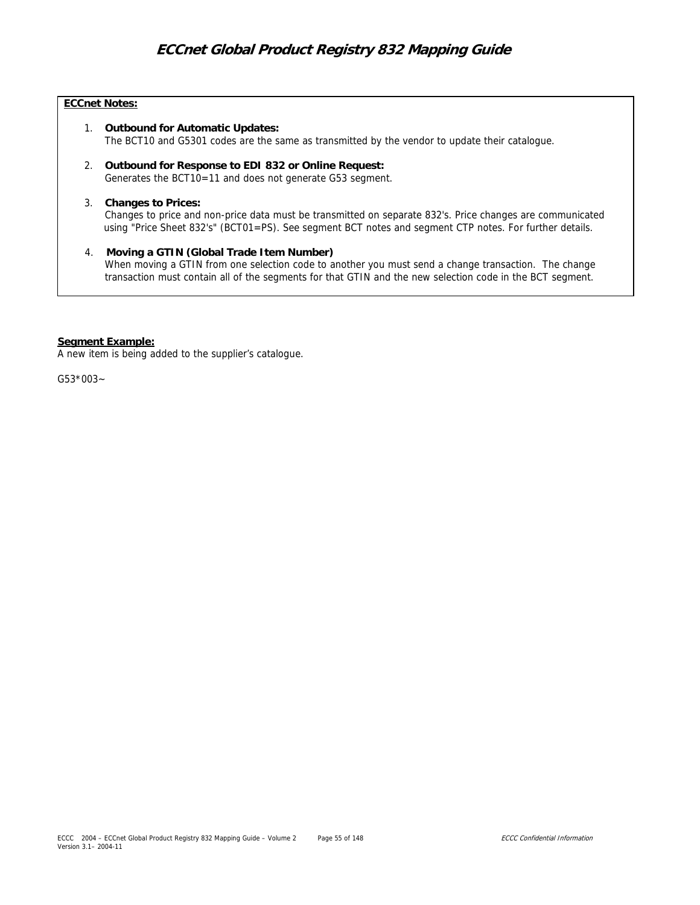**ECCnet Notes:**

1. **Outbound for Automatic Updates:**
   The BCT10 and G5301 codes are the same as transmitted by the vendor to update their catalogue.

2. **Outbound for Response to EDI 832 or Online Request:**
   Generates the BCT10=11 and does not generate G53 segment.

3. **Changes to Prices:**
   Changes to price and non-price data must be transmitted on separate 832's. Price changes are communicated using "Price Sheet 832's" (BCT01=PS). See segment BCT notes and segment CTP notes. For further details.

4. **Moving a GTIN (Global Trade Item Number)**
   When moving a GTIN from one selection code to another you must send a change transaction. The change transaction must contain all of the segments for that GTIN and the new selection code in the BCT segment.

**Segment Example:**

A new item is being added to the supplier's catalogue.

```
G53*003~
```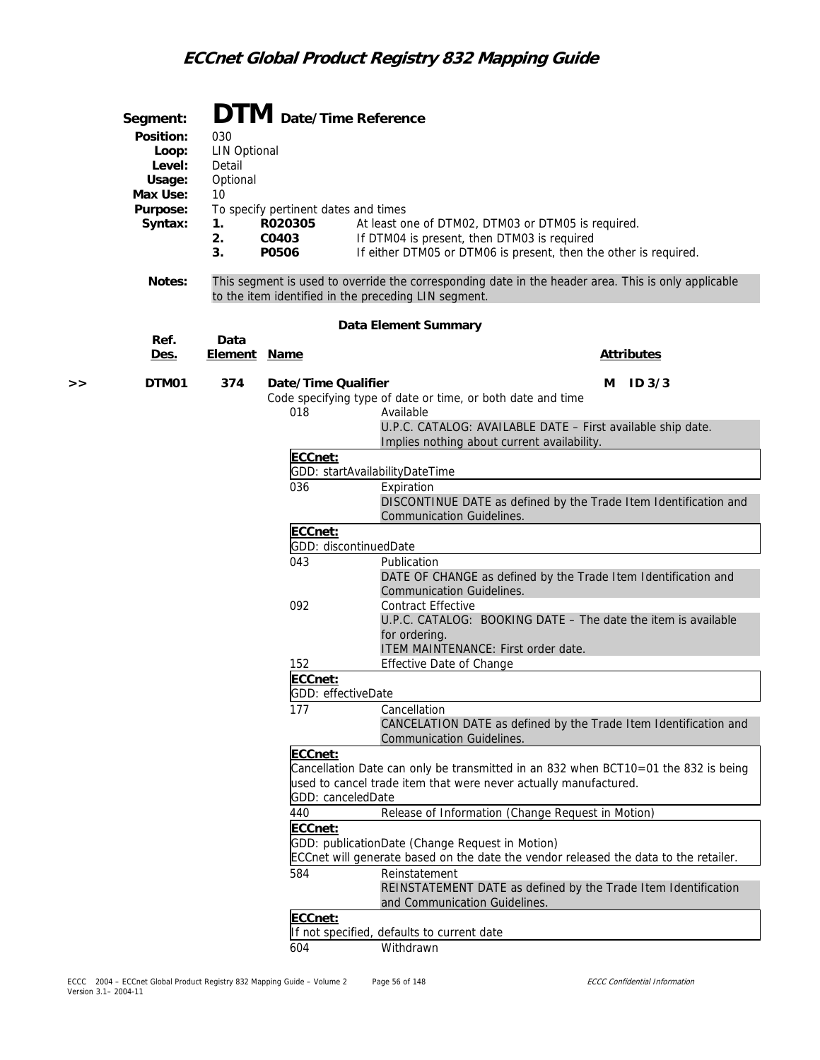# Segment: DTM Date/Time Reference

**Position:** 030
**Loop:** LIN Optional
**Level:** Detail
**Usage:** Optional
**Max Use:** 10
**Purpose:** To specify pertinent dates and times
**Syntax:**
1. **R020305** At least one of DTM02, DTM03 or DTM05 is required.
2. **C0403** If DTM04 is present, then DTM03 is required
3. **P0506** If either DTM05 or DTM06 is present, then the other is required.

**Notes:** This segment is used to override the corresponding date in the header area. This is only applicable to the item identified in the preceding LIN segment.

### Data Element Summary

| | Ref. Des. | Data Element | Name | Attributes |
|---|---|---|---|---|
| >> | **DTM01** | **374** | **Date/Time Qualifier** | **M ID 3/3** |

Code specifying type of date or time, or both date and time

- **018** Available
  U.P.C. CATALOG: AVAILABLE DATE – First available ship date. Implies nothing about current availability.
  **ECCnet:**
  GDD: startAvailabilityDateTime
- **036** Expiration
  DISCONTINUE DATE as defined by the Trade Item Identification and Communication Guidelines.
  **ECCnet:**
  GDD: discontinuedDate
- **043** Publication
  DATE OF CHANGE as defined by the Trade Item Identification and Communication Guidelines.
- **092** Contract Effective
  U.P.C. CATALOG: BOOKING DATE – The date the item is available for ordering.
  ITEM MAINTENANCE: First order date.
- **152** Effective Date of Change
  **ECCnet:**
  GDD: effectiveDate
- **177** Cancellation
  CANCELATION DATE as defined by the Trade Item Identification and Communication Guidelines.
  **ECCnet:**
  Cancellation Date can only be transmitted in an 832 when BCT10=01 the 832 is being used to cancel trade item that were never actually manufactured.
  GDD: canceledDate
- **440** Release of Information (Change Request in Motion)
  **ECCnet:**
  GDD: publicationDate (Change Request in Motion)
  ECCnet will generate based on the date the vendor released the data to the retailer.
- **584** Reinstatement
  REINSTATEMENT DATE as defined by the Trade Item Identification and Communication Guidelines.
  **ECCnet:**
  If not specified, defaults to current date
- **604** Withdrawn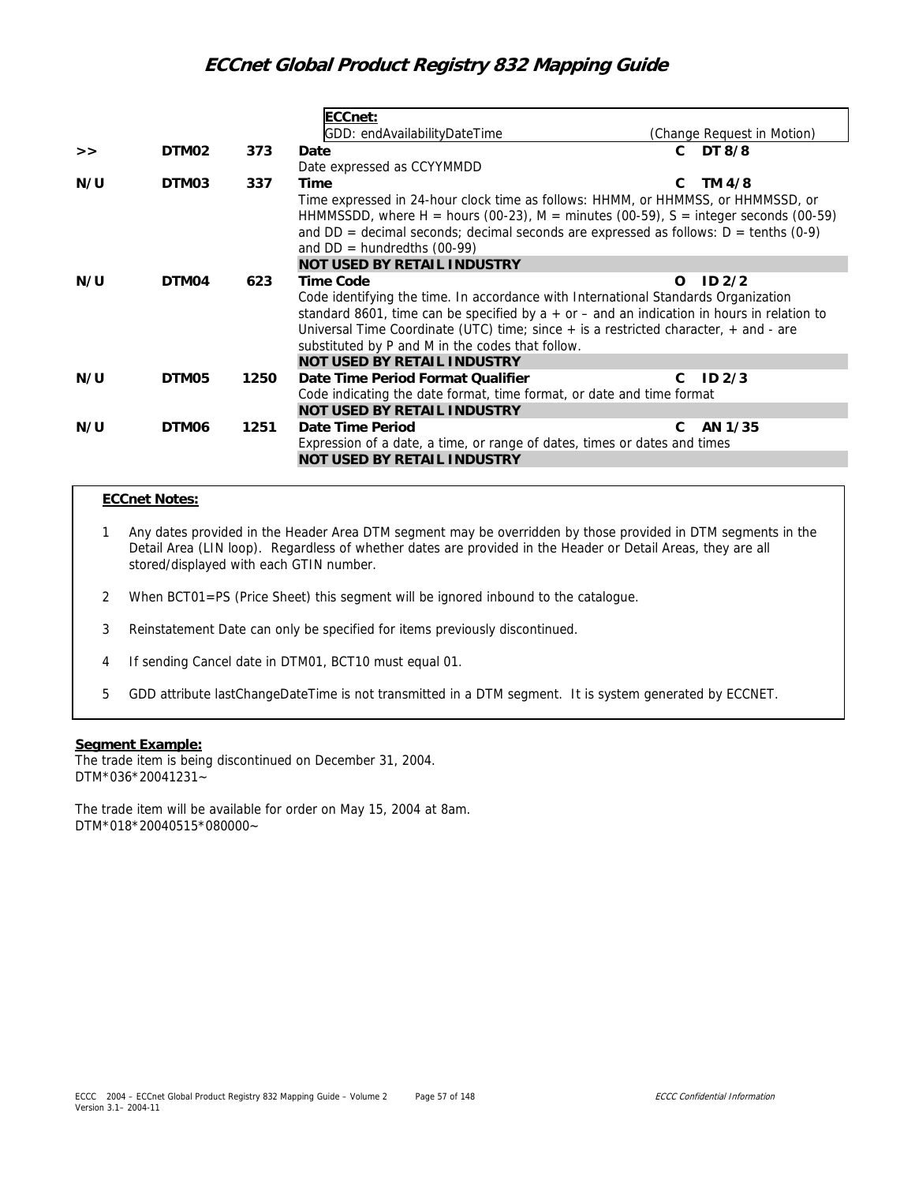| | | | | | |
|---|---|---|---|---|---|
| | | | **ECCnet:**<br>GDD: endAvailabilityDateTime | | (Change Request in Motion) |
| >> | DTM02 | 373 | **Date**<br>Date expressed as CCYYMMDD | C | DT 8/8 |
| N/U | DTM03 | 337 | **Time**<br>Time expressed in 24-hour clock time as follows: HHMM, or HHMMSS, or HHMMSSD, or HHMMSSDD, where H = hours (00-23), M = minutes (00-59), S = integer seconds (00-59) and DD = decimal seconds; decimal seconds are expressed as follows: D = tenths (0-9) and DD = hundredths (00-99)<br>**NOT USED BY RETAIL INDUSTRY** | C | TM 4/8 |
| N/U | DTM04 | 623 | **Time Code**<br>Code identifying the time. In accordance with International Standards Organization standard 8601, time can be specified by a + or – and an indication in hours in relation to Universal Time Coordinate (UTC) time; since + is a restricted character, + and - are substituted by P and M in the codes that follow.<br>**NOT USED BY RETAIL INDUSTRY** | O | ID 2/2 |
| N/U | DTM05 | 1250 | **Date Time Period Format Qualifier**<br>Code indicating the date format, time format, or date and time format<br>**NOT USED BY RETAIL INDUSTRY** | C | ID 2/3 |
| N/U | DTM06 | 1251 | **Date Time Period**<br>Expression of a date, a time, or range of dates, times or dates and times<br>**NOT USED BY RETAIL INDUSTRY** | C | AN 1/35 |

**ECCnet Notes:**

1. Any dates provided in the Header Area DTM segment may be overridden by those provided in DTM segments in the Detail Area (LIN loop). Regardless of whether dates are provided in the Header or Detail Areas, they are all stored/displayed with each GTIN number.
2. When BCT01=PS (Price Sheet) this segment will be ignored inbound to the catalogue.
3. Reinstatement Date can only be specified for items previously discontinued.
4. If sending Cancel date in DTM01, BCT10 must equal 01.
5. GDD attribute lastChangeDateTime is not transmitted in a DTM segment. It is system generated by ECCNET.

**Segment Example:**

The trade item is being discontinued on December 31, 2004.
DTM*036*20041231~

The trade item will be available for order on May 15, 2004 at 8am.
DTM*018*20040515*080000~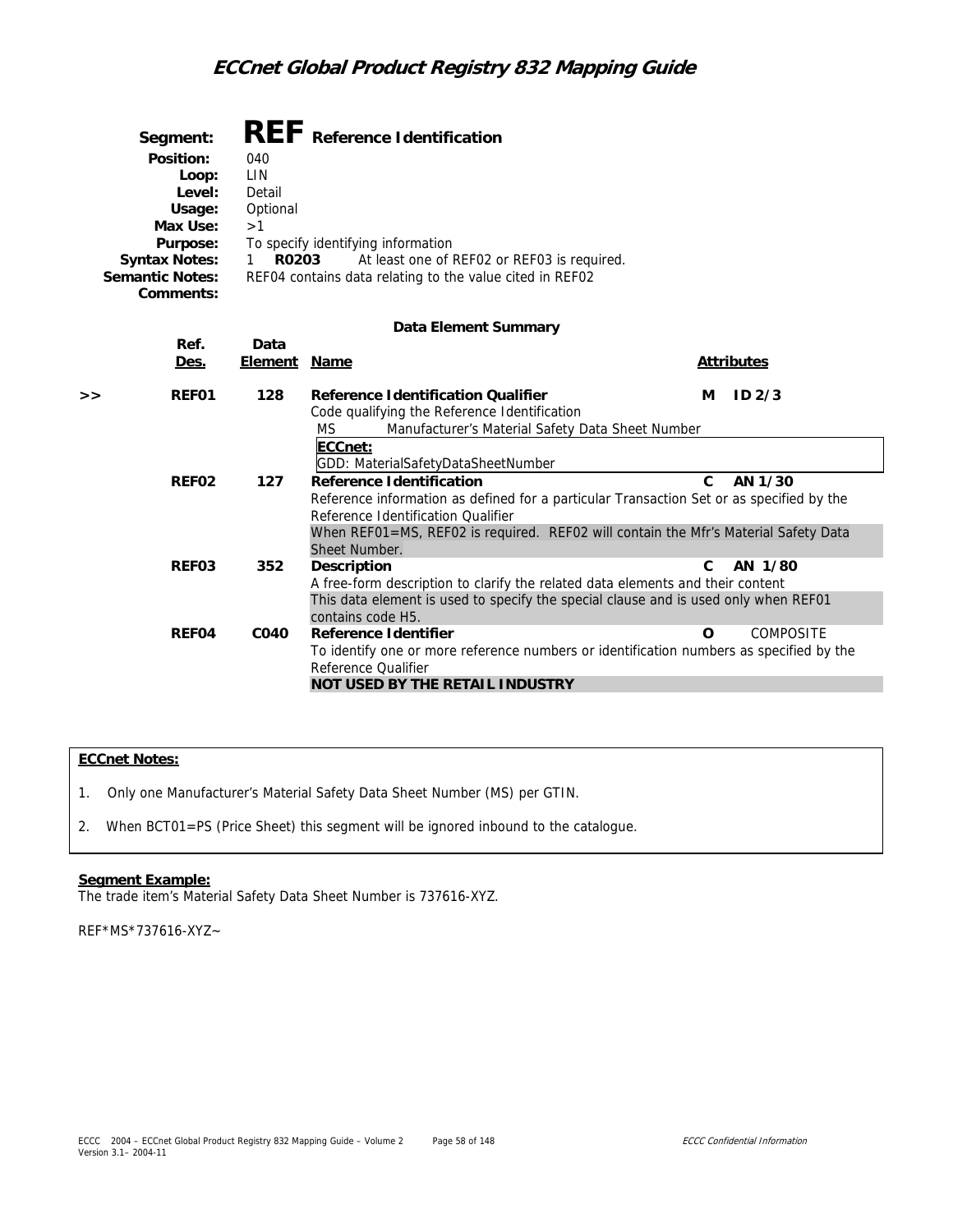# Segment: REF Reference Identification

**Position:** 040
**Loop:** LIN
**Level:** Detail
**Usage:** Optional
**Max Use:** >1
**Purpose:** To specify identifying information
**Syntax Notes:** 1 **R0203** At least one of REF02 or REF03 is required.
**Semantic Notes:** REF04 contains data relating to the value cited in REF02
**Comments:**

### Data Element Summary

| | Ref. Des. | Data Element | Name | Attributes |
|---|---|---|---|---|
| >> | REF01 | 128 | **Reference Identification Qualifier**<br>Code qualifying the Reference Identification<br>MS Manufacturer's Material Safety Data Sheet Number<br>**ECCnet:**<br>GDD: MaterialSafetyDataSheetNumber | M ID 2/3 |
| | REF02 | 127 | **Reference Identification**<br>Reference information as defined for a particular Transaction Set or as specified by the Reference Identification Qualifier<br>When REF01=MS, REF02 is required. REF02 will contain the Mfr's Material Safety Data Sheet Number. | C AN 1/30 |
| | REF03 | 352 | **Description**<br>A free-form description to clarify the related data elements and their content<br>This data element is used to specify the special clause and is used only when REF01 contains code H5. | C AN 1/80 |
| | REF04 | C040 | **Reference Identifier**<br>To identify one or more reference numbers or identification numbers as specified by the Reference Qualifier<br>**NOT USED BY THE RETAIL INDUSTRY** | O COMPOSITE |

**ECCnet Notes:**

1. Only one Manufacturer's Material Safety Data Sheet Number (MS) per GTIN.
2. When BCT01=PS (Price Sheet) this segment will be ignored inbound to the catalogue.

**Segment Example:**

The trade item's Material Safety Data Sheet Number is 737616-XYZ.

REF*MS*737616-XYZ~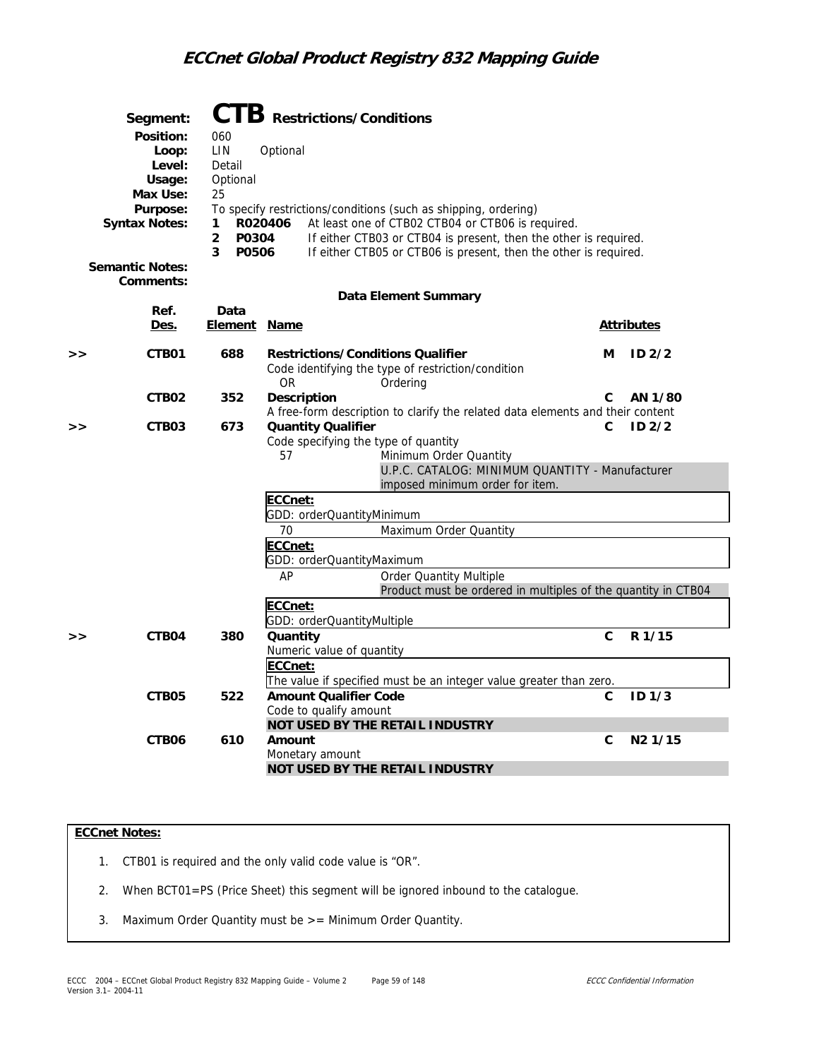## Segment: CTB Restrictions/Conditions

**Position:** 060
**Loop:** LIN Optional
**Level:** Detail
**Usage:** Optional
**Max Use:** 25
**Purpose:** To specify restrictions/conditions (such as shipping, ordering)
**Syntax Notes:**
1 R020406 At least one of CTB02 CTB04 or CTB06 is required.
2 P0304 If either CTB03 or CTB04 is present, then the other is required.
3 P0506 If either CTB05 or CTB06 is present, then the other is required.

**Semantic Notes:**
**Comments:**

### Data Element Summary

| | Ref. Des. | Data Element | Name | | Attributes |
|---|---|---|---|---|---|
| >> | CTB01 | 688 | **Restrictions/Conditions Qualifier**<br>Code identifying the type of restriction/condition<br>OR Ordering | M | ID 2/2 |
| | CTB02 | 352 | **Description**<br>A free-form description to clarify the related data elements and their content | C | AN 1/80 |
| >> | CTB03 | 673 | **Quantity Qualifier**<br>Code specifying the type of quantity<br>57 Minimum Order Quantity<br>U.P.C. CATALOG: MINIMUM QUANTITY - Manufacturer imposed minimum order for item.<br>**ECCnet:**<br>GDD: orderQuantityMinimum<br>70 Maximum Order Quantity<br>**ECCnet:**<br>GDD: orderQuantityMaximum<br>AP Order Quantity Multiple<br>Product must be ordered in multiples of the quantity in CTB04<br>**ECCnet:**<br>GDD: orderQuantityMultiple | C | ID 2/2 |
| >> | CTB04 | 380 | **Quantity**<br>Numeric value of quantity<br>**ECCnet:**<br>The value if specified must be an integer value greater than zero. | C | R 1/15 |
| | CTB05 | 522 | **Amount Qualifier Code**<br>Code to qualify amount<br>**NOT USED BY THE RETAIL INDUSTRY** | C | ID 1/3 |
| | CTB06 | 610 | **Amount**<br>Monetary amount<br>**NOT USED BY THE RETAIL INDUSTRY** | C | N2 1/15 |

**ECCnet Notes:**

1. CTB01 is required and the only valid code value is "OR".
2. When BCT01=PS (Price Sheet) this segment will be ignored inbound to the catalogue.
3. Maximum Order Quantity must be >= Minimum Order Quantity.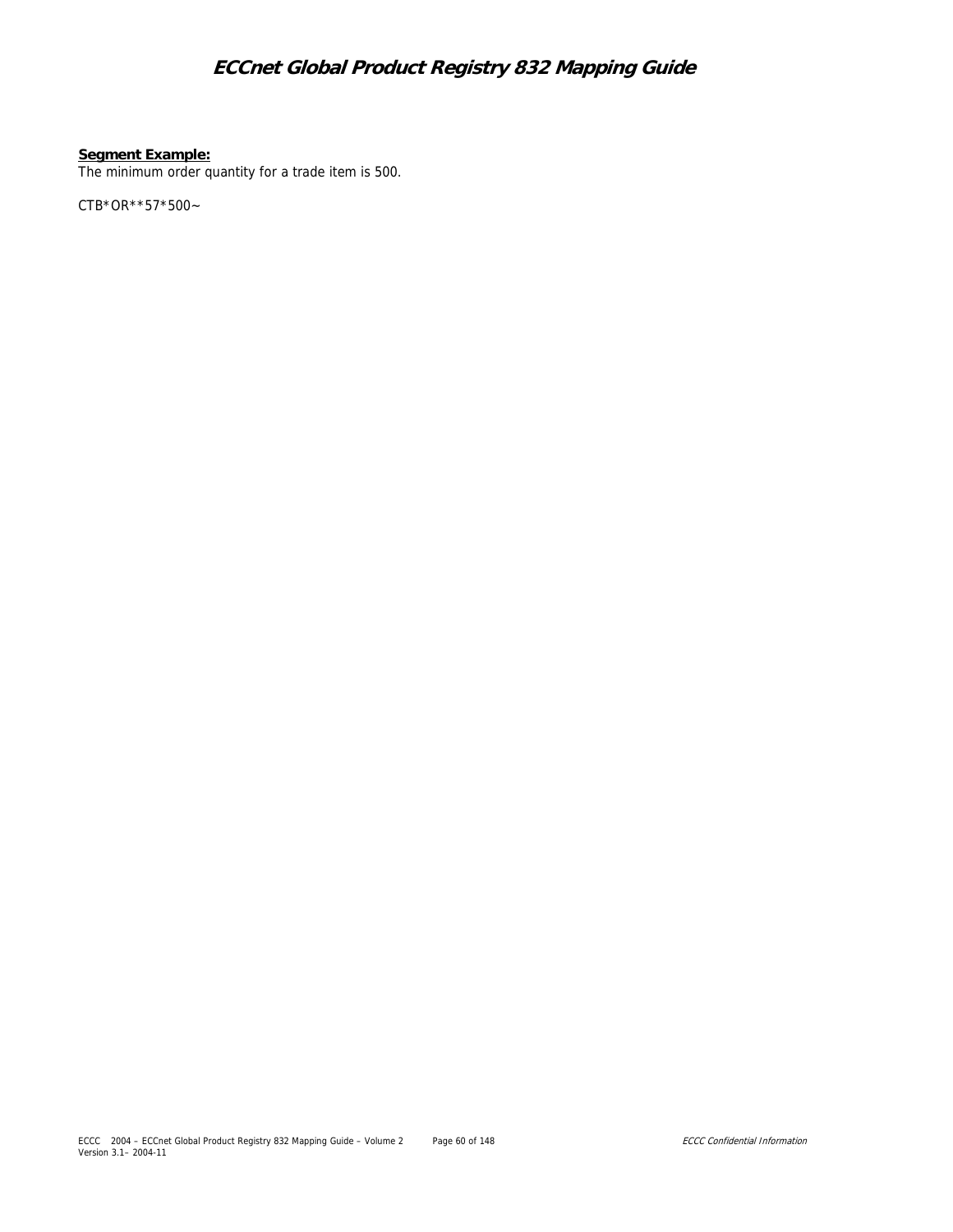**Segment Example:**

The minimum order quantity for a trade item is 500.

CTB*OR**57*500~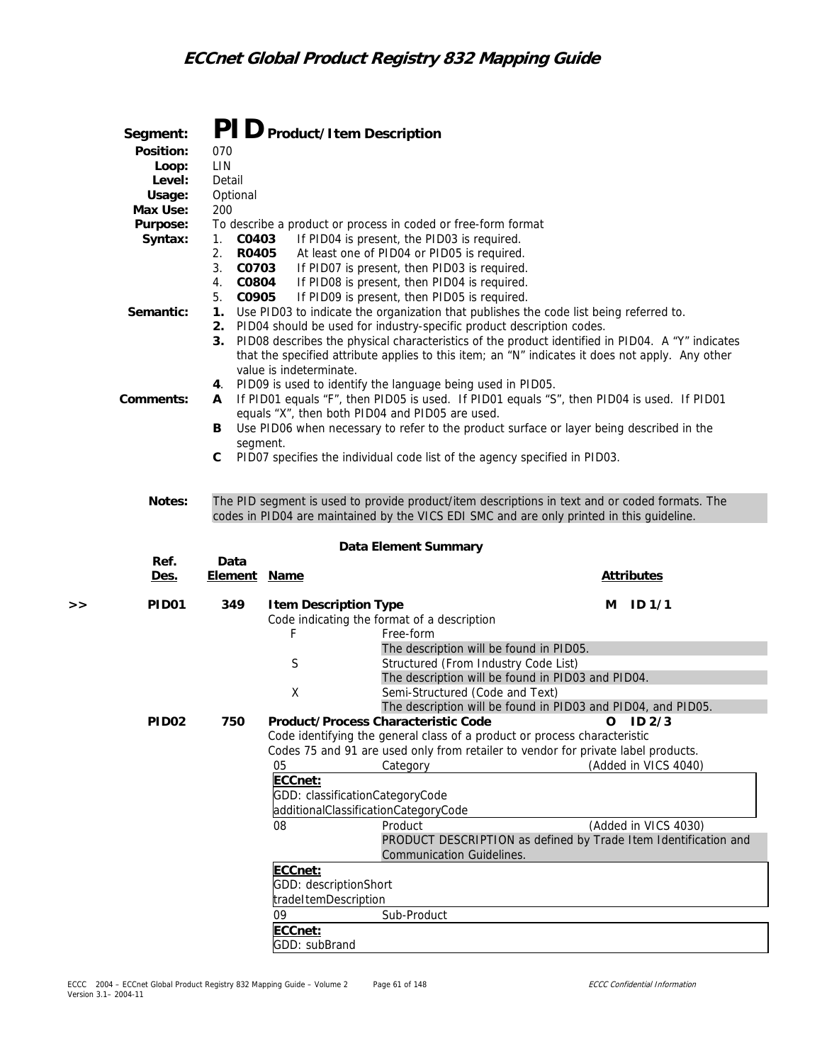# Segment: PID Product/Item Description

**Position:** 070
**Loop:** LIN
**Level:** Detail
**Usage:** Optional
**Max Use:** 200
**Purpose:** To describe a product or process in coded or free-form format

**Syntax:**
1. **C0403** If PID04 is present, the PID03 is required.
2. **R0405** At least one of PID04 or PID05 is required.
3. **C0703** If PID07 is present, then PID03 is required.
4. **C0804** If PID08 is present, then PID04 is required.
5. **C0905** If PID09 is present, then PID05 is required.

**Semantic:**
1. Use PID03 to indicate the organization that publishes the code list being referred to.
2. PID04 should be used for industry-specific product description codes.
3. PID08 describes the physical characteristics of the product identified in PID04. A "Y" indicates that the specified attribute applies to this item; an "N" indicates it does not apply. Any other value is indeterminate.
4. PID09 is used to identify the language being used in PID05.

**Comments:**
- **A** If PID01 equals "F", then PID05 is used. If PID01 equals "S", then PID04 is used. If PID01 equals "X", then both PID04 and PID05 are used.
- **B** Use PID06 when necessary to refer to the product surface or layer being described in the segment.
- **C** PID07 specifies the individual code list of the agency specified in PID03.

**Notes:** The PID segment is used to provide product/item descriptions in text and or coded formats. The codes in PID04 are maintained by the VICS EDI SMC and are only printed in this guideline.

## Data Element Summary

| | Ref. Des. | Data Element | Name | Attributes |
|---|---|---|---|---|
| >> | PID01 | 349 | **Item Description Type** | M ID 1/1 |

Code indicating the format of a description

- F — Free-form
  - The description will be found in PID05.
- S — Structured (From Industry Code List)
  - The description will be found in PID03 and PID04.
- X — Semi-Structured (Code and Text)
  - The description will be found in PID03 and PID04, and PID05.

| | Ref. Des. | Data Element | Name | Attributes |
|---|---|---|---|---|
| | PID02 | 750 | **Product/Process Characteristic Code** | O ID 2/3 |

Code identifying the general class of a product or process characteristic

Codes 75 and 91 are used only from retailer to vendor for private label products.

- 05 — Category (Added in VICS 4040)

  **ECCnet:**
  GDD: classificationCategoryCode
  additionalClassificationCategoryCode

- 08 — Product (Added in VICS 4030)
  - PRODUCT DESCRIPTION as defined by Trade Item Identification and Communication Guidelines.

  **ECCnet:**
  GDD: descriptionShort
  tradeItemDescription

- 09 — Sub-Product

  **ECCnet:**
  GDD: subBrand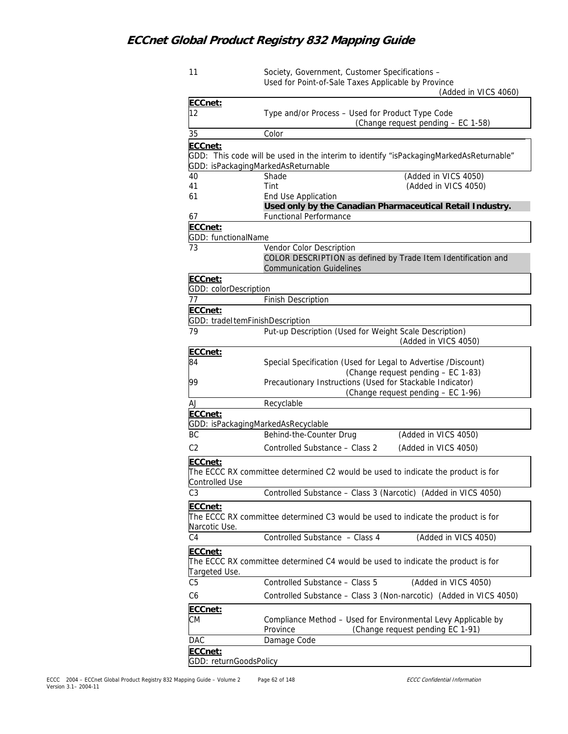11 Society, Government, Customer Specifications –
Used for Point-of-Sale Taxes Applicable by Province
(Added in VICS 4060)

**ECCnet:**
12 Type and/or Process – Used for Product Type Code
(Change request pending – EC 1-58)

35 Color

**ECCnet:**
GDD: This code will be used in the interim to identify "isPackagingMarkedAsReturnable"
GDD: isPackagingMarkedAsReturnable

40 Shade (Added in VICS 4050)
41 Tint (Added in VICS 4050)
61 End Use Application
**Used only by the Canadian Pharmaceutical Retail Industry.**
67 Functional Performance

**ECCnet:**
GDD: functionalName

73 Vendor Color Description
COLOR DESCRIPTION as defined by Trade Item Identification and Communication Guidelines

**ECCnet:**
GDD: colorDescription

77 Finish Description

**ECCnet:**
GDD: tradeItemFinishDescription

79 Put-up Description (Used for Weight Scale Description)
(Added in VICS 4050)

**ECCnet:**
84 Special Specification (Used for Legal to Advertise /Discount)
(Change request pending – EC 1-83)
99 Precautionary Instructions (Used for Stackable Indicator)
(Change request pending – EC 1-96)

AJ Recyclable

**ECCnet:**
GDD: isPackagingMarkedAsRecyclable

BC Behind-the-Counter Drug (Added in VICS 4050)
C2 Controlled Substance – Class 2 (Added in VICS 4050)

**ECCnet:**
The ECCC RX committee determined C2 would be used to indicate the product is for Controlled Use

C3 Controlled Substance – Class 3 (Narcotic) (Added in VICS 4050)

**ECCnet:**
The ECCC RX committee determined C3 would be used to indicate the product is for Narcotic Use.

C4 Controlled Substance – Class 4 (Added in VICS 4050)

**ECCnet:**
The ECCC RX committee determined C4 would be used to indicate the product is for Targeted Use.

C5 Controlled Substance – Class 5 (Added in VICS 4050)
C6 Controlled Substance – Class 3 (Non-narcotic) (Added in VICS 4050)

**ECCnet:**
CM Compliance Method – Used for Environmental Levy Applicable by Province (Change request pending EC 1-91)

DAC Damage Code

**ECCnet:**
GDD: returnGoodsPolicy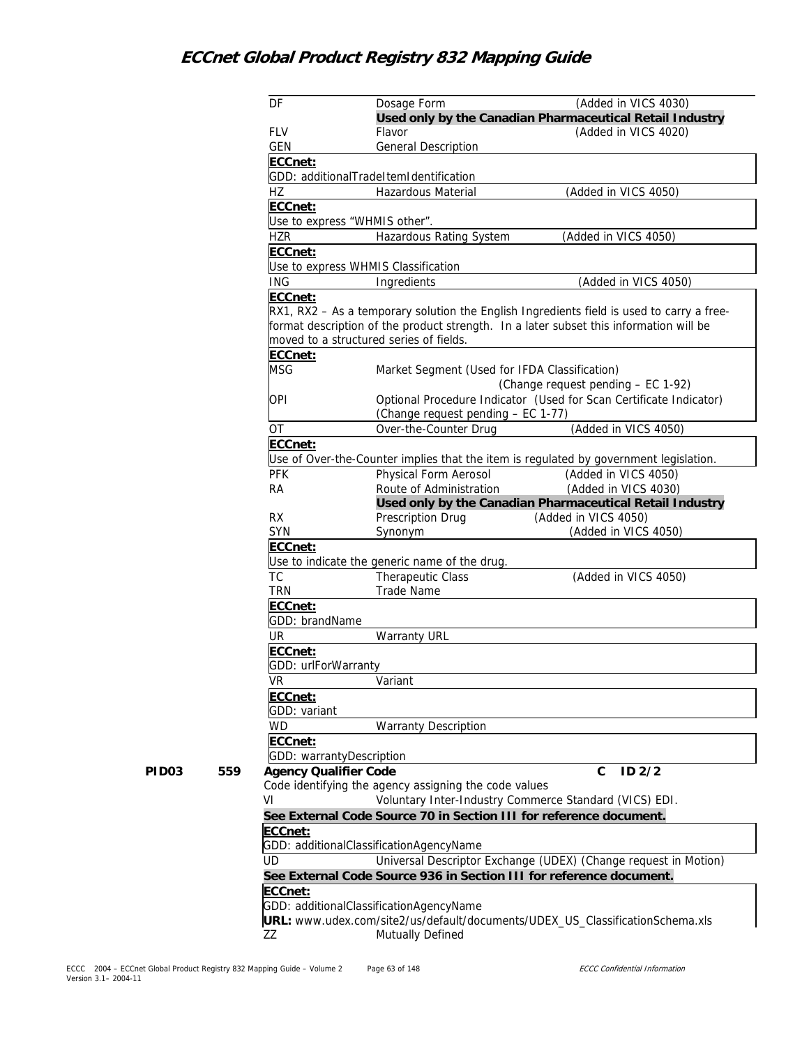| | | |
|---|---|---|
| DF | Dosage Form | (Added in VICS 4030) |
| | **Used only by the Canadian Pharmaceutical Retail Industry** | |
| FLV | Flavor | (Added in VICS 4020) |
| GEN | General Description | |

**ECCnet:**
GDD: additionalTradeItemIdentification

| | | |
|---|---|---|
| HZ | Hazardous Material | (Added in VICS 4050) |

**ECCnet:**
Use to express "WHMIS other".

| | | |
|---|---|---|
| HZR | Hazardous Rating System | (Added in VICS 4050) |

**ECCnet:**
Use to express WHMIS Classification

| | | |
|---|---|---|
| ING | Ingredients | (Added in VICS 4050) |

**ECCnet:**
RX1, RX2 – As a temporary solution the English Ingredients field is used to carry a free-format description of the product strength. In a later subset this information will be moved to a structured series of fields.

**ECCnet:**

| | |
|---|---|
| MSG | Market Segment (Used for IFDA Classification) (Change request pending – EC 1-92) |
| OPI | Optional Procedure Indicator (Used for Scan Certificate Indicator) (Change request pending – EC 1-77) |

| | | |
|---|---|---|
| OT | Over-the-Counter Drug | (Added in VICS 4050) |

**ECCnet:**
Use of Over-the-Counter implies that the item is regulated by government legislation.

| | | |
|---|---|---|
| PFK | Physical Form Aerosol | (Added in VICS 4050) |
| RA | Route of Administration | (Added in VICS 4030) |
| | **Used only by the Canadian Pharmaceutical Retail Industry** | |
| RX | Prescription Drug | (Added in VICS 4050) |
| SYN | Synonym | (Added in VICS 4050) |

**ECCnet:**
Use to indicate the generic name of the drug.

| | | |
|---|---|---|
| TC | Therapeutic Class | (Added in VICS 4050) |
| TRN | Trade Name | |

**ECCnet:**
GDD: brandName

| | |
|---|---|
| UR | Warranty URL |

**ECCnet:**
GDD: urlForWarranty

| | |
|---|---|
| VR | Variant |

**ECCnet:**
GDD: variant

| | |
|---|---|
| WD | Warranty Description |

**ECCnet:**
GDD: warrantyDescription

**PID03 559 Agency Qualifier Code** **C ID 2/2**

Code identifying the agency assigning the code values

| | |
|---|---|
| VI | Voluntary Inter-Industry Commerce Standard (VICS) EDI. |

**See External Code Source 70 in Section III for reference document.**

**ECCnet:**
GDD: additionalClassificationAgencyName

| | |
|---|---|
| UD | Universal Descriptor Exchange (UDEX) (Change request in Motion) |

**See External Code Source 936 in Section III for reference document.**

**ECCnet:**
GDD: additionalClassificationAgencyName
**URL:** www.udex.com/site2/us/default/documents/UDEX_US_ClassificationSchema.xls

| | |
|---|---|
| ZZ | Mutually Defined |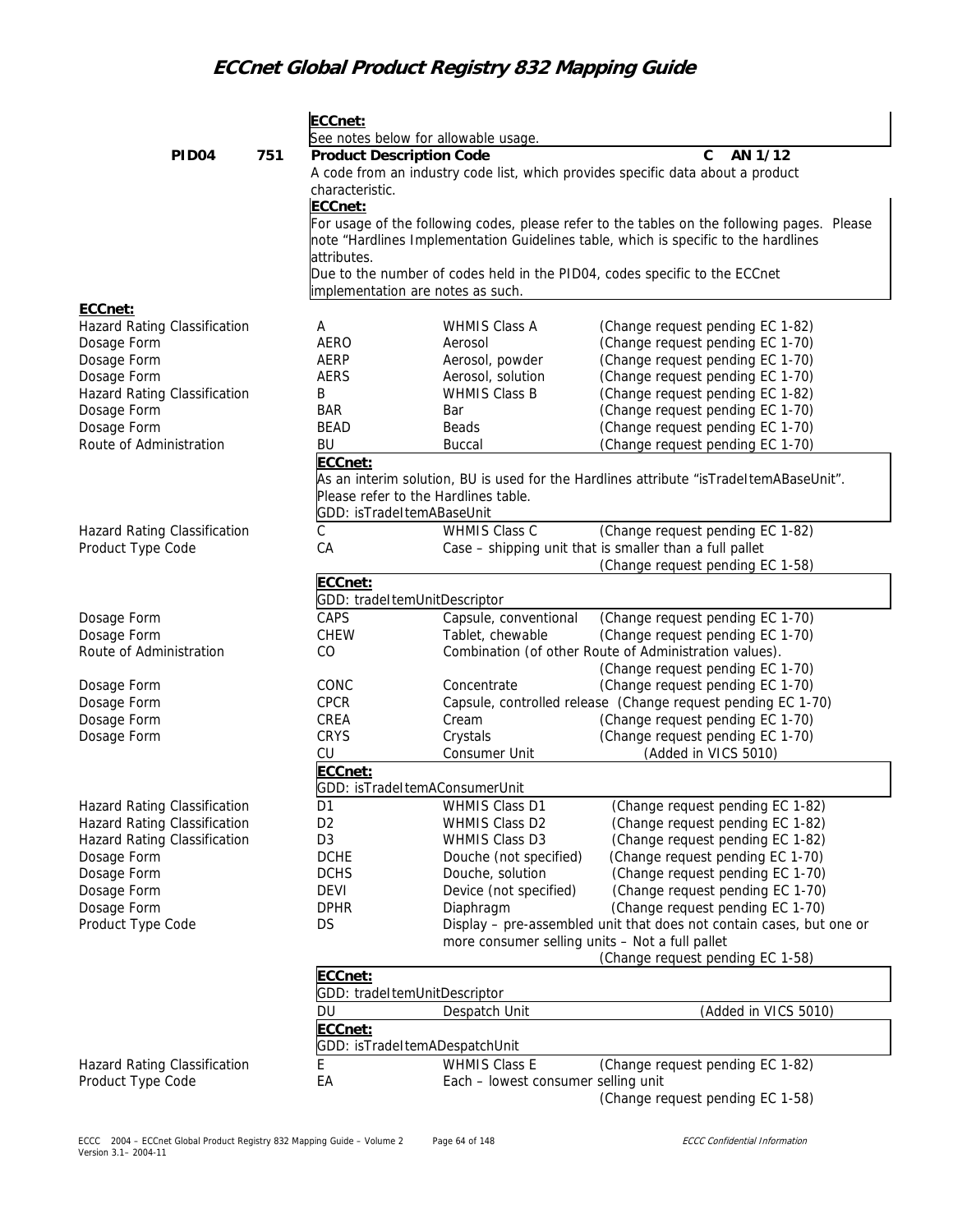**ECCnet:**
See notes below for allowable usage.

**PID04 751 Product Description Code** C AN 1/12

A code from an industry code list, which provides specific data about a product characteristic.

**ECCnet:**
For usage of the following codes, please refer to the tables on the following pages. Please note "Hardlines Implementation Guidelines table, which is specific to the hardlines attributes.
Due to the number of codes held in the PID04, codes specific to the ECCnet implementation are notes as such.

**ECCnet:**

| Category | Code | Description | Note |
|---|---|---|---|
| Hazard Rating Classification | A | WHMIS Class A | (Change request pending EC 1-82) |
| Dosage Form | AERO | Aerosol | (Change request pending EC 1-70) |
| Dosage Form | AERP | Aerosol, powder | (Change request pending EC 1-70) |
| Dosage Form | AERS | Aerosol, solution | (Change request pending EC 1-70) |
| Hazard Rating Classification | B | WHMIS Class B | (Change request pending EC 1-82) |
| Dosage Form | BAR | Bar | (Change request pending EC 1-70) |
| Dosage Form | BEAD | Beads | (Change request pending EC 1-70) |
| Route of Administration | BU | Buccal | (Change request pending EC 1-70) |

**ECCnet:**
As an interim solution, BU is used for the Hardlines attribute "isTradeItemABaseUnit".
Please refer to the Hardlines table.
GDD: isTradeItemABaseUnit

| Category | Code | Description | Note |
|---|---|---|---|
| Hazard Rating Classification | C | WHMIS Class C | (Change request pending EC 1-82) |
| Product Type Code | CA | Case – shipping unit that is smaller than a full pallet | (Change request pending EC 1-58) |

**ECCnet:**
GDD: tradeItemUnitDescriptor

| Category | Code | Description | Note |
|---|---|---|---|
| Dosage Form | CAPS | Capsule, conventional | (Change request pending EC 1-70) |
| Dosage Form | CHEW | Tablet, chewable | (Change request pending EC 1-70) |
| Route of Administration | CO | Combination (of other Route of Administration values). | (Change request pending EC 1-70) |
| Dosage Form | CONC | Concentrate | (Change request pending EC 1-70) |
| Dosage Form | CPCR | Capsule, controlled release | (Change request pending EC 1-70) |
| Dosage Form | CREA | Cream | (Change request pending EC 1-70) |
| Dosage Form | CRYS | Crystals | (Change request pending EC 1-70) |
| | CU | Consumer Unit | (Added in VICS 5010) |

**ECCnet:**
GDD: isTradeItemAConsumerUnit

| Category | Code | Description | Note |
|---|---|---|---|
| Hazard Rating Classification | D1 | WHMIS Class D1 | (Change request pending EC 1-82) |
| Hazard Rating Classification | D2 | WHMIS Class D2 | (Change request pending EC 1-82) |
| Hazard Rating Classification | D3 | WHMIS Class D3 | (Change request pending EC 1-82) |
| Dosage Form | DCHE | Douche (not specified) | (Change request pending EC 1-70) |
| Dosage Form | DCHS | Douche, solution | (Change request pending EC 1-70) |
| Dosage Form | DEVI | Device (not specified) | (Change request pending EC 1-70) |
| Dosage Form | DPHR | Diaphragm | (Change request pending EC 1-70) |
| Product Type Code | DS | Display – pre-assembled unit that does not contain cases, but one or more consumer selling units – Not a full pallet | (Change request pending EC 1-58) |

**ECCnet:**
GDD: tradeItemUnitDescriptor

| Category | Code | Description | Note |
|---|---|---|---|
| | DU | Despatch Unit | (Added in VICS 5010) |

**ECCnet:**
GDD: isTradeItemADespatchUnit

| Category | Code | Description | Note |
|---|---|---|---|
| Hazard Rating Classification | E | WHMIS Class E | (Change request pending EC 1-82) |
| Product Type Code | EA | Each – lowest consumer selling unit | (Change request pending EC 1-58) |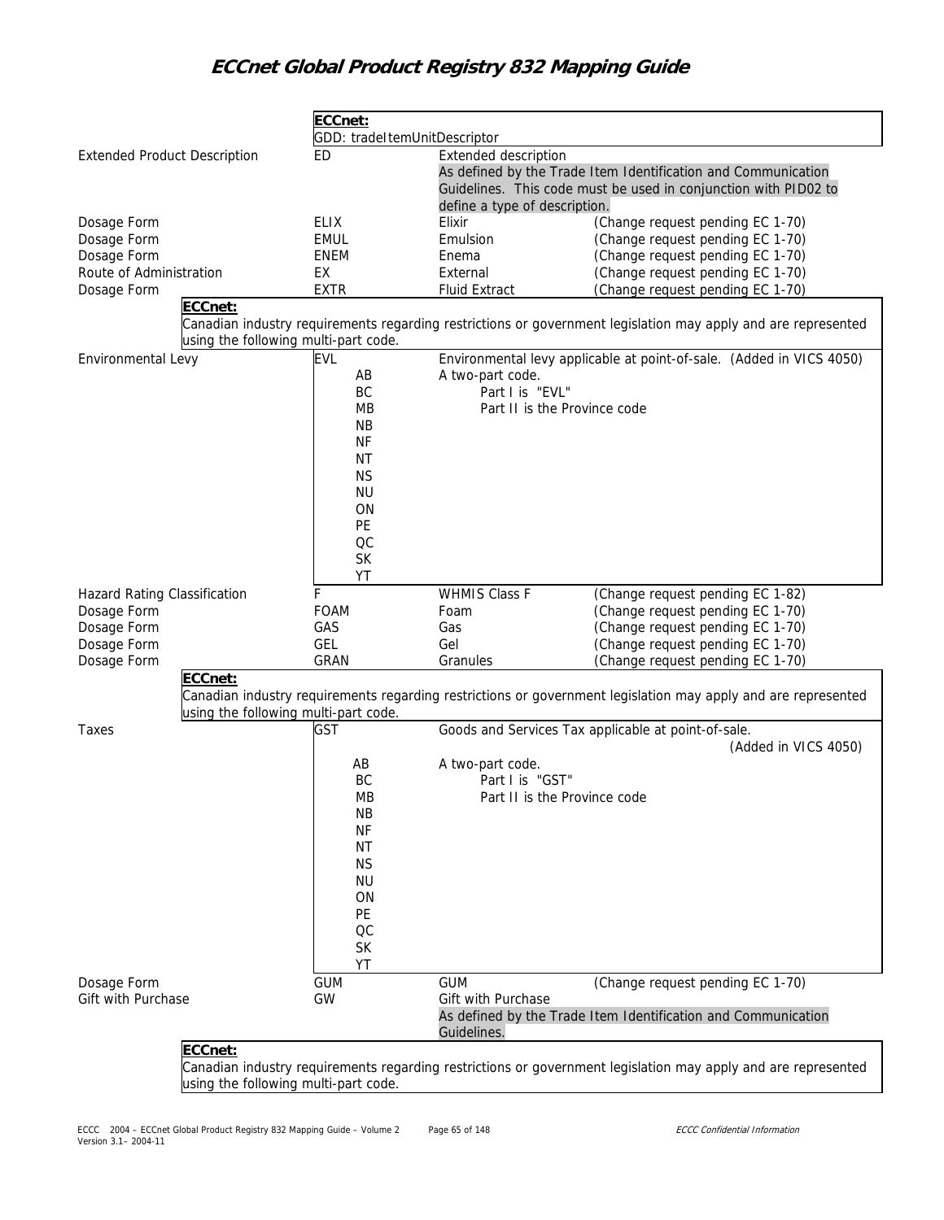| | Code | Description | Notes |
|---|---|---|---|
| | **ECCnet:** GDD: tradeItemUnitDescriptor | | |
| Extended Product Description | ED | Extended description<br>As defined by the Trade Item Identification and Communication Guidelines. This code must be used in conjunction with PID02 to define a type of description. | |
| Dosage Form | ELIX | Elixir | (Change request pending EC 1-70) |
| Dosage Form | EMUL | Emulsion | (Change request pending EC 1-70) |
| Dosage Form | ENEM | Enema | (Change request pending EC 1-70) |
| Route of Administration | EX | External | (Change request pending EC 1-70) |
| Dosage Form | EXTR | Fluid Extract | (Change request pending EC 1-70) |
| | **ECCnet:** Canadian industry requirements regarding restrictions or government legislation may apply and are represented using the following multi-part code. | | |
| Environmental Levy | EVL | Environmental levy applicable at point-of-sale. (Added in VICS 4050) | |
| | AB<br>BC<br>MB<br>NB<br>NF<br>NT<br>NS<br>NU<br>ON<br>PE<br>QC<br>SK<br>YT | A two-part code.<br>Part I is "EVL"<br>Part II is the Province code | |
| Hazard Rating Classification | F | WHMIS Class F | (Change request pending EC 1-82) |
| Dosage Form | FOAM | Foam | (Change request pending EC 1-70) |
| Dosage Form | GAS | Gas | (Change request pending EC 1-70) |
| Dosage Form | GEL | Gel | (Change request pending EC 1-70) |
| Dosage Form | GRAN | Granules | (Change request pending EC 1-70) |
| | **ECCnet:** Canadian industry requirements regarding restrictions or government legislation may apply and are represented using the following multi-part code. | | |
| Taxes | GST | Goods and Services Tax applicable at point-of-sale. (Added in VICS 4050) | |
| | AB<br>BC<br>MB<br>NB<br>NF<br>NT<br>NS<br>NU<br>ON<br>PE<br>QC<br>SK<br>YT | A two-part code.<br>Part I is "GST"<br>Part II is the Province code | |
| Dosage Form | GUM | GUM | (Change request pending EC 1-70) |
| Gift with Purchase | GW | Gift with Purchase<br>As defined by the Trade Item Identification and Communication Guidelines. | |
| | **ECCnet:** Canadian industry requirements regarding restrictions or government legislation may apply and are represented using the following multi-part code. | | |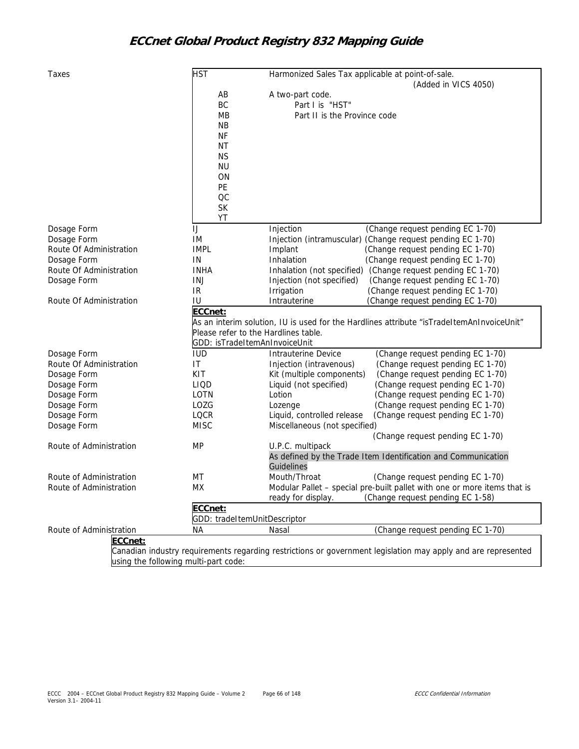| | | |
|---|---|---|
| Taxes | HST | Harmonized Sales Tax applicable at point-of-sale. (Added in VICS 4050) |
| | AB | A two-part code. |
| | BC | Part I is "HST" |
| | MB | Part II is the Province code |
| | NB | |
| | NF | |
| | NT | |
| | NS | |
| | NU | |
| | ON | |
| | PE | |
| | QC | |
| | SK | |
| | YT | |
| Dosage Form | IJ | Injection (Change request pending EC 1-70) |
| Dosage Form | IM | Injection (intramuscular) (Change request pending EC 1-70) |
| Route Of Administration | IMPL | Implant (Change request pending EC 1-70) |
| Dosage Form | IN | Inhalation (Change request pending EC 1-70) |
| Route Of Administration | INHA | Inhalation (not specified) (Change request pending EC 1-70) |
| Dosage Form | INJ | Injection (not specified) (Change request pending EC 1-70) |
| | IR | Irrigation (Change request pending EC 1-70) |
| Route Of Administration | IU | Intrauterine (Change request pending EC 1-70) |
| | **ECCnet:** As an interim solution, IU is used for the Hardlines attribute "isTradeItemAnInvoiceUnit" Please refer to the Hardlines table. GDD: isTradeItemAnInvoiceUnit | |
| Dosage Form | IUD | Intrauterine Device (Change request pending EC 1-70) |
| Route Of Administration | IT | Injection (intravenous) (Change request pending EC 1-70) |
| Dosage Form | KIT | Kit (multiple components) (Change request pending EC 1-70) |
| Dosage Form | LIQD | Liquid (not specified) (Change request pending EC 1-70) |
| Dosage Form | LOTN | Lotion (Change request pending EC 1-70) |
| Dosage Form | LOZG | Lozenge (Change request pending EC 1-70) |
| Dosage Form | LQCR | Liquid, controlled release (Change request pending EC 1-70) |
| Dosage Form | MISC | Miscellaneous (not specified) (Change request pending EC 1-70) |
| Route of Administration | MP | U.P.C. multipack As defined by the Trade Item Identification and Communication Guidelines |
| Route of Administration | MT | Mouth/Throat (Change request pending EC 1-70) |
| Route of Administration | MX | Modular Pallet – special pre-built pallet with one or more items that is ready for display. (Change request pending EC 1-58) |
| | **ECCnet:** GDD: tradeItemUnitDescriptor | |
| Route of Administration | NA | Nasal (Change request pending EC 1-70) |

**ECCnet:**
Canadian industry requirements regarding restrictions or government legislation may apply and are represented using the following multi-part code: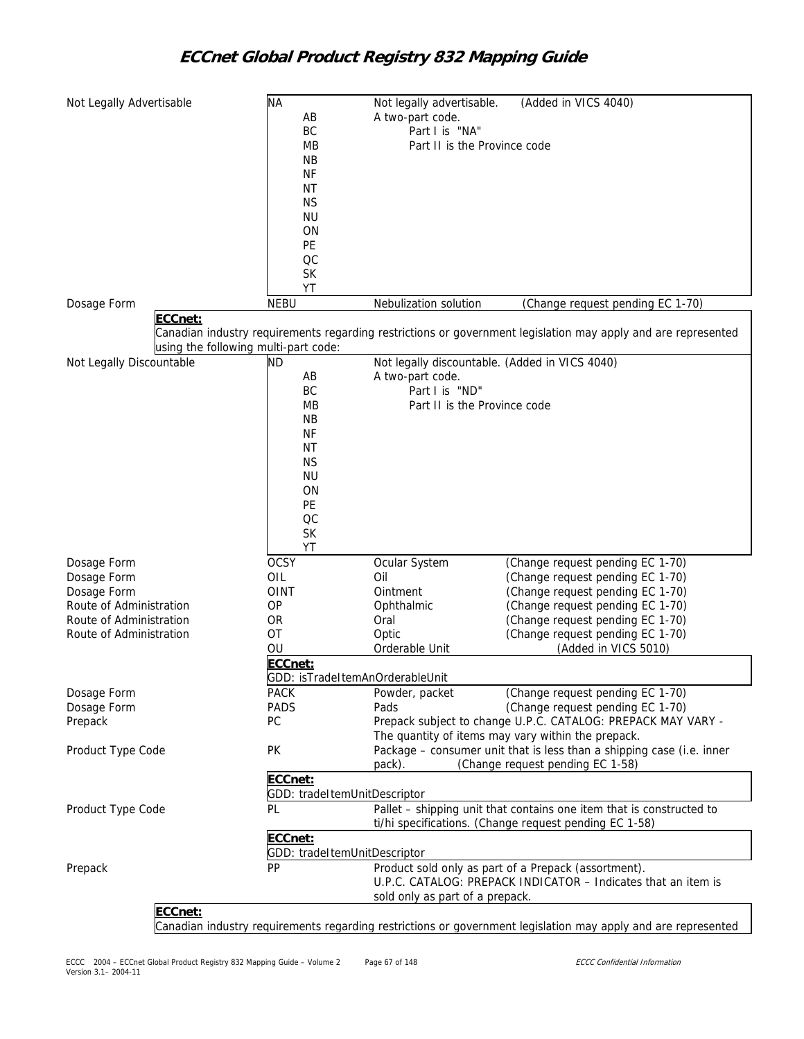| Category | Code | Description | Note |
|---|---|---|---|
| Not Legally Advertisable | NA | Not legally advertisable. | (Added in VICS 4040) |
| | AB | A two-part code. | |
| | BC | Part I is "NA" | |
| | MB | Part II is the Province code | |
| | NB | | |
| | NF | | |
| | NT | | |
| | NS | | |
| | NU | | |
| | ON | | |
| | PE | | |
| | QC | | |
| | SK | | |
| | YT | | |
| Dosage Form | NEBU | Nebulization solution | (Change request pending EC 1-70) |

**ECCnet:**
Canadian industry requirements regarding restrictions or government legislation may apply and are represented using the following multi-part code:

| Category | Code | Description | Note |
|---|---|---|---|
| Not Legally Discountable | ND | Not legally discountable. (Added in VICS 4040) | |
| | AB | A two-part code. | |
| | BC | Part I is "ND" | |
| | MB | Part II is the Province code | |
| | NB | | |
| | NF | | |
| | NT | | |
| | NS | | |
| | NU | | |
| | ON | | |
| | PE | | |
| | QC | | |
| | SK | | |
| | YT | | |
| Dosage Form | OCSY | Ocular System | (Change request pending EC 1-70) |
| Dosage Form | OIL | Oil | (Change request pending EC 1-70) |
| Dosage Form | OINT | Ointment | (Change request pending EC 1-70) |
| Route of Administration | OP | Ophthalmic | (Change request pending EC 1-70) |
| Route of Administration | OR | Oral | (Change request pending EC 1-70) |
| Route of Administration | OT | Optic | (Change request pending EC 1-70) |
| | OU | Orderable Unit | (Added in VICS 5010) |
| | **ECCnet:** GDD: isTradeItemAnOrderableUnit | | |
| Dosage Form | PACK | Powder, packet | (Change request pending EC 1-70) |
| Dosage Form | PADS | Pads | (Change request pending EC 1-70) |
| Prepack | PC | Prepack subject to change U.P.C. CATALOG: PREPACK MAY VARY - The quantity of items may vary within the prepack. | |
| Product Type Code | PK | Package – consumer unit that is less than a shipping case (i.e. inner pack). | (Change request pending EC 1-58) |
| | **ECCnet:** GDD: tradeItemUnitDescriptor | | |
| Product Type Code | PL | Pallet – shipping unit that contains one item that is constructed to ti/hi specifications. (Change request pending EC 1-58) | |
| | **ECCnet:** GDD: tradeItemUnitDescriptor | | |
| Prepack | PP | Product sold only as part of a Prepack (assortment). U.P.C. CATALOG: PREPACK INDICATOR – Indicates that an item is sold only as part of a prepack. | |

**ECCnet:**
Canadian industry requirements regarding restrictions or government legislation may apply and are represented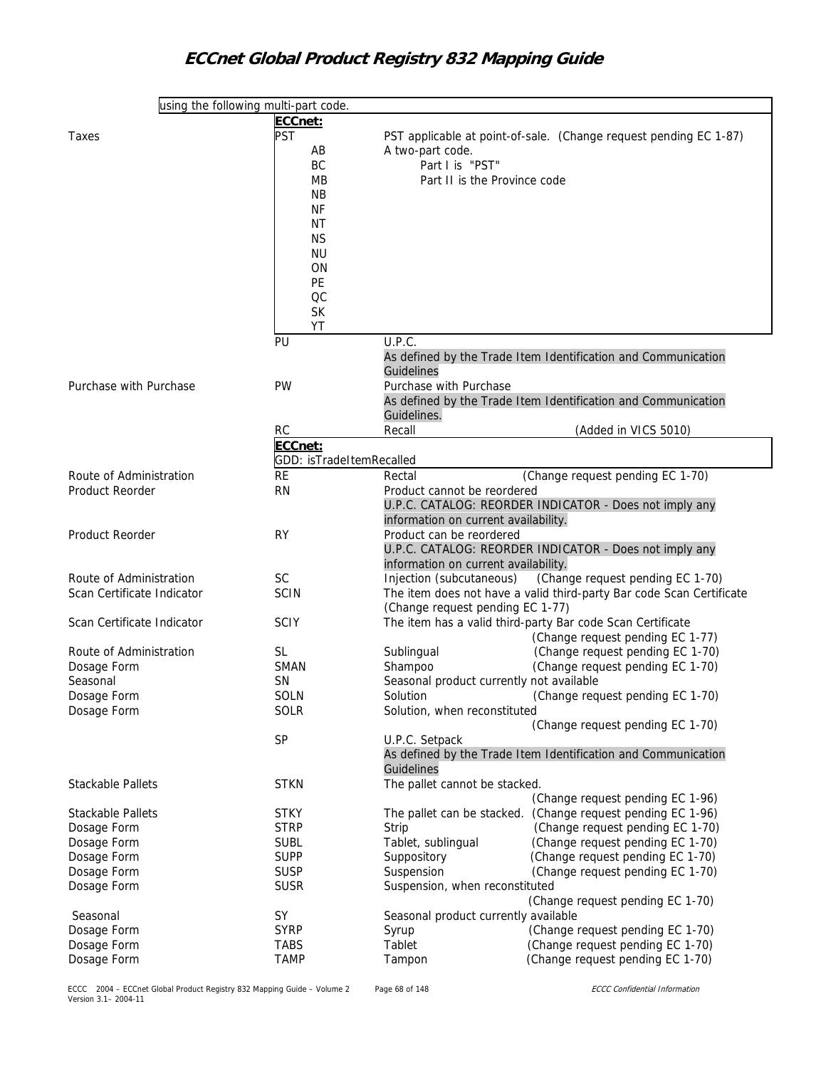| | | |
|---|---|---|
| | using the following multi-part code. | |
| | **ECCnet:** | |
| Taxes | PST | PST applicable at point-of-sale. (Change request pending EC 1-87) |
| | AB | A two-part code. |
| | BC | Part I is "PST" |
| | MB | Part II is the Province code |
| | NB | |
| | NF | |
| | NT | |
| | NS | |
| | NU | |
| | ON | |
| | PE | |
| | QC | |
| | SK | |
| | YT | |
| | PU | U.P.C. As defined by the Trade Item Identification and Communication Guidelines |
| Purchase with Purchase | PW | Purchase with Purchase As defined by the Trade Item Identification and Communication Guidelines. |
| | RC | Recall (Added in VICS 5010) |
| | **ECCnet:** GDD: isTradeItemRecalled | |
| Route of Administration | RE | Rectal (Change request pending EC 1-70) |
| Product Reorder | RN | Product cannot be reordered U.P.C. CATALOG: REORDER INDICATOR - Does not imply any information on current availability. |
| Product Reorder | RY | Product can be reordered U.P.C. CATALOG: REORDER INDICATOR - Does not imply any information on current availability. |
| Route of Administration | SC | Injection (subcutaneous) (Change request pending EC 1-70) |
| Scan Certificate Indicator | SCIN | The item does not have a valid third-party Bar code Scan Certificate (Change request pending EC 1-77) |
| Scan Certificate Indicator | SCIY | The item has a valid third-party Bar code Scan Certificate (Change request pending EC 1-77) |
| Route of Administration | SL | Sublingual (Change request pending EC 1-70) |
| Dosage Form | SMAN | Shampoo (Change request pending EC 1-70) |
| Seasonal | SN | Seasonal product currently not available |
| Dosage Form | SOLN | Solution (Change request pending EC 1-70) |
| Dosage Form | SOLR | Solution, when reconstituted (Change request pending EC 1-70) |
| | SP | U.P.C. Setpack As defined by the Trade Item Identification and Communication Guidelines |
| Stackable Pallets | STKN | The pallet cannot be stacked. (Change request pending EC 1-96) |
| Stackable Pallets | STKY | The pallet can be stacked. (Change request pending EC 1-96) |
| Dosage Form | STRP | Strip (Change request pending EC 1-70) |
| Dosage Form | SUBL | Tablet, sublingual (Change request pending EC 1-70) |
| Dosage Form | SUPP | Suppository (Change request pending EC 1-70) |
| Dosage Form | SUSP | Suspension (Change request pending EC 1-70) |
| Dosage Form | SUSR | Suspension, when reconstituted (Change request pending EC 1-70) |
| Seasonal | SY | Seasonal product currently available |
| Dosage Form | SYRP | Syrup (Change request pending EC 1-70) |
| Dosage Form | TABS | Tablet (Change request pending EC 1-70) |
| Dosage Form | TAMP | Tampon (Change request pending EC 1-70) |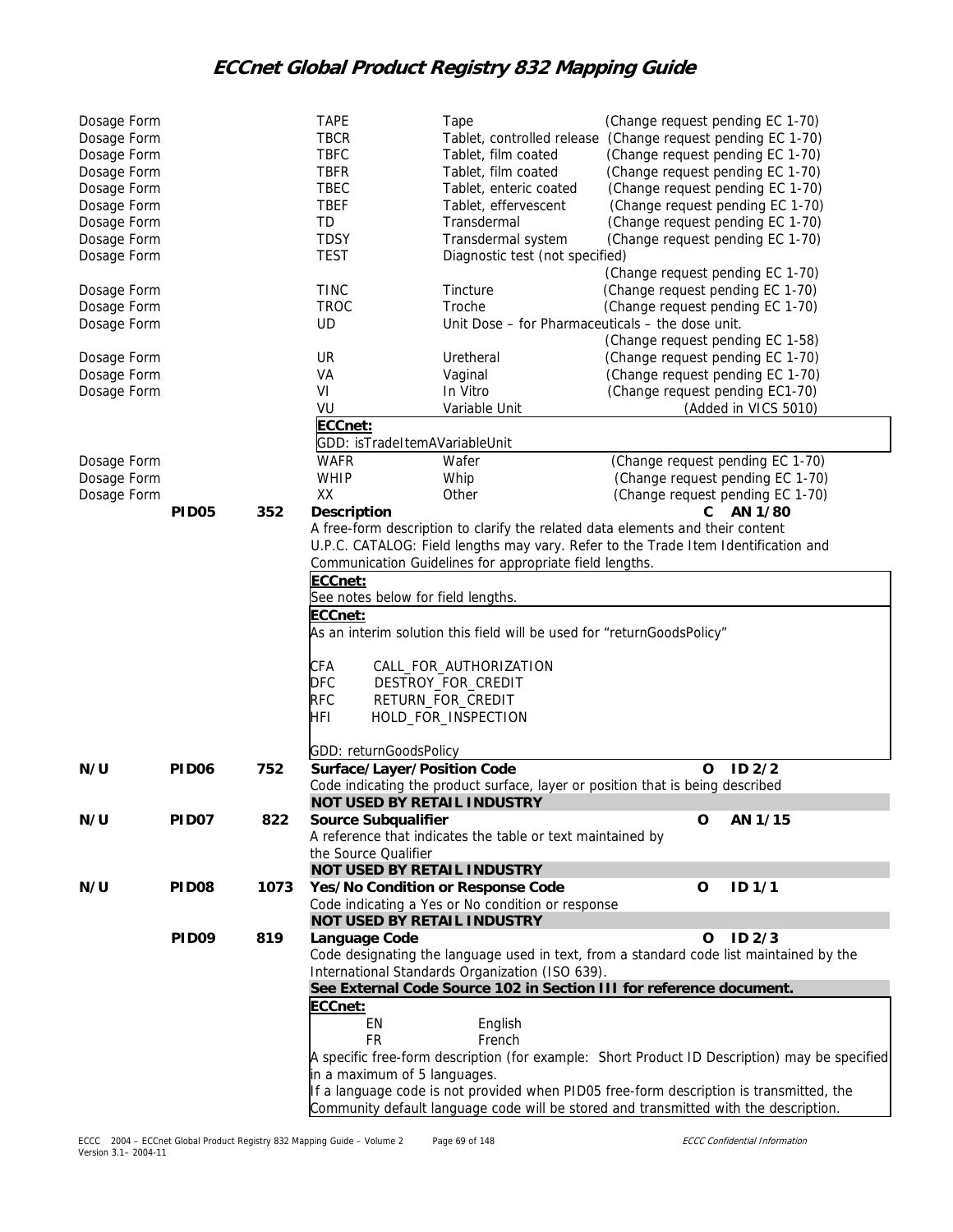| | | | | | |
|---|---|---|---|---|---|
| Dosage Form | | | TAPE | Tape | (Change request pending EC 1-70) |
| Dosage Form | | | TBCR | Tablet, controlled release | (Change request pending EC 1-70) |
| Dosage Form | | | TBFC | Tablet, film coated | (Change request pending EC 1-70) |
| Dosage Form | | | TBFR | Tablet, film coated | (Change request pending EC 1-70) |
| Dosage Form | | | TBEC | Tablet, enteric coated | (Change request pending EC 1-70) |
| Dosage Form | | | TBEF | Tablet, effervescent | (Change request pending EC 1-70) |
| Dosage Form | | | TD | Transdermal | (Change request pending EC 1-70) |
| Dosage Form | | | TDSY | Transdermal system | (Change request pending EC 1-70) |
| Dosage Form | | | TEST | Diagnostic test (not specified) | (Change request pending EC 1-70) |
| Dosage Form | | | TINC | Tincture | (Change request pending EC 1-70) |
| Dosage Form | | | TROC | Troche | (Change request pending EC 1-70) |
| Dosage Form | | | UD | Unit Dose – for Pharmaceuticals – the dose unit. | (Change request pending EC 1-58) |
| Dosage Form | | | UR | Uretheral | (Change request pending EC 1-70) |
| Dosage Form | | | VA | Vaginal | (Change request pending EC 1-70) |
| Dosage Form | | | VI | In Vitro | (Change request pending EC1-70) |
| | | | VU | Variable Unit | (Added in VICS 5010) |

**ECCnet:**
GDD: isTradeItemAVariableUnit

| | | | | | |
|---|---|---|---|---|---|
| Dosage Form | | | WAFR | Wafer | (Change request pending EC 1-70) |
| Dosage Form | | | WHIP | Whip | (Change request pending EC 1-70) |
| Dosage Form | | | XX | Other | (Change request pending EC 1-70) |

**PID05 352 Description** C AN 1/80

A free-form description to clarify the related data elements and their content
U.P.C. CATALOG: Field lengths may vary. Refer to the Trade Item Identification and Communication Guidelines for appropriate field lengths.

**ECCnet:**
See notes below for field lengths.

**ECCnet:**
As an interim solution this field will be used for "returnGoodsPolicy"

CFA CALL_FOR_AUTHORIZATION
DFC DESTROY_FOR_CREDIT
RFC RETURN_FOR_CREDIT
HFI HOLD_FOR_INSPECTION

GDD: returnGoodsPolicy

**N/U PID06 752 Surface/Layer/Position Code** O ID 2/2

Code indicating the product surface, layer or position that is being described
**NOT USED BY RETAIL INDUSTRY**

**N/U PID07 822 Source Subqualifier** O AN 1/15

A reference that indicates the table or text maintained by the Source Qualifier
**NOT USED BY RETAIL INDUSTRY**

**N/U PID08 1073 Yes/No Condition or Response Code** O ID 1/1

Code indicating a Yes or No condition or response
**NOT USED BY RETAIL INDUSTRY**

**PID09 819 Language Code** O ID 2/3

Code designating the language used in text, from a standard code list maintained by the International Standards Organization (ISO 639).
**See External Code Source 102 in Section III for reference document.**

**ECCnet:**
EN English
FR French

A specific free-form description (for example: Short Product ID Description) may be specified in a maximum of 5 languages.
If a language code is not provided when PID05 free-form description is transmitted, the Community default language code will be stored and transmitted with the description.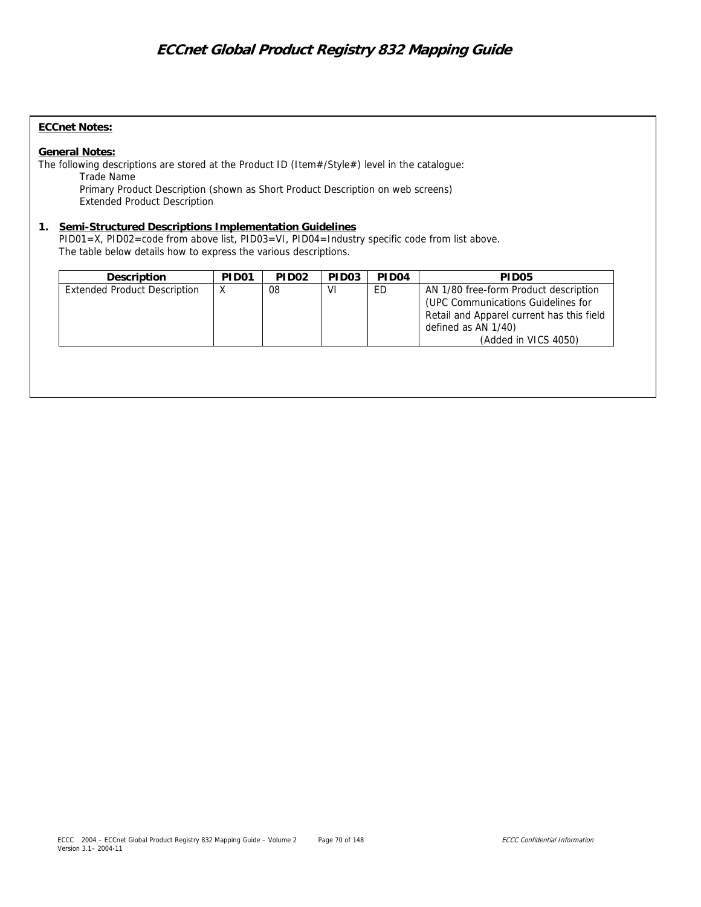**ECCnet Notes:**

**General Notes:**

The following descriptions are stored at the Product ID (Item#/Style#) level in the catalogue:

Trade Name
Primary Product Description (shown as Short Product Description on web screens)
Extended Product Description

1. **Semi-Structured Descriptions Implementation Guidelines**

   PID01=X, PID02=code from above list, PID03=VI, PID04=Industry specific code from list above.
   The table below details how to express the various descriptions.

| Description | PID01 | PID02 | PID03 | PID04 | PID05 |
|---|---|---|---|---|---|
| Extended Product Description | X | 08 | VI | ED | AN 1/80 free-form Product description (UPC Communications Guidelines for Retail and Apparel current has this field defined as AN 1/40) (Added in VICS 4050) |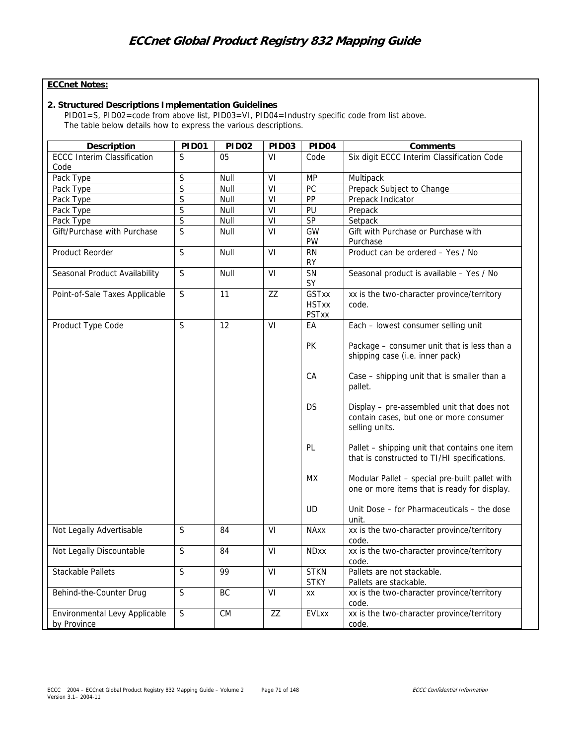**ECCnet Notes:**

**2. Structured Descriptions Implementation Guidelines**

PID01=S, PID02=code from above list, PID03=VI, PID04=Industry specific code from list above.
The table below details how to express the various descriptions.

| Description | PID01 | PID02 | PID03 | PID04 | Comments |
|---|---|---|---|---|---|
| ECCC Interim Classification Code | S | 05 | VI | Code | Six digit ECCC Interim Classification Code |
| Pack Type | S | Null | VI | MP | Multipack |
| Pack Type | S | Null | VI | PC | Prepack Subject to Change |
| Pack Type | S | Null | VI | PP | Prepack Indicator |
| Pack Type | S | Null | VI | PU | Prepack |
| Pack Type | S | Null | VI | SP | Setpack |
| Gift/Purchase with Purchase | S | Null | VI | GW<br>PW | Gift with Purchase or Purchase with Purchase |
| Product Reorder | S | Null | VI | RN<br>RY | Product can be ordered – Yes / No |
| Seasonal Product Availability | S | Null | VI | SN<br>SY | Seasonal product is available – Yes / No |
| Point-of-Sale Taxes Applicable | S | 11 | ZZ | GSTxx<br>HSTxx<br>PSTxx | xx is the two-character province/territory code. |
| Product Type Code | S | 12 | VI | EA<br><br>PK<br><br>CA<br><br>DS<br><br>PL<br><br>MX<br><br>UD | Each – lowest consumer selling unit<br><br>Package – consumer unit that is less than a shipping case (i.e. inner pack)<br><br>Case – shipping unit that is smaller than a pallet.<br><br>Display – pre-assembled unit that does not contain cases, but one or more consumer selling units.<br><br>Pallet – shipping unit that contains one item that is constructed to TI/HI specifications.<br><br>Modular Pallet – special pre-built pallet with one or more items that is ready for display.<br><br>Unit Dose – for Pharmaceuticals – the dose unit. |
| Not Legally Advertisable | S | 84 | VI | NAxx | xx is the two-character province/territory code. |
| Not Legally Discountable | S | 84 | VI | NDxx | xx is the two-character province/territory code. |
| Stackable Pallets | S | 99 | VI | STKN<br>STKY | Pallets are not stackable.<br>Pallets are stackable. |
| Behind-the-Counter Drug | S | BC | VI | xx | xx is the two-character province/territory code. |
| Environmental Levy Applicable by Province | S | CM | ZZ | EVLxx | xx is the two-character province/territory code. |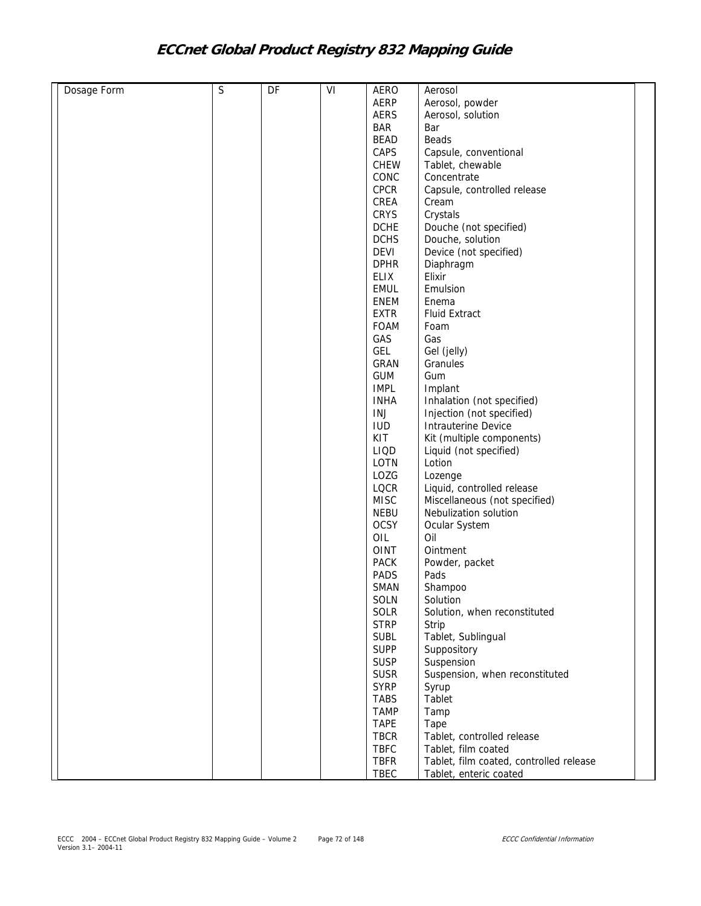| | | | | | | |
|---|---|---|---|---|---|---|
| Dosage Form | S | DF | VI | AERO | Aerosol | |
| | | | | AERP | Aerosol, powder | |
| | | | | AERS | Aerosol, solution | |
| | | | | BAR | Bar | |
| | | | | BEAD | Beads | |
| | | | | CAPS | Capsule, conventional | |
| | | | | CHEW | Tablet, chewable | |
| | | | | CONC | Concentrate | |
| | | | | CPCR | Capsule, controlled release | |
| | | | | CREA | Cream | |
| | | | | CRYS | Crystals | |
| | | | | DCHE | Douche (not specified) | |
| | | | | DCHS | Douche, solution | |
| | | | | DEVI | Device (not specified) | |
| | | | | DPHR | Diaphragm | |
| | | | | ELIX | Elixir | |
| | | | | EMUL | Emulsion | |
| | | | | ENEM | Enema | |
| | | | | EXTR | Fluid Extract | |
| | | | | FOAM | Foam | |
| | | | | GAS | Gas | |
| | | | | GEL | Gel (jelly) | |
| | | | | GRAN | Granules | |
| | | | | GUM | Gum | |
| | | | | IMPL | Implant | |
| | | | | INHA | Inhalation (not specified) | |
| | | | | INJ | Injection (not specified) | |
| | | | | IUD | Intrauterine Device | |
| | | | | KIT | Kit (multiple components) | |
| | | | | LIQD | Liquid (not specified) | |
| | | | | LOTN | Lotion | |
| | | | | LOZG | Lozenge | |
| | | | | LQCR | Liquid, controlled release | |
| | | | | MISC | Miscellaneous (not specified) | |
| | | | | NEBU | Nebulization solution | |
| | | | | OCSY | Ocular System | |
| | | | | OIL | Oil | |
| | | | | OINT | Ointment | |
| | | | | PACK | Powder, packet | |
| | | | | PADS | Pads | |
| | | | | SMAN | Shampoo | |
| | | | | SOLN | Solution | |
| | | | | SOLR | Solution, when reconstituted | |
| | | | | STRP | Strip | |
| | | | | SUBL | Tablet, Sublingual | |
| | | | | SUPP | Suppository | |
| | | | | SUSP | Suspension | |
| | | | | SUSR | Suspension, when reconstituted | |
| | | | | SYRP | Syrup | |
| | | | | TABS | Tablet | |
| | | | | TAMP | Tamp | |
| | | | | TAPE | Tape | |
| | | | | TBCR | Tablet, controlled release | |
| | | | | TBFC | Tablet, film coated | |
| | | | | TBFR | Tablet, film coated, controlled release | |
| | | | | TBEC | Tablet, enteric coated | |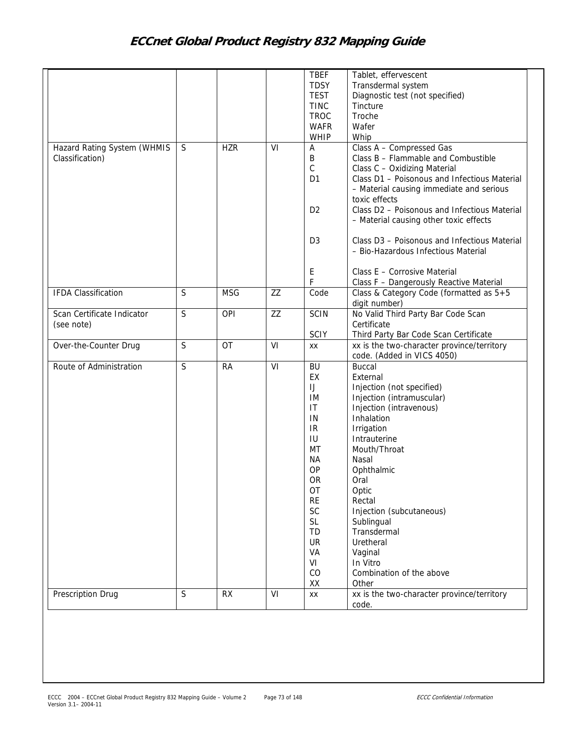| | | | | | |
|---|---|---|---|---|---|
| | | | | TBEF | Tablet, effervescent |
| | | | | TDSY | Transdermal system |
| | | | | TEST | Diagnostic test (not specified) |
| | | | | TINC | Tincture |
| | | | | TROC | Troche |
| | | | | WAFR | Wafer |
| | | | | WHIP | Whip |
| Hazard Rating System (WHMIS Classification) | S | HZR | VI | A | Class A – Compressed Gas |
| | | | | B | Class B – Flammable and Combustible |
| | | | | C | Class C – Oxidizing Material |
| | | | | D1 | Class D1 – Poisonous and Infectious Material – Material causing immediate and serious toxic effects |
| | | | | D2 | Class D2 – Poisonous and Infectious Material – Material causing other toxic effects |
| | | | | D3 | Class D3 – Poisonous and Infectious Material – Bio-Hazardous Infectious Material |
| | | | | E | Class E – Corrosive Material |
| | | | | F | Class F – Dangerously Reactive Material |
| IFDA Classification | S | MSG | ZZ | Code | Class & Category Code (formatted as 5+5 digit number) |
| Scan Certificate Indicator (see note) | S | OPI | ZZ | SCIN | No Valid Third Party Bar Code Scan Certificate |
| | | | | SCIY | Third Party Bar Code Scan Certificate |
| Over-the-Counter Drug | S | OT | VI | xx | xx is the two-character province/territory code. (Added in VICS 4050) |
| Route of Administration | S | RA | VI | BU | Buccal |
| | | | | EX | External |
| | | | | IJ | Injection (not specified) |
| | | | | IM | Injection (intramuscular) |
| | | | | IT | Injection (intravenous) |
| | | | | IN | Inhalation |
| | | | | IR | Irrigation |
| | | | | IU | Intrauterine |
| | | | | MT | Mouth/Throat |
| | | | | NA | Nasal |
| | | | | OP | Ophthalmic |
| | | | | OR | Oral |
| | | | | OT | Optic |
| | | | | RE | Rectal |
| | | | | SC | Injection (subcutaneous) |
| | | | | SL | Sublingual |
| | | | | TD | Transdermal |
| | | | | UR | Uretheral |
| | | | | VA | Vaginal |
| | | | | VI | In Vitro |
| | | | | CO | Combination of the above |
| | | | | XX | Other |
| Prescription Drug | S | RX | VI | xx | xx is the two-character province/territory code. |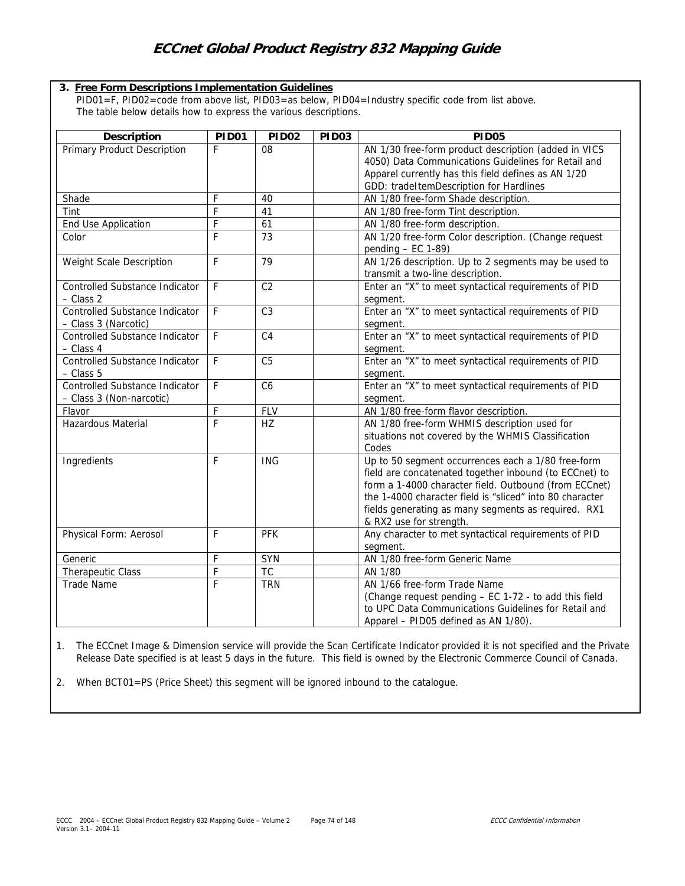### 3. Free Form Descriptions Implementation Guidelines

PID01=F, PID02=code from above list, PID03=as below, PID04=Industry specific code from list above.
The table below details how to express the various descriptions.

| Description | PID01 | PID02 | PID03 | PID05 |
|---|---|---|---|---|
| Primary Product Description | F | 08 | | AN 1/30 free-form product description (added in VICS 4050) Data Communications Guidelines for Retail and Apparel currently has this field defines as AN 1/20 GDD: tradeItemDescription for Hardlines |
| Shade | F | 40 | | AN 1/80 free-form Shade description. |
| Tint | F | 41 | | AN 1/80 free-form Tint description. |
| End Use Application | F | 61 | | AN 1/80 free-form description. |
| Color | F | 73 | | AN 1/20 free-form Color description. (Change request pending – EC 1-89) |
| Weight Scale Description | F | 79 | | AN 1/26 description. Up to 2 segments may be used to transmit a two-line description. |
| Controlled Substance Indicator – Class 2 | F | C2 | | Enter an "X" to meet syntactical requirements of PID segment. |
| Controlled Substance Indicator – Class 3 (Narcotic) | F | C3 | | Enter an "X" to meet syntactical requirements of PID segment. |
| Controlled Substance Indicator – Class 4 | F | C4 | | Enter an "X" to meet syntactical requirements of PID segment. |
| Controlled Substance Indicator – Class 5 | F | C5 | | Enter an "X" to meet syntactical requirements of PID segment. |
| Controlled Substance Indicator – Class 3 (Non-narcotic) | F | C6 | | Enter an "X" to meet syntactical requirements of PID segment. |
| Flavor | F | FLV | | AN 1/80 free-form flavor description. |
| Hazardous Material | F | HZ | | AN 1/80 free-form WHMIS description used for situations not covered by the WHMIS Classification Codes |
| Ingredients | F | ING | | Up to 50 segment occurrences each a 1/80 free-form field are concatenated together inbound (to ECCnet) to form a 1-4000 character field. Outbound (from ECCnet) the 1-4000 character field is "sliced" into 80 character fields generating as many segments as required. RX1 & RX2 use for strength. |
| Physical Form: Aerosol | F | PFK | | Any character to met syntactical requirements of PID segment. |
| Generic | F | SYN | | AN 1/80 free-form Generic Name |
| Therapeutic Class | F | TC | | AN 1/80 |
| Trade Name | F | TRN | | AN 1/66 free-form Trade Name (Change request pending – EC 1-72 - to add this field to UPC Data Communications Guidelines for Retail and Apparel – PID05 defined as AN 1/80). |

1. The ECCnet Image & Dimension service will provide the Scan Certificate Indicator provided it is not specified and the Private Release Date specified is at least 5 days in the future. This field is owned by the Electronic Commerce Council of Canada.

2. When BCT01=PS (Price Sheet) this segment will be ignored inbound to the catalogue.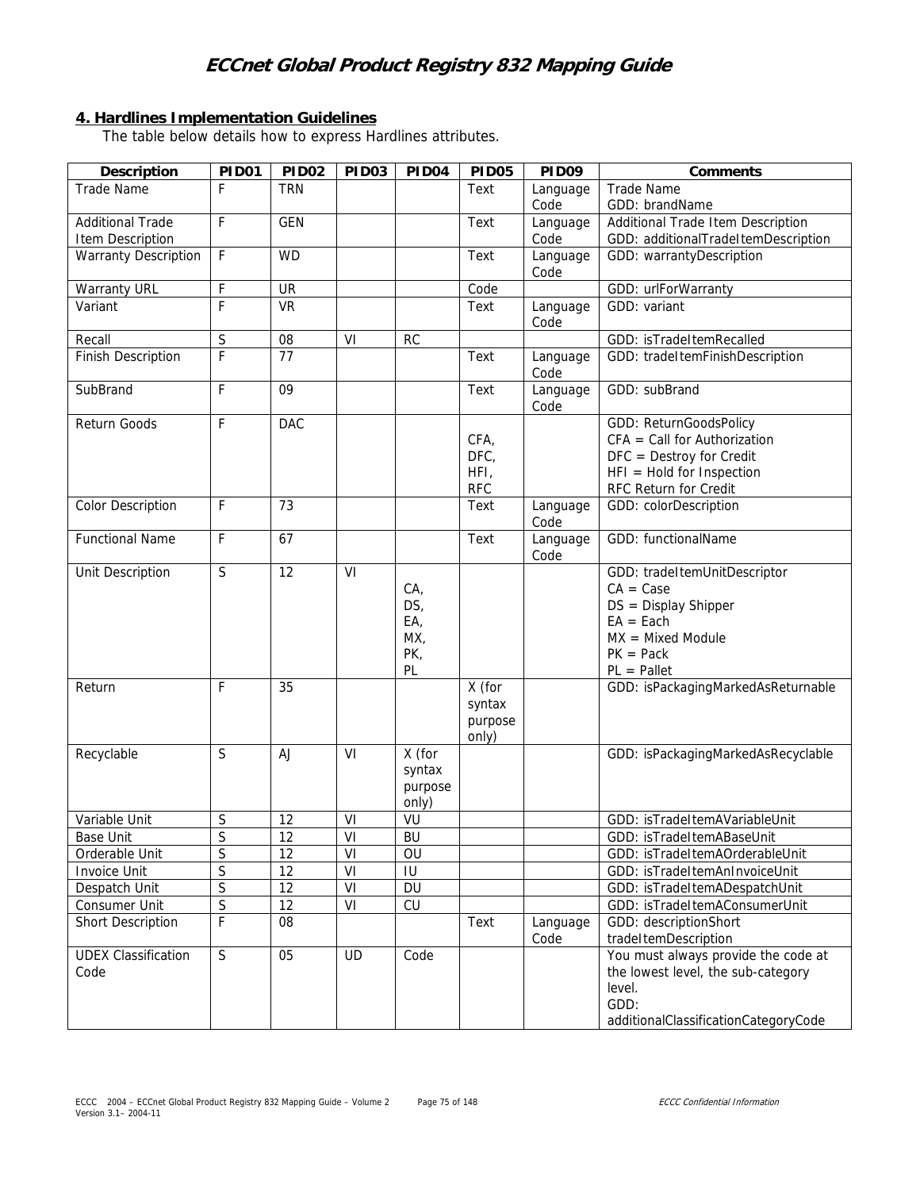## 4. Hardlines Implementation Guidelines

The table below details how to express Hardlines attributes.

| Description | PID01 | PID02 | PID03 | PID04 | PID05 | PID09 | Comments |
|---|---|---|---|---|---|---|---|
| Trade Name | F | TRN | | | Text | Language Code | Trade Name<br>GDD: brandName |
| Additional Trade Item Description | F | GEN | | | Text | Language Code | Additional Trade Item Description<br>GDD: additionalTradeItemDescription |
| Warranty Description | F | WD | | | Text | Language Code | GDD: warrantyDescription |
| Warranty URL | F | UR | | | Code | | GDD: urlForWarranty |
| Variant | F | VR | | | Text | Language Code | GDD: variant |
| Recall | S | 08 | VI | RC | | | GDD: isTradeItemRecalled |
| Finish Description | F | 77 | | | Text | Language Code | GDD: tradeItemFinishDescription |
| SubBrand | F | 09 | | | Text | Language Code | GDD: subBrand |
| Return Goods | F | DAC | | | CFA, DFC, HFI, RFC | | GDD: ReturnGoodsPolicy<br>CFA = Call for Authorization<br>DFC = Destroy for Credit<br>HFI = Hold for Inspection<br>RFC Return for Credit |
| Color Description | F | 73 | | | Text | Language Code | GDD: colorDescription |
| Functional Name | F | 67 | | | Text | Language Code | GDD: functionalName |
| Unit Description | S | 12 | VI | CA, DS, EA, MX, PK, PL | | | GDD: tradeItemUnitDescriptor<br>CA = Case<br>DS = Display Shipper<br>EA = Each<br>MX = Mixed Module<br>PK = Pack<br>PL = Pallet |
| Return | F | 35 | | | X (for syntax purpose only) | | GDD: isPackagingMarkedAsReturnable |
| Recyclable | S | AJ | VI | X (for syntax purpose only) | | | GDD: isPackagingMarkedAsRecyclable |
| Variable Unit | S | 12 | VI | VU | | | GDD: isTradeItemAVariableUnit |
| Base Unit | S | 12 | VI | BU | | | GDD: isTradeItemABaseUnit |
| Orderable Unit | S | 12 | VI | OU | | | GDD: isTradeItemAOrderableUnit |
| Invoice Unit | S | 12 | VI | IU | | | GDD: isTradeItemAnInvoiceUnit |
| Despatch Unit | S | 12 | VI | DU | | | GDD: isTradeItemADespatchUnit |
| Consumer Unit | S | 12 | VI | CU | | | GDD: isTradeItemAConsumerUnit |
| Short Description | F | 08 | | | Text | Language Code | GDD: descriptionShort<br>tradeItemDescription |
| UDEX Classification Code | S | 05 | UD | Code | | | You must always provide the code at the lowest level, the sub-category level.<br>GDD: additionalClassificationCategoryCode |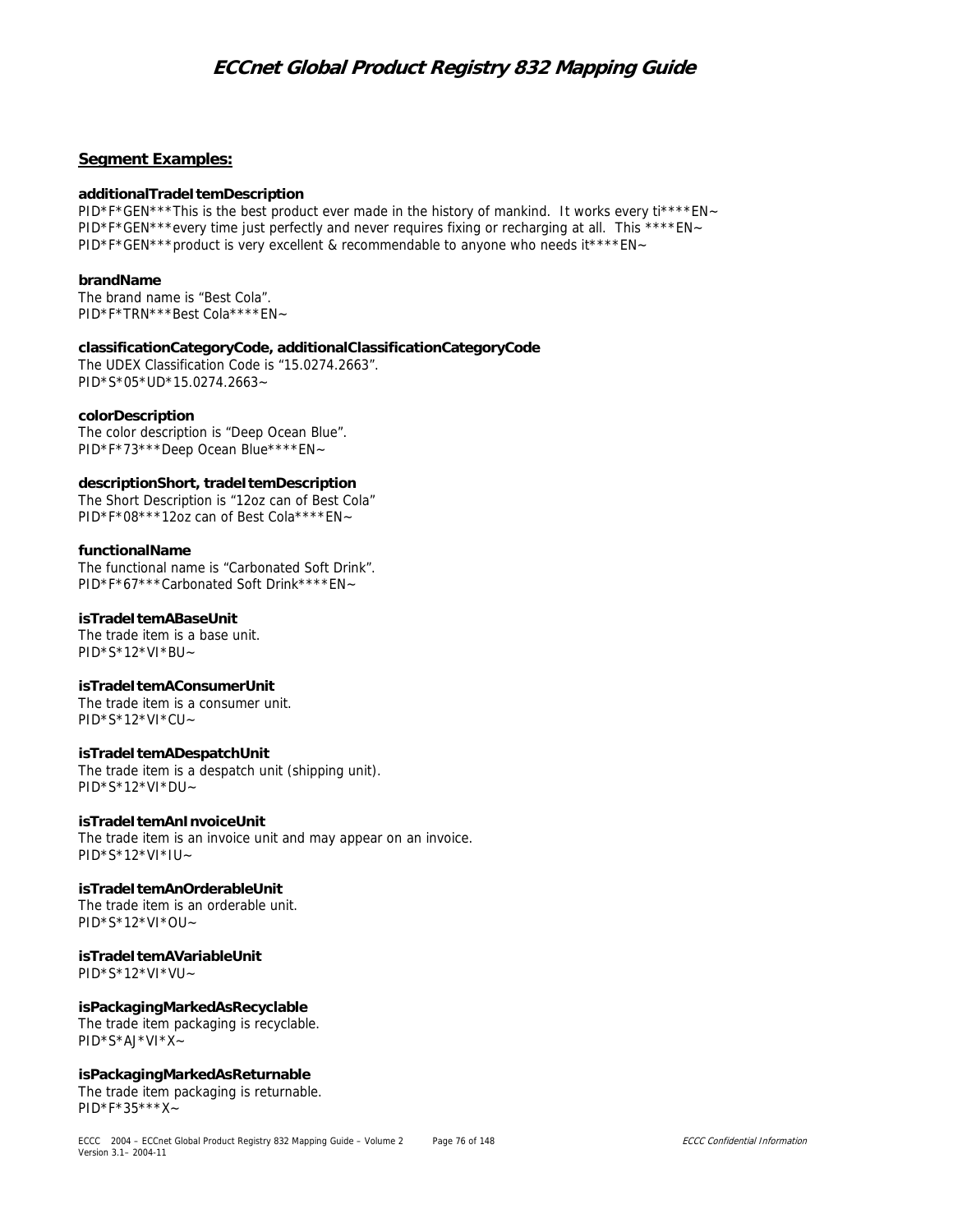## Segment Examples:

**additionalTradeItemDescription**

PID*F*GEN***This is the best product ever made in the history of mankind.  It works every ti****EN~
PID*F*GEN***every time just perfectly and never requires fixing or recharging at all.  This ****EN~
PID*F*GEN***product is very excellent & recommendable to anyone who needs it****EN~

**brandName**

The brand name is "Best Cola".
PID*F*TRN***Best Cola****EN~

**classificationCategoryCode, additionalClassificationCategoryCode**

The UDEX Classification Code is "15.0274.2663".
PID*S*05*UD*15.0274.2663~

**colorDescription**

The color description is "Deep Ocean Blue".
PID*F*73***Deep Ocean Blue****EN~

**descriptionShort, tradeItemDescription**

The Short Description is "12oz can of Best Cola"
PID*F*08***12oz can of Best Cola****EN~

**functionalName**

The functional name is "Carbonated Soft Drink".
PID*F*67***Carbonated Soft Drink****EN~

**isTradeItemABaseUnit**

The trade item is a base unit.
PID*S*12*VI*BU~

**isTradeItemAConsumerUnit**

The trade item is a consumer unit.
PID*S*12*VI*CU~

**isTradeItemADespatchUnit**

The trade item is a despatch unit (shipping unit).
PID*S*12*VI*DU~

**isTradeItemAnInvoiceUnit**

The trade item is an invoice unit and may appear on an invoice.
PID*S*12*VI*IU~

**isTradeItemAnOrderableUnit**

The trade item is an orderable unit.
PID*S*12*VI*OU~

**isTradeItemAVariableUnit**

PID*S*12*VI*VU~

**isPackagingMarkedAsRecyclable**

The trade item packaging is recyclable.
PID*S*AJ*VI*X~

**isPackagingMarkedAsReturnable**

The trade item packaging is returnable.
PID*F*35***X~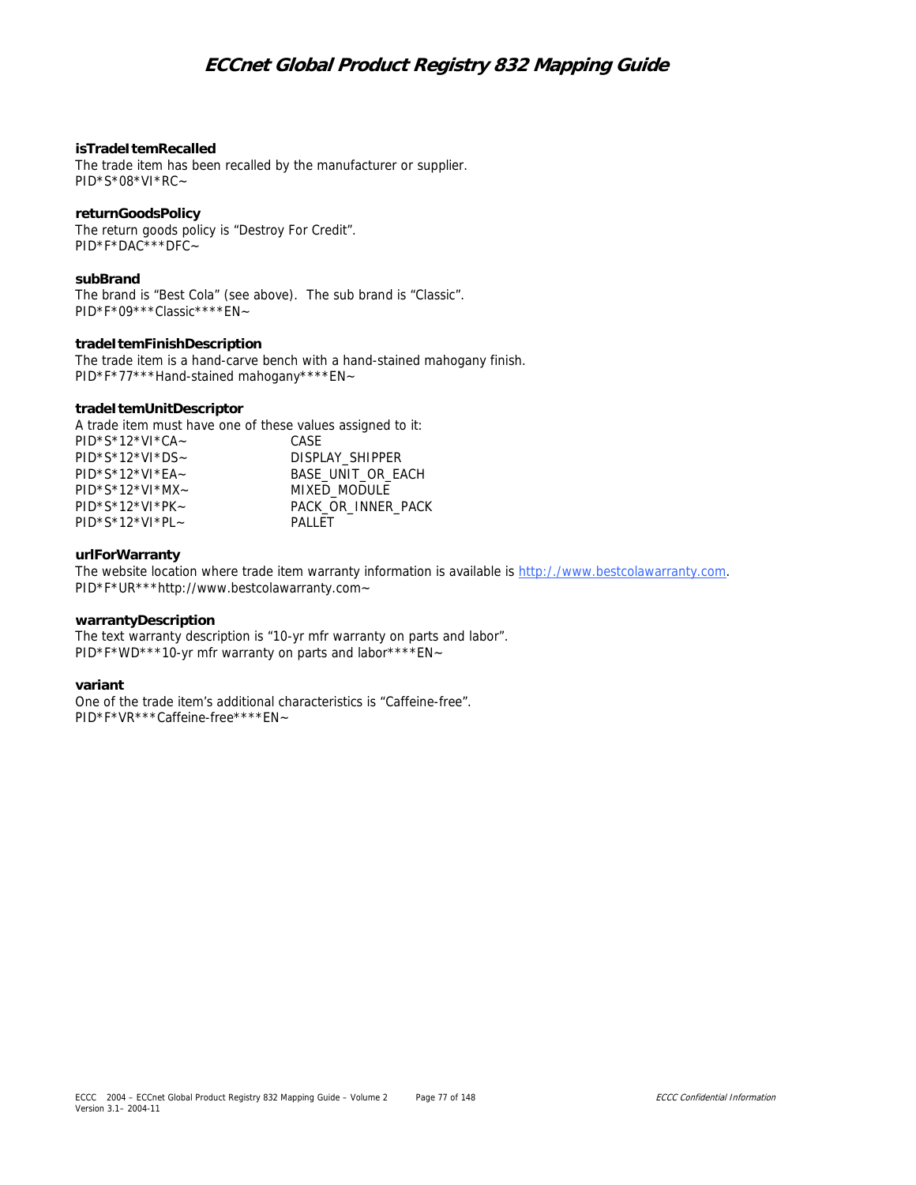**isTradeItemRecalled**
The trade item has been recalled by the manufacturer or supplier.
PID*S*08*VI*RC~

**returnGoodsPolicy**
The return goods policy is "Destroy For Credit".
PID*F*DAC***DFC~

**subBrand**
The brand is "Best Cola" (see above). The sub brand is "Classic".
PID*F*09***Classic****EN~

**tradeItemFinishDescription**
The trade item is a hand-carve bench with a hand-stained mahogany finish.
PID*F*77***Hand-stained mahogany****EN~

**tradeItemUnitDescriptor**
A trade item must have one of these values assigned to it:

| | |
|---|---|
| PID*S*12*VI*CA~ | CASE |
| PID*S*12*VI*DS~ | DISPLAY_SHIPPER |
| PID*S*12*VI*EA~ | BASE_UNIT_OR_EACH |
| PID*S*12*VI*MX~ | MIXED_MODULE |
| PID*S*12*VI*PK~ | PACK_OR_INNER_PACK |
| PID*S*12*VI*PL~ | PALLET |

**urlForWarranty**
The website location where trade item warranty information is available is http:/./www.bestcolawarranty.com.
PID*F*UR***http://www.bestcolawarranty.com~

**warrantyDescription**
The text warranty description is "10-yr mfr warranty on parts and labor".
PID*F*WD***10-yr mfr warranty on parts and labor****EN~

**variant**
One of the trade item's additional characteristics is "Caffeine-free".
PID*F*VR***Caffeine-free****EN~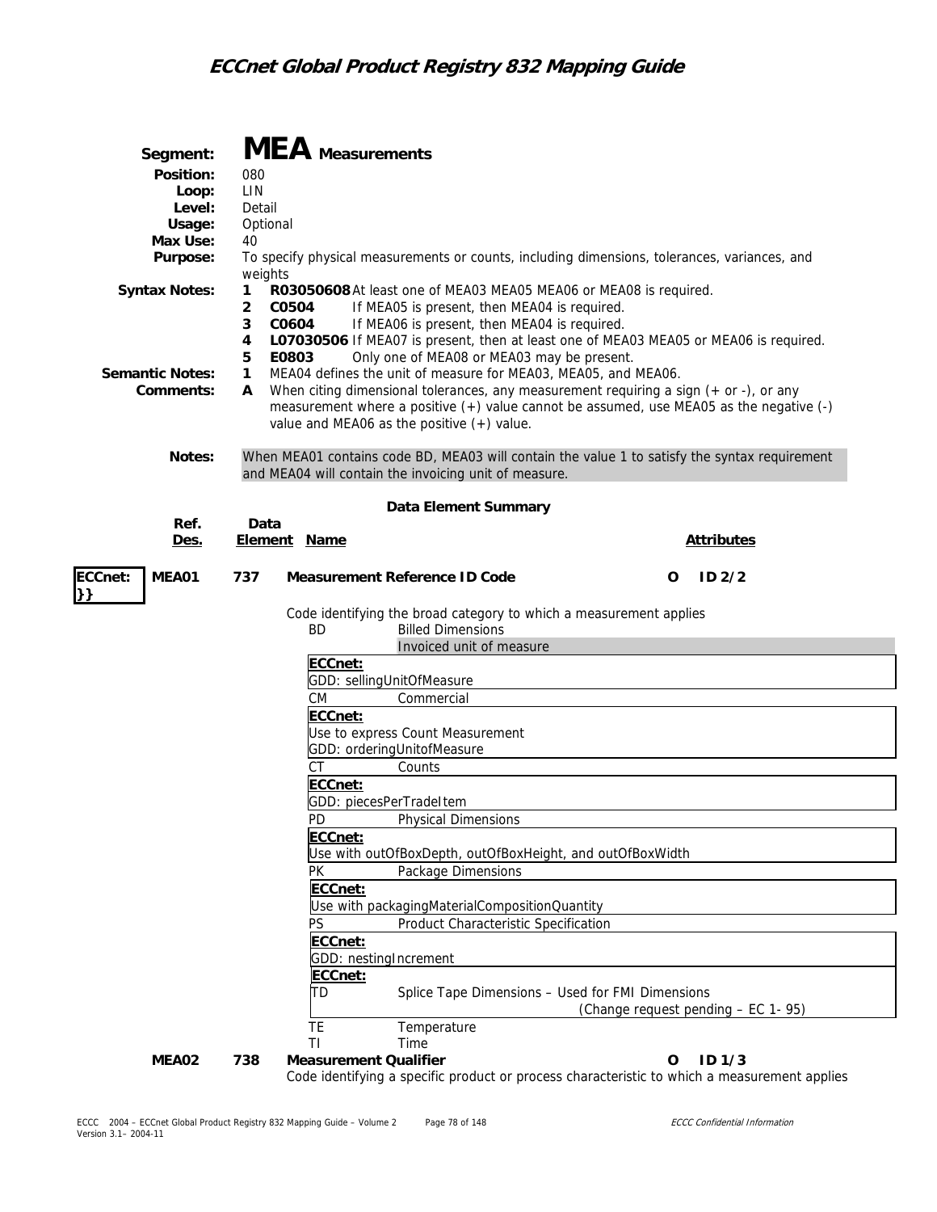# Segment: MEA Measurements

**Position:** 080
**Loop:** LIN
**Level:** Detail
**Usage:** Optional
**Max Use:** 40
**Purpose:** To specify physical measurements or counts, including dimensions, tolerances, variances, and weights

**Syntax Notes:**
1. **R03050608** At least one of MEA03 MEA05 MEA06 or MEA08 is required.
2. **C0504** If MEA05 is present, then MEA04 is required.
3. **C0604** If MEA06 is present, then MEA04 is required.
4. **L07030506** If MEA07 is present, then at least one of MEA03 MEA05 or MEA06 is required.
5. **E0803** Only one of MEA08 or MEA03 may be present.

**Semantic Notes:**
1. MEA04 defines the unit of measure for MEA03, MEA05, and MEA06.

**Comments:**
A. When citing dimensional tolerances, any measurement requiring a sign (+ or -), or any measurement where a positive (+) value cannot be assumed, use MEA05 as the negative (-) value and MEA06 as the positive (+) value.

**Notes:** When MEA01 contains code BD, MEA03 will contain the value 1 to satisfy the syntax requirement and MEA04 will contain the invoicing unit of measure.

## Data Element Summary

| Ref. Des. | Data Element | Name | Attributes |
|---|---|---|---|
| **ECCnet: }}** **MEA01** | **737** | **Measurement Reference ID Code** | **O ID 2/2** |

Code identifying the broad category to which a measurement applies

- **BD** Billed Dimensions
  Invoiced unit of measure
  **ECCnet:**
  GDD: sellingUnitOfMeasure
- **CM** Commercial
  **ECCnet:**
  Use to express Count Measurement
  GDD: orderingUnitofMeasure
- **CT** Counts
  **ECCnet:**
  GDD: piecesPerTradeItem
- **PD** Physical Dimensions
  **ECCnet:**
  Use with outOfBoxDepth, outOfBoxHeight, and outOfBoxWidth
- **PK** Package Dimensions
  **ECCnet:**
  Use with packagingMaterialCompositionQuantity
- **PS** Product Characteristic Specification
  **ECCnet:**
  GDD: nestingIncrement
- **ECCnet:**
  **TD** Splice Tape Dimensions – Used for FMI Dimensions
  (Change request pending – EC 1- 95)
- **TE** Temperature
- **TI** Time

| Ref. Des. | Data Element | Name | Attributes |
|---|---|---|---|
| **MEA02** | **738** | **Measurement Qualifier** | **O ID 1/3** |

Code identifying a specific product or process characteristic to which a measurement applies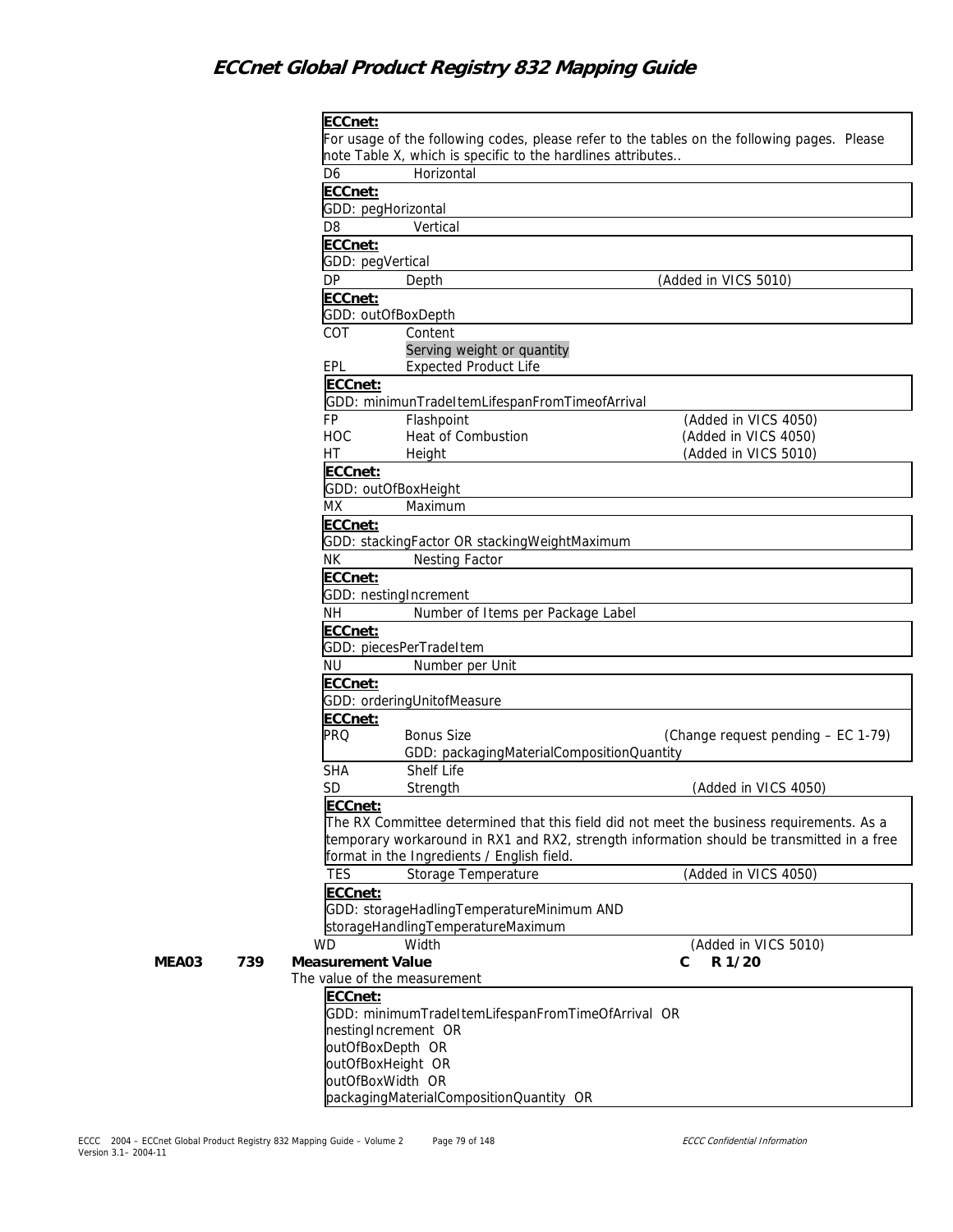**ECCnet:**
For usage of the following codes, please refer to the tables on the following pages. Please note Table X, which is specific to the hardlines attributes..

D6 Horizontal

**ECCnet:**
GDD: pegHorizontal

D8 Vertical

**ECCnet:**
GDD: pegVertical

DP Depth (Added in VICS 5010)

**ECCnet:**
GDD: outOfBoxDepth

COT Content
Serving weight or quantity

EPL Expected Product Life

**ECCnet:**
GDD: minimunTradeItemLifespanFromTimeofArrival

FP Flashpoint (Added in VICS 4050)
HOC Heat of Combustion (Added in VICS 4050)
HT Height (Added in VICS 5010)

**ECCnet:**
GDD: outOfBoxHeight

MX Maximum

**ECCnet:**
GDD: stackingFactor OR stackingWeightMaximum

NK Nesting Factor

**ECCnet:**
GDD: nestingIncrement

NH Number of Items per Package Label

**ECCnet:**
GDD: piecesPerTradeItem

NU Number per Unit

**ECCnet:**
GDD: orderingUnitofMeasure

**ECCnet:**
PRQ Bonus Size (Change request pending – EC 1-79)
GDD: packagingMaterialCompositionQuantity

SHA Shelf Life
SD Strength (Added in VICS 4050)

**ECCnet:**
The RX Committee determined that this field did not meet the business requirements. As a temporary workaround in RX1 and RX2, strength information should be transmitted in a free format in the Ingredients / English field.

TES Storage Temperature (Added in VICS 4050)

**ECCnet:**
GDD: storageHadlingTemperatureMinimum AND storageHandlingTemperatureMaximum

WD Width (Added in VICS 5010)

**MEA03 739 Measurement Value** **C R 1/20**
The value of the measurement

**ECCnet:**
GDD: minimumTradeItemLifespanFromTimeOfArrival OR
nestingIncrement OR
outOfBoxDepth OR
outOfBoxHeight OR
outOfBoxWidth OR
packagingMaterialCompositionQuantity OR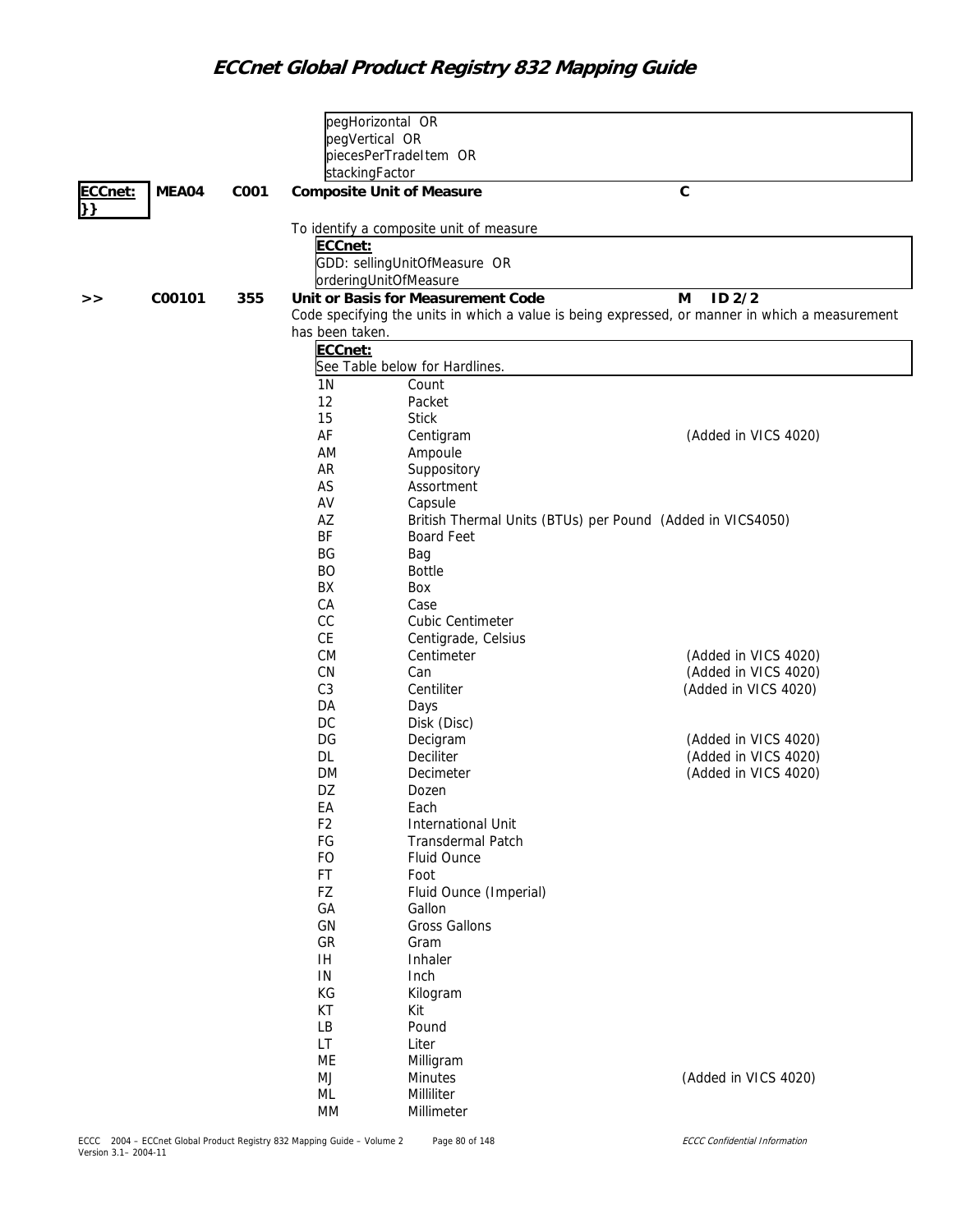pegHorizontal OR
pegVertical OR
piecesPerTradeItem OR
stackingFactor

| ECCnet: }} | MEA04 | C001 | **Composite Unit of Measure** | C |
|---|---|---|---|---|

To identify a composite unit of measure

**ECCnet:**
GDD: sellingUnitOfMeasure OR
orderingUnitOfMeasure

| >> | C00101 | 355 | **Unit or Basis for Measurement Code** | M ID 2/2 |
|---|---|---|---|---|

Code specifying the units in which a value is being expressed, or manner in which a measurement has been taken.

**ECCnet:**
See Table below for Hardlines.

| Code | Description | Note |
|---|---|---|
| 1N | Count | |
| 12 | Packet | |
| 15 | Stick | |
| AF | Centigram | (Added in VICS 4020) |
| AM | Ampoule | |
| AR | Suppository | |
| AS | Assortment | |
| AV | Capsule | |
| AZ | British Thermal Units (BTUs) per Pound | (Added in VICS4050) |
| BF | Board Feet | |
| BG | Bag | |
| BO | Bottle | |
| BX | Box | |
| CA | Case | |
| CC | Cubic Centimeter | |
| CE | Centigrade, Celsius | |
| CM | Centimeter | (Added in VICS 4020) |
| CN | Can | (Added in VICS 4020) |
| C3 | Centiliter | (Added in VICS 4020) |
| DA | Days | |
| DC | Disk (Disc) | |
| DG | Decigram | (Added in VICS 4020) |
| DL | Deciliter | (Added in VICS 4020) |
| DM | Decimeter | (Added in VICS 4020) |
| DZ | Dozen | |
| EA | Each | |
| F2 | International Unit | |
| FG | Transdermal Patch | |
| FO | Fluid Ounce | |
| FT | Foot | |
| FZ | Fluid Ounce (Imperial) | |
| GA | Gallon | |
| GN | Gross Gallons | |
| GR | Gram | |
| IH | Inhaler | |
| IN | Inch | |
| KG | Kilogram | |
| KT | Kit | |
| LB | Pound | |
| LT | Liter | |
| ME | Milligram | |
| MJ | Minutes | (Added in VICS 4020) |
| ML | Milliliter | |
| MM | Millimeter | |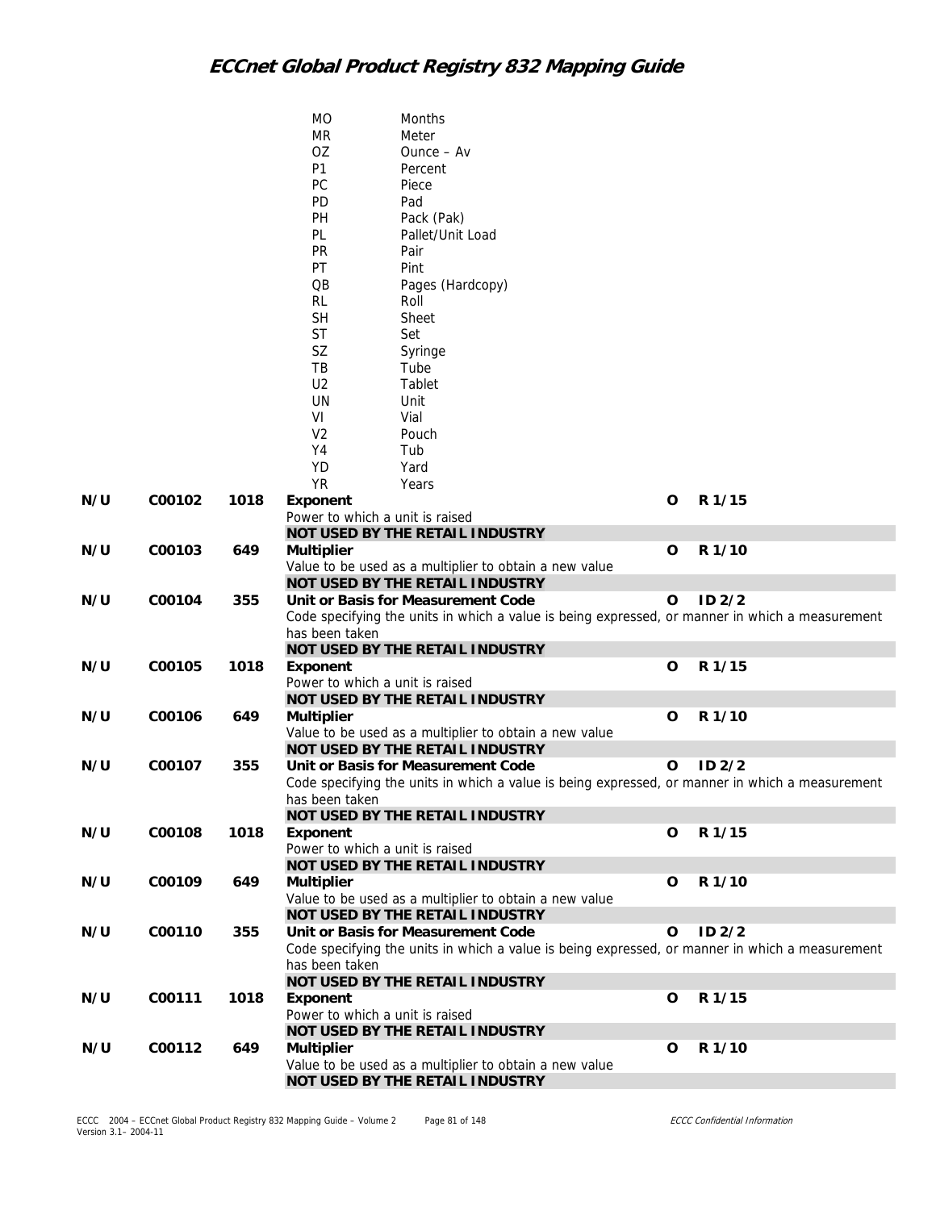| | | | | | |
|---|---|---|---|---|---|
| | | | MO Months | | |
| | | | MR Meter | | |
| | | | OZ Ounce – Av | | |
| | | | P1 Percent | | |
| | | | PC Piece | | |
| | | | PD Pad | | |
| | | | PH Pack (Pak) | | |
| | | | PL Pallet/Unit Load | | |
| | | | PR Pair | | |
| | | | PT Pint | | |
| | | | QB Pages (Hardcopy) | | |
| | | | RL Roll | | |
| | | | SH Sheet | | |
| | | | ST Set | | |
| | | | SZ Syringe | | |
| | | | TB Tube | | |
| | | | U2 Tablet | | |
| | | | UN Unit | | |
| | | | VI Vial | | |
| | | | V2 Pouch | | |
| | | | Y4 Tub | | |
| | | | YD Yard | | |
| | | | YR Years | | |
| N/U | C00102 | 1018 | **Exponent**<br>Power to which a unit is raised<br>**NOT USED BY THE RETAIL INDUSTRY** | O | R 1/15 |
| N/U | C00103 | 649 | **Multiplier**<br>Value to be used as a multiplier to obtain a new value<br>**NOT USED BY THE RETAIL INDUSTRY** | O | R 1/10 |
| N/U | C00104 | 355 | **Unit or Basis for Measurement Code**<br>Code specifying the units in which a value is being expressed, or manner in which a measurement has been taken<br>**NOT USED BY THE RETAIL INDUSTRY** | O | ID 2/2 |
| N/U | C00105 | 1018 | **Exponent**<br>Power to which a unit is raised<br>**NOT USED BY THE RETAIL INDUSTRY** | O | R 1/15 |
| N/U | C00106 | 649 | **Multiplier**<br>Value to be used as a multiplier to obtain a new value<br>**NOT USED BY THE RETAIL INDUSTRY** | O | R 1/10 |
| N/U | C00107 | 355 | **Unit or Basis for Measurement Code**<br>Code specifying the units in which a value is being expressed, or manner in which a measurement has been taken<br>**NOT USED BY THE RETAIL INDUSTRY** | O | ID 2/2 |
| N/U | C00108 | 1018 | **Exponent**<br>Power to which a unit is raised<br>**NOT USED BY THE RETAIL INDUSTRY** | O | R 1/15 |
| N/U | C00109 | 649 | **Multiplier**<br>Value to be used as a multiplier to obtain a new value<br>**NOT USED BY THE RETAIL INDUSTRY** | O | R 1/10 |
| N/U | C00110 | 355 | **Unit or Basis for Measurement Code**<br>Code specifying the units in which a value is being expressed, or manner in which a measurement has been taken<br>**NOT USED BY THE RETAIL INDUSTRY** | O | ID 2/2 |
| N/U | C00111 | 1018 | **Exponent**<br>Power to which a unit is raised<br>**NOT USED BY THE RETAIL INDUSTRY** | O | R 1/15 |
| N/U | C00112 | 649 | **Multiplier**<br>Value to be used as a multiplier to obtain a new value<br>**NOT USED BY THE RETAIL INDUSTRY** | O | R 1/10 |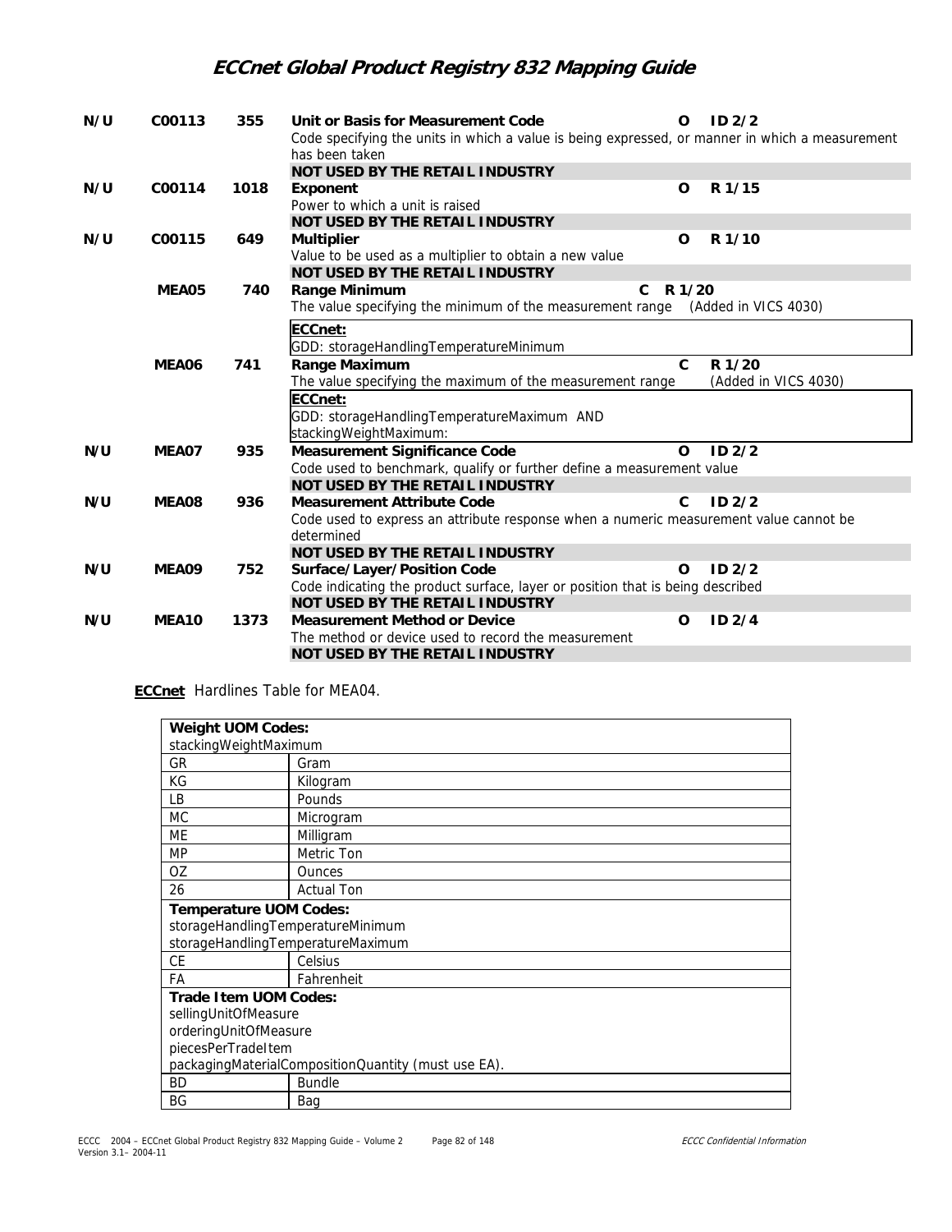| | | | | | |
|---|---|---|---|---|---|
| N/U | C00113 | 355 | **Unit or Basis for Measurement Code**<br>Code specifying the units in which a value is being expressed, or manner in which a measurement has been taken<br>**NOT USED BY THE RETAIL INDUSTRY** | **O** | **ID 2/2** |
| N/U | C00114 | 1018 | **Exponent**<br>Power to which a unit is raised<br>**NOT USED BY THE RETAIL INDUSTRY** | **O** | **R 1/15** |
| N/U | C00115 | 649 | **Multiplier**<br>Value to be used as a multiplier to obtain a new value<br>**NOT USED BY THE RETAIL INDUSTRY** | **O** | **R 1/10** |
| | **MEA05** | **740** | **Range Minimum**<br>The value specifying the minimum of the measurement range (Added in VICS 4030)<br>**ECCnet:**<br>GDD: storageHandlingTemperatureMinimum | **C** | **R 1/20** |
| | **MEA06** | **741** | **Range Maximum**<br>The value specifying the maximum of the measurement range (Added in VICS 4030)<br>**ECCnet:**<br>GDD: storageHandlingTemperatureMaximum AND stackingWeightMaximum: | **C** | **R 1/20** |
| N/U | MEA07 | 935 | **Measurement Significance Code**<br>Code used to benchmark, qualify or further define a measurement value<br>**NOT USED BY THE RETAIL INDUSTRY** | **O** | **ID 2/2** |
| N/U | MEA08 | 936 | **Measurement Attribute Code**<br>Code used to express an attribute response when a numeric measurement value cannot be determined<br>**NOT USED BY THE RETAIL INDUSTRY** | **C** | **ID 2/2** |
| N/U | MEA09 | 752 | **Surface/Layer/Position Code**<br>Code indicating the product surface, layer or position that is being described<br>**NOT USED BY THE RETAIL INDUSTRY** | **O** | **ID 2/2** |
| N/U | MEA10 | 1373 | **Measurement Method or Device**<br>The method or device used to record the measurement<br>**NOT USED BY THE RETAIL INDUSTRY** | **O** | **ID 2/4** |

**ECCnet** Hardlines Table for MEA04.

| **Weight UOM Codes:**<br>stackingWeightMaximum | |
|---|---|
| GR | Gram |
| KG | Kilogram |
| LB | Pounds |
| MC | Microgram |
| ME | Milligram |
| MP | Metric Ton |
| OZ | Ounces |
| 26 | Actual Ton |
| **Temperature UOM Codes:**<br>storageHandlingTemperatureMinimum<br>storageHandlingTemperatureMaximum | |
| CE | Celsius |
| FA | Fahrenheit |
| **Trade Item UOM Codes:**<br>sellingUnitOfMeasure<br>orderingUnitOfMeasure<br>piecesPerTradeItem<br>packagingMaterialCompositionQuantity (must use EA). | |
| BD | Bundle |
| BG | Bag |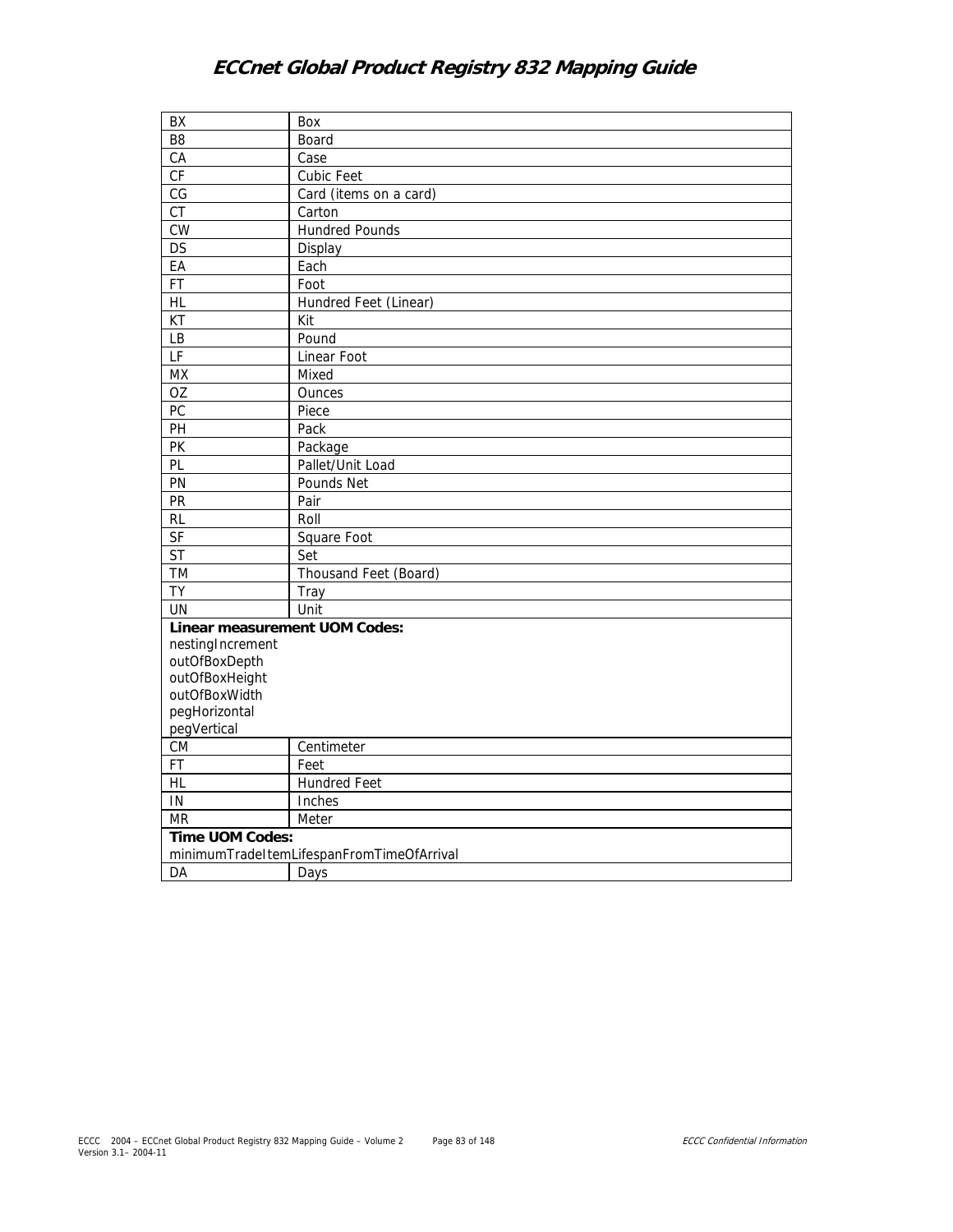| BX | Box |
|---|---|
| B8 | Board |
| CA | Case |
| CF | Cubic Feet |
| CG | Card (items on a card) |
| CT | Carton |
| CW | Hundred Pounds |
| DS | Display |
| EA | Each |
| FT | Foot |
| HL | Hundred Feet (Linear) |
| KT | Kit |
| LB | Pound |
| LF | Linear Foot |
| MX | Mixed |
| OZ | Ounces |
| PC | Piece |
| PH | Pack |
| PK | Package |
| PL | Pallet/Unit Load |
| PN | Pounds Net |
| PR | Pair |
| RL | Roll |
| SF | Square Foot |
| ST | Set |
| TM | Thousand Feet (Board) |
| TY | Tray |
| UN | Unit |
| **Linear measurement UOM Codes:** nestingIncrement outOfBoxDepth outOfBoxHeight outOfBoxWidth pegHorizontal pegVertical | |
| CM | Centimeter |
| FT | Feet |
| HL | Hundred Feet |
| IN | Inches |
| MR | Meter |
| **Time UOM Codes:** minimumTradeItemLifespanFromTimeOfArrival | |
| DA | Days |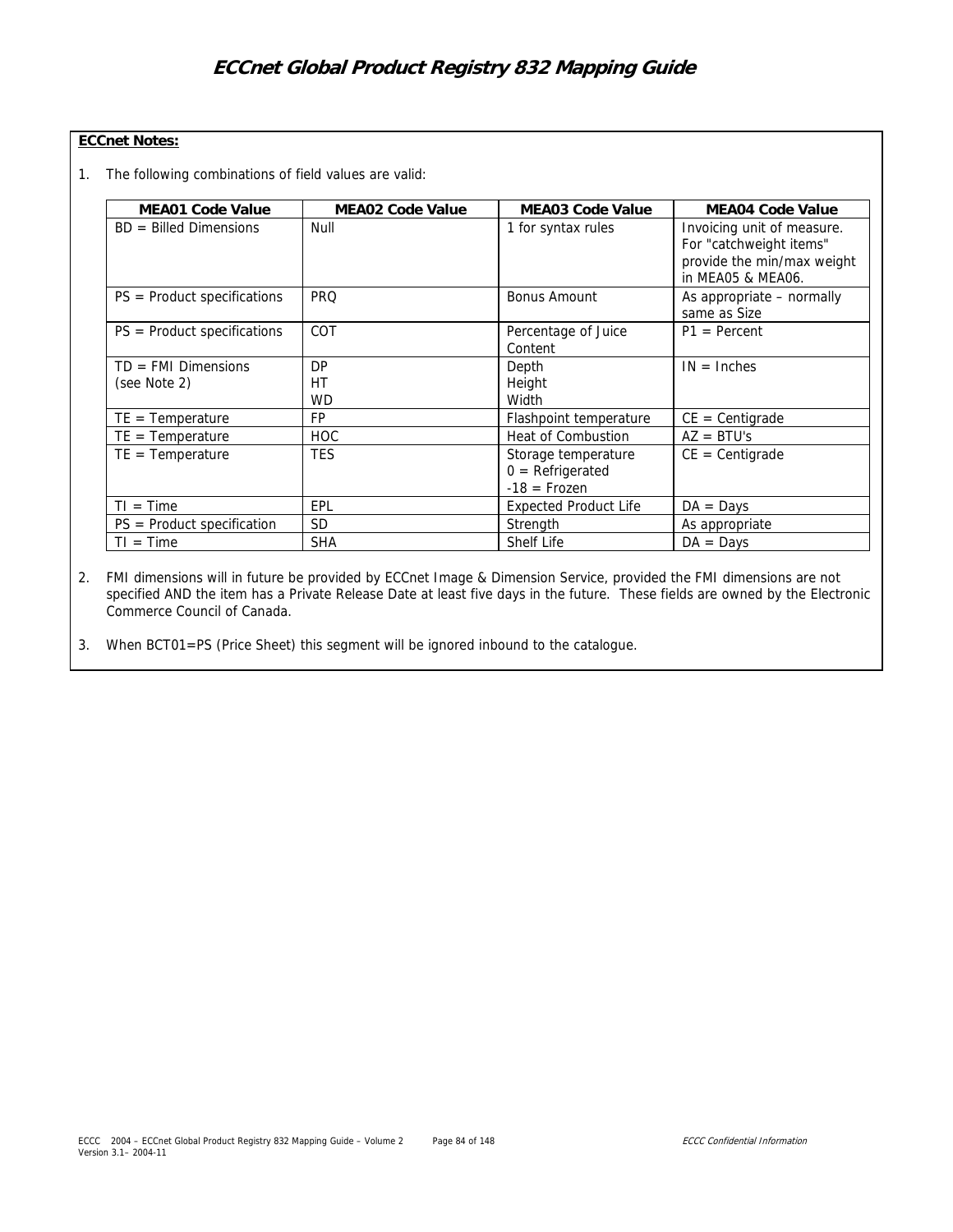**ECCnet Notes:**

1. The following combinations of field values are valid:

| MEA01 Code Value | MEA02 Code Value | MEA03 Code Value | MEA04 Code Value |
|---|---|---|---|
| BD = Billed Dimensions | Null | 1 for syntax rules | Invoicing unit of measure. For "catchweight items" provide the min/max weight in MEA05 & MEA06. |
| PS = Product specifications | PRQ | Bonus Amount | As appropriate – normally same as Size |
| PS = Product specifications | COT | Percentage of Juice Content | P1 = Percent |
| TD = FMI Dimensions (see Note 2) | DP<br>HT<br>WD | Depth<br>Height<br>Width | IN = Inches |
| TE = Temperature | FP | Flashpoint temperature | CE = Centigrade |
| TE = Temperature | HOC | Heat of Combustion | AZ = BTU's |
| TE = Temperature | TES | Storage temperature<br>0 = Refrigerated<br>-18 = Frozen | CE = Centigrade |
| TI = Time | EPL | Expected Product Life | DA = Days |
| PS = Product specification | SD | Strength | As appropriate |
| TI = Time | SHA | Shelf Life | DA = Days |

2. FMI dimensions will in future be provided by ECCnet Image & Dimension Service, provided the FMI dimensions are not specified AND the item has a Private Release Date at least five days in the future. These fields are owned by the Electronic Commerce Council of Canada.

3. When BCT01=PS (Price Sheet) this segment will be ignored inbound to the catalogue.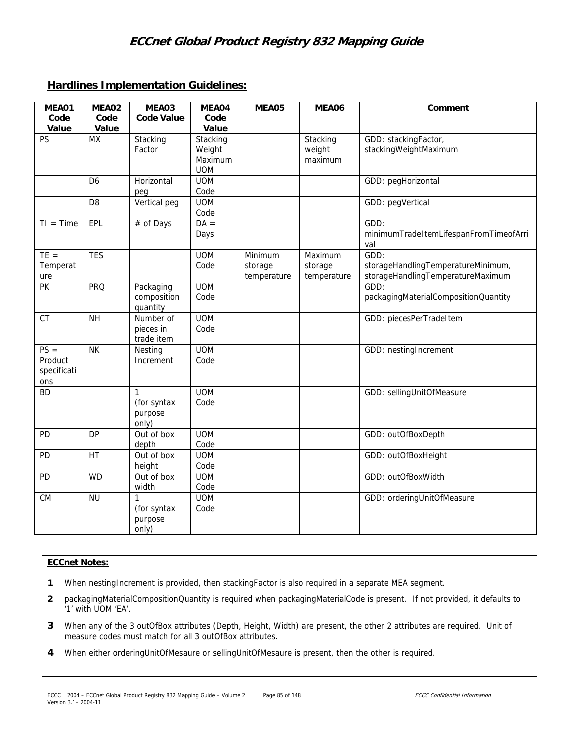## Hardlines Implementation Guidelines:

| MEA01 Code Value | MEA02 Code Value | MEA03 Code Value | MEA04 Code Value | MEA05 | MEA06 | Comment |
|---|---|---|---|---|---|---|
| PS | MX | Stacking Factor | Stacking Weight Maximum UOM | | Stacking weight maximum | GDD: stackingFactor, stackingWeightMaximum |
| | D6 | Horizontal peg | UOM Code | | | GDD: pegHorizontal |
| | D8 | Vertical peg | UOM Code | | | GDD: pegVertical |
| TI = Time | EPL | # of Days | DA = Days | | | GDD: minimumTradeItemLifespanFromTimeofArrival |
| TE = Temperature | TES | | UOM Code | Minimum storage temperature | Maximum storage temperature | GDD: storageHandlingTemperatureMinimum, storageHandlingTemperatureMaximum |
| PK | PRQ | Packaging composition quantity | UOM Code | | | GDD: packagingMaterialCompositionQuantity |
| CT | NH | Number of pieces in trade item | UOM Code | | | GDD: piecesPerTradeItem |
| PS = Product specifications | NK | Nesting Increment | UOM Code | | | GDD: nestingIncrement |
| BD | | 1 (for syntax purpose only) | UOM Code | | | GDD: sellingUnitOfMeasure |
| PD | DP | Out of box depth | UOM Code | | | GDD: outOfBoxDepth |
| PD | HT | Out of box height | UOM Code | | | GDD: outOfBoxHeight |
| PD | WD | Out of box width | UOM Code | | | GDD: outOfBoxWidth |
| CM | NU | 1 (for syntax purpose only) | UOM Code | | | GDD: orderingUnitOfMeasure |

**ECCnet Notes:**

**1** When nestingIncrement is provided, then stackingFactor is also required in a separate MEA segment.

**2** packagingMaterialCompositionQuantity is required when packagingMaterialCode is present. If not provided, it defaults to '1' with UOM 'EA'.

**3** When any of the 3 outOfBox attributes (Depth, Height, Width) are present, the other 2 attributes are required. Unit of measure codes must match for all 3 outOfBox attributes.

**4** When either orderingUnitOfMesaure or sellingUnitOfMesaure is present, then the other is required.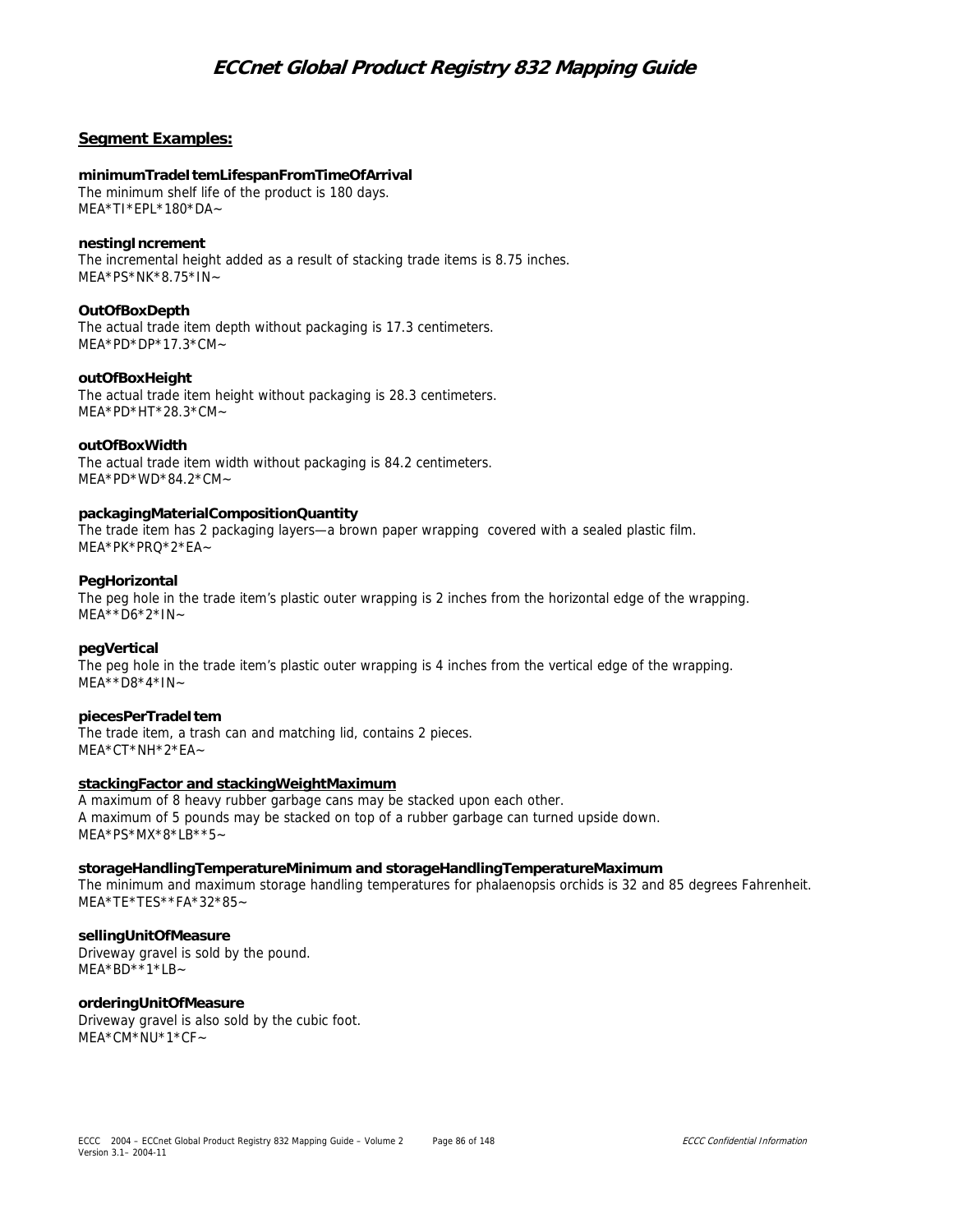## Segment Examples:

**minimumTradeItemLifespanFromTimeOfArrival**
The minimum shelf life of the product is 180 days.
MEA*TI*EPL*180*DA~

**nestingIncrement**
The incremental height added as a result of stacking trade items is 8.75 inches.
MEA*PS*NK*8.75*IN~

**OutOfBoxDepth**
The actual trade item depth without packaging is 17.3 centimeters.
MEA*PD*DP*17.3*CM~

**outOfBoxHeight**
The actual trade item height without packaging is 28.3 centimeters.
MEA*PD*HT*28.3*CM~

**outOfBoxWidth**
The actual trade item width without packaging is 84.2 centimeters.
MEA*PD*WD*84.2*CM~

**packagingMaterialCompositionQuantity**
The trade item has 2 packaging layers—a brown paper wrapping covered with a sealed plastic film.
MEA*PK*PRQ*2*EA~

**PegHorizontal**
The peg hole in the trade item's plastic outer wrapping is 2 inches from the horizontal edge of the wrapping.
MEA**D6*2*IN~

**pegVertical**
The peg hole in the trade item's plastic outer wrapping is 4 inches from the vertical edge of the wrapping.
MEA**D8*4*IN~

**piecesPerTradeItem**
The trade item, a trash can and matching lid, contains 2 pieces.
MEA*CT*NH*2*EA~

**stackingFactor and stackingWeightMaximum**
A maximum of 8 heavy rubber garbage cans may be stacked upon each other.
A maximum of 5 pounds may be stacked on top of a rubber garbage can turned upside down.
MEA*PS*MX*8*LB**5~

**storageHandlingTemperatureMinimum and storageHandlingTemperatureMaximum**
The minimum and maximum storage handling temperatures for phalaenopsis orchids is 32 and 85 degrees Fahrenheit.
MEA*TE*TES**FA*32*85~

**sellingUnitOfMeasure**
Driveway gravel is sold by the pound.
MEA*BD**1*LB~

**orderingUnitOfMeasure**
Driveway gravel is also sold by the cubic foot.
MEA*CM*NU*1*CF~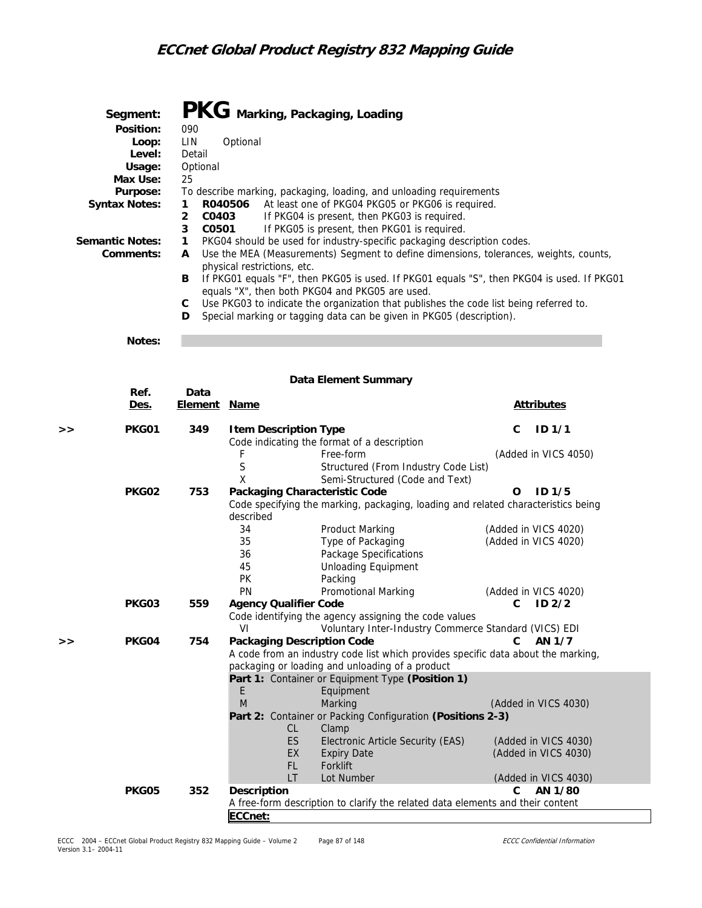## Segment: PKG Marking, Packaging, Loading

**Position:** 090
**Loop:** LIN Optional
**Level:** Detail
**Usage:** Optional
**Max Use:** 25
**Purpose:** To describe marking, packaging, loading, and unloading requirements

**Syntax Notes:**
1. **R040506** At least one of PKG04 PKG05 or PKG06 is required.
2. **C0403** If PKG04 is present, then PKG03 is required.
3. **C0501** If PKG05 is present, then PKG01 is required.

**Semantic Notes:**
1. PKG04 should be used for industry-specific packaging description codes.

**Comments:**
- **A** Use the MEA (Measurements) Segment to define dimensions, tolerances, weights, counts, physical restrictions, etc.
- **B** If PKG01 equals "F", then PKG05 is used. If PKG01 equals "S", then PKG04 is used. If PKG01 equals "X", then both PKG04 and PKG05 are used.
- **C** Use PKG03 to indicate the organization that publishes the code list being referred to.
- **D** Special marking or tagging data can be given in PKG05 (description).

**Notes:**

### Data Element Summary

| | Ref. Des. | Data Element | Name | | Attributes |
|---|---|---|---|---|---|
| >> | **PKG01** | **349** | **Item Description Type** | | **C ID 1/1** |
| | | | Code indicating the format of a description | | |
| | | | F | Free-form | (Added in VICS 4050) |
| | | | S | Structured (From Industry Code List) | |
| | | | X | Semi-Structured (Code and Text) | |
| | **PKG02** | **753** | **Packaging Characteristic Code** | | **O ID 1/5** |
| | | | Code specifying the marking, packaging, loading and related characteristics being described | | |
| | | | 34 | Product Marking | (Added in VICS 4020) |
| | | | 35 | Type of Packaging | (Added in VICS 4020) |
| | | | 36 | Package Specifications | |
| | | | 45 | Unloading Equipment | |
| | | | PK | Packing | |
| | | | PN | Promotional Marking | (Added in VICS 4020) |
| | **PKG03** | **559** | **Agency Qualifier Code** | | **C ID 2/2** |
| | | | Code identifying the agency assigning the code values | | |
| | | | VI | Voluntary Inter-Industry Commerce Standard (VICS) EDI | |
| >> | **PKG04** | **754** | **Packaging Description Code** | | **C AN 1/7** |
| | | | A code from an industry code list which provides specific data about the marking, packaging or loading and unloading of a product | | |
| | | | **Part 1:** Container or Equipment Type **(Position 1)** | | |
| | | | E | Equipment | |
| | | | M | Marking | (Added in VICS 4030) |
| | | | **Part 2:** Container or Packing Configuration **(Positions 2-3)** | | |
| | | | CL | Clamp | |
| | | | ES | Electronic Article Security (EAS) | (Added in VICS 4030) |
| | | | EX | Expiry Date | (Added in VICS 4030) |
| | | | FL | Forklift | |
| | | | LT | Lot Number | (Added in VICS 4030) |
| | **PKG05** | **352** | **Description** | | **C AN 1/80** |
| | | | A free-form description to clarify the related data elements and their content | | |
| | | | **ECCnet:** | | |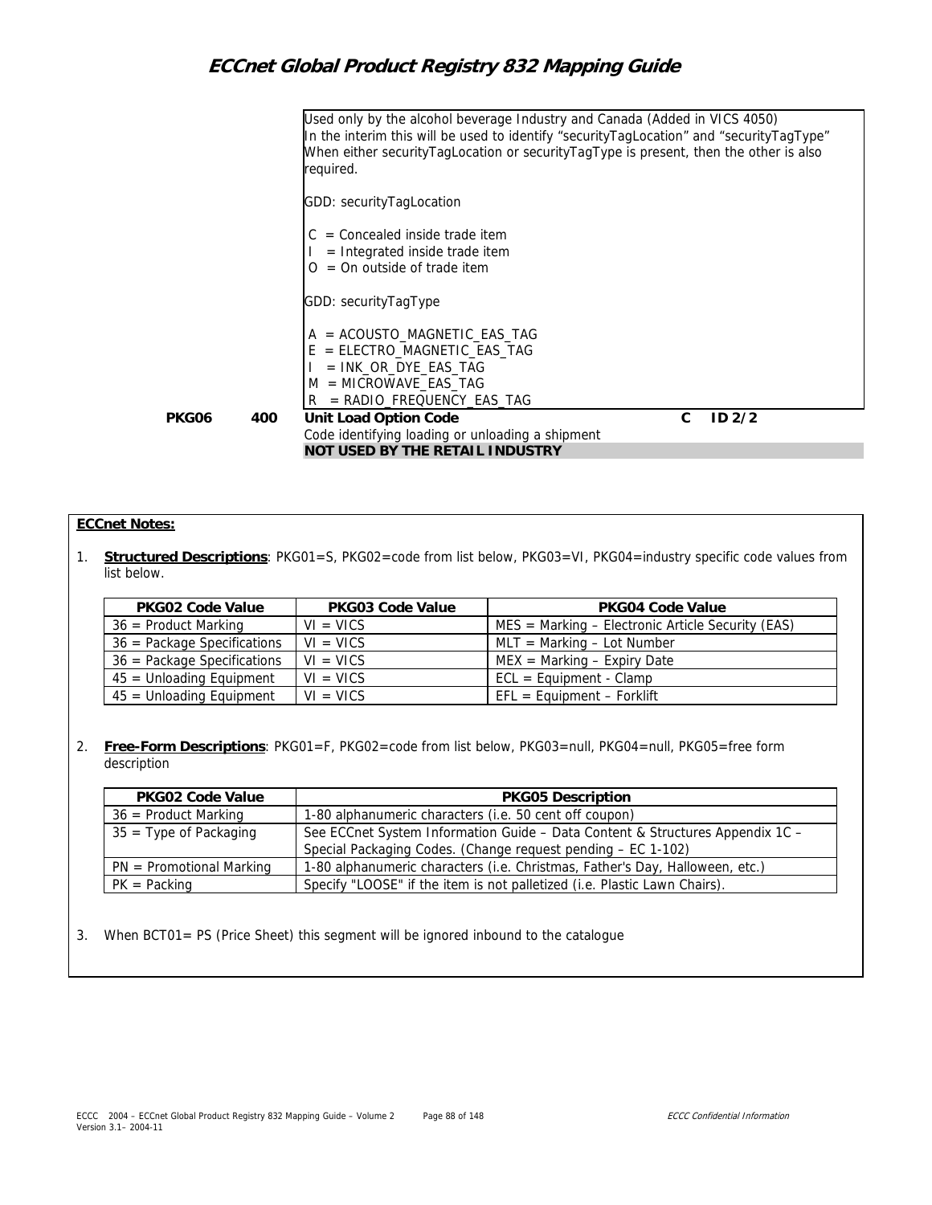Used only by the alcohol beverage Industry and Canada (Added in VICS 4050)
In the interim this will be used to identify "securityTagLocation" and "securityTagType"
When either securityTagLocation or securityTagType is present, then the other is also required.

GDD: securityTagLocation

C = Concealed inside trade item
I = Integrated inside trade item
O = On outside of trade item

GDD: securityTagType

A = ACOUSTO_MAGNETIC_EAS_TAG
E = ELECTRO_MAGNETIC_EAS_TAG
I = INK_OR_DYE_EAS_TAG
M = MICROWAVE_EAS_TAG
R = RADIO_FREQUENCY_EAS_TAG

**PKG06 400 Unit Load Option Code C ID 2/2**
Code identifying loading or unloading a shipment
**NOT USED BY THE RETAIL INDUSTRY**

**ECCnet Notes:**

1. **Structured Descriptions**: PKG01=S, PKG02=code from list below, PKG03=VI, PKG04=industry specific code values from list below.

| PKG02 Code Value | PKG03 Code Value | PKG04 Code Value |
|---|---|---|
| 36 = Product Marking | VI = VICS | MES = Marking – Electronic Article Security (EAS) |
| 36 = Package Specifications | VI = VICS | MLT = Marking – Lot Number |
| 36 = Package Specifications | VI = VICS | MEX = Marking – Expiry Date |
| 45 = Unloading Equipment | VI = VICS | ECL = Equipment - Clamp |
| 45 = Unloading Equipment | VI = VICS | EFL = Equipment – Forklift |

2. **Free-Form Descriptions**: PKG01=F, PKG02=code from list below, PKG03=null, PKG04=null, PKG05=free form description

| PKG02 Code Value | PKG05 Description |
|---|---|
| 36 = Product Marking | 1-80 alphanumeric characters (i.e. 50 cent off coupon) |
| 35 = Type of Packaging | See ECCnet System Information Guide – Data Content & Structures Appendix 1C – Special Packaging Codes. (Change request pending – EC 1-102) |
| PN = Promotional Marking | 1-80 alphanumeric characters (i.e. Christmas, Father's Day, Halloween, etc.) |
| PK = Packing | Specify "LOOSE" if the item is not palletized (i.e. Plastic Lawn Chairs). |

3. When BCT01= PS (Price Sheet) this segment will be ignored inbound to the catalogue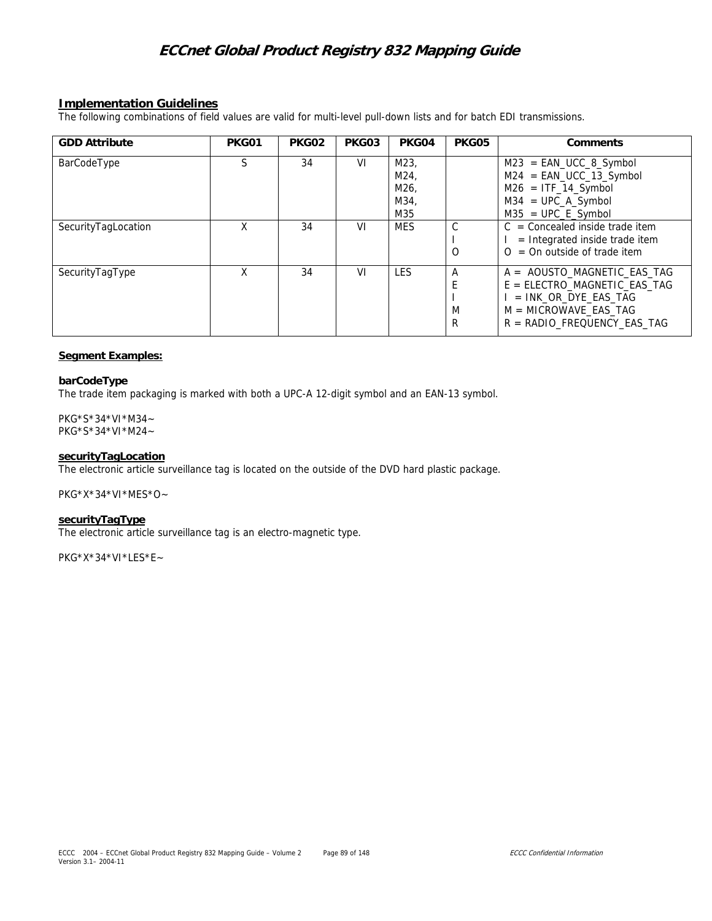## Implementation Guidelines

The following combinations of field values are valid for multi-level pull-down lists and for batch EDI transmissions.

| GDD Attribute | PKG01 | PKG02 | PKG03 | PKG04 | PKG05 | Comments |
|---|---|---|---|---|---|---|
| BarCodeType | S | 34 | VI | M23, M24, M26, M34, M35 | | M23 = EAN_UCC_8_Symbol<br>M24 = EAN_UCC_13_Symbol<br>M26 = ITF_14_Symbol<br>M34 = UPC_A_Symbol<br>M35 = UPC_E_Symbol |
| SecurityTagLocation | X | 34 | VI | MES | C<br>I<br>O | C = Concealed inside trade item<br>I = Integrated inside trade item<br>O = On outside of trade item |
| SecurityTagType | X | 34 | VI | LES | A<br>E<br>I<br>M<br>R | A = AOUSTO_MAGNETIC_EAS_TAG<br>E = ELECTRO_MAGNETIC_EAS_TAG<br>I = INK_OR_DYE_EAS_TAG<br>M = MICROWAVE_EAS_TAG<br>R = RADIO_FREQUENCY_EAS_TAG |

**Segment Examples:**

**barCodeType**

The trade item packaging is marked with both a UPC-A 12-digit symbol and an EAN-13 symbol.

```
PKG*S*34*VI*M34~
PKG*S*34*VI*M24~
```

**securityTagLocation**

The electronic article surveillance tag is located on the outside of the DVD hard plastic package.

```
PKG*X*34*VI*MES*O~
```

**securityTagType**

The electronic article surveillance tag is an electro-magnetic type.

```
PKG*X*34*VI*LES*E~
```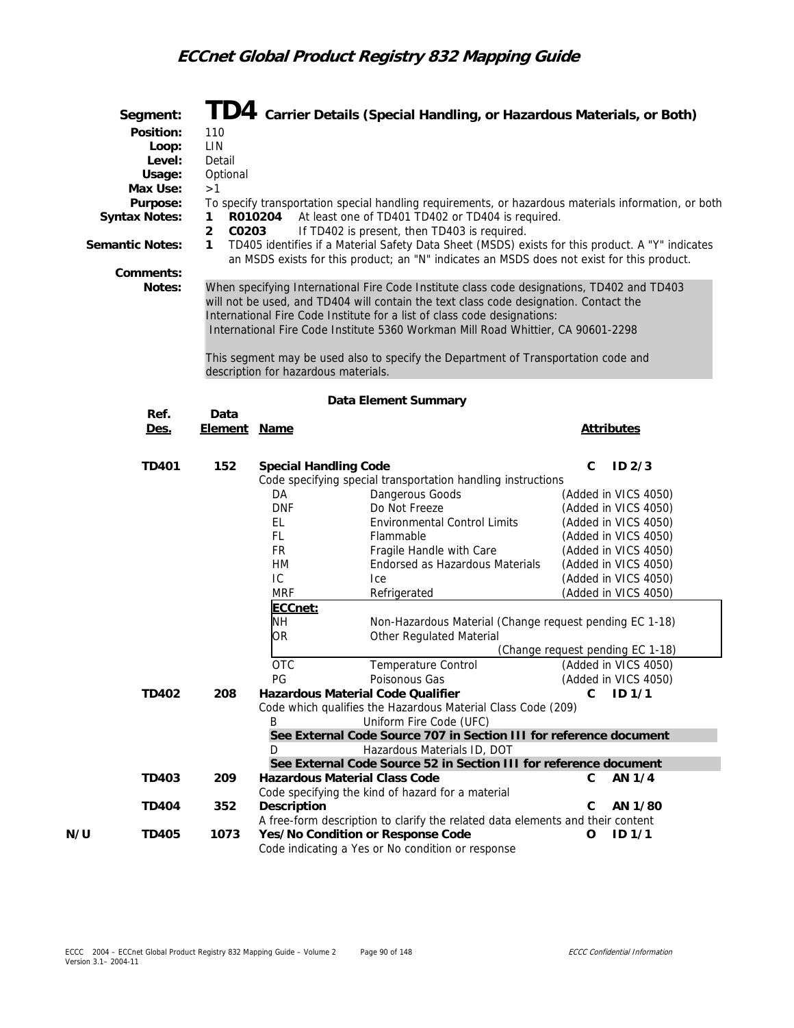## Segment: TD4 Carrier Details (Special Handling, or Hazardous Materials, or Both)

**Position:** 110
**Loop:** LIN
**Level:** Detail
**Usage:** Optional
**Max Use:** >1
**Purpose:** To specify transportation special handling requirements, or hazardous materials information, or both
**Syntax Notes:**
1. **R010204** At least one of TD401 TD402 or TD404 is required.
2. **C0203** If TD402 is present, then TD403 is required.

**Semantic Notes:**
1. TD405 identifies if a Material Safety Data Sheet (MSDS) exists for this product. A "Y" indicates an MSDS exists for this product; an "N" indicates an MSDS does not exist for this product.

**Comments:**

**Notes:** When specifying International Fire Code Institute class code designations, TD402 and TD403 will not be used, and TD404 will contain the text class code designation. Contact the International Fire Code Institute for a list of class code designations:
International Fire Code Institute 5360 Workman Mill Road Whittier, CA 90601-2298

This segment may be used also to specify the Department of Transportation code and description for hazardous materials.

### Data Element Summary

| | Ref. Des. | Data Element | Name | Attributes |
|---|---|---|---|---|
| | **TD401** | **152** | **Special Handling Code** | **C ID 2/3** |
| | | | Code specifying special transportation handling instructions | |
| | | | DA Dangerous Goods | (Added in VICS 4050) |
| | | | DNF Do Not Freeze | (Added in VICS 4050) |
| | | | EL Environmental Control Limits | (Added in VICS 4050) |
| | | | FL Flammable | (Added in VICS 4050) |
| | | | FR Fragile Handle with Care | (Added in VICS 4050) |
| | | | HM Endorsed as Hazardous Materials | (Added in VICS 4050) |
| | | | IC Ice | (Added in VICS 4050) |
| | | | MRF Refrigerated | (Added in VICS 4050) |
| | | | **ECCnet:** | |
| | | | NH Non-Hazardous Material (Change request pending EC 1-18) | |
| | | | OR Other Regulated Material | (Change request pending EC 1-18) |
| | | | OTC Temperature Control | (Added in VICS 4050) |
| | | | PG Poisonous Gas | (Added in VICS 4050) |
| | **TD402** | **208** | **Hazardous Material Code Qualifier** | **C ID 1/1** |
| | | | Code which qualifies the Hazardous Material Class Code (209) | |
| | | | B Uniform Fire Code (UFC) | |
| | | | **See External Code Source 707 in Section III for reference document** | |
| | | | D Hazardous Materials ID, DOT | |
| | | | **See External Code Source 52 in Section III for reference document** | |
| | **TD403** | **209** | **Hazardous Material Class Code** | **C AN 1/4** |
| | | | Code specifying the kind of hazard for a material | |
| | **TD404** | **352** | **Description** | **C AN 1/80** |
| | | | A free-form description to clarify the related data elements and their content | |
| **N/U** | **TD405** | **1073** | **Yes/No Condition or Response Code** | **O ID 1/1** |
| | | | Code indicating a Yes or No condition or response | |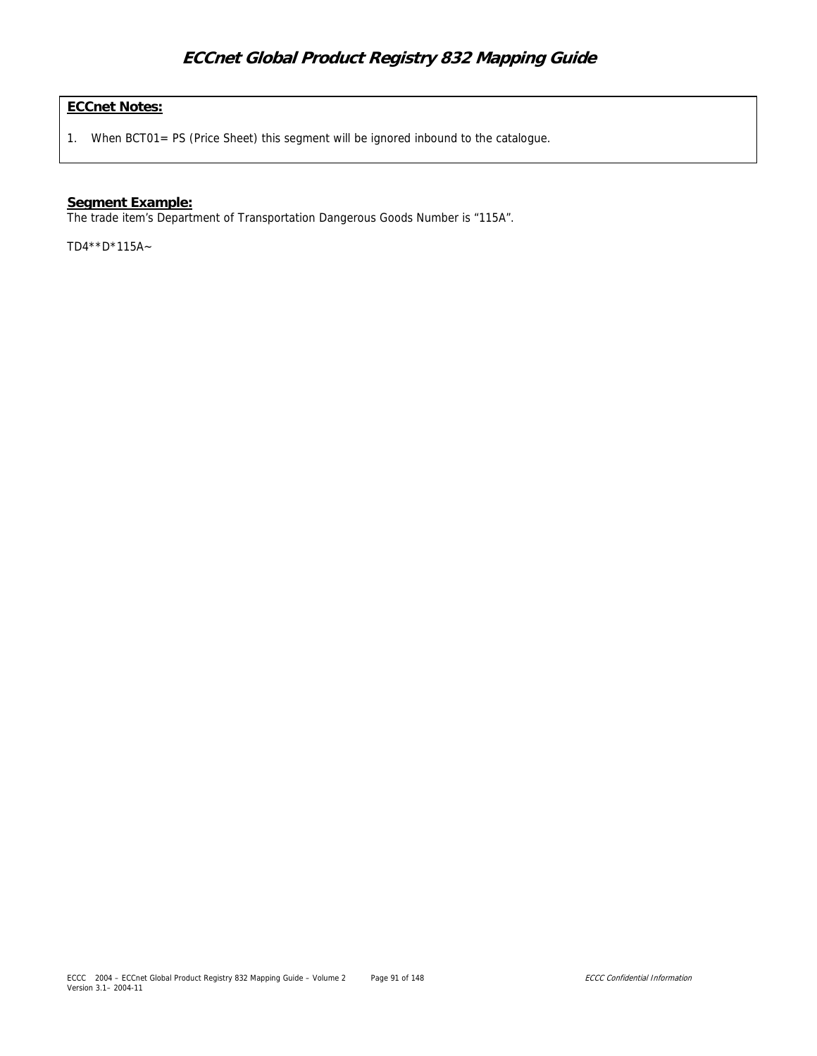**ECCnet Notes:**

1. When BCT01= PS (Price Sheet) this segment will be ignored inbound to the catalogue.

**Segment Example:**

The trade item's Department of Transportation Dangerous Goods Number is "115A".

TD4**D*115A~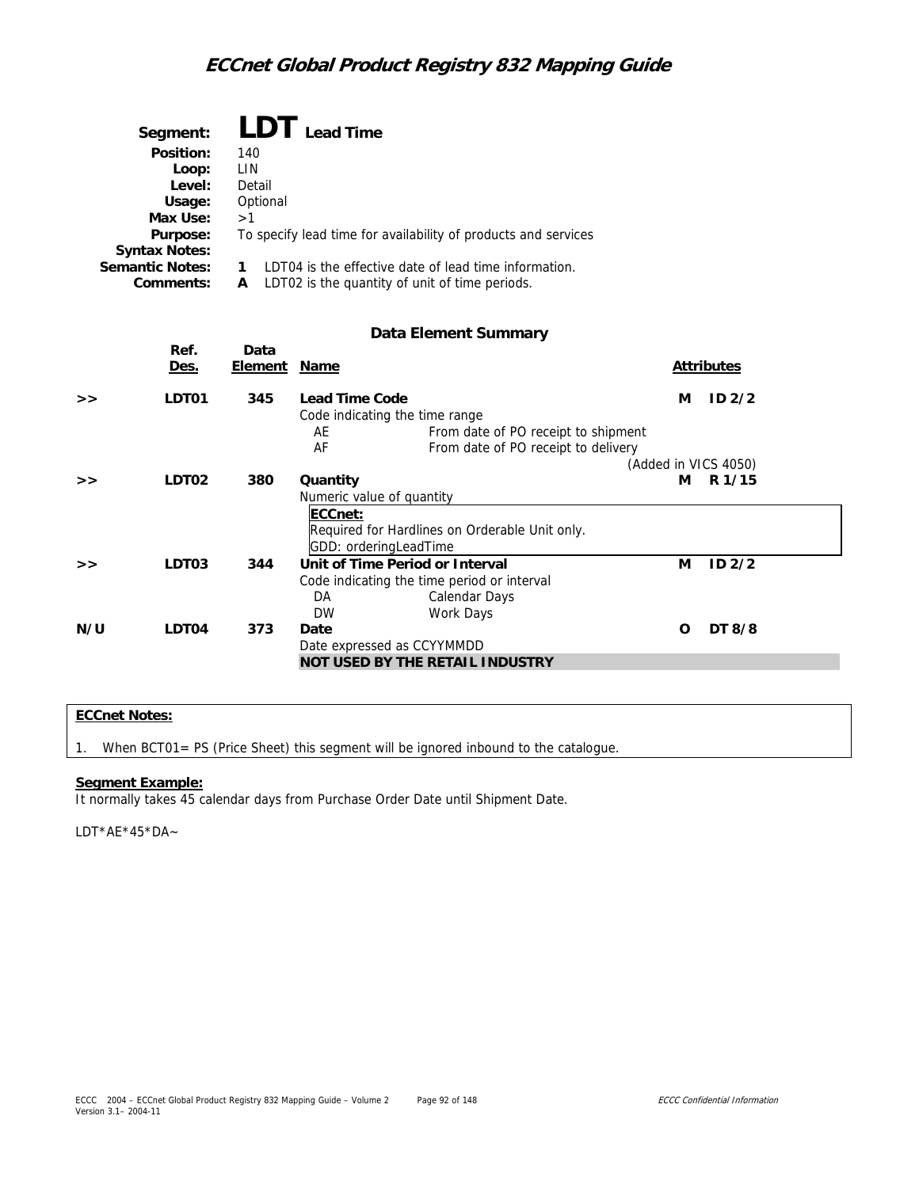# Segment: LDT Lead Time

**Position:** 140
**Loop:** LIN
**Level:** Detail
**Usage:** Optional
**Max Use:** >1
**Purpose:** To specify lead time for availability of products and services
**Syntax Notes:**
**Semantic Notes:** **1** LDT04 is the effective date of lead time information.
**Comments:** **A** LDT02 is the quantity of unit of time periods.

### Data Element Summary

| | Ref. Des. | Data Element | Name | | Attributes | |
|---|---|---|---|---|---|---|
| >> | **LDT01** | **345** | **Lead Time Code** | | **M** | **ID 2/2** |
| | | | Code indicating the time range | | | |
| | | | AE | From date of PO receipt to shipment | | |
| | | | AF | From date of PO receipt to delivery | | |
| | | | | (Added in VICS 4050) | | |
| >> | **LDT02** | **380** | **Quantity** | | **M** | **R 1/15** |
| | | | Numeric value of quantity | | | |
| | | | **ECCnet:** Required for Hardlines on Orderable Unit only. GDD: orderingLeadTime | | | |
| >> | **LDT03** | **344** | **Unit of Time Period or Interval** | | **M** | **ID 2/2** |
| | | | Code indicating the time period or interval | | | |
| | | | DA | Calendar Days | | |
| | | | DW | Work Days | | |
| **N/U** | **LDT04** | **373** | **Date** | | **O** | **DT 8/8** |
| | | | Date expressed as CCYYMMDD | | | |
| | | | **NOT USED BY THE RETAIL INDUSTRY** | | | |

**ECCnet Notes:**

1. When BCT01= PS (Price Sheet) this segment will be ignored inbound to the catalogue.

**Segment Example:**

It normally takes 45 calendar days from Purchase Order Date until Shipment Date.

LDT*AE*45*DA~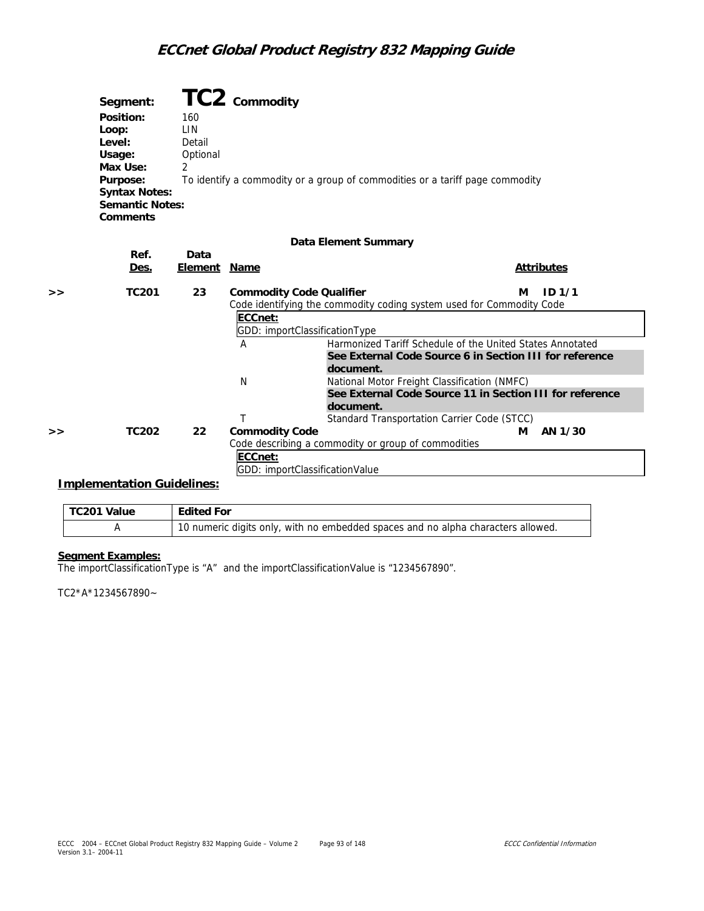## Segment: TC2 Commodity

**Position:** 160
**Loop:** LIN
**Level:** Detail
**Usage:** Optional
**Max Use:** 2
**Purpose:** To identify a commodity or a group of commodities or a tariff page commodity
**Syntax Notes:**
**Semantic Notes:**
**Comments**

### Data Element Summary

| | Ref. Des. | Data Element | Name | Attributes |
|---|---|---|---|---|
| >> | TC201 | 23 | **Commodity Code Qualifier** | M ID 1/1 |
| | | | Code identifying the commodity coding system used for Commodity Code | |
| | | | **ECCnet:** GDD: importClassificationType | |
| | | | A — Harmonized Tariff Schedule of the United States Annotated **See External Code Source 6 in Section III for reference document.** | |
| | | | N — National Motor Freight Classification (NMFC) **See External Code Source 11 in Section III for reference document.** | |
| | | | T — Standard Transportation Carrier Code (STCC) | |
| >> | TC202 | 22 | **Commodity Code** | M AN 1/30 |
| | | | Code describing a commodity or group of commodities | |
| | | | **ECCnet:** GDD: importClassificationValue | |

### Implementation Guidelines:

| TC201 Value | Edited For |
|---|---|
| A | 10 numeric digits only, with no embedded spaces and no alpha characters allowed. |

**Segment Examples:**

The importClassificationType is "A" and the importClassificationValue is "1234567890".

TC2*A*1234567890~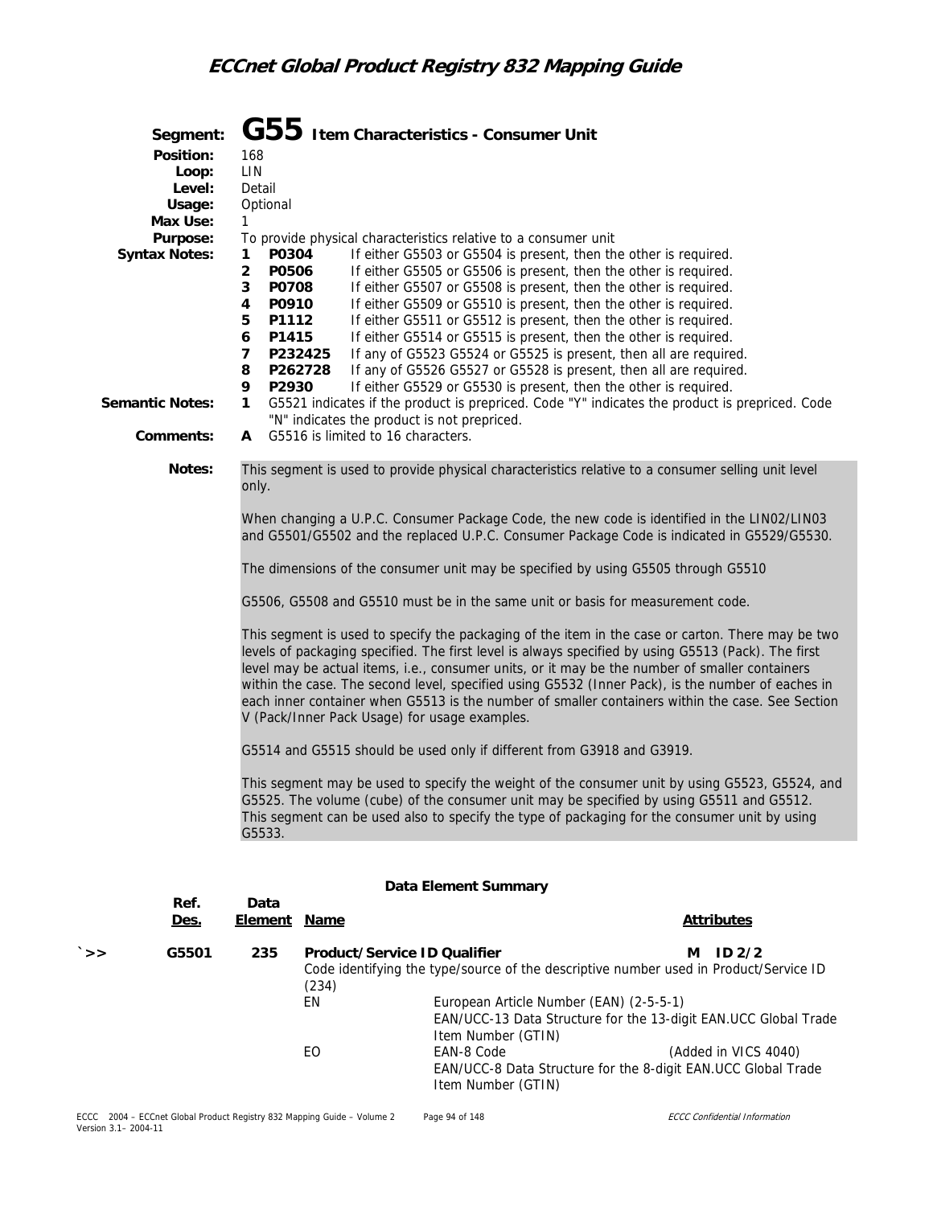## Segment: G55 Item Characteristics - Consumer Unit

**Position:** 168
**Loop:** LIN
**Level:** Detail
**Usage:** Optional
**Max Use:** 1
**Purpose:** To provide physical characteristics relative to a consumer unit

**Syntax Notes:**

1. **P0304** If either G5503 or G5504 is present, then the other is required.
2. **P0506** If either G5505 or G5506 is present, then the other is required.
3. **P0708** If either G5507 or G5508 is present, then the other is required.
4. **P0910** If either G5509 or G5510 is present, then the other is required.
5. **P1112** If either G5511 or G5512 is present, then the other is required.
6. **P1415** If either G5514 or G5515 is present, then the other is required.
7. **P232425** If any of G5523 G5524 or G5525 is present, then all are required.
8. **P262728** If any of G5526 G5527 or G5528 is present, then all are required.
9. **P2930** If either G5529 or G5530 is present, then the other is required.

**Semantic Notes:**

1. G5521 indicates if the product is prepriced. Code "Y" indicates the product is prepriced. Code "N" indicates the product is not prepriced.

**Comments:**

A G5516 is limited to 16 characters.

**Notes:**

This segment is used to provide physical characteristics relative to a consumer selling unit level only.

When changing a U.P.C. Consumer Package Code, the new code is identified in the LIN02/LIN03 and G5501/G5502 and the replaced U.P.C. Consumer Package Code is indicated in G5529/G5530.

The dimensions of the consumer unit may be specified by using G5505 through G5510

G5506, G5508 and G5510 must be in the same unit or basis for measurement code.

This segment is used to specify the packaging of the item in the case or carton. There may be two levels of packaging specified. The first level is always specified by using G5513 (Pack). The first level may be actual items, i.e., consumer units, or it may be the number of smaller containers within the case. The second level, specified using G5532 (Inner Pack), is the number of eaches in each inner container when G5513 is the number of smaller containers within the case. See Section V (Pack/Inner Pack Usage) for usage examples.

G5514 and G5515 should be used only if different from G3918 and G3919.

This segment may be used to specify the weight of the consumer unit by using G5523, G5524, and G5525. The volume (cube) of the consumer unit may be specified by using G5511 and G5512. This segment can be used also to specify the type of packaging for the consumer unit by using G5533.

### Data Element Summary

| | Ref. Des. | Data Element | Name | Attributes |
|---|---|---|---|---|
| `>> | G5501 | 235 | **Product/Service ID Qualifier** | M ID 2/2 |
| | | | Code identifying the type/source of the descriptive number used in Product/Service ID (234) | |
| | | | EN — European Article Number (EAN) (2-5-5-1)<br>EAN/UCC-13 Data Structure for the 13-digit EAN.UCC Global Trade Item Number (GTIN) | |
| | | | EO — EAN-8 Code (Added in VICS 4040)<br>EAN/UCC-8 Data Structure for the 8-digit EAN.UCC Global Trade Item Number (GTIN) | |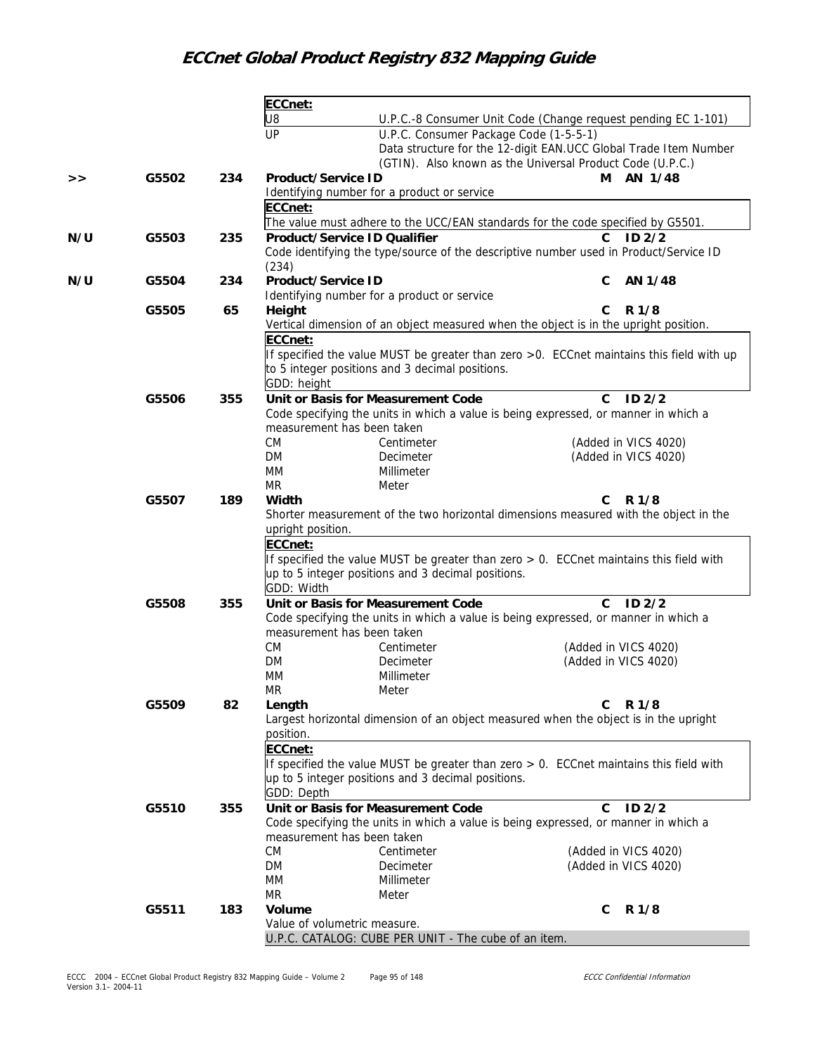**ECCnet:**

| | |
|---|---|
| U8 | U.P.C.-8 Consumer Unit Code (Change request pending EC 1-101) |
| UP | U.P.C. Consumer Package Code (1-5-5-1)<br>Data structure for the 12-digit EAN.UCC Global Trade Item Number (GTIN). Also known as the Universal Product Code (U.P.C.) |

| | Ref | ID | Name | Req | Type |
|---|---|---|---|---|---|
| >> | G5502 | 234 | **Product/Service ID** | M | AN 1/48 |

Identifying number for a product or service

**ECCnet:**
The value must adhere to the UCC/EAN standards for the code specified by G5501.

| | Ref | ID | Name | Req | Type |
|---|---|---|---|---|---|
| N/U | G5503 | 235 | **Product/Service ID Qualifier** | C | ID 2/2 |

Code identifying the type/source of the descriptive number used in Product/Service ID (234)

| | Ref | ID | Name | Req | Type |
|---|---|---|---|---|---|
| N/U | G5504 | 234 | **Product/Service ID** | C | AN 1/48 |

Identifying number for a product or service

| | Ref | ID | Name | Req | Type |
|---|---|---|---|---|---|
| | G5505 | 65 | **Height** | C | R 1/8 |

Vertical dimension of an object measured when the object is in the upright position.

**ECCnet:**
If specified the value MUST be greater than zero >0. ECCnet maintains this field with up to 5 integer positions and 3 decimal positions.
GDD: height

| | Ref | ID | Name | Req | Type |
|---|---|---|---|---|---|
| | G5506 | 355 | **Unit or Basis for Measurement Code** | C | ID 2/2 |

Code specifying the units in which a value is being expressed, or manner in which a measurement has been taken

| | | |
|---|---|---|
| CM | Centimeter | (Added in VICS 4020) |
| DM | Decimeter | (Added in VICS 4020) |
| MM | Millimeter | |
| MR | Meter | |

| | Ref | ID | Name | Req | Type |
|---|---|---|---|---|---|
| | G5507 | 189 | **Width** | C | R 1/8 |

Shorter measurement of the two horizontal dimensions measured with the object in the upright position.

**ECCnet:**
If specified the value MUST be greater than zero > 0. ECCnet maintains this field with up to 5 integer positions and 3 decimal positions.
GDD: Width

| | Ref | ID | Name | Req | Type |
|---|---|---|---|---|---|
| | G5508 | 355 | **Unit or Basis for Measurement Code** | C | ID 2/2 |

Code specifying the units in which a value is being expressed, or manner in which a measurement has been taken

| | | |
|---|---|---|
| CM | Centimeter | (Added in VICS 4020) |
| DM | Decimeter | (Added in VICS 4020) |
| MM | Millimeter | |
| MR | Meter | |

| | Ref | ID | Name | Req | Type |
|---|---|---|---|---|---|
| | G5509 | 82 | **Length** | C | R 1/8 |

Largest horizontal dimension of an object measured when the object is in the upright position.

**ECCnet:**
If specified the value MUST be greater than zero > 0. ECCnet maintains this field with up to 5 integer positions and 3 decimal positions.
GDD: Depth

| | Ref | ID | Name | Req | Type |
|---|---|---|---|---|---|
| | G5510 | 355 | **Unit or Basis for Measurement Code** | C | ID 2/2 |

Code specifying the units in which a value is being expressed, or manner in which a measurement has been taken

| | | |
|---|---|---|
| CM | Centimeter | (Added in VICS 4020) |
| DM | Decimeter | (Added in VICS 4020) |
| MM | Millimeter | |
| MR | Meter | |

| | Ref | ID | Name | Req | Type |
|---|---|---|---|---|---|
| | G5511 | 183 | **Volume** | C | R 1/8 |

Value of volumetric measure.

U.P.C. CATALOG: CUBE PER UNIT - The cube of an item.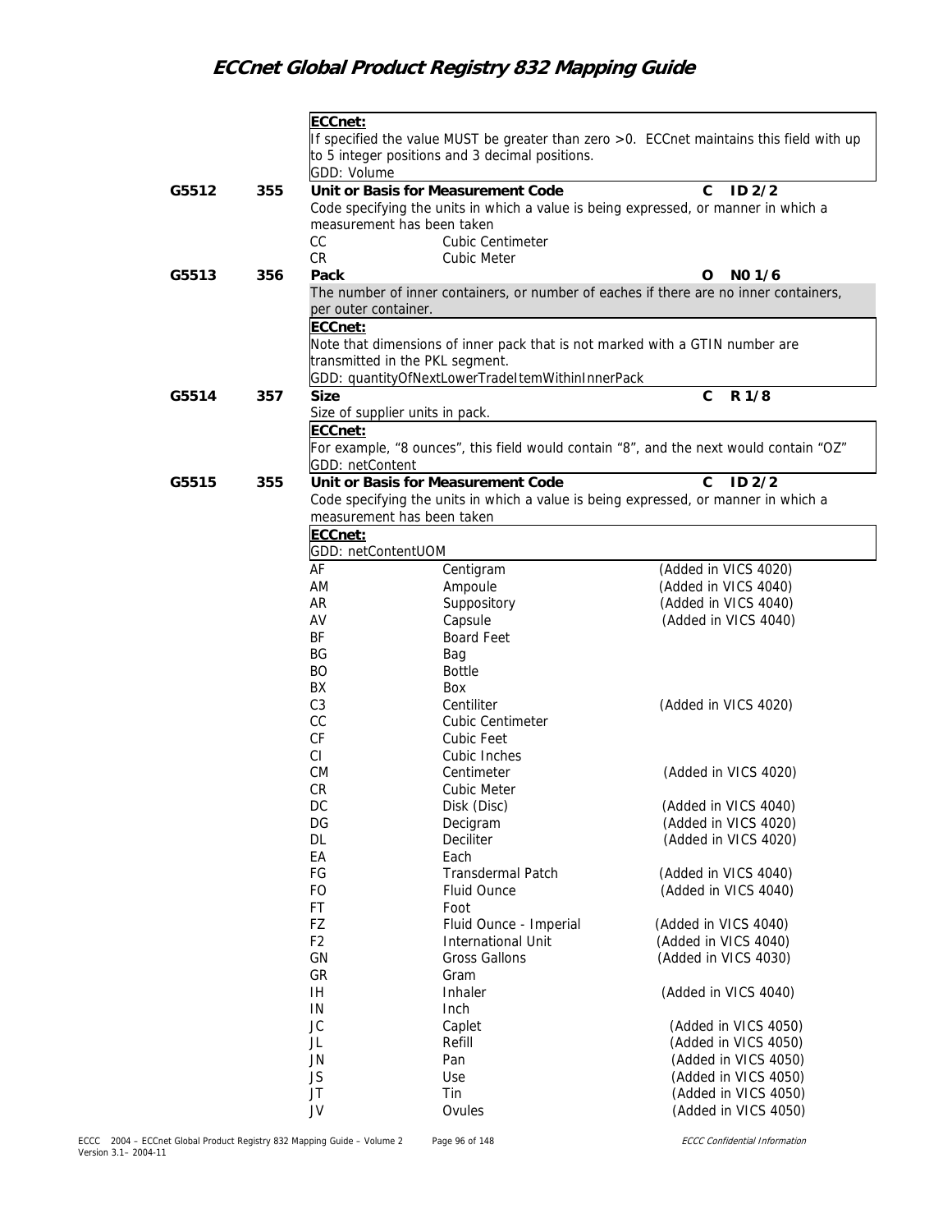**ECCnet:**
If specified the value MUST be greater than zero >0. ECCnet maintains this field with up to 5 integer positions and 3 decimal positions.
GDD: Volume

**G5512 355 Unit or Basis for Measurement Code** C ID 2/2

Code specifying the units in which a value is being expressed, or manner in which a measurement has been taken

| Code | Description |
|---|---|
| CC | Cubic Centimeter |
| CR | Cubic Meter |

**G5513 356 Pack** O N0 1/6

The number of inner containers, or number of eaches if there are no inner containers, per outer container.

**ECCnet:**
Note that dimensions of inner pack that is not marked with a GTIN number are transmitted in the PKL segment.
GDD: quantityOfNextLowerTradeItemWithinInnerPack

**G5514 357 Size** C R 1/8

Size of supplier units in pack.

**ECCnet:**
For example, "8 ounces", this field would contain "8", and the next would contain "OZ"
GDD: netContent

**G5515 355 Unit or Basis for Measurement Code** C ID 2/2

Code specifying the units in which a value is being expressed, or manner in which a measurement has been taken

**ECCnet:**
GDD: netContentUOM

| Code | Description | Note |
|---|---|---|
| AF | Centigram | (Added in VICS 4020) |
| AM | Ampoule | (Added in VICS 4040) |
| AR | Suppository | (Added in VICS 4040) |
| AV | Capsule | (Added in VICS 4040) |
| BF | Board Feet | |
| BG | Bag | |
| BO | Bottle | |
| BX | Box | |
| C3 | Centiliter | (Added in VICS 4020) |
| CC | Cubic Centimeter | |
| CF | Cubic Feet | |
| CI | Cubic Inches | |
| CM | Centimeter | (Added in VICS 4020) |
| CR | Cubic Meter | |
| DC | Disk (Disc) | (Added in VICS 4040) |
| DG | Decigram | (Added in VICS 4020) |
| DL | Deciliter | (Added in VICS 4020) |
| EA | Each | |
| FG | Transdermal Patch | (Added in VICS 4040) |
| FO | Fluid Ounce | (Added in VICS 4040) |
| FT | Foot | |
| FZ | Fluid Ounce - Imperial | (Added in VICS 4040) |
| F2 | International Unit | (Added in VICS 4040) |
| GN | Gross Gallons | (Added in VICS 4030) |
| GR | Gram | |
| IH | Inhaler | (Added in VICS 4040) |
| IN | Inch | |
| JC | Caplet | (Added in VICS 4050) |
| JL | Refill | (Added in VICS 4050) |
| JN | Pan | (Added in VICS 4050) |
| JS | Use | (Added in VICS 4050) |
| JT | Tin | (Added in VICS 4050) |
| JV | Ovules | (Added in VICS 4050) |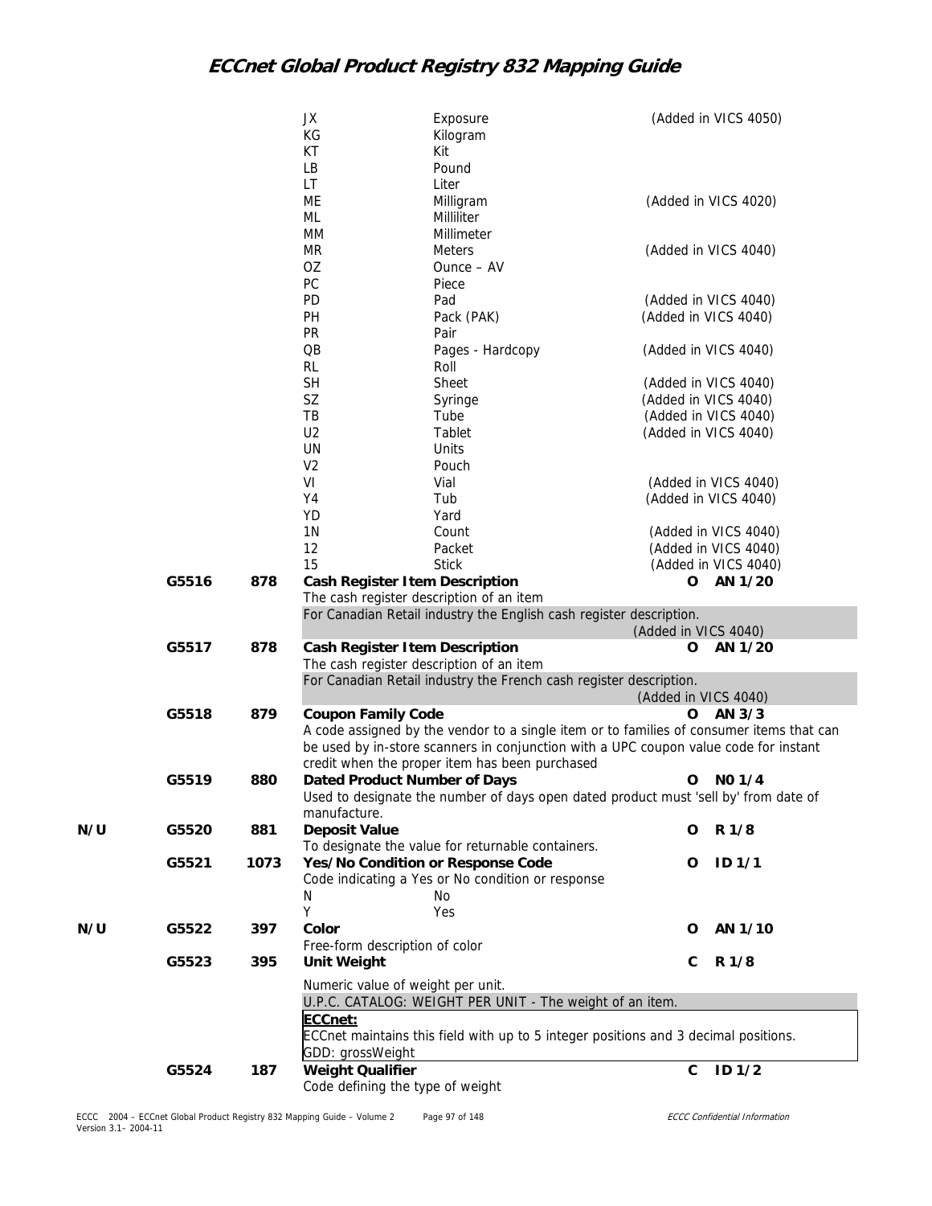| | | | | | |
|---|---|---|---|---|---|
| | | | JX | Exposure | (Added in VICS 4050) |
| | | | KG | Kilogram | |
| | | | KT | Kit | |
| | | | LB | Pound | |
| | | | LT | Liter | |
| | | | ME | Milligram | (Added in VICS 4020) |
| | | | ML | Milliliter | |
| | | | MM | Millimeter | |
| | | | MR | Meters | (Added in VICS 4040) |
| | | | OZ | Ounce – AV | |
| | | | PC | Piece | |
| | | | PD | Pad | (Added in VICS 4040) |
| | | | PH | Pack (PAK) | (Added in VICS 4040) |
| | | | PR | Pair | |
| | | | QB | Pages - Hardcopy | (Added in VICS 4040) |
| | | | RL | Roll | |
| | | | SH | Sheet | (Added in VICS 4040) |
| | | | SZ | Syringe | (Added in VICS 4040) |
| | | | TB | Tube | (Added in VICS 4040) |
| | | | U2 | Tablet | (Added in VICS 4040) |
| | | | UN | Units | |
| | | | V2 | Pouch | |
| | | | VI | Vial | (Added in VICS 4040) |
| | | | Y4 | Tub | (Added in VICS 4040) |
| | | | YD | Yard | |
| | | | 1N | Count | (Added in VICS 4040) |
| | | | 12 | Packet | (Added in VICS 4040) |
| | | | 15 | Stick | (Added in VICS 4040) |

| | Ref | ID | Element | Req | Type |
|---|---|---|---|---|---|
| | **G5516** | **878** | **Cash Register Item Description**<br>The cash register description of an item<br>For Canadian Retail industry the English cash register description.<br>(Added in VICS 4040) | **O** | **AN 1/20** |
| | **G5517** | **878** | **Cash Register Item Description**<br>The cash register description of an item<br>For Canadian Retail industry the French cash register description.<br>(Added in VICS 4040) | **O** | **AN 1/20** |
| | **G5518** | **879** | **Coupon Family Code**<br>A code assigned by the vendor to a single item or to families of consumer items that can be used by in-store scanners in conjunction with a UPC coupon value code for instant credit when the proper item has been purchased | **O** | **AN 3/3** |
| | **G5519** | **880** | **Dated Product Number of Days**<br>Used to designate the number of days open dated product must 'sell by' from date of manufacture. | **O** | **N0 1/4** |
| **N/U** | **G5520** | **881** | **Deposit Value**<br>To designate the value for returnable containers. | **O** | **R 1/8** |
| | **G5521** | **1073** | **Yes/No Condition or Response Code**<br>Code indicating a Yes or No condition or response<br>N — No<br>Y — Yes | **O** | **ID 1/1** |
| **N/U** | **G5522** | **397** | **Color**<br>Free-form description of color | **O** | **AN 1/10** |
| | **G5523** | **395** | **Unit Weight**<br>Numeric value of weight per unit.<br>U.P.C. CATALOG: WEIGHT PER UNIT - The weight of an item.<br>**ECCnet:**<br>ECCnet maintains this field with up to 5 integer positions and 3 decimal positions.<br>GDD: grossWeight | **C** | **R 1/8** |
| | **G5524** | **187** | **Weight Qualifier**<br>Code defining the type of weight | **C** | **ID 1/2** |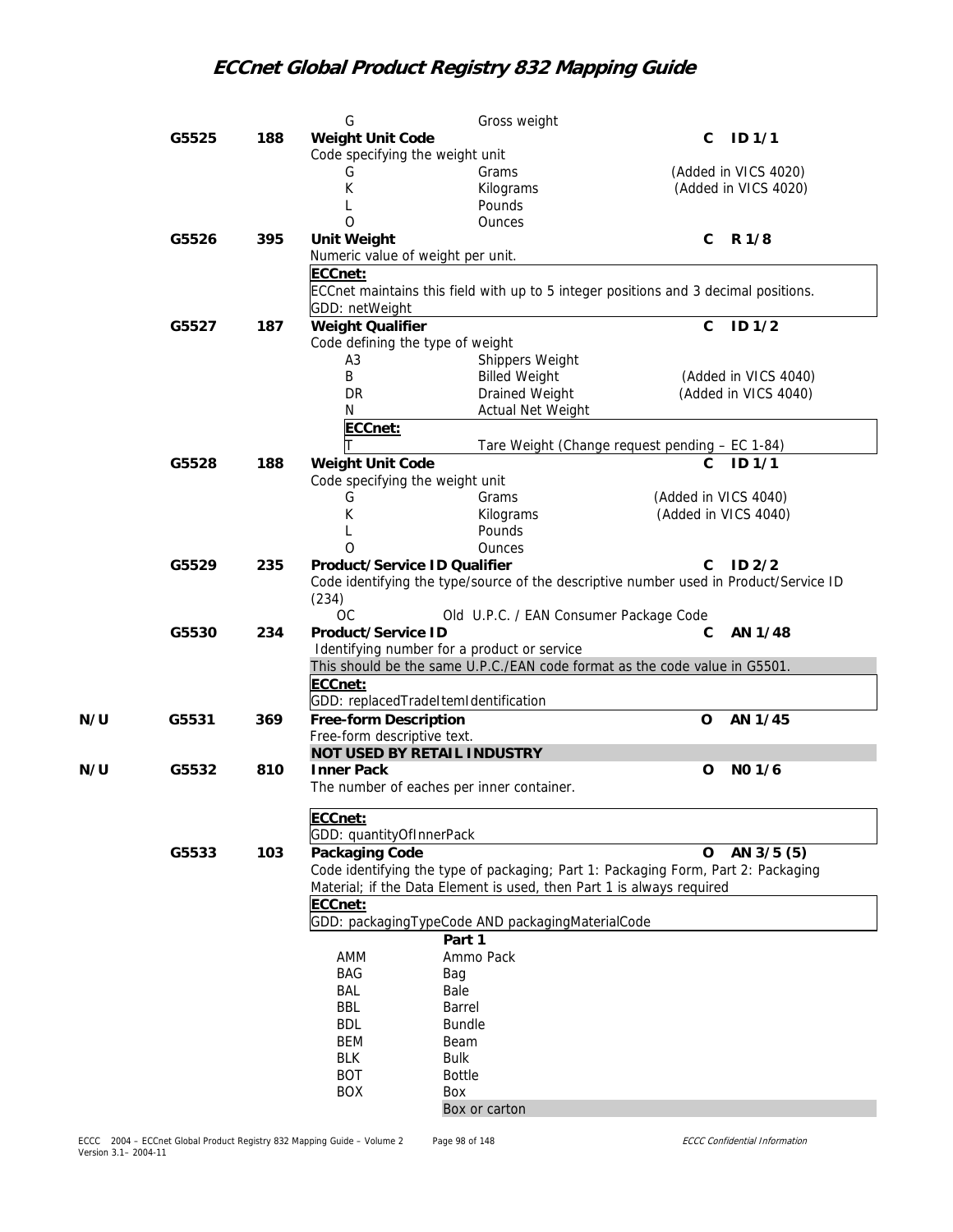| | | | G | Gross weight | | |
|---|---|---|---|---|---|---|
| | G5525 | 188 | **Weight Unit Code** | | **C** | **ID 1/1** |
| | | | Code specifying the weight unit | | | |
| | | | G | Grams | (Added in VICS 4020) | |
| | | | K | Kilograms | (Added in VICS 4020) | |
| | | | L | Pounds | | |
| | | | O | Ounces | | |
| | G5526 | 395 | **Unit Weight** | | **C** | **R 1/8** |
| | | | Numeric value of weight per unit. | | | |
| | | | **ECCnet:** ECCnet maintains this field with up to 5 integer positions and 3 decimal positions. GDD: netWeight | | | |
| | G5527 | 187 | **Weight Qualifier** | | **C** | **ID 1/2** |
| | | | Code defining the type of weight | | | |
| | | | A3 | Shippers Weight | | |
| | | | B | Billed Weight | (Added in VICS 4040) | |
| | | | DR | Drained Weight | (Added in VICS 4040) | |
| | | | N | Actual Net Weight | | |
| | | | **ECCnet:** T | Tare Weight (Change request pending – EC 1-84) | | |
| | G5528 | 188 | **Weight Unit Code** | | **C** | **ID 1/1** |
| | | | Code specifying the weight unit | | | |
| | | | G | Grams | (Added in VICS 4040) | |
| | | | K | Kilograms | (Added in VICS 4040) | |
| | | | L | Pounds | | |
| | | | O | Ounces | | |
| | G5529 | 235 | **Product/Service ID Qualifier** | | **C** | **ID 2/2** |
| | | | Code identifying the type/source of the descriptive number used in Product/Service ID (234) | | | |
| | | | OC | Old U.P.C. / EAN Consumer Package Code | | |
| | G5530 | 234 | **Product/Service ID** | | **C** | **AN 1/48** |
| | | | Identifying number for a product or service | | | |
| | | | This should be the same U.P.C./EAN code format as the code value in G5501. | | | |
| | | | **ECCnet:** GDD: replacedTradeItemIdentification | | | |
| N/U | G5531 | 369 | **Free-form Description** | | **O** | **AN 1/45** |
| | | | Free-form descriptive text. | | | |
| | | | **NOT USED BY RETAIL INDUSTRY** | | | |
| N/U | G5532 | 810 | **Inner Pack** | | **O** | **N0 1/6** |
| | | | The number of eaches per inner container. | | | |
| | | | **ECCnet:** GDD: quantityOfInnerPack | | | |
| | G5533 | 103 | **Packaging Code** | | **O** | **AN 3/5 (5)** |
| | | | Code identifying the type of packaging; Part 1: Packaging Form, Part 2: Packaging Material; if the Data Element is used, then Part 1 is always required | | | |
| | | | **ECCnet:** GDD: packagingTypeCode AND packagingMaterialCode | | | |
| | | | | **Part 1** | | |
| | | | AMM | Ammo Pack | | |
| | | | BAG | Bag | | |
| | | | BAL | Bale | | |
| | | | BBL | Barrel | | |
| | | | BDL | Bundle | | |
| | | | BEM | Beam | | |
| | | | BLK | Bulk | | |
| | | | BOT | Bottle | | |
| | | | BOX | Box | | |
| | | | | Box or carton | | |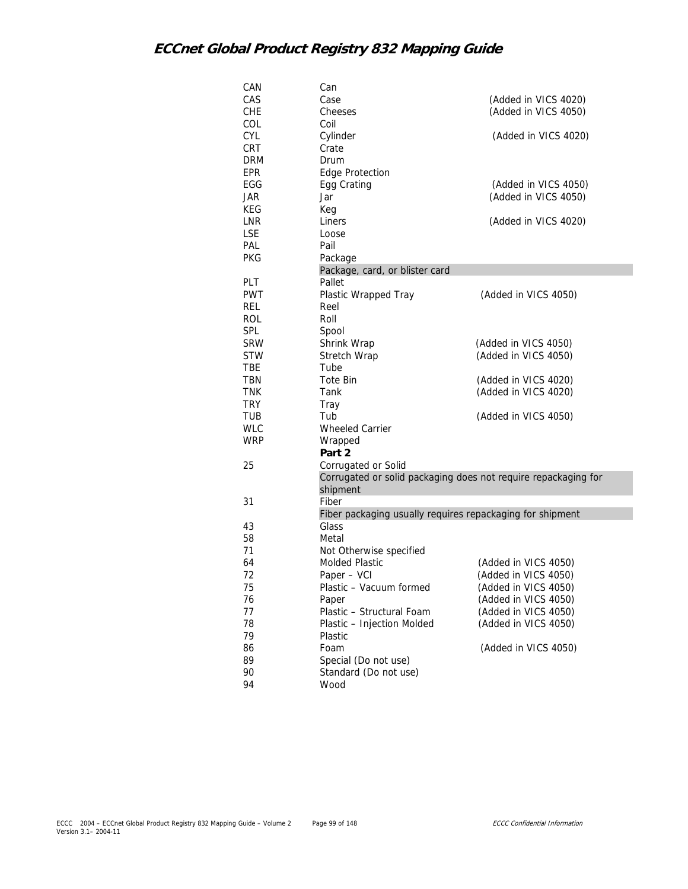| | | |
|---|---|---|
| CAN | Can | |
| CAS | Case | (Added in VICS 4020) |
| CHE | Cheeses | (Added in VICS 4050) |
| COL | Coil | |
| CYL | Cylinder | (Added in VICS 4020) |
| CRT | Crate | |
| DRM | Drum | |
| EPR | Edge Protection | |
| EGG | Egg Crating | (Added in VICS 4050) |
| JAR | Jar | (Added in VICS 4050) |
| KEG | Keg | |
| LNR | Liners | (Added in VICS 4020) |
| LSE | Loose | |
| PAL | Pail | |
| PKG | Package | |
| | Package, card, or blister card | |
| PLT | Pallet | |
| PWT | Plastic Wrapped Tray | (Added in VICS 4050) |
| REL | Reel | |
| ROL | Roll | |
| SPL | Spool | |
| SRW | Shrink Wrap | (Added in VICS 4050) |
| STW | Stretch Wrap | (Added in VICS 4050) |
| TBE | Tube | |
| TBN | Tote Bin | (Added in VICS 4020) |
| TNK | Tank | (Added in VICS 4020) |
| TRY | Tray | |
| TUB | Tub | (Added in VICS 4050) |
| WLC | Wheeled Carrier | |
| WRP | Wrapped | |
| | **Part 2** | |
| 25 | Corrugated or Solid | |
| | Corrugated or solid packaging does not require repackaging for shipment | |
| 31 | Fiber | |
| | Fiber packaging usually requires repackaging for shipment | |
| 43 | Glass | |
| 58 | Metal | |
| 71 | Not Otherwise specified | |
| 64 | Molded Plastic | (Added in VICS 4050) |
| 72 | Paper – VCI | (Added in VICS 4050) |
| 75 | Plastic – Vacuum formed | (Added in VICS 4050) |
| 76 | Paper | (Added in VICS 4050) |
| 77 | Plastic – Structural Foam | (Added in VICS 4050) |
| 78 | Plastic – Injection Molded | (Added in VICS 4050) |
| 79 | Plastic | |
| 86 | Foam | (Added in VICS 4050) |
| 89 | Special (Do not use) | |
| 90 | Standard (Do not use) | |
| 94 | Wood | |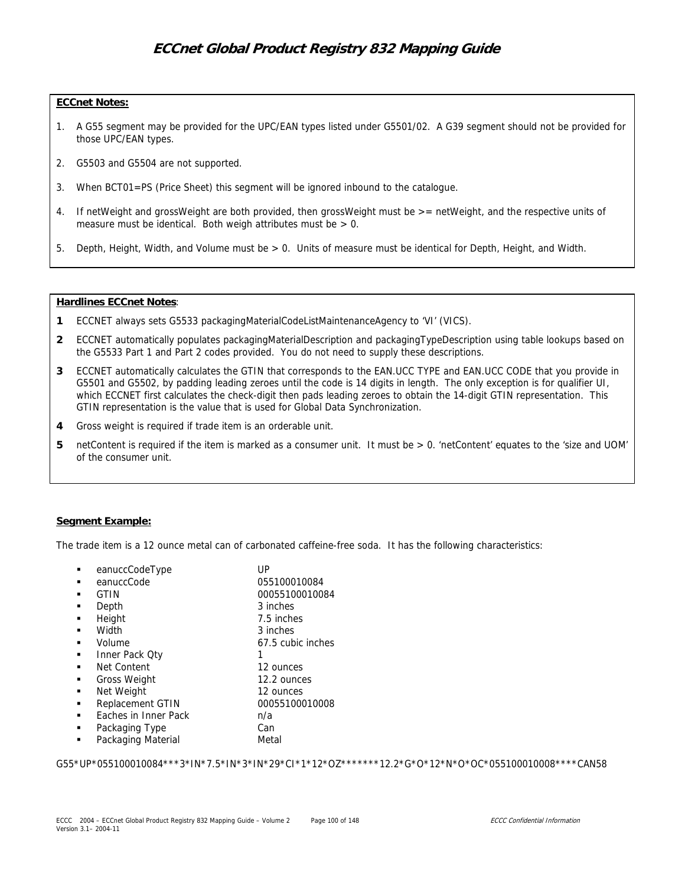**ECCnet Notes:**

1. A G55 segment may be provided for the UPC/EAN types listed under G5501/02. A G39 segment should not be provided for those UPC/EAN types.
2. G5503 and G5504 are not supported.
3. When BCT01=PS (Price Sheet) this segment will be ignored inbound to the catalogue.
4. If netWeight and grossWeight are both provided, then grossWeight must be >= netWeight, and the respective units of measure must be identical. Both weigh attributes must be > 0.
5. Depth, Height, Width, and Volume must be > 0. Units of measure must be identical for Depth, Height, and Width.

**Hardlines ECCnet Notes**:

**1** ECCNET always sets G5533 packagingMaterialCodeListMaintenanceAgency to 'VI' (VICS).

**2** ECCNET automatically populates packagingMaterialDescription and packagingTypeDescription using table lookups based on the G5533 Part 1 and Part 2 codes provided. You do not need to supply these descriptions.

**3** ECCNET automatically calculates the GTIN that corresponds to the EAN.UCC TYPE and EAN.UCC CODE that you provide in G5501 and G5502, by padding leading zeroes until the code is 14 digits in length. The only exception is for qualifier UI, which ECCNET first calculates the check-digit then pads leading zeroes to obtain the 14-digit GTIN representation. This GTIN representation is the value that is used for Global Data Synchronization.

**4** Gross weight is required if trade item is an orderable unit.

**5** netContent is required if the item is marked as a consumer unit. It must be > 0. 'netContent' equates to the 'size and UOM' of the consumer unit.

**Segment Example:**

The trade item is a 12 ounce metal can of carbonated caffeine-free soda. It has the following characteristics:

- eanuccCodeType UP
- eanuccCode 055100010084
- GTIN 00055100010084
- Depth 3 inches
- Height 7.5 inches
- Width 3 inches
- Volume 67.5 cubic inches
- Inner Pack Qty 1
- Net Content 12 ounces
- Gross Weight 12.2 ounces
- Net Weight 12 ounces
- Replacement GTIN 00055100010008
- Eaches in Inner Pack n/a
- Packaging Type Can
- Packaging Material Metal

G55*UP*055100010084***3*IN*7.5*IN*3*IN*29*CI*1*12*OZ*******12.2*G*O*12*N*O*OC*055100010008****CAN58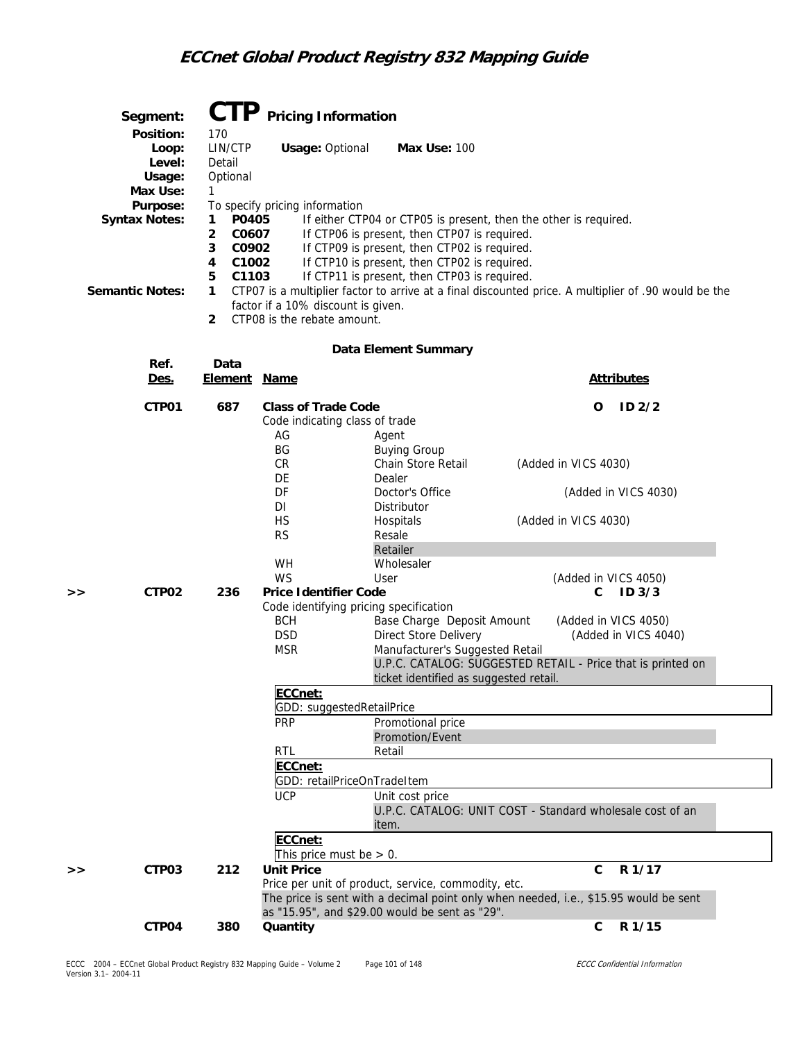## Segment: CTP Pricing Information

| | |
|---|---|
| **Position:** | 170 |
| **Loop:** | LIN/CTP **Usage:** Optional **Max Use:** 100 |
| **Level:** | Detail |
| **Usage:** | Optional |
| **Max Use:** | 1 |
| **Purpose:** | To specify pricing information |

**Syntax Notes:**

1. P0405 If either CTP04 or CTP05 is present, then the other is required.
2. C0607 If CTP06 is present, then CTP07 is required.
3. C0902 If CTP09 is present, then CTP02 is required.
4. C1002 If CTP10 is present, then CTP02 is required.
5. C1103 If CTP11 is present, then CTP03 is required.

**Semantic Notes:**

1. CTP07 is a multiplier factor to arrive at a final discounted price. A multiplier of .90 would be the factor if a 10% discount is given.
2. CTP08 is the rebate amount.

### Data Element Summary

| | Ref. Des. | Data Element | Name | Attributes |
|---|---|---|---|---|
| | CTP01 | 687 | **Class of Trade Code** | O ID 2/2 |
| | | | Code indicating class of trade | |
| | | | AG Agent | |
| | | | BG Buying Group | |
| | | | CR Chain Store Retail (Added in VICS 4030) | |
| | | | DE Dealer | |
| | | | DF Doctor's Office (Added in VICS 4030) | |
| | | | DI Distributor | |
| | | | HS Hospitals (Added in VICS 4030) | |
| | | | RS Resale | |
| | | | Retailer | |
| | | | WH Wholesaler | |
| | | | WS User (Added in VICS 4050) | |
| >> | CTP02 | 236 | **Price Identifier Code** | C ID 3/3 |
| | | | Code identifying pricing specification | |
| | | | BCH Base Charge Deposit Amount (Added in VICS 4050) | |
| | | | DSD Direct Store Delivery (Added in VICS 4040) | |
| | | | MSR Manufacturer's Suggested Retail | |
| | | | U.P.C. CATALOG: SUGGESTED RETAIL - Price that is printed on ticket identified as suggested retail. | |
| | | | **ECCnet:** GDD: suggestedRetailPrice | |
| | | | PRP Promotional price | |
| | | | Promotion/Event | |
| | | | RTL Retail | |
| | | | **ECCnet:** GDD: retailPriceOnTradeItem | |
| | | | UCP Unit cost price | |
| | | | U.P.C. CATALOG: UNIT COST - Standard wholesale cost of an item. | |
| | | | **ECCnet:** This price must be > 0. | |
| >> | CTP03 | 212 | **Unit Price** | C R 1/17 |
| | | | Price per unit of product, service, commodity, etc. | |
| | | | The price is sent with a decimal point only when needed, i.e., $15.95 would be sent as "15.95", and $29.00 would be sent as "29". | |
| | CTP04 | 380 | **Quantity** | C R 1/15 |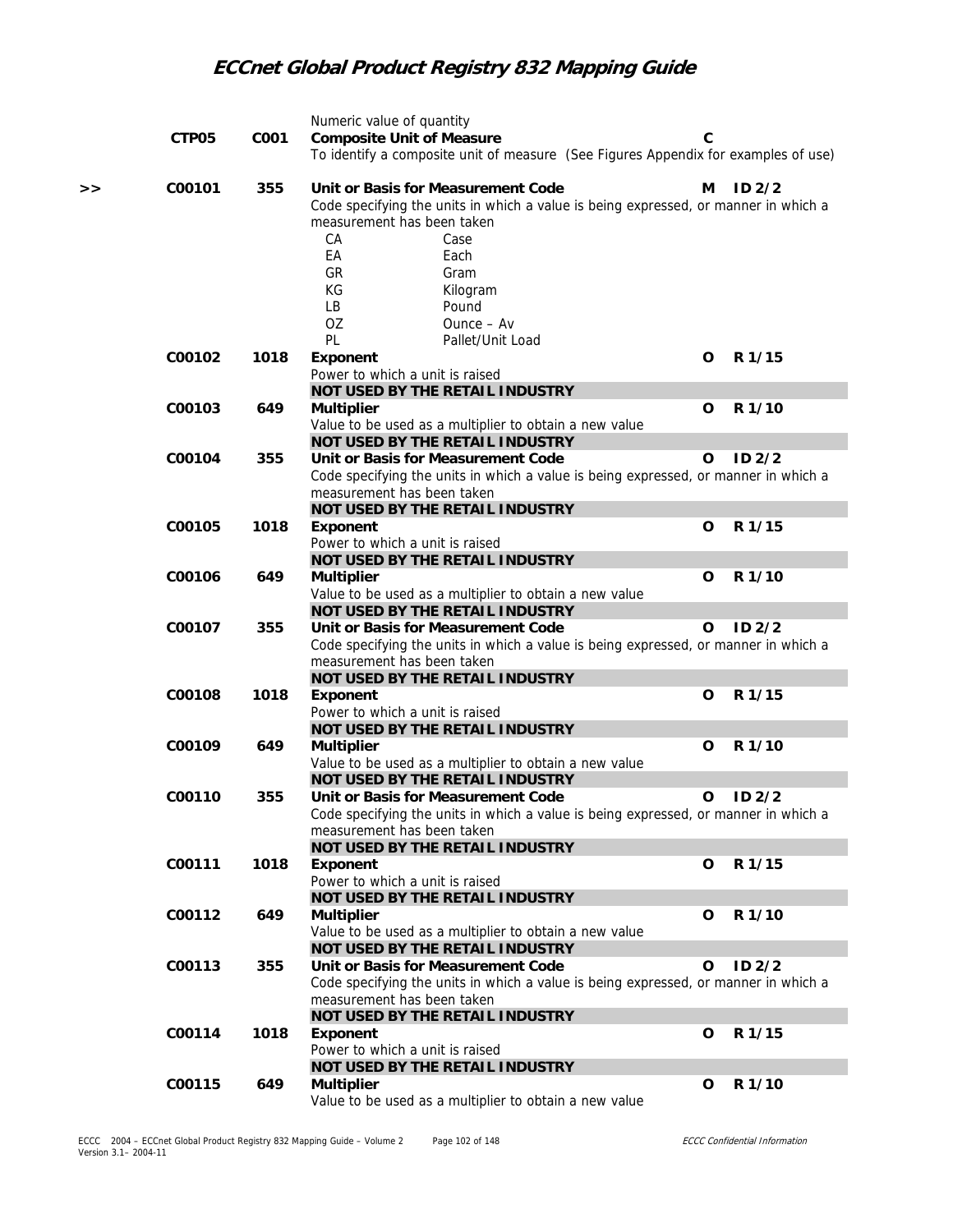Numeric value of quantity

| | | | | |
|---|---|---|---|---|
| | CTP05 | C001 | **Composite Unit of Measure**<br>To identify a composite unit of measure (See Figures Appendix for examples of use) | C | |
| >> | C00101 | 355 | **Unit or Basis for Measurement Code**<br>Code specifying the units in which a value is being expressed, or manner in which a measurement has been taken<br>CA Case<br>EA Each<br>GR Gram<br>KG Kilogram<br>LB Pound<br>OZ Ounce – Av<br>PL Pallet/Unit Load | M | ID 2/2 |
| | C00102 | 1018 | **Exponent**<br>Power to which a unit is raised<br>**NOT USED BY THE RETAIL INDUSTRY** | O | R 1/15 |
| | C00103 | 649 | **Multiplier**<br>Value to be used as a multiplier to obtain a new value<br>**NOT USED BY THE RETAIL INDUSTRY** | O | R 1/10 |
| | C00104 | 355 | **Unit or Basis for Measurement Code**<br>Code specifying the units in which a value is being expressed, or manner in which a measurement has been taken<br>**NOT USED BY THE RETAIL INDUSTRY** | O | ID 2/2 |
| | C00105 | 1018 | **Exponent**<br>Power to which a unit is raised<br>**NOT USED BY THE RETAIL INDUSTRY** | O | R 1/15 |
| | C00106 | 649 | **Multiplier**<br>Value to be used as a multiplier to obtain a new value<br>**NOT USED BY THE RETAIL INDUSTRY** | O | R 1/10 |
| | C00107 | 355 | **Unit or Basis for Measurement Code**<br>Code specifying the units in which a value is being expressed, or manner in which a measurement has been taken<br>**NOT USED BY THE RETAIL INDUSTRY** | O | ID 2/2 |
| | C00108 | 1018 | **Exponent**<br>Power to which a unit is raised<br>**NOT USED BY THE RETAIL INDUSTRY** | O | R 1/15 |
| | C00109 | 649 | **Multiplier**<br>Value to be used as a multiplier to obtain a new value<br>**NOT USED BY THE RETAIL INDUSTRY** | O | R 1/10 |
| | C00110 | 355 | **Unit or Basis for Measurement Code**<br>Code specifying the units in which a value is being expressed, or manner in which a measurement has been taken<br>**NOT USED BY THE RETAIL INDUSTRY** | O | ID 2/2 |
| | C00111 | 1018 | **Exponent**<br>Power to which a unit is raised<br>**NOT USED BY THE RETAIL INDUSTRY** | O | R 1/15 |
| | C00112 | 649 | **Multiplier**<br>Value to be used as a multiplier to obtain a new value<br>**NOT USED BY THE RETAIL INDUSTRY** | O | R 1/10 |
| | C00113 | 355 | **Unit or Basis for Measurement Code**<br>Code specifying the units in which a value is being expressed, or manner in which a measurement has been taken<br>**NOT USED BY THE RETAIL INDUSTRY** | O | ID 2/2 |
| | C00114 | 1018 | **Exponent**<br>Power to which a unit is raised<br>**NOT USED BY THE RETAIL INDUSTRY** | O | R 1/15 |
| | C00115 | 649 | **Multiplier**<br>Value to be used as a multiplier to obtain a new value | O | R 1/10 |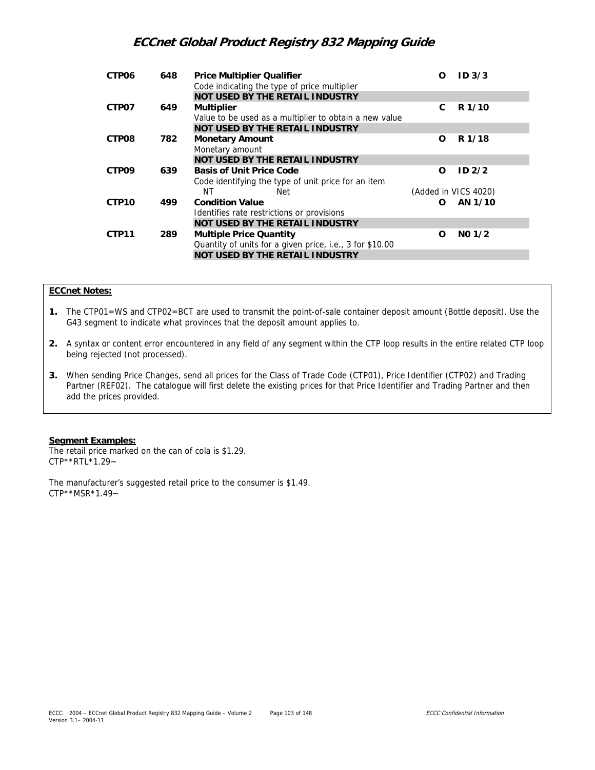| | | | | |
|---|---|---|---|---|
| **CTP06** | **648** | **Price Multiplier Qualifier**<br>Code indicating the type of price multiplier<br>**NOT USED BY THE RETAIL INDUSTRY** | **O** | **ID 3/3** |
| **CTP07** | **649** | **Multiplier**<br>Value to be used as a multiplier to obtain a new value<br>**NOT USED BY THE RETAIL INDUSTRY** | **C** | **R 1/10** |
| **CTP08** | **782** | **Monetary Amount**<br>Monetary amount<br>**NOT USED BY THE RETAIL INDUSTRY** | **O** | **R 1/18** |
| **CTP09** | **639** | **Basis of Unit Price Code**<br>Code identifying the type of unit price for an item<br>NT Net | **O**<br>(Added in VICS 4020) | **ID 2/2** |
| **CTP10** | **499** | **Condition Value**<br>Identifies rate restrictions or provisions<br>**NOT USED BY THE RETAIL INDUSTRY** | **O** | **AN 1/10** |
| **CTP11** | **289** | **Multiple Price Quantity**<br>Quantity of units for a given price, i.e., 3 for $10.00<br>**NOT USED BY THE RETAIL INDUSTRY** | **O** | **N0 1/2** |

**ECCnet Notes:**

1. The CTP01=WS and CTP02=BCT are used to transmit the point-of-sale container deposit amount (Bottle deposit). Use the G43 segment to indicate what provinces that the deposit amount applies to.
2. A syntax or content error encountered in any field of any segment within the CTP loop results in the entire related CTP loop being rejected (not processed).
3. When sending Price Changes, send all prices for the Class of Trade Code (CTP01), Price Identifier (CTP02) and Trading Partner (REF02). The catalogue will first delete the existing prices for that Price Identifier and Trading Partner and then add the prices provided.

**Segment Examples:**

The retail price marked on the can of cola is $1.29.
CTP**RTL*1.29~

The manufacturer's suggested retail price to the consumer is $1.49.
CTP**MSR*1.49~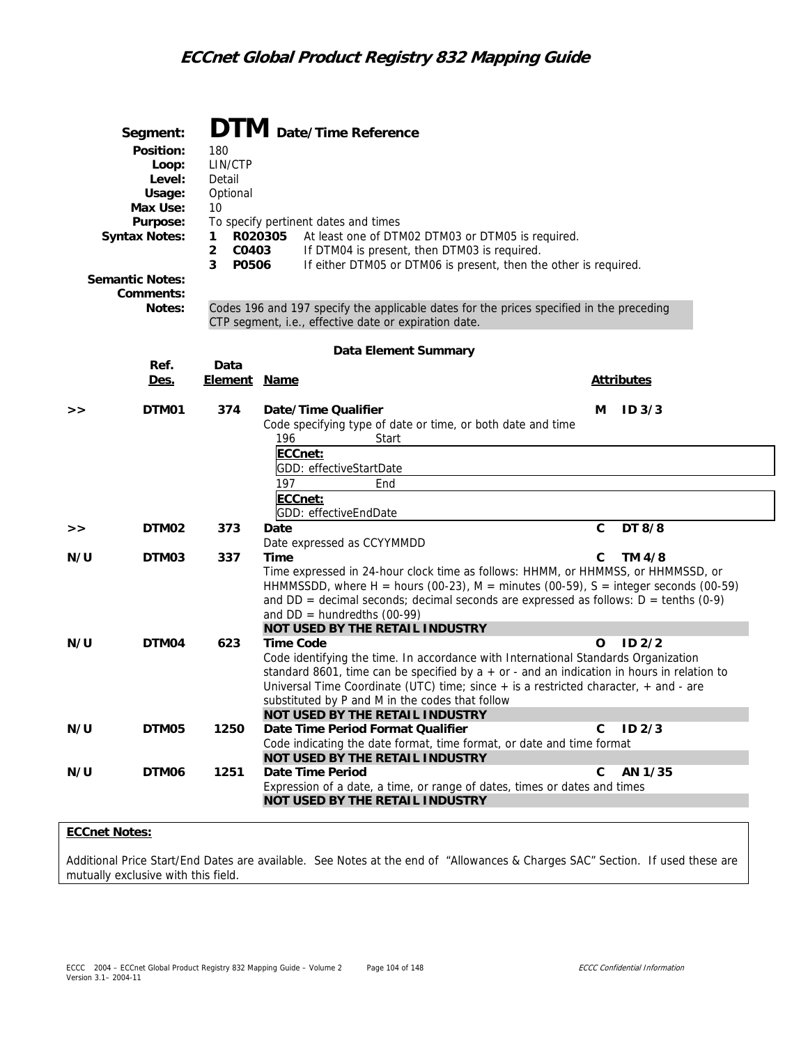## Segment: DTM Date/Time Reference

**Position:** 180
**Loop:** LIN/CTP
**Level:** Detail
**Usage:** Optional
**Max Use:** 10
**Purpose:** To specify pertinent dates and times
**Syntax Notes:**
1. R020305 At least one of DTM02 DTM03 or DTM05 is required.
2. C0403 If DTM04 is present, then DTM03 is required.
3. P0506 If either DTM05 or DTM06 is present, then the other is required.

**Semantic Notes:**
**Comments:**
**Notes:** Codes 196 and 197 specify the applicable dates for the prices specified in the preceding CTP segment, i.e., effective date or expiration date.

### Data Element Summary

| | Ref. Des. | Data Element | Name | Attributes |
|---|---|---|---|---|
| >> | DTM01 | 374 | **Date/Time Qualifier**<br>Code specifying type of date or time, or both date and time<br>196 Start<br>**ECCnet:**<br>GDD: effectiveStartDate<br>197 End<br>**ECCnet:**<br>GDD: effectiveEndDate | M ID 3/3 |
| >> | DTM02 | 373 | **Date**<br>Date expressed as CCYYMMDD | C DT 8/8 |
| N/U | DTM03 | 337 | **Time**<br>Time expressed in 24-hour clock time as follows: HHMM, or HHMMSS, or HHMMSSD, or HHMMSSDD, where H = hours (00-23), M = minutes (00-59), S = integer seconds (00-59) and DD = decimal seconds; decimal seconds are expressed as follows: D = tenths (0-9) and DD = hundredths (00-99)<br>**NOT USED BY THE RETAIL INDUSTRY** | C TM 4/8 |
| N/U | DTM04 | 623 | **Time Code**<br>Code identifying the time. In accordance with International Standards Organization standard 8601, time can be specified by a + or - and an indication in hours in relation to Universal Time Coordinate (UTC) time; since + is a restricted character, + and - are substituted by P and M in the codes that follow<br>**NOT USED BY THE RETAIL INDUSTRY** | O ID 2/2 |
| N/U | DTM05 | 1250 | **Date Time Period Format Qualifier**<br>Code indicating the date format, time format, or date and time format<br>**NOT USED BY THE RETAIL INDUSTRY** | C ID 2/3 |
| N/U | DTM06 | 1251 | **Date Time Period**<br>Expression of a date, a time, or range of dates, times or dates and times<br>**NOT USED BY THE RETAIL INDUSTRY** | C AN 1/35 |

**ECCnet Notes:**

Additional Price Start/End Dates are available. See Notes at the end of "Allowances & Charges SAC" Section. If used these are mutually exclusive with this field.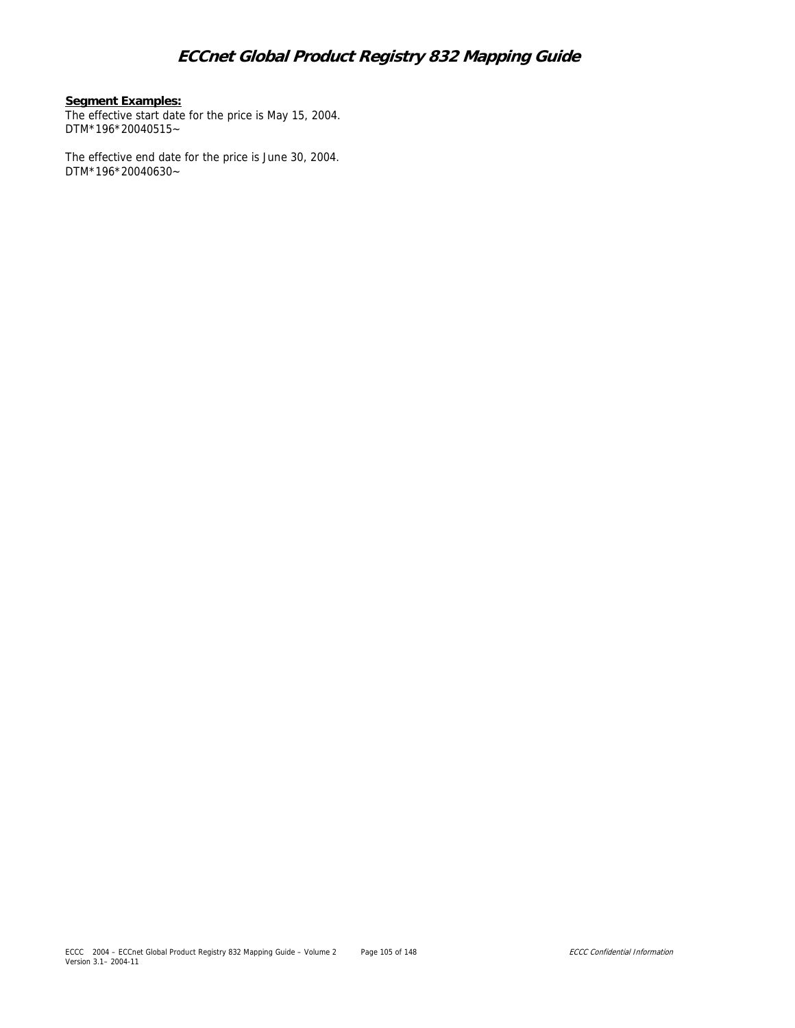**Segment Examples:**

The effective start date for the price is May 15, 2004.
DTM*196*20040515~

The effective end date for the price is June 30, 2004.
DTM*196*20040630~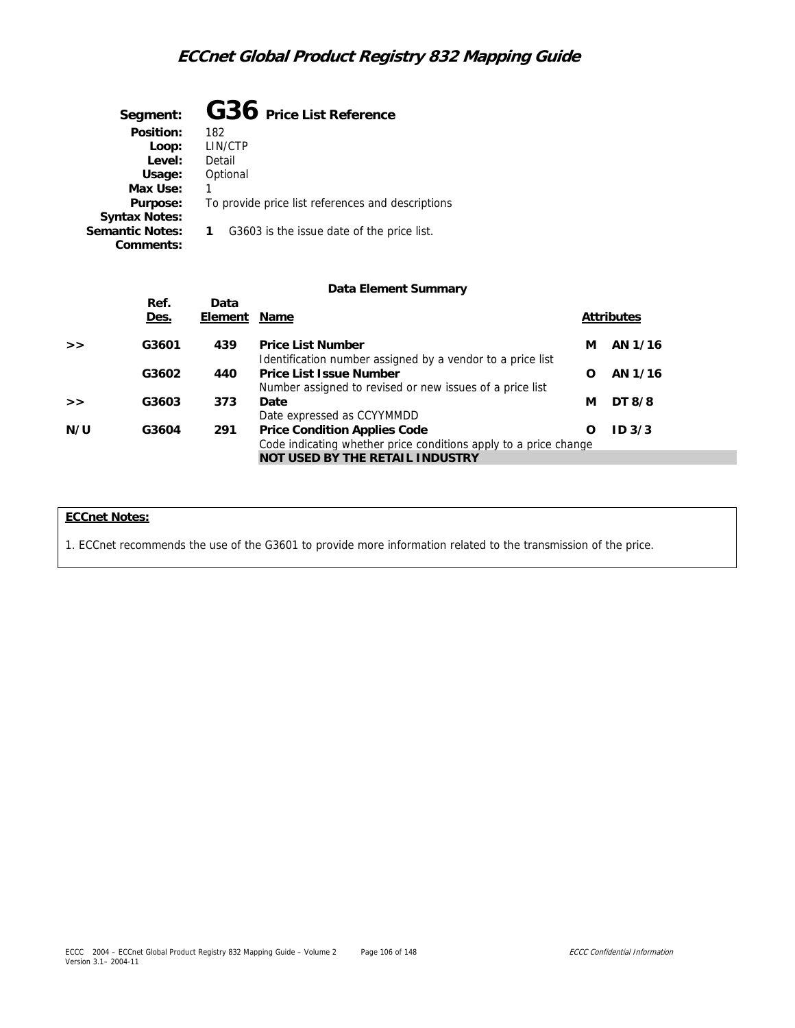**Segment:** **G36 Price List Reference**
**Position:** 182
**Loop:** LIN/CTP
**Level:** Detail
**Usage:** Optional
**Max Use:** 1
**Purpose:** To provide price list references and descriptions
**Syntax Notes:**
**Semantic Notes:** **1** G3603 is the issue date of the price list.
**Comments:**

**Data Element Summary**

| | Ref. Des. | Data Element | Name | | Attributes |
|---|---|---|---|---|---|
| >> | G3601 | 439 | **Price List Number**<br>Identification number assigned by a vendor to a price list | M | AN 1/16 |
| | G3602 | 440 | **Price List Issue Number**<br>Number assigned to revised or new issues of a price list | O | AN 1/16 |
| >> | G3603 | 373 | **Date**<br>Date expressed as CCYYMMDD | M | DT 8/8 |
| N/U | G3604 | 291 | **Price Condition Applies Code**<br>Code indicating whether price conditions apply to a price change<br>**NOT USED BY THE RETAIL INDUSTRY** | O | ID 3/3 |

**ECCnet Notes:**

1. ECCnet recommends the use of the G3601 to provide more information related to the transmission of the price.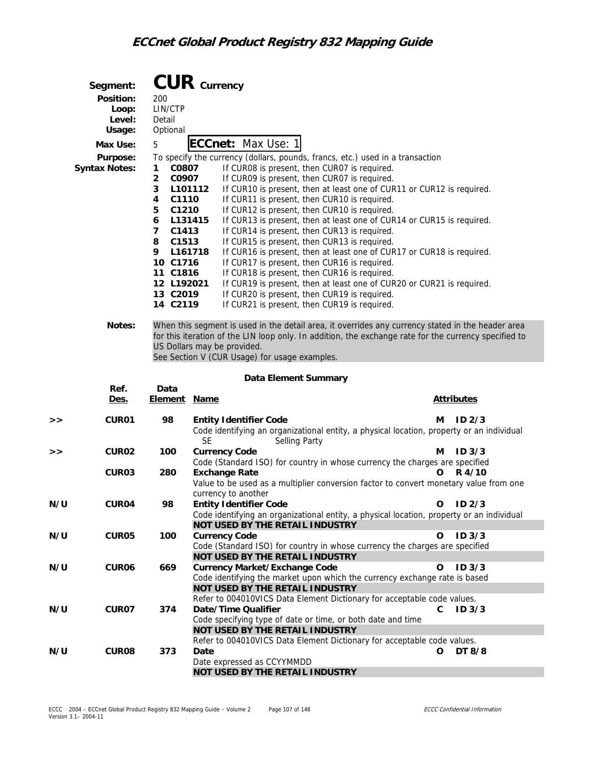## Segment: CUR Currency

**Position:** 200
**Loop:** LIN/CTP
**Level:** Detail
**Usage:** Optional
**Max Use:** 5 **ECCnet:** Max Use: 1
**Purpose:** To specify the currency (dollars, pounds, francs, etc.) used in a transaction
**Syntax Notes:**

1. **C0807** If CUR08 is present, then CUR07 is required.
2. **C0907** If CUR09 is present, then CUR07 is required.
3. **L101112** If CUR10 is present, then at least one of CUR11 or CUR12 is required.
4. **C1110** If CUR11 is present, then CUR10 is required.
5. **C1210** If CUR12 is present, then CUR10 is required.
6. **L131415** If CUR13 is present, then at least one of CUR14 or CUR15 is required.
7. **C1413** If CUR14 is present, then CUR13 is required.
8. **C1513** If CUR15 is present, then CUR13 is required.
9. **L161718** If CUR16 is present, then at least one of CUR17 or CUR18 is required.
10. **C1716** If CUR17 is present, then CUR16 is required.
11. **C1816** If CUR18 is present, then CUR16 is required.
12. **L192021** If CUR19 is present, then at least one of CUR20 or CUR21 is required.
13. **C2019** If CUR20 is present, then CUR19 is required.
14. **C2119** If CUR21 is present, then CUR19 is required.

**Notes:** When this segment is used in the detail area, it overrides any currency stated in the header area for this iteration of the LIN loop only. In addition, the exchange rate for the currency specified to US Dollars may be provided.
See Section V (CUR Usage) for usage examples.

### Data Element Summary

| | Ref. Des. | Data Element | Name | | Attributes |
|---|---|---|---|---|---|
| >> | CUR01 | 98 | **Entity Identifier Code**<br>Code identifying an organizational entity, a physical location, property or an individual<br>SE Selling Party | M | ID 2/3 |
| >> | CUR02 | 100 | **Currency Code**<br>Code (Standard ISO) for country in whose currency the charges are specified | M | ID 3/3 |
| | CUR03 | 280 | **Exchange Rate**<br>Value to be used as a multiplier conversion factor to convert monetary value from one currency to another | O | R 4/10 |
| N/U | CUR04 | 98 | **Entity Identifier Code**<br>Code identifying an organizational entity, a physical location, property or an individual<br>**NOT USED BY THE RETAIL INDUSTRY** | O | ID 2/3 |
| N/U | CUR05 | 100 | **Currency Code**<br>Code (Standard ISO) for country in whose currency the charges are specified<br>**NOT USED BY THE RETAIL INDUSTRY** | O | ID 3/3 |
| N/U | CUR06 | 669 | **Currency Market/Exchange Code**<br>Code identifying the market upon which the currency exchange rate is based<br>**NOT USED BY THE RETAIL INDUSTRY**<br>Refer to 004010VICS Data Element Dictionary for acceptable code values. | O | ID 3/3 |
| N/U | CUR07 | 374 | **Date/Time Qualifier**<br>Code specifying type of date or time, or both date and time<br>**NOT USED BY THE RETAIL INDUSTRY**<br>Refer to 004010VICS Data Element Dictionary for acceptable code values. | C | ID 3/3 |
| N/U | CUR08 | 373 | **Date**<br>Date expressed as CCYYMMDD<br>**NOT USED BY THE RETAIL INDUSTRY** | O | DT 8/8 |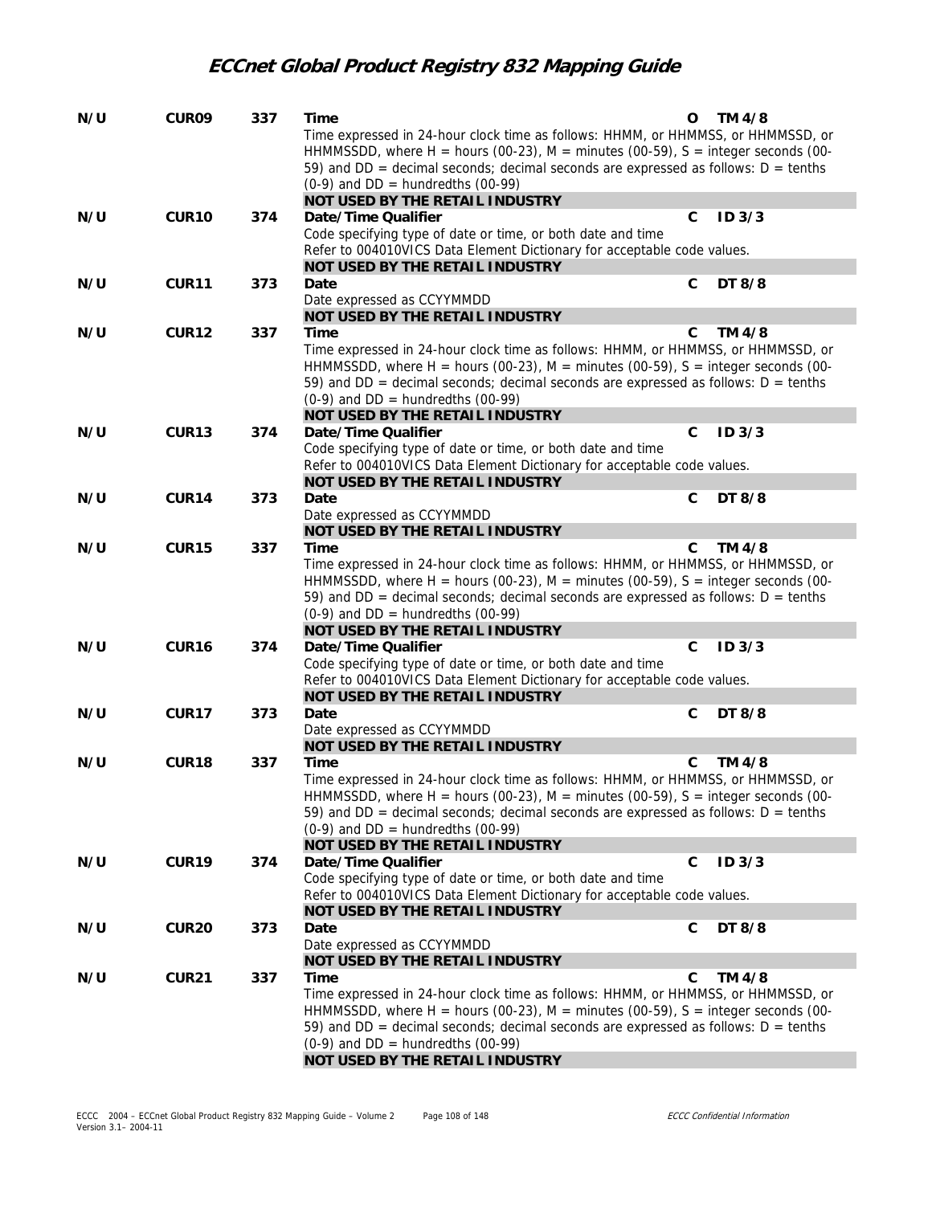| | | | | | |
|---|---|---|---|---|---|
| N/U | CUR09 | 337 | **Time**<br>Time expressed in 24-hour clock time as follows: HHMM, or HHMMSS, or HHMMSSD, or HHMMSSDD, where H = hours (00-23), M = minutes (00-59), S = integer seconds (00-59) and DD = decimal seconds; decimal seconds are expressed as follows: D = tenths (0-9) and DD = hundredths (00-99)<br>**NOT USED BY THE RETAIL INDUSTRY** | O | TM 4/8 |
| N/U | CUR10 | 374 | **Date/Time Qualifier**<br>Code specifying type of date or time, or both date and time<br>Refer to 004010VICS Data Element Dictionary for acceptable code values.<br>**NOT USED BY THE RETAIL INDUSTRY** | C | ID 3/3 |
| N/U | CUR11 | 373 | **Date**<br>Date expressed as CCYYMMDD<br>**NOT USED BY THE RETAIL INDUSTRY** | C | DT 8/8 |
| N/U | CUR12 | 337 | **Time**<br>Time expressed in 24-hour clock time as follows: HHMM, or HHMMSS, or HHMMSSD, or HHMMSSDD, where H = hours (00-23), M = minutes (00-59), S = integer seconds (00-59) and DD = decimal seconds; decimal seconds are expressed as follows: D = tenths (0-9) and DD = hundredths (00-99)<br>**NOT USED BY THE RETAIL INDUSTRY** | C | TM 4/8 |
| N/U | CUR13 | 374 | **Date/Time Qualifier**<br>Code specifying type of date or time, or both date and time<br>Refer to 004010VICS Data Element Dictionary for acceptable code values.<br>**NOT USED BY THE RETAIL INDUSTRY** | C | ID 3/3 |
| N/U | CUR14 | 373 | **Date**<br>Date expressed as CCYYMMDD<br>**NOT USED BY THE RETAIL INDUSTRY** | C | DT 8/8 |
| N/U | CUR15 | 337 | **Time**<br>Time expressed in 24-hour clock time as follows: HHMM, or HHMMSS, or HHMMSSD, or HHMMSSDD, where H = hours (00-23), M = minutes (00-59), S = integer seconds (00-59) and DD = decimal seconds; decimal seconds are expressed as follows: D = tenths (0-9) and DD = hundredths (00-99)<br>**NOT USED BY THE RETAIL INDUSTRY** | C | TM 4/8 |
| N/U | CUR16 | 374 | **Date/Time Qualifier**<br>Code specifying type of date or time, or both date and time<br>Refer to 004010VICS Data Element Dictionary for acceptable code values.<br>**NOT USED BY THE RETAIL INDUSTRY** | C | ID 3/3 |
| N/U | CUR17 | 373 | **Date**<br>Date expressed as CCYYMMDD<br>**NOT USED BY THE RETAIL INDUSTRY** | C | DT 8/8 |
| N/U | CUR18 | 337 | **Time**<br>Time expressed in 24-hour clock time as follows: HHMM, or HHMMSS, or HHMMSSD, or HHMMSSDD, where H = hours (00-23), M = minutes (00-59), S = integer seconds (00-59) and DD = decimal seconds; decimal seconds are expressed as follows: D = tenths (0-9) and DD = hundredths (00-99)<br>**NOT USED BY THE RETAIL INDUSTRY** | C | TM 4/8 |
| N/U | CUR19 | 374 | **Date/Time Qualifier**<br>Code specifying type of date or time, or both date and time<br>Refer to 004010VICS Data Element Dictionary for acceptable code values.<br>**NOT USED BY THE RETAIL INDUSTRY** | C | ID 3/3 |
| N/U | CUR20 | 373 | **Date**<br>Date expressed as CCYYMMDD<br>**NOT USED BY THE RETAIL INDUSTRY** | C | DT 8/8 |
| N/U | CUR21 | 337 | **Time**<br>Time expressed in 24-hour clock time as follows: HHMM, or HHMMSS, or HHMMSSD, or HHMMSSDD, where H = hours (00-23), M = minutes (00-59), S = integer seconds (00-59) and DD = decimal seconds; decimal seconds are expressed as follows: D = tenths (0-9) and DD = hundredths (00-99)<br>**NOT USED BY THE RETAIL INDUSTRY** | C | TM 4/8 |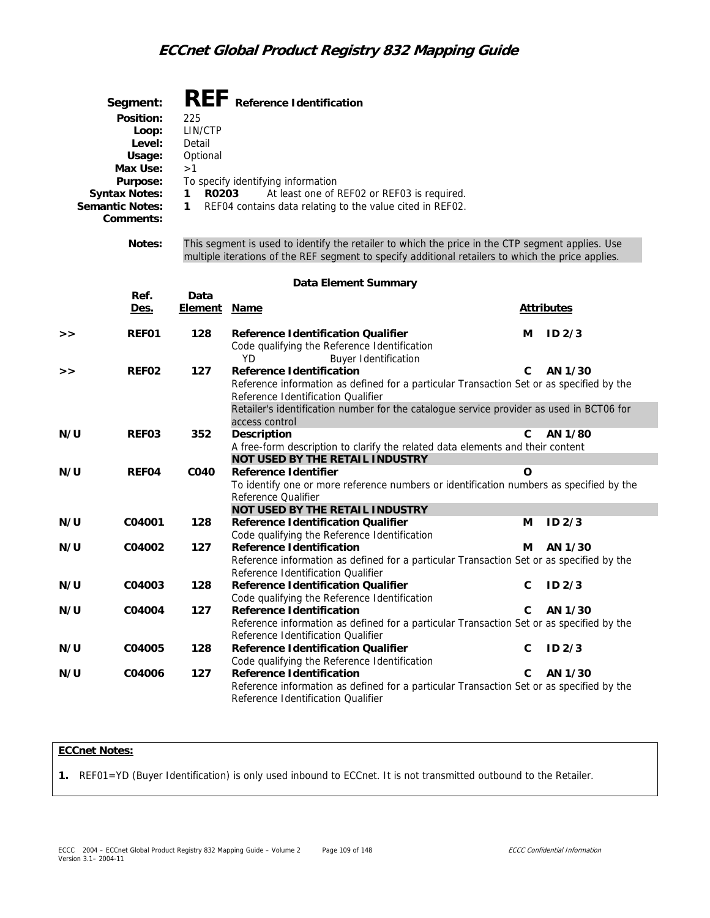## Segment: REF Reference Identification

**Position:** 225
**Loop:** LIN/CTP
**Level:** Detail
**Usage:** Optional
**Max Use:** >1
**Purpose:** To specify identifying information
**Syntax Notes:** 1 **R0203** At least one of REF02 or REF03 is required.
**Semantic Notes:** 1 REF04 contains data relating to the value cited in REF02.
**Comments:**

**Notes:** This segment is used to identify the retailer to which the price in the CTP segment applies. Use multiple iterations of the REF segment to specify additional retailers to which the price applies.

### Data Element Summary

| | Ref. Des. | Data Element | Name | | Attributes |
|---|---|---|---|---|---|
| >> | **REF01** | **128** | **Reference Identification Qualifier**<br>Code qualifying the Reference Identification<br>YD Buyer Identification | **M** | **ID 2/3** |
| >> | **REF02** | **127** | **Reference Identification**<br>Reference information as defined for a particular Transaction Set or as specified by the Reference Identification Qualifier<br>Retailer's identification number for the catalogue service provider as used in BCT06 for access control | **C** | **AN 1/30** |
| **N/U** | **REF03** | **352** | **Description**<br>A free-form description to clarify the related data elements and their content<br>**NOT USED BY THE RETAIL INDUSTRY** | **C** | **AN 1/80** |
| **N/U** | **REF04** | **C040** | **Reference Identifier**<br>To identify one or more reference numbers or identification numbers as specified by the Reference Qualifier<br>**NOT USED BY THE RETAIL INDUSTRY** | **O** | |
| **N/U** | **C04001** | **128** | **Reference Identification Qualifier**<br>Code qualifying the Reference Identification | **M** | **ID 2/3** |
| **N/U** | **C04002** | **127** | **Reference Identification**<br>Reference information as defined for a particular Transaction Set or as specified by the Reference Identification Qualifier | **M** | **AN 1/30** |
| **N/U** | **C04003** | **128** | **Reference Identification Qualifier**<br>Code qualifying the Reference Identification | **C** | **ID 2/3** |
| **N/U** | **C04004** | **127** | **Reference Identification**<br>Reference information as defined for a particular Transaction Set or as specified by the Reference Identification Qualifier | **C** | **AN 1/30** |
| **N/U** | **C04005** | **128** | **Reference Identification Qualifier**<br>Code qualifying the Reference Identification | **C** | **ID 2/3** |
| **N/U** | **C04006** | **127** | **Reference Identification**<br>Reference information as defined for a particular Transaction Set or as specified by the Reference Identification Qualifier | **C** | **AN 1/30** |

**ECCnet Notes:**

1. REF01=YD (Buyer Identification) is only used inbound to ECCnet. It is not transmitted outbound to the Retailer.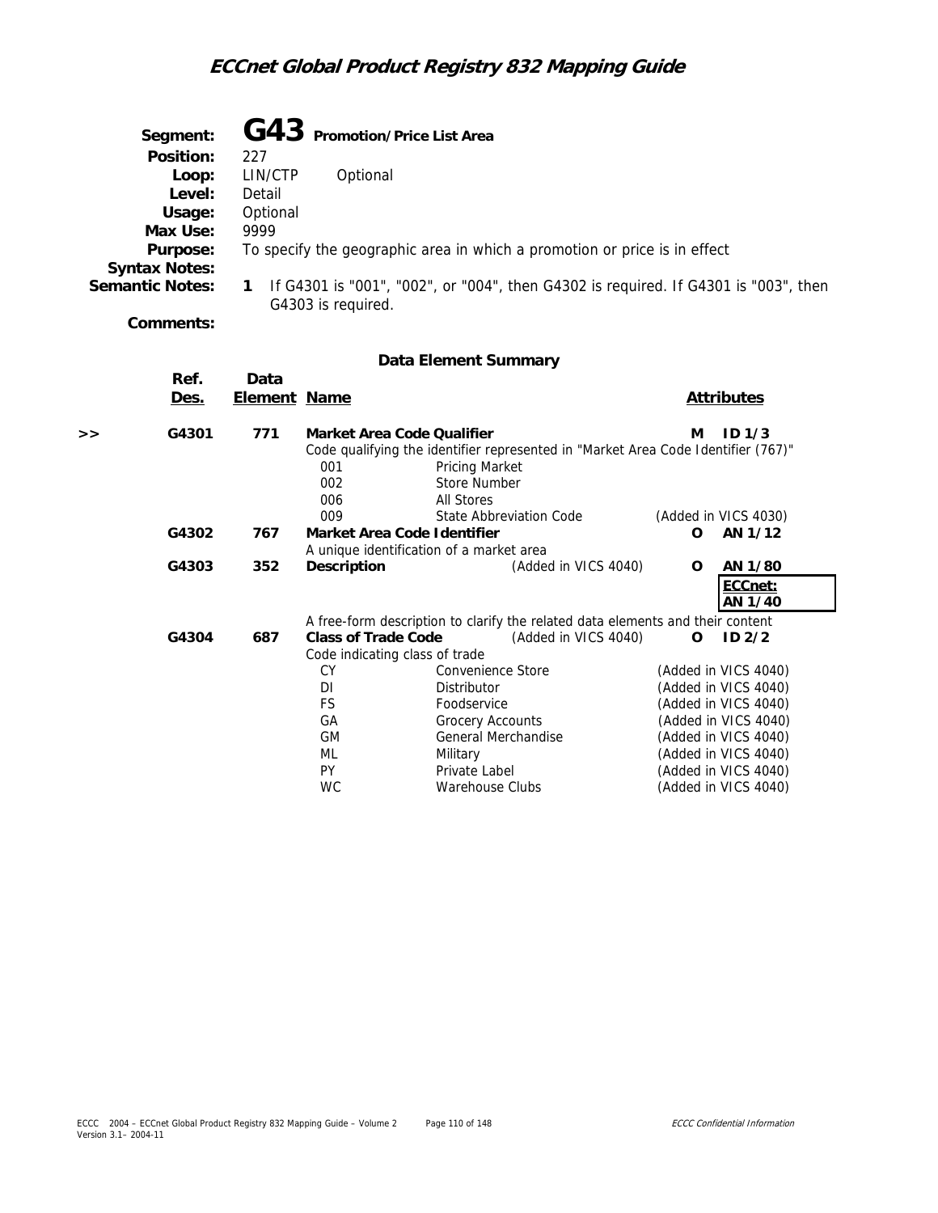**Segment:** **G43** **Promotion/Price List Area**

**Position:** 227

**Loop:** LIN/CTP Optional

**Level:** Detail

**Usage:** Optional

**Max Use:** 9999

**Purpose:** To specify the geographic area in which a promotion or price is in effect

**Syntax Notes:**

**Semantic Notes:**

1. If G4301 is "001", "002", or "004", then G4302 is required. If G4301 is "003", then G4303 is required.

**Comments:**

### Data Element Summary

| | Ref. Des. | Data Element | Name | | Attributes |
|---|---|---|---|---|---|
| >> | G4301 | 771 | **Market Area Code Qualifier** | M | ID 1/3 |
| | | | Code qualifying the identifier represented in "Market Area Code Identifier (767)" | | |
| | | | 001 Pricing Market | | |
| | | | 002 Store Number | | |
| | | | 006 All Stores | | |
| | | | 009 State Abbreviation Code | (Added in VICS 4030) | |
| | G4302 | 767 | **Market Area Code Identifier** | O | AN 1/12 |
| | | | A unique identification of a market area | | |
| | G4303 | 352 | **Description** (Added in VICS 4040) | O | AN 1/80 |
| | | | | | **ECCnet: AN 1/40** |
| | | | A free-form description to clarify the related data elements and their content | | |
| | G4304 | 687 | **Class of Trade Code** (Added in VICS 4040) | O | ID 2/2 |
| | | | Code indicating class of trade | | |
| | | | CY Convenience Store | (Added in VICS 4040) | |
| | | | DI Distributor | (Added in VICS 4040) | |
| | | | FS Foodservice | (Added in VICS 4040) | |
| | | | GA Grocery Accounts | (Added in VICS 4040) | |
| | | | GM General Merchandise | (Added in VICS 4040) | |
| | | | ML Military | (Added in VICS 4040) | |
| | | | PY Private Label | (Added in VICS 4040) | |
| | | | WC Warehouse Clubs | (Added in VICS 4040) | |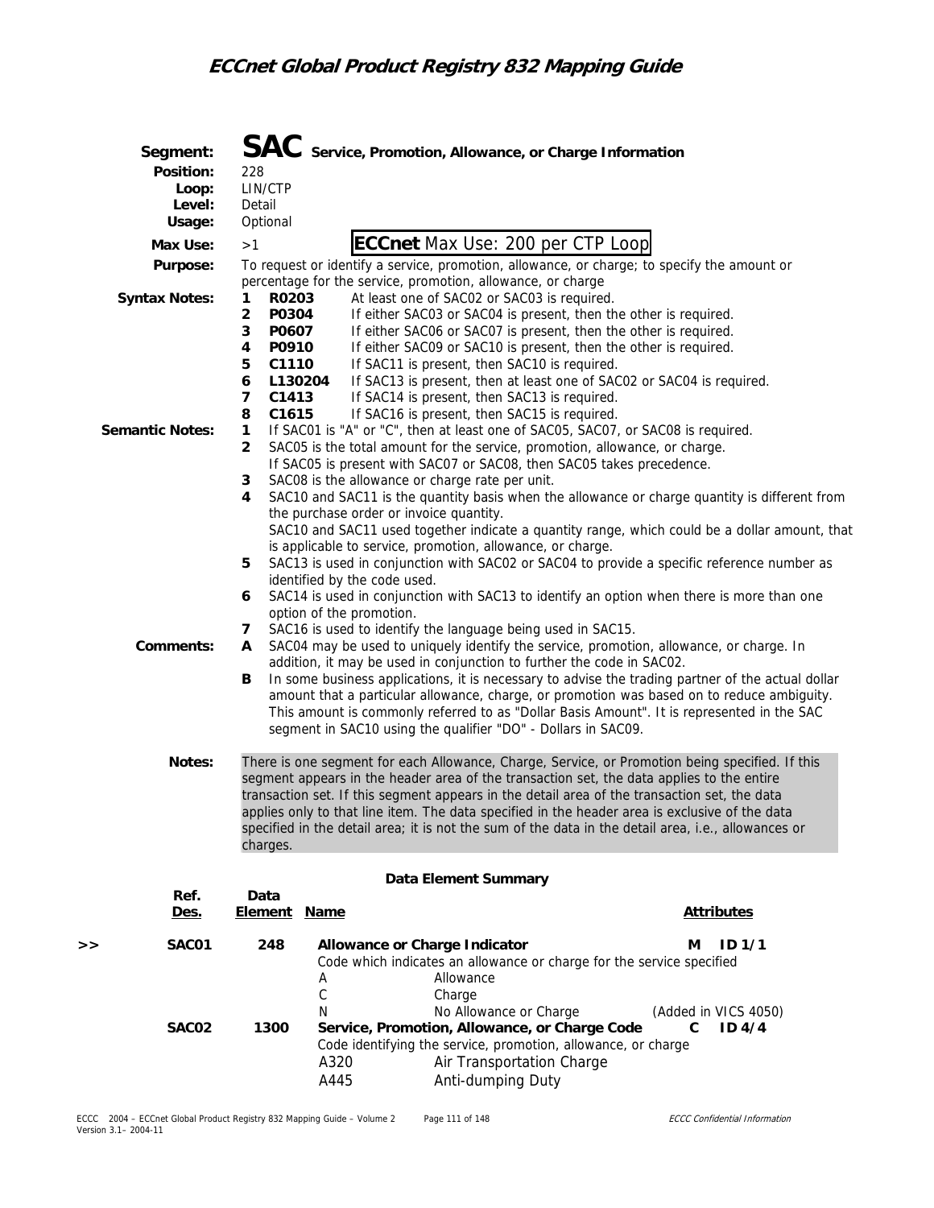**Segment:** **SAC** **Service, Promotion, Allowance, or Charge Information**
**Position:** 228
**Loop:** LIN/CTP
**Level:** Detail
**Usage:** Optional
**Max Use:** >1 **ECCnet** Max Use: 200 per CTP Loop
**Purpose:** To request or identify a service, promotion, allowance, or charge; to specify the amount or percentage for the service, promotion, allowance, or charge

**Syntax Notes:**

1. **R0203** At least one of SAC02 or SAC03 is required.
2. **P0304** If either SAC03 or SAC04 is present, then the other is required.
3. **P0607** If either SAC06 or SAC07 is present, then the other is required.
4. **P0910** If either SAC09 or SAC10 is present, then the other is required.
5. **C1110** If SAC11 is present, then SAC10 is required.
6. **L130204** If SAC13 is present, then at least one of SAC02 or SAC04 is required.
7. **C1413** If SAC14 is present, then SAC13 is required.
8. **C1615** If SAC16 is present, then SAC15 is required.

**Semantic Notes:**

1. If SAC01 is "A" or "C", then at least one of SAC05, SAC07, or SAC08 is required.
2. SAC05 is the total amount for the service, promotion, allowance, or charge.
   If SAC05 is present with SAC07 or SAC08, then SAC05 takes precedence.
3. SAC08 is the allowance or charge rate per unit.
4. SAC10 and SAC11 is the quantity basis when the allowance or charge quantity is different from the purchase order or invoice quantity.
   SAC10 and SAC11 used together indicate a quantity range, which could be a dollar amount, that is applicable to service, promotion, allowance, or charge.
5. SAC13 is used in conjunction with SAC02 or SAC04 to provide a specific reference number as identified by the code used.
6. SAC14 is used in conjunction with SAC13 to identify an option when there is more than one option of the promotion.
7. SAC16 is used to identify the language being used in SAC15.

**Comments:**

- **A** SAC04 may be used to uniquely identify the service, promotion, allowance, or charge. In addition, it may be used in conjunction to further the code in SAC02.
- **B** In some business applications, it is necessary to advise the trading partner of the actual dollar amount that a particular allowance, charge, or promotion was based on to reduce ambiguity. This amount is commonly referred to as "Dollar Basis Amount". It is represented in the SAC segment in SAC10 using the qualifier "DO" - Dollars in SAC09.

**Notes:** There is one segment for each Allowance, Charge, Service, or Promotion being specified. If this segment appears in the header area of the transaction set, the data applies to the entire transaction set. If this segment appears in the detail area of the transaction set, the data applies only to that line item. The data specified in the header area is exclusive of the data specified in the detail area; it is not the sum of the data in the detail area, i.e., allowances or charges.

### Data Element Summary

| | Ref. Des. | Data Element | Name | Attributes |
|---|---|---|---|---|
| >> | SAC01 | 248 | **Allowance or Charge Indicator** | M ID 1/1 |
| | | | Code which indicates an allowance or charge for the service specified | |
| | | | A — Allowance | |
| | | | C — Charge | |
| | | | N — No Allowance or Charge | (Added in VICS 4050) |
| | SAC02 | 1300 | **Service, Promotion, Allowance, or Charge Code** | C ID 4/4 |
| | | | Code identifying the service, promotion, allowance, or charge | |
| | | | A320 — Air Transportation Charge | |
| | | | A445 — Anti-dumping Duty | |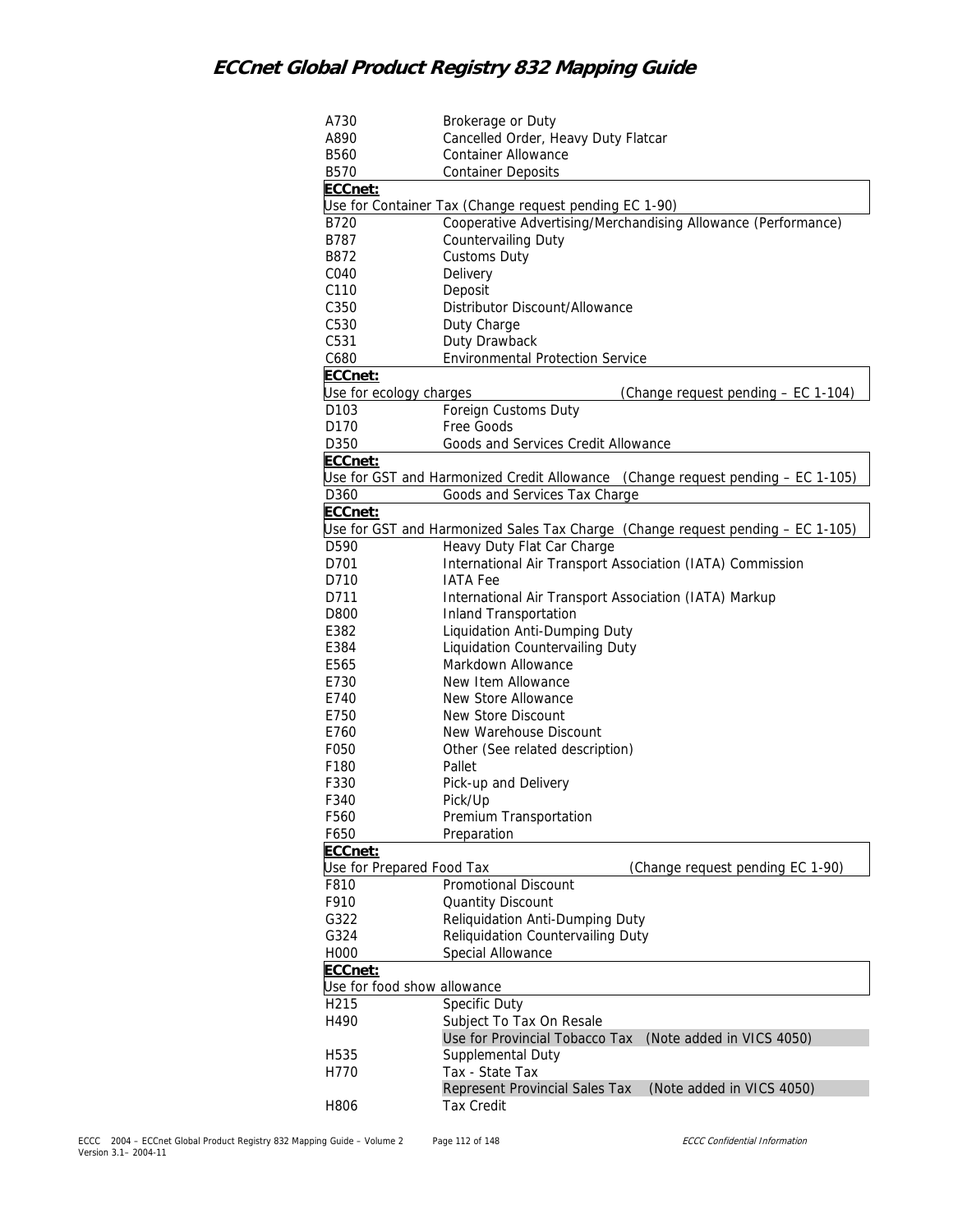| Code | Description |
|---|---|
| A730 | Brokerage or Duty |
| A890 | Cancelled Order, Heavy Duty Flatcar |
| B560 | Container Allowance |
| B570 | Container Deposits |
| **ECCnet:** Use for Container Tax (Change request pending EC 1-90) | |
| B720 | Cooperative Advertising/Merchandising Allowance (Performance) |
| B787 | Countervailing Duty |
| B872 | Customs Duty |
| C040 | Delivery |
| C110 | Deposit |
| C350 | Distributor Discount/Allowance |
| C530 | Duty Charge |
| C531 | Duty Drawback |
| C680 | Environmental Protection Service |
| **ECCnet:** Use for ecology charges (Change request pending – EC 1-104) | |
| D103 | Foreign Customs Duty |
| D170 | Free Goods |
| D350 | Goods and Services Credit Allowance |
| **ECCnet:** Use for GST and Harmonized Credit Allowance (Change request pending – EC 1-105) | |
| D360 | Goods and Services Tax Charge |
| **ECCnet:** Use for GST and Harmonized Sales Tax Charge (Change request pending – EC 1-105) | |
| D590 | Heavy Duty Flat Car Charge |
| D701 | International Air Transport Association (IATA) Commission |
| D710 | IATA Fee |
| D711 | International Air Transport Association (IATA) Markup |
| D800 | Inland Transportation |
| E382 | Liquidation Anti-Dumping Duty |
| E384 | Liquidation Countervailing Duty |
| E565 | Markdown Allowance |
| E730 | New Item Allowance |
| E740 | New Store Allowance |
| E750 | New Store Discount |
| E760 | New Warehouse Discount |
| F050 | Other (See related description) |
| F180 | Pallet |
| F330 | Pick-up and Delivery |
| F340 | Pick/Up |
| F560 | Premium Transportation |
| F650 | Preparation |
| **ECCnet:** Use for Prepared Food Tax (Change request pending EC 1-90) | |
| F810 | Promotional Discount |
| F910 | Quantity Discount |
| G322 | Reliquidation Anti-Dumping Duty |
| G324 | Reliquidation Countervailing Duty |
| H000 | Special Allowance |
| **ECCnet:** Use for food show allowance | |
| H215 | Specific Duty |
| H490 | Subject To Tax On Resale<br>Use for Provincial Tobacco Tax (Note added in VICS 4050) |
| H535 | Supplemental Duty |
| H770 | Tax - State Tax<br>Represent Provincial Sales Tax (Note added in VICS 4050) |
| H806 | Tax Credit |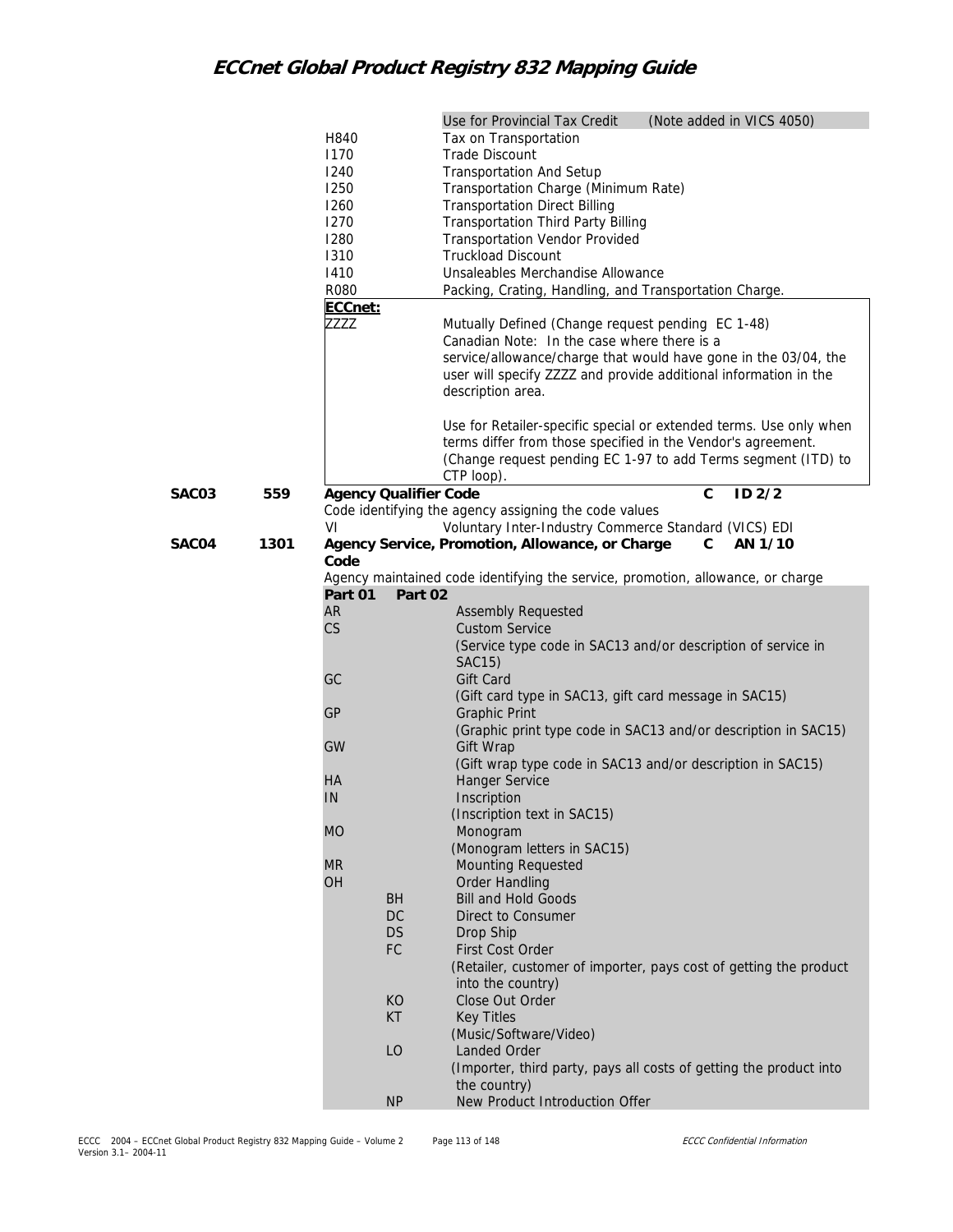| | | Code | Description |
|---|---|---|---|
| | | | Use for Provincial Tax Credit (Note added in VICS 4050) |
| | | H840 | Tax on Transportation |
| | | I170 | Trade Discount |
| | | I240 | Transportation And Setup |
| | | I250 | Transportation Charge (Minimum Rate) |
| | | I260 | Transportation Direct Billing |
| | | I270 | Transportation Third Party Billing |
| | | I280 | Transportation Vendor Provided |
| | | I310 | Truckload Discount |
| | | I410 | Unsaleables Merchandise Allowance |
| | | R080 | Packing, Crating, Handling, and Transportation Charge. |
| | | **ECCnet:** | |
| | | ZZZZ | Mutually Defined (Change request pending EC 1-48) Canadian Note: In the case where there is a service/allowance/charge that would have gone in the 03/04, the user will specify ZZZZ and provide additional information in the description area.<br><br>Use for Retailer-specific special or extended terms. Use only when terms differ from those specified in the Vendor's agreement. (Change request pending EC 1-97 to add Terms segment (ITD) to CTP loop). |

**SAC03 559 Agency Qualifier Code** C ID 2/2

Code identifying the agency assigning the code values

VI Voluntary Inter-Industry Commerce Standard (VICS) EDI

**SAC04 1301 Agency Service, Promotion, Allowance, or Charge Code** C AN 1/10

Agency maintained code identifying the service, promotion, allowance, or charge

| Part 01 | Part 02 | Description |
|---|---|---|
| AR | | Assembly Requested |
| CS | | Custom Service<br>(Service type code in SAC13 and/or description of service in SAC15) |
| GC | | Gift Card<br>(Gift card type in SAC13, gift card message in SAC15) |
| GP | | Graphic Print<br>(Graphic print type code in SAC13 and/or description in SAC15) |
| GW | | Gift Wrap<br>(Gift wrap type code in SAC13 and/or description in SAC15) |
| HA | | Hanger Service |
| IN | | Inscription<br>(Inscription text in SAC15) |
| MO | | Monogram<br>(Monogram letters in SAC15) |
| MR | | Mounting Requested |
| OH | | Order Handling |
| | BH | Bill and Hold Goods |
| | DC | Direct to Consumer |
| | DS | Drop Ship |
| | FC | First Cost Order<br>(Retailer, customer of importer, pays cost of getting the product into the country) |
| | KO | Close Out Order |
| | KT | Key Titles<br>(Music/Software/Video) |
| | LO | Landed Order<br>(Importer, third party, pays all costs of getting the product into the country) |
| | NP | New Product Introduction Offer |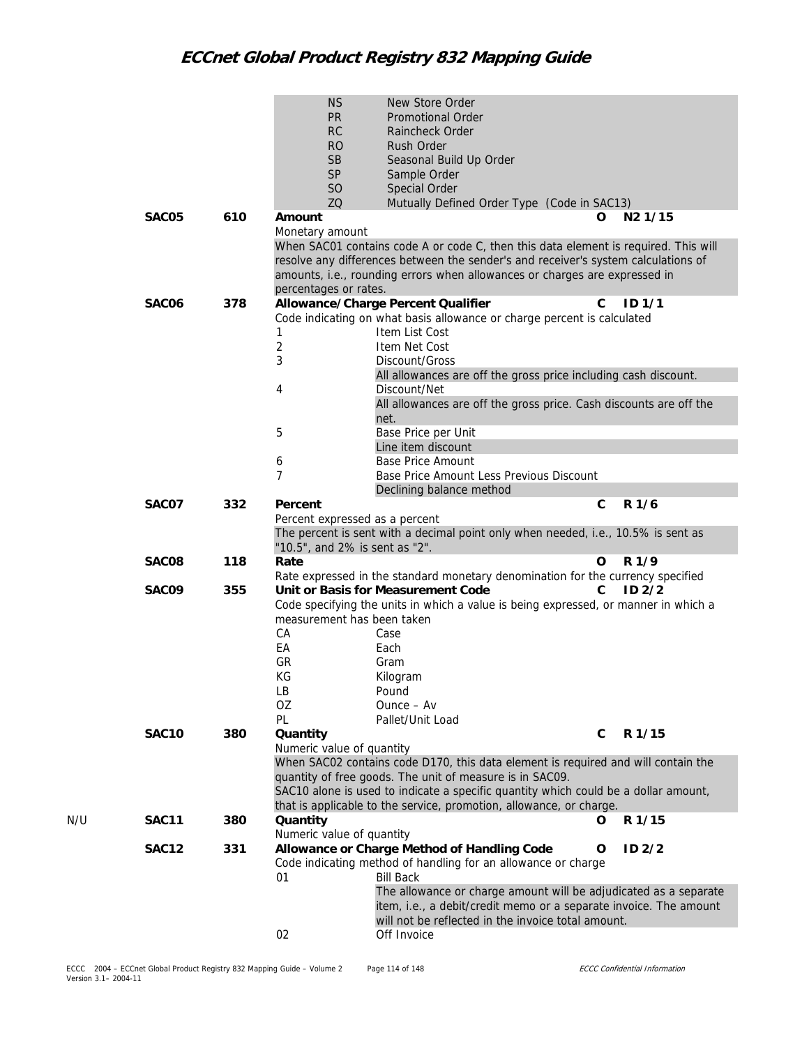| | | | | | |
|---|---|---|---|---|---|
| | | NS | New Store Order | | |
| | | PR | Promotional Order | | |
| | | RC | Raincheck Order | | |
| | | RO | Rush Order | | |
| | | SB | Seasonal Build Up Order | | |
| | | SP | Sample Order | | |
| | | SO | Special Order | | |
| | | ZQ | Mutually Defined Order Type (Code in SAC13) | | |

| N/U | Ref | Id | Element | Req | Type |
|---|---|---|---|---|---|
| | **SAC05** | **610** | **Amount** | **O** | **N2 1/15** |

Monetary amount

When SAC01 contains code A or code C, then this data element is required. This will resolve any differences between the sender's and receiver's system calculations of amounts, i.e., rounding errors when allowances or charges are expressed in percentages or rates.

| N/U | Ref | Id | Element | Req | Type |
|---|---|---|---|---|---|
| | **SAC06** | **378** | **Allowance/Charge Percent Qualifier** | **C** | **ID 1/1** |

Code indicating on what basis allowance or charge percent is calculated

| Code | Description |
|---|---|
| 1 | Item List Cost |
| 2 | Item Net Cost |
| 3 | Discount/Gross<br>All allowances are off the gross price including cash discount. |
| 4 | Discount/Net<br>All allowances are off the gross price. Cash discounts are off the net. |
| 5 | Base Price per Unit<br>Line item discount |
| 6 | Base Price Amount |
| 7 | Base Price Amount Less Previous Discount<br>Declining balance method |

| N/U | Ref | Id | Element | Req | Type |
|---|---|---|---|---|---|
| | **SAC07** | **332** | **Percent** | **C** | **R 1/6** |

Percent expressed as a percent

The percent is sent with a decimal point only when needed, i.e., 10.5% is sent as "10.5", and 2% is sent as "2".

| N/U | Ref | Id | Element | Req | Type |
|---|---|---|---|---|---|
| | **SAC08** | **118** | **Rate** | **O** | **R 1/9** |

Rate expressed in the standard monetary denomination for the currency specified

| N/U | Ref | Id | Element | Req | Type |
|---|---|---|---|---|---|
| | **SAC09** | **355** | **Unit or Basis for Measurement Code** | **C** | **ID 2/2** |

Code specifying the units in which a value is being expressed, or manner in which a measurement has been taken

| Code | Description |
|---|---|
| CA | Case |
| EA | Each |
| GR | Gram |
| KG | Kilogram |
| LB | Pound |
| OZ | Ounce – Av |
| PL | Pallet/Unit Load |

| N/U | Ref | Id | Element | Req | Type |
|---|---|---|---|---|---|
| | **SAC10** | **380** | **Quantity** | **C** | **R 1/15** |

Numeric value of quantity

When SAC02 contains code D170, this data element is required and will contain the quantity of free goods. The unit of measure is in SAC09.

SAC10 alone is used to indicate a specific quantity which could be a dollar amount, that is applicable to the service, promotion, allowance, or charge.

| N/U | Ref | Id | Element | Req | Type |
|---|---|---|---|---|---|
| N/U | **SAC11** | **380** | **Quantity** | **O** | **R 1/15** |

Numeric value of quantity

| N/U | Ref | Id | Element | Req | Type |
|---|---|---|---|---|---|
| | **SAC12** | **331** | **Allowance or Charge Method of Handling Code** | **O** | **ID 2/2** |

Code indicating method of handling for an allowance or charge

| Code | Description |
|---|---|
| 01 | Bill Back<br>The allowance or charge amount will be adjudicated as a separate item, i.e., a debit/credit memo or a separate invoice. The amount will not be reflected in the invoice total amount. |
| 02 | Off Invoice |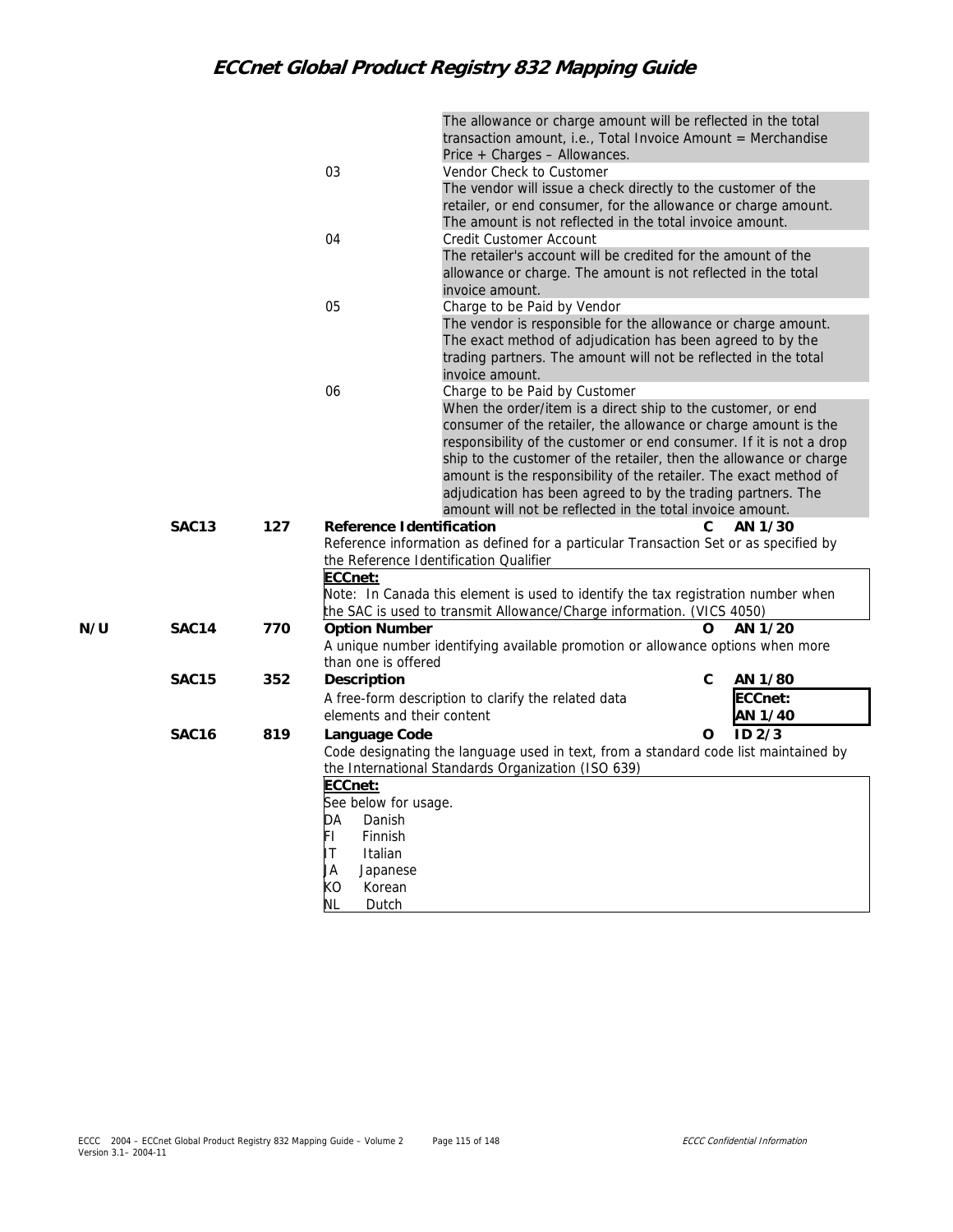| | | | | | |
|---|---|---|---|---|---|
| | | | 03 | Vendor Check to Customer<br>The vendor will issue a check directly to the customer of the retailer, or end consumer, for the allowance or charge amount. The amount is not reflected in the total invoice amount. | |
| | | | 04 | Credit Customer Account<br>The retailer's account will be credited for the amount of the allowance or charge. The amount is not reflected in the total invoice amount. | |
| | | | 05 | Charge to be Paid by Vendor<br>The vendor is responsible for the allowance or charge amount. The exact method of adjudication has been agreed to by the trading partners. The amount will not be reflected in the total invoice amount. | |
| | | | 06 | Charge to be Paid by Customer<br>When the order/item is a direct ship to the customer, or end consumer of the retailer, the allowance or charge amount is the responsibility of the customer or end consumer. If it is not a drop ship to the customer of the retailer, then the allowance or charge amount is the responsibility of the retailer. The exact method of adjudication has been agreed to by the trading partners. The amount will not be reflected in the total invoice amount. | |

The allowance or charge amount will be reflected in the total transaction amount, i.e., Total Invoice Amount = Merchandise Price + Charges – Allowances.

**SAC13** **127** **Reference Identification** **C** **AN 1/30**

Reference information as defined for a particular Transaction Set or as specified by the Reference Identification Qualifier

**ECCnet:**
Note: In Canada this element is used to identify the tax registration number when the SAC is used to transmit Allowance/Charge information. (VICS 4050)

**N/U** **SAC14** **770** **Option Number** **O** **AN 1/20**

A unique number identifying available promotion or allowance options when more than one is offered

**SAC15** **352** **Description** **C** **AN 1/80**

A free-form description to clarify the related data elements and their content

**ECCnet:** **AN 1/40**

**SAC16** **819** **Language Code** **O** **ID 2/3**

Code designating the language used in text, from a standard code list maintained by the International Standards Organization (ISO 639)

**ECCnet:**
See below for usage.

| Code | Language |
|---|---|
| DA | Danish |
| FI | Finnish |
| IT | Italian |
| JA | Japanese |
| KO | Korean |
| NL | Dutch |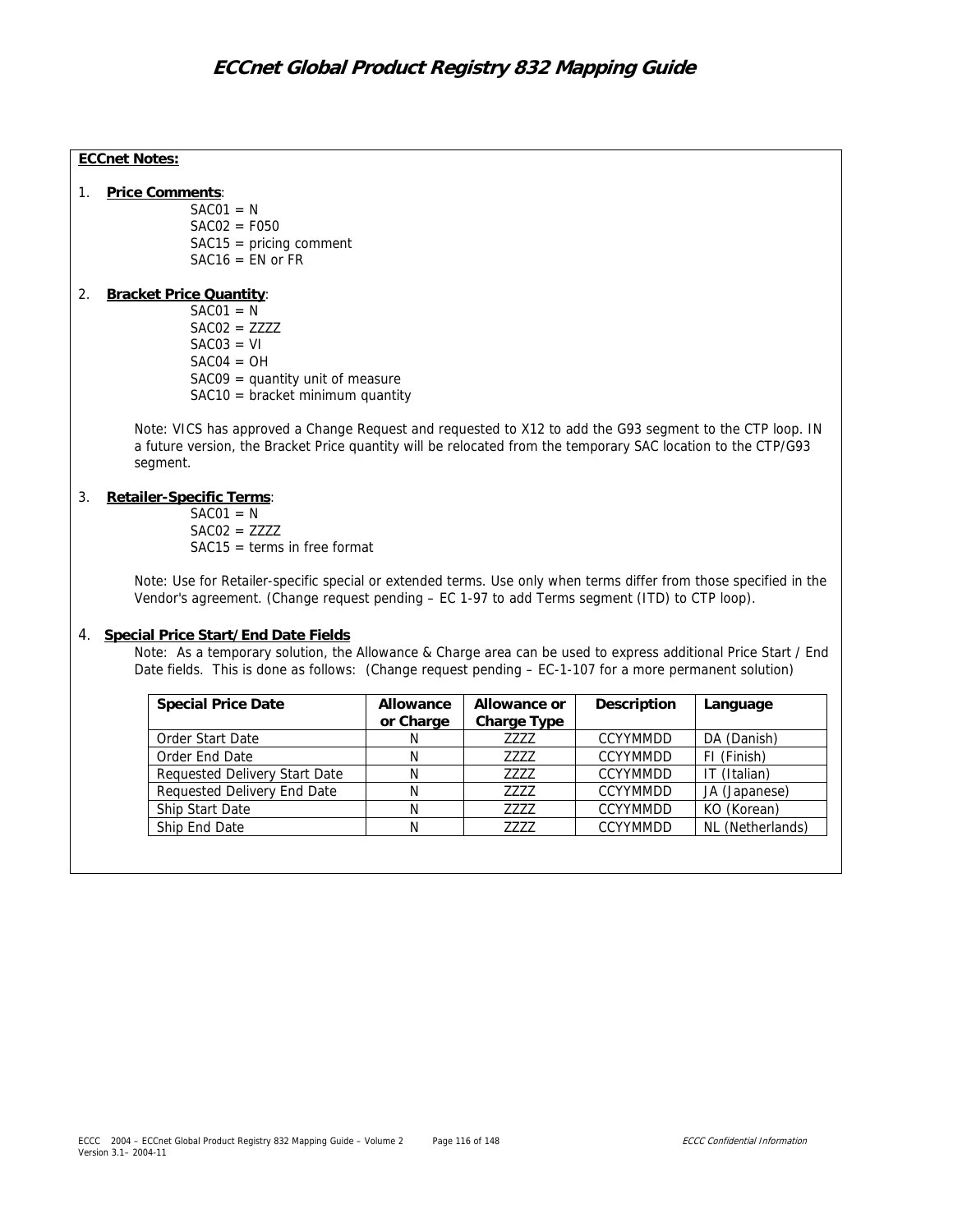**ECCnet Notes:**

1. **Price Comments**:
   SAC01 = N
   SAC02 = F050
   SAC15 = pricing comment
   SAC16 = EN or FR

2. **Bracket Price Quantity**:
   SAC01 = N
   SAC02 = ZZZZ
   SAC03 = VI
   SAC04 = OH
   SAC09 = quantity unit of measure
   SAC10 = bracket minimum quantity

   Note: VICS has approved a Change Request and requested to X12 to add the G93 segment to the CTP loop. IN a future version, the Bracket Price quantity will be relocated from the temporary SAC location to the CTP/G93 segment.

3. **Retailer-Specific Terms**:
   SAC01 = N
   SAC02 = ZZZZ
   SAC15 = terms in free format

   Note: Use for Retailer-specific special or extended terms. Use only when terms differ from those specified in the Vendor's agreement. (Change request pending – EC 1-97 to add Terms segment (ITD) to CTP loop).

4. **Special Price Start/End Date Fields**
   Note: As a temporary solution, the Allowance & Charge area can be used to express additional Price Start / End Date fields. This is done as follows: (Change request pending – EC-1-107 for a more permanent solution)

| Special Price Date | Allowance or Charge | Allowance or Charge Type | Description | Language |
|---|---|---|---|---|
| Order Start Date | N | ZZZZ | CCYYMMDD | DA (Danish) |
| Order End Date | N | ZZZZ | CCYYMMDD | FI (Finish) |
| Requested Delivery Start Date | N | ZZZZ | CCYYMMDD | IT (Italian) |
| Requested Delivery End Date | N | ZZZZ | CCYYMMDD | JA (Japanese) |
| Ship Start Date | N | ZZZZ | CCYYMMDD | KO (Korean) |
| Ship End Date | N | ZZZZ | CCYYMMDD | NL (Netherlands) |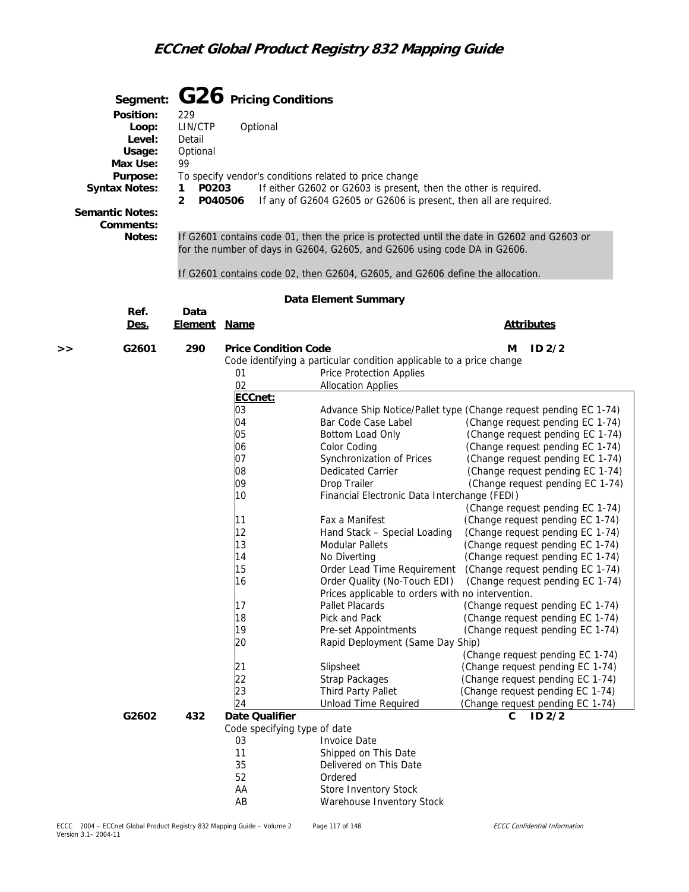## Segment: G26 Pricing Conditions

**Position:** 229
**Loop:** LIN/CTP Optional
**Level:** Detail
**Usage:** Optional
**Max Use:** 99
**Purpose:** To specify vendor's conditions related to price change
**Syntax Notes:**
1 **P0203** If either G2602 or G2603 is present, then the other is required.
2 **P040506** If any of G2604 G2605 or G2606 is present, then all are required.

**Semantic Notes:**
**Comments:**
**Notes:** If G2601 contains code 01, then the price is protected until the date in G2602 and G2603 or for the number of days in G2604, G2605, and G2606 using code DA in G2606.

If G2601 contains code 02, then G2604, G2605, and G2606 define the allocation.

### Data Element Summary

| | Ref. Des. | Data Element | Name | Attributes |
|---|---|---|---|---|
| >> | G2601 | 290 | **Price Condition Code** | M ID 2/2 |

Code identifying a particular condition applicable to a price change

| Code | Description | |
|---|---|---|
| 01 | Price Protection Applies | |
| 02 | Allocation Applies | |
| **ECCnet:** | | |
| 03 | Advance Ship Notice/Pallet type | (Change request pending EC 1-74) |
| 04 | Bar Code Case Label | (Change request pending EC 1-74) |
| 05 | Bottom Load Only | (Change request pending EC 1-74) |
| 06 | Color Coding | (Change request pending EC 1-74) |
| 07 | Synchronization of Prices | (Change request pending EC 1-74) |
| 08 | Dedicated Carrier | (Change request pending EC 1-74) |
| 09 | Drop Trailer | (Change request pending EC 1-74) |
| 10 | Financial Electronic Data Interchange (FEDI) | (Change request pending EC 1-74) |
| 11 | Fax a Manifest | (Change request pending EC 1-74) |
| 12 | Hand Stack – Special Loading | (Change request pending EC 1-74) |
| 13 | Modular Pallets | (Change request pending EC 1-74) |
| 14 | No Diverting | (Change request pending EC 1-74) |
| 15 | Order Lead Time Requirement | (Change request pending EC 1-74) |
| 16 | Order Quality (No-Touch EDI) Prices applicable to orders with no intervention. | (Change request pending EC 1-74) |
| 17 | Pallet Placards | (Change request pending EC 1-74) |
| 18 | Pick and Pack | (Change request pending EC 1-74) |
| 19 | Pre-set Appointments | (Change request pending EC 1-74) |
| 20 | Rapid Deployment (Same Day Ship) | (Change request pending EC 1-74) |
| 21 | Slipsheet | (Change request pending EC 1-74) |
| 22 | Strap Packages | (Change request pending EC 1-74) |
| 23 | Third Party Pallet | (Change request pending EC 1-74) |
| 24 | Unload Time Required | (Change request pending EC 1-74) |

| | Ref. Des. | Data Element | Name | Attributes |
|---|---|---|---|---|
| | G2602 | 432 | **Date Qualifier** | C ID 2/2 |

Code specifying type of date

| Code | Description |
|---|---|
| 03 | Invoice Date |
| 11 | Shipped on This Date |
| 35 | Delivered on This Date |
| 52 | Ordered |
| AA | Store Inventory Stock |
| AB | Warehouse Inventory Stock |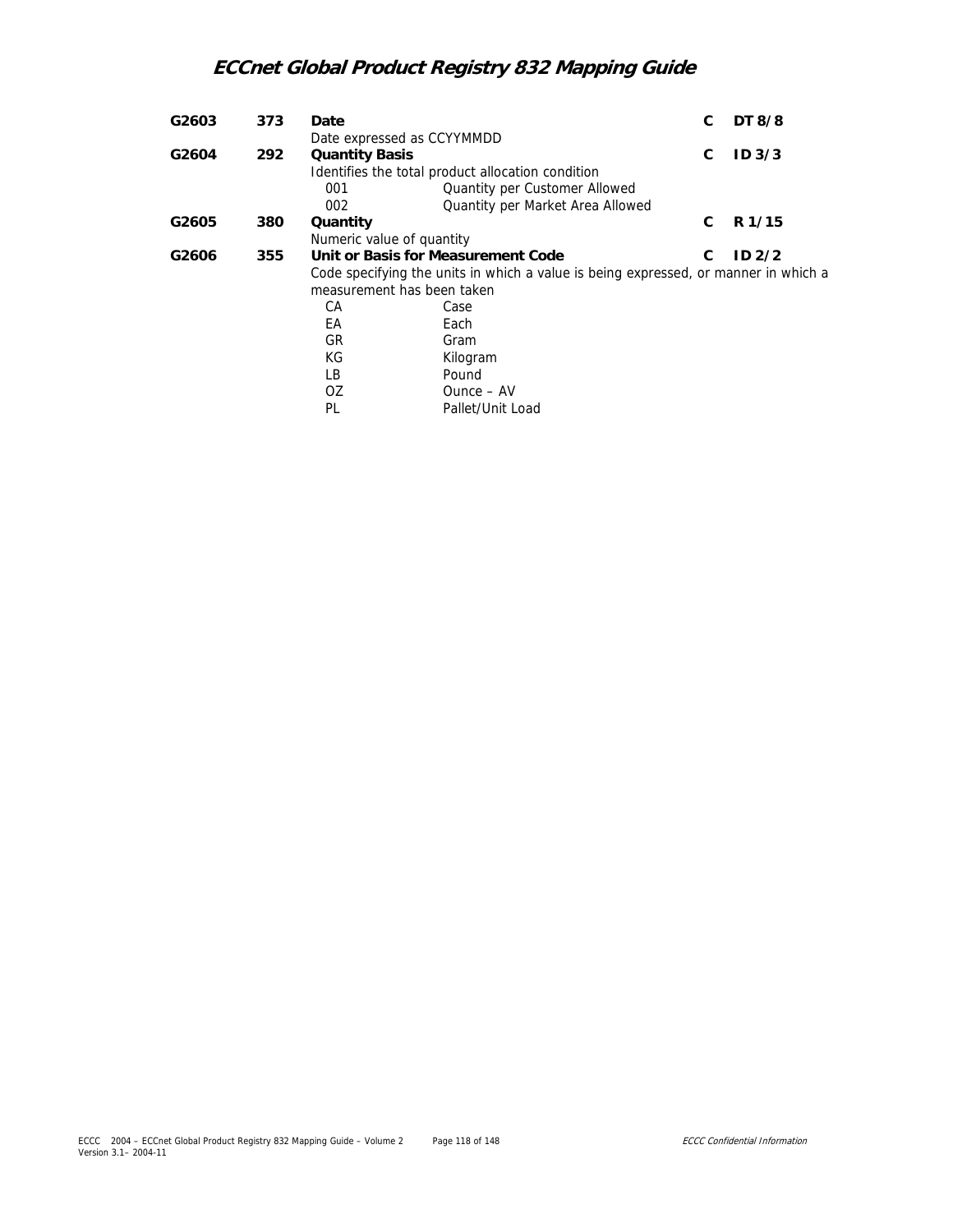**G2603** **373** **Date** **C** **DT 8/8**

Date expressed as CCYYMMDD

**G2604** **292** **Quantity Basis** **C** **ID 3/3**

Identifies the total product allocation condition

| | |
|---|---|
| 001 | Quantity per Customer Allowed |
| 002 | Quantity per Market Area Allowed |

**G2605** **380** **Quantity** **C** **R 1/15**

Numeric value of quantity

**G2606** **355** **Unit or Basis for Measurement Code** **C** **ID 2/2**

Code specifying the units in which a value is being expressed, or manner in which a measurement has been taken

| | |
|---|---|
| CA | Case |
| EA | Each |
| GR | Gram |
| KG | Kilogram |
| LB | Pound |
| OZ | Ounce – AV |
| PL | Pallet/Unit Load |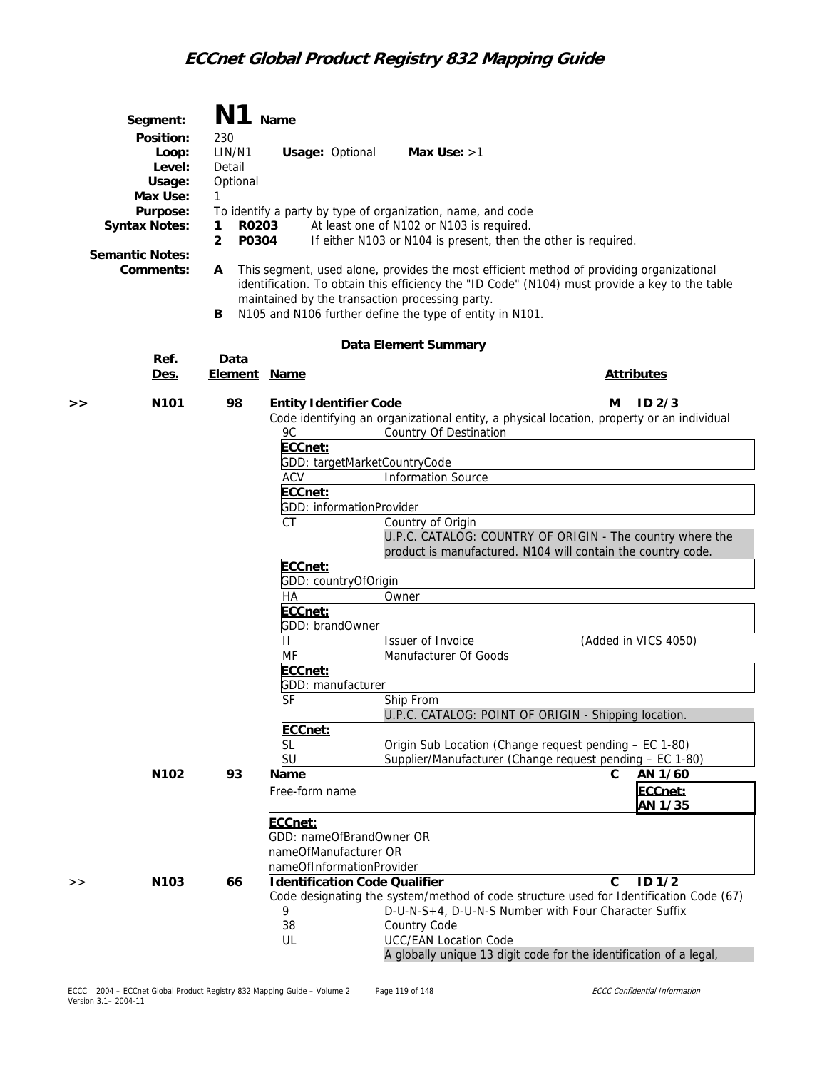# Segment: N1 Name

**Position:** 230
**Loop:** LIN/N1 **Usage:** Optional **Max Use:** >1
**Level:** Detail
**Usage:** Optional
**Max Use:** 1
**Purpose:** To identify a party by type of organization, name, and code
**Syntax Notes:**
1. **R0203** At least one of N102 or N103 is required.
2. **P0304** If either N103 or N104 is present, then the other is required.

**Semantic Notes:**
**Comments:**
- **A** This segment, used alone, provides the most efficient method of providing organizational identification. To obtain this efficiency the "ID Code" (N104) must provide a key to the table maintained by the transaction processing party.
- **B** N105 and N106 further define the type of entity in N101.

### Data Element Summary

| | Ref. Des. | Data Element | Name | | Attributes |
|---|---|---|---|---|---|
| >> | N101 | 98 | **Entity Identifier Code** | M | ID 2/3 |

Code identifying an organizational entity, a physical location, property or an individual

- **9C** Country Of Destination
  - **ECCnet:** GDD: targetMarketCountryCode
- **ACV** Information Source
  - **ECCnet:** GDD: informationProvider
- **CT** Country of Origin
  - U.P.C. CATALOG: COUNTRY OF ORIGIN - The country where the product is manufactured. N104 will contain the country code.
  - **ECCnet:** GDD: countryOfOrigin
- **HA** Owner
  - **ECCnet:** GDD: brandOwner
- **II** Issuer of Invoice (Added in VICS 4050)
- **MF** Manufacturer Of Goods
  - **ECCnet:** GDD: manufacturer
- **SF** Ship From
  - U.P.C. CATALOG: POINT OF ORIGIN - Shipping location.
  - **ECCnet:**
    - SL Origin Sub Location (Change request pending – EC 1-80)
    - SU Supplier/Manufacturer (Change request pending – EC 1-80)

| | Ref. Des. | Data Element | Name | | Attributes |
|---|---|---|---|---|---|
| | N102 | 93 | **Name** | C | AN 1/60 |

Free-form name — **ECCnet:** AN 1/35

**ECCnet:**
GDD: nameOfBrandOwner OR
nameOfManufacturer OR
nameOfInformationProvider

| | Ref. Des. | Data Element | Name | | Attributes |
|---|---|---|---|---|---|
| >> | N103 | 66 | **Identification Code Qualifier** | C | ID 1/2 |

Code designating the system/method of code structure used for Identification Code (67)

- **9** D-U-N-S+4, D-U-N-S Number with Four Character Suffix
- **38** Country Code
- **UL** UCC/EAN Location Code
  - A globally unique 13 digit code for the identification of a legal,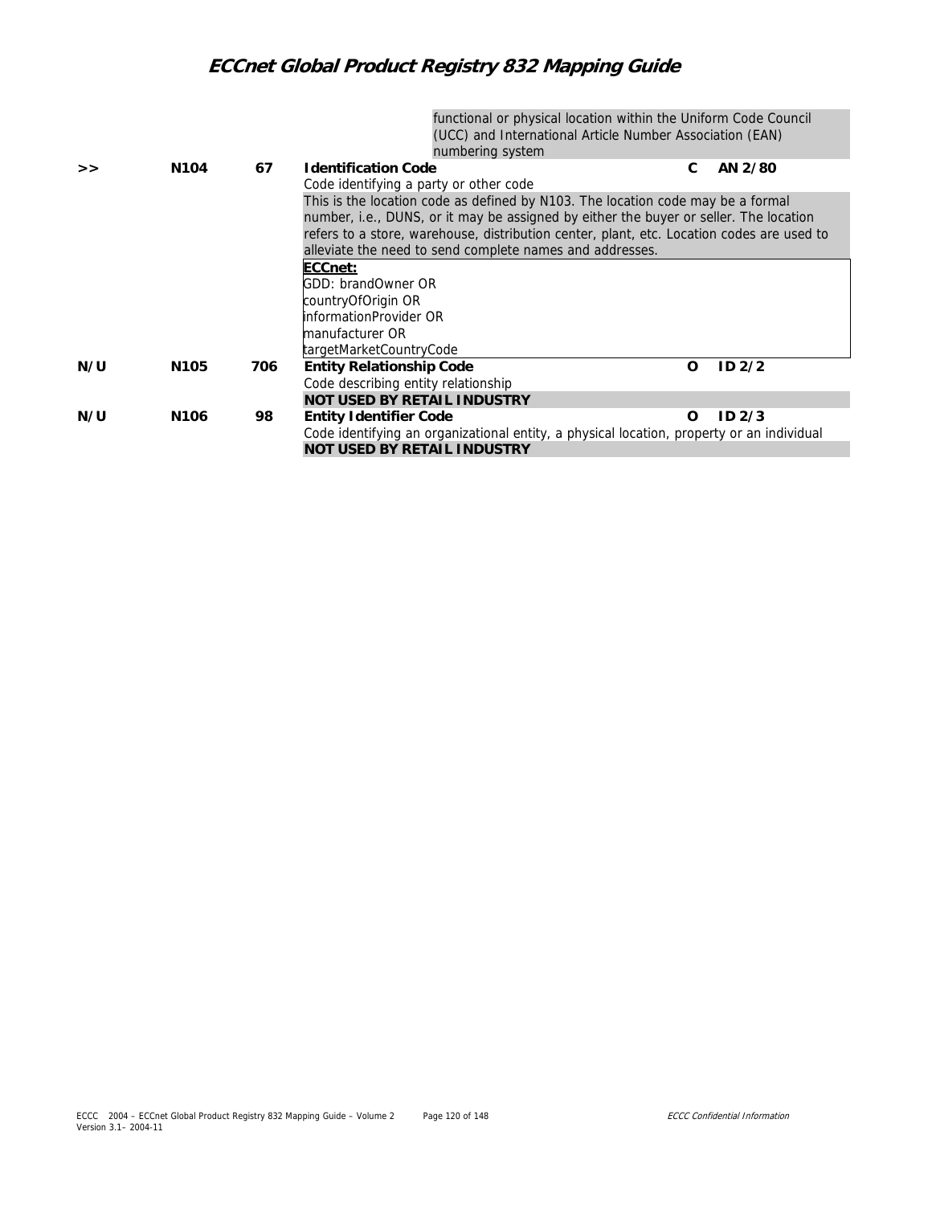functional or physical location within the Uniform Code Council (UCC) and International Article Number Association (EAN) numbering system

| | | | | | |
|---|---|---|---|---|---|
| >> | N104 | 67 | **Identification Code**<br>Code identifying a party or other code<br>This is the location code as defined by N103. The location code may be a formal number, i.e., DUNS, or it may be assigned by either the buyer or seller. The location refers to a store, warehouse, distribution center, plant, etc. Location codes are used to alleviate the need to send complete names and addresses.<br>**ECCnet:**<br>GDD: brandOwner OR<br>countryOfOrigin OR<br>informationProvider OR<br>manufacturer OR<br>targetMarketCountryCode | **C** | **AN 2/80** |
| **N/U** | **N105** | **706** | **Entity Relationship Code**<br>Code describing entity relationship<br>**NOT USED BY RETAIL INDUSTRY** | **O** | **ID 2/2** |
| **N/U** | **N106** | **98** | **Entity Identifier Code**<br>Code identifying an organizational entity, a physical location, property or an individual<br>**NOT USED BY RETAIL INDUSTRY** | **O** | **ID 2/3** |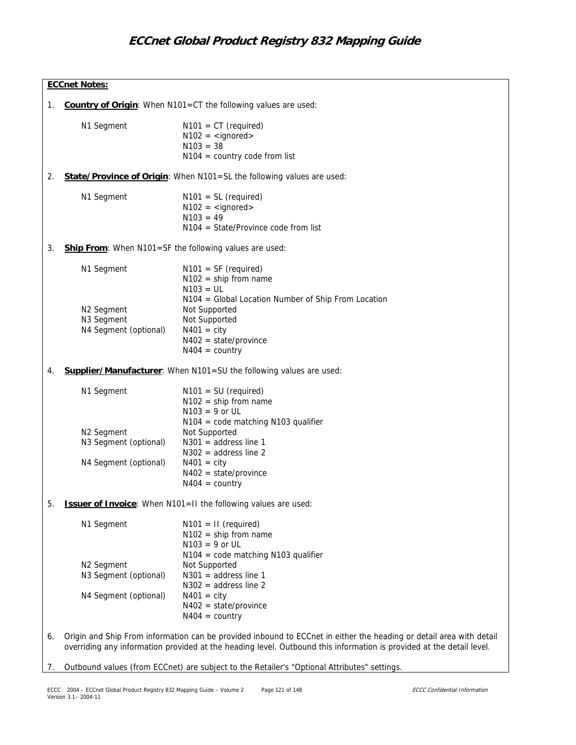**ECCnet Notes:**

1. **Country of Origin**: When N101=CT the following values are used:

   | | |
   |---|---|
   | N1 Segment | N101 = CT (required)<br>N102 = <ignored><br>N103 = 38<br>N104 = country code from list |

2. **State/Province of Origin**: When N101=SL the following values are used:

   | | |
   |---|---|
   | N1 Segment | N101 = SL (required)<br>N102 = <ignored><br>N103 = 49<br>N104 = State/Province code from list |

3. **Ship From**: When N101=SF the following values are used:

   | | |
   |---|---|
   | N1 Segment | N101 = SF (required)<br>N102 = ship from name<br>N103 = UL<br>N104 = Global Location Number of Ship From Location |
   | N2 Segment | Not Supported |
   | N3 Segment | Not Supported |
   | N4 Segment (optional) | N401 = city<br>N402 = state/province<br>N404 = country |

4. **Supplier/Manufacturer**: When N101=SU the following values are used:

   | | |
   |---|---|
   | N1 Segment | N101 = SU (required)<br>N102 = ship from name<br>N103 = 9 or UL<br>N104 = code matching N103 qualifier |
   | N2 Segment | Not Supported |
   | N3 Segment (optional) | N301 = address line 1<br>N302 = address line 2 |
   | N4 Segment (optional) | N401 = city<br>N402 = state/province<br>N404 = country |

5. **Issuer of Invoice**: When N101=II the following values are used:

   | | |
   |---|---|
   | N1 Segment | N101 = II (required)<br>N102 = ship from name<br>N103 = 9 or UL<br>N104 = code matching N103 qualifier |
   | N2 Segment | Not Supported |
   | N3 Segment (optional) | N301 = address line 1<br>N302 = address line 2 |
   | N4 Segment (optional) | N401 = city<br>N402 = state/province<br>N404 = country |

6. Origin and Ship From information can be provided inbound to ECCnet in either the heading or detail area with detail overriding any information provided at the heading level. Outbound this information is provided at the detail level.

7. Outbound values (from ECCnet) are subject to the Retailer's "Optional Attributes" settings.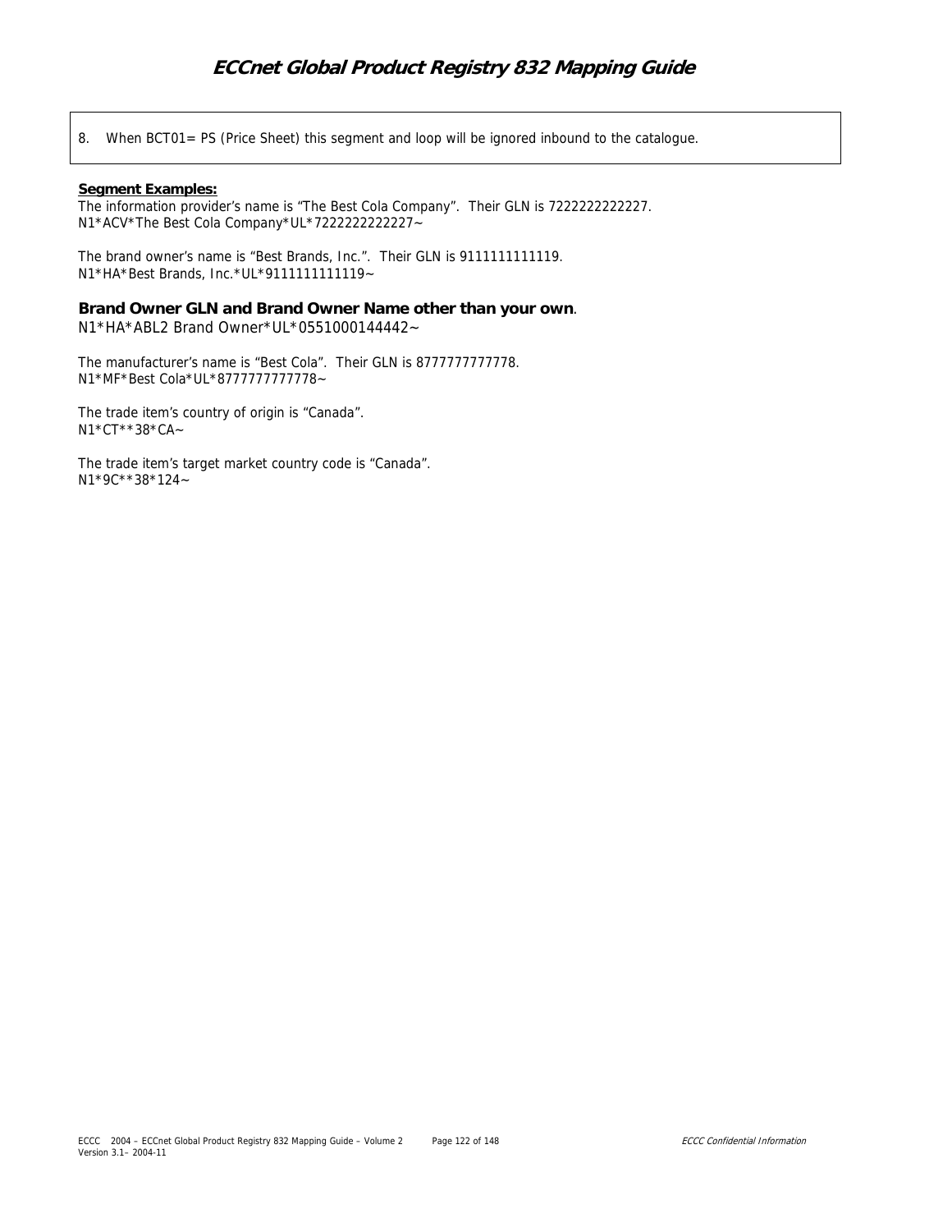8. When BCT01= PS (Price Sheet) this segment and loop will be ignored inbound to the catalogue.

**Segment Examples:**

The information provider's name is "The Best Cola Company". Their GLN is 7222222222227.
N1*ACV*The Best Cola Company*UL*7222222222227~

The brand owner's name is "Best Brands, Inc.". Their GLN is 9111111111119.
N1*HA*Best Brands, Inc.*UL*9111111111119~

**Brand Owner GLN and Brand Owner Name other than your own**.
N1*HA*ABL2 Brand Owner*UL*0551000144442~

The manufacturer's name is "Best Cola". Their GLN is 8777777777778.
N1*MF*Best Cola*UL*8777777777778~

The trade item's country of origin is "Canada".
N1*CT**38*CA~

The trade item's target market country code is "Canada".
N1*9C**38*124~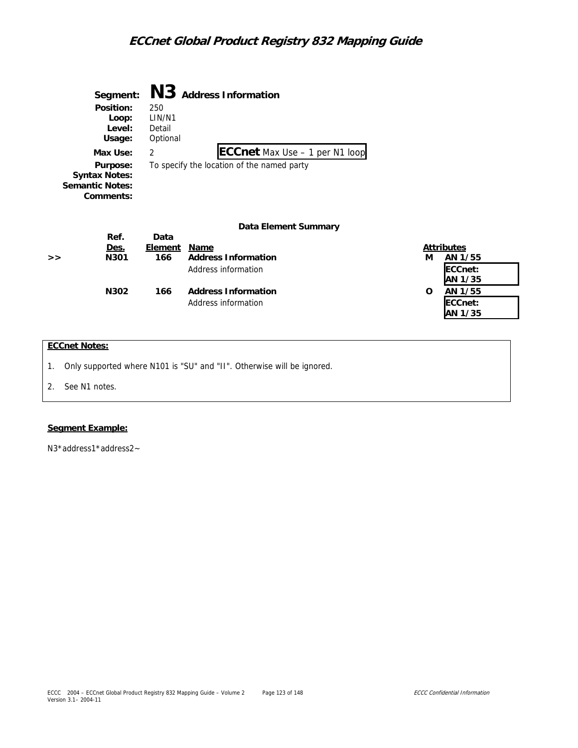## Segment: N3 Address Information

**Position:** 250
**Loop:** LIN/N1
**Level:** Detail
**Usage:** Optional
**Max Use:** 2 — **ECCnet** Max Use – 1 per N1 loop
**Purpose:** To specify the location of the named party
**Syntax Notes:**
**Semantic Notes:**
**Comments:**

### Data Element Summary

| | Ref. Des. | Data Element | Name | | Attributes |
|---|---|---|---|---|---|
| >> | N301 | 166 | **Address Information**<br>Address information | M | AN 1/55<br>**ECCnet: AN 1/35** |
| | N302 | 166 | **Address Information**<br>Address information | O | AN 1/55<br>**ECCnet: AN 1/35** |

**ECCnet Notes:**

1. Only supported where N101 is "SU" and "II". Otherwise will be ignored.
2. See N1 notes.

**Segment Example:**

N3*address1*address2~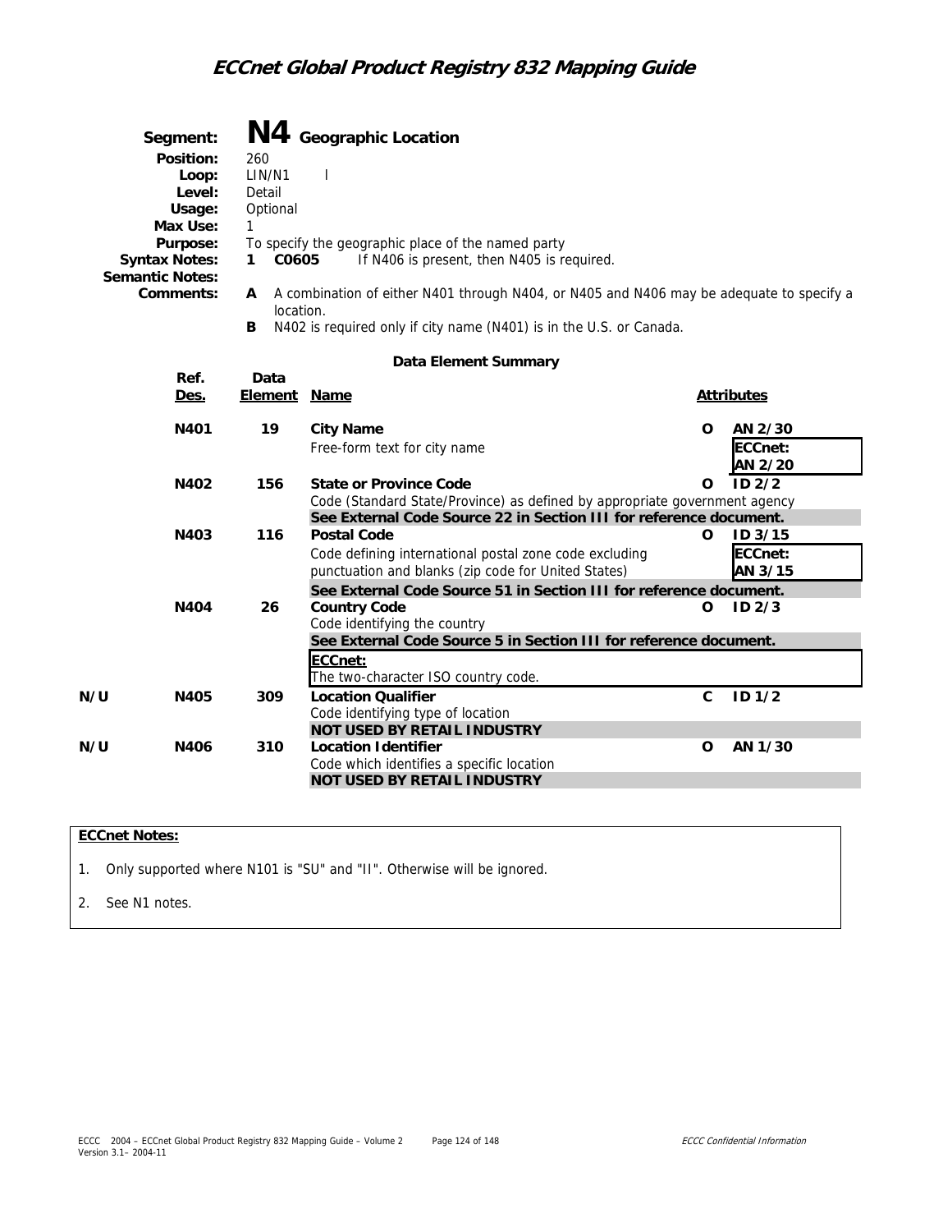# Segment: N4 Geographic Location

**Position:** 260
**Loop:** LIN/N1 I
**Level:** Detail
**Usage:** Optional
**Max Use:** 1
**Purpose:** To specify the geographic place of the named party
**Syntax Notes:** 1 **C0605** If N406 is present, then N405 is required.
**Semantic Notes:**
**Comments:**
- **A** A combination of either N401 through N404, or N405 and N406 may be adequate to specify a location.
- **B** N402 is required only if city name (N401) is in the U.S. or Canada.

### Data Element Summary

| | Ref. Des. | Data Element | Name | | Attributes |
|---|---|---|---|---|---|
| | **N401** | **19** | **City Name**<br>Free-form text for city name | **O** | **AN 2/30**<br>**ECCnet: AN 2/20** |
| | **N402** | **156** | **State or Province Code**<br>Code (Standard State/Province) as defined by appropriate government agency<br>**See External Code Source 22 in Section III for reference document.** | **O** | **ID 2/2** |
| | **N403** | **116** | **Postal Code**<br>Code defining international postal zone code excluding punctuation and blanks (zip code for United States)<br>**See External Code Source 51 in Section III for reference document.** | **O** | **ID 3/15**<br>**ECCnet: AN 3/15** |
| | **N404** | **26** | **Country Code**<br>Code identifying the country<br>**See External Code Source 5 in Section III for reference document.**<br>**ECCnet:**<br>The two-character ISO country code. | **O** | **ID 2/3** |
| **N/U** | **N405** | **309** | **Location Qualifier**<br>Code identifying type of location<br>**NOT USED BY RETAIL INDUSTRY** | **C** | **ID 1/2** |
| **N/U** | **N406** | **310** | **Location Identifier**<br>Code which identifies a specific location<br>**NOT USED BY RETAIL INDUSTRY** | **O** | **AN 1/30** |

**ECCnet Notes:**

1. Only supported where N101 is "SU" and "II". Otherwise will be ignored.
2. See N1 notes.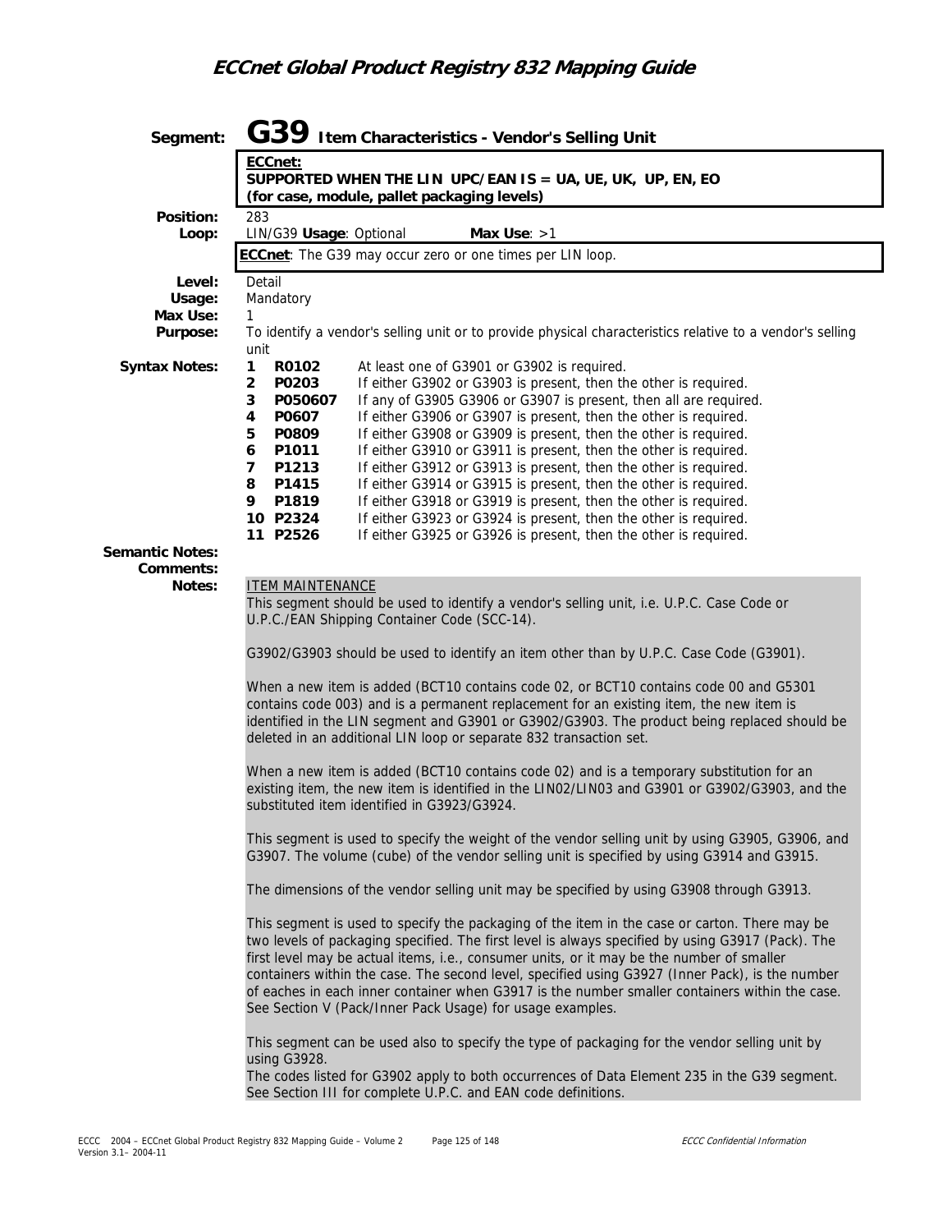**Segment:** **G39** **Item Characteristics - Vendor's Selling Unit**

> **ECCnet:**
> **SUPPORTED WHEN THE LIN UPC/EAN IS = UA, UE, UK, UP, EN, EO**
> **(for case, module, pallet packaging levels)**

**Position:** 283

**Loop:** LIN/G39 **Usage**: Optional **Max Use**: >1

> **ECCnet**: The G39 may occur zero or one times per LIN loop.

**Level:** Detail

**Usage:** Mandatory

**Max Use:** 1

**Purpose:** To identify a vendor's selling unit or to provide physical characteristics relative to a vendor's selling unit

**Syntax Notes:**

| | | |
|---|---|---|
| **1** | **R0102** | At least one of G3901 or G3902 is required. |
| **2** | **P0203** | If either G3902 or G3903 is present, then the other is required. |
| **3** | **P050607** | If any of G3905 G3906 or G3907 is present, then all are required. |
| **4** | **P0607** | If either G3906 or G3907 is present, then the other is required. |
| **5** | **P0809** | If either G3908 or G3909 is present, then the other is required. |
| **6** | **P1011** | If either G3910 or G3911 is present, then the other is required. |
| **7** | **P1213** | If either G3912 or G3913 is present, then the other is required. |
| **8** | **P1415** | If either G3914 or G3915 is present, then the other is required. |
| **9** | **P1819** | If either G3918 or G3919 is present, then the other is required. |
| **10** | **P2324** | If either G3923 or G3924 is present, then the other is required. |
| **11** | **P2526** | If either G3925 or G3926 is present, then the other is required. |

**Semantic Notes:**

**Comments:**

**Notes:**

ITEM MAINTENANCE

This segment should be used to identify a vendor's selling unit, i.e. U.P.C. Case Code or U.P.C./EAN Shipping Container Code (SCC-14).

G3902/G3903 should be used to identify an item other than by U.P.C. Case Code (G3901).

When a new item is added (BCT10 contains code 02, or BCT10 contains code 00 and G5301 contains code 003) and is a permanent replacement for an existing item, the new item is identified in the LIN segment and G3901 or G3902/G3903. The product being replaced should be deleted in an additional LIN loop or separate 832 transaction set.

When a new item is added (BCT10 contains code 02) and is a temporary substitution for an existing item, the new item is identified in the LIN02/LIN03 and G3901 or G3902/G3903, and the substituted item identified in G3923/G3924.

This segment is used to specify the weight of the vendor selling unit by using G3905, G3906, and G3907. The volume (cube) of the vendor selling unit is specified by using G3914 and G3915.

The dimensions of the vendor selling unit may be specified by using G3908 through G3913.

This segment is used to specify the packaging of the item in the case or carton. There may be two levels of packaging specified. The first level is always specified by using G3917 (Pack). The first level may be actual items, i.e., consumer units, or it may be the number of smaller containers within the case. The second level, specified using G3927 (Inner Pack), is the number of eaches in each inner container when G3917 is the number smaller containers within the case. See Section V (Pack/Inner Pack Usage) for usage examples.

This segment can be used also to specify the type of packaging for the vendor selling unit by using G3928.
The codes listed for G3902 apply to both occurrences of Data Element 235 in the G39 segment. See Section III for complete U.P.C. and EAN code definitions.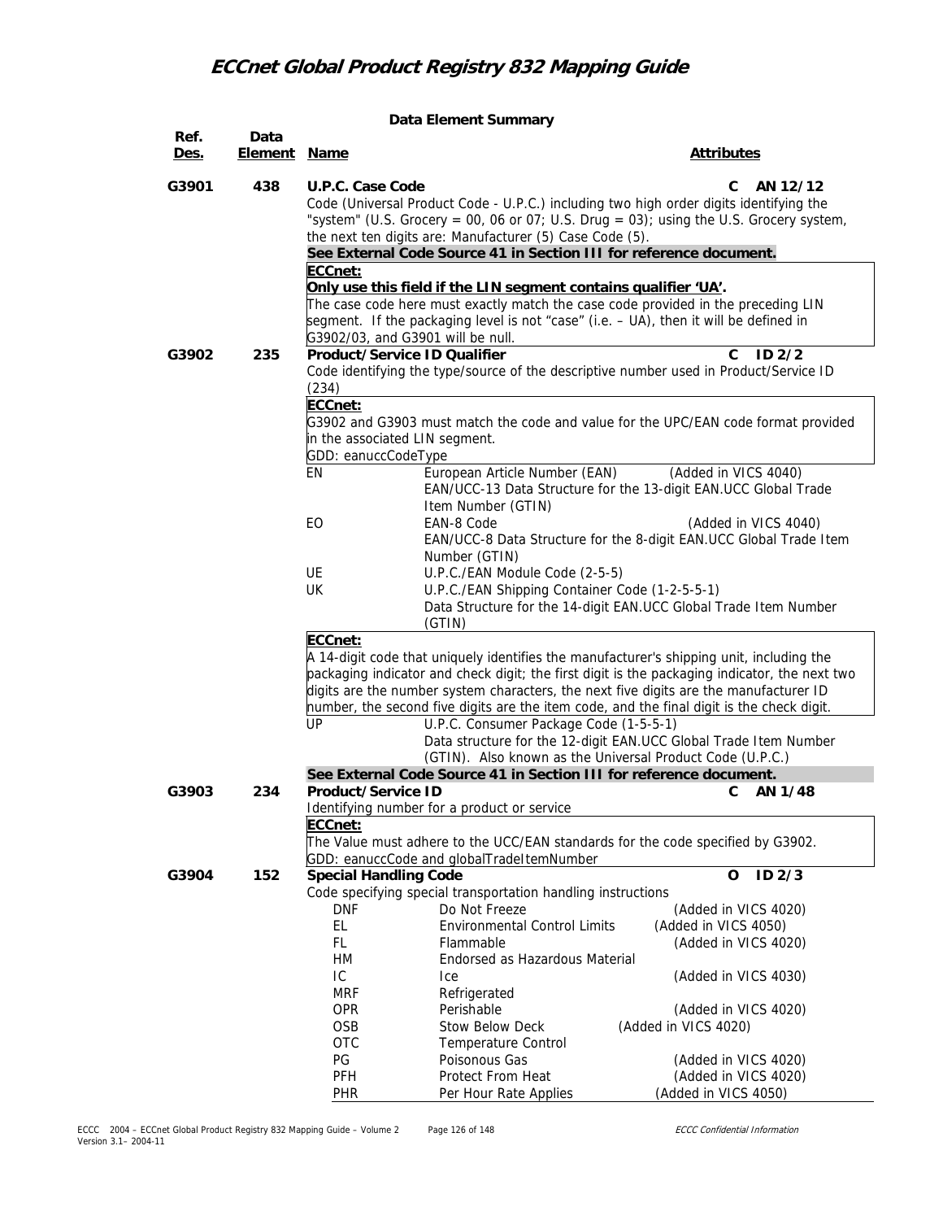**Data Element Summary**

| Ref. Des. | Data Element | Name | Attributes |
|---|---|---|---|
| G3901 | 438 | **U.P.C. Case Code** | C AN 12/12 |

Code (Universal Product Code - U.P.C.) including two high order digits identifying the "system" (U.S. Grocery = 00, 06 or 07; U.S. Drug = 03); using the U.S. Grocery system, the next ten digits are: Manufacturer (5) Case Code (5).

**See External Code Source 41 in Section III for reference document.**

**ECCnet:**
**Only use this field if the LIN segment contains qualifier 'UA'.**
The case code here must exactly match the case code provided in the preceding LIN segment. If the packaging level is not "case" (i.e. – UA), then it will be defined in G3902/03, and G3901 will be null.

| Ref. Des. | Data Element | Name | Attributes |
|---|---|---|---|
| G3902 | 235 | **Product/Service ID Qualifier** | C ID 2/2 |

Code identifying the type/source of the descriptive number used in Product/Service ID (234)

**ECCnet:**
G3902 and G3903 must match the code and value for the UPC/EAN code format provided in the associated LIN segment.
GDD: eanuccCodeType

| Code | Description |
|---|---|
| EN | European Article Number (EAN) (Added in VICS 4040)<br>EAN/UCC-13 Data Structure for the 13-digit EAN.UCC Global Trade Item Number (GTIN) |
| EO | EAN-8 Code (Added in VICS 4040)<br>EAN/UCC-8 Data Structure for the 8-digit EAN.UCC Global Trade Item Number (GTIN) |
| UE | U.P.C./EAN Module Code (2-5-5) |
| UK | U.P.C./EAN Shipping Container Code (1-2-5-5-1)<br>Data Structure for the 14-digit EAN.UCC Global Trade Item Number (GTIN) |

**ECCnet:**
A 14-digit code that uniquely identifies the manufacturer's shipping unit, including the packaging indicator and check digit; the first digit is the packaging indicator, the next two digits are the number system characters, the next five digits are the manufacturer ID number, the second five digits are the item code, and the final digit is the check digit.

| Code | Description |
|---|---|
| UP | U.P.C. Consumer Package Code (1-5-5-1)<br>Data structure for the 12-digit EAN.UCC Global Trade Item Number (GTIN). Also known as the Universal Product Code (U.P.C.) |

**See External Code Source 41 in Section III for reference document.**

| Ref. Des. | Data Element | Name | Attributes |
|---|---|---|---|
| G3903 | 234 | **Product/Service ID** | C AN 1/48 |

Identifying number for a product or service

**ECCnet:**
The Value must adhere to the UCC/EAN standards for the code specified by G3902.
GDD: eanuccCode and globalTradeItemNumber

| Ref. Des. | Data Element | Name | Attributes |
|---|---|---|---|
| G3904 | 152 | **Special Handling Code** | O ID 2/3 |

Code specifying special transportation handling instructions

| Code | Description | Note |
|---|---|---|
| DNF | Do Not Freeze | (Added in VICS 4020) |
| EL | Environmental Control Limits | (Added in VICS 4050) |
| FL | Flammable | (Added in VICS 4020) |
| HM | Endorsed as Hazardous Material | |
| IC | Ice | (Added in VICS 4030) |
| MRF | Refrigerated | |
| OPR | Perishable | (Added in VICS 4020) |
| OSB | Stow Below Deck | (Added in VICS 4020) |
| OTC | Temperature Control | |
| PG | Poisonous Gas | (Added in VICS 4020) |
| PFH | Protect From Heat | (Added in VICS 4020) |
| PHR | Per Hour Rate Applies | (Added in VICS 4050) |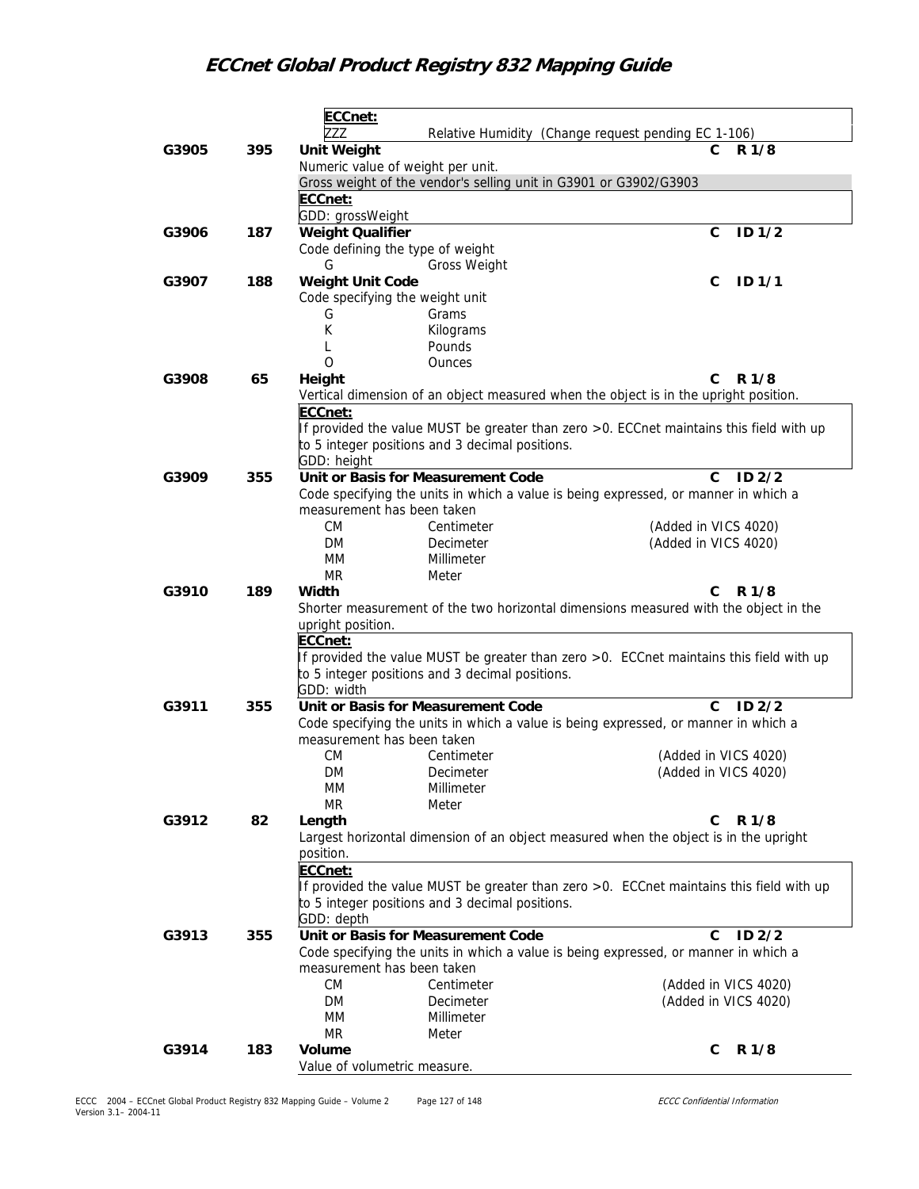**ECCnet:**

ZZZ Relative Humidity (Change request pending EC 1-106)

**G3905 395 Unit Weight** C R 1/8

Numeric value of weight per unit.

Gross weight of the vendor's selling unit in G3901 or G3902/G3903

**ECCnet:**

GDD: grossWeight

**G3906 187 Weight Qualifier** C ID 1/2

Code defining the type of weight

| Code | Description |
|---|---|
| G | Gross Weight |

**G3907 188 Weight Unit Code** C ID 1/1

Code specifying the weight unit

| Code | Description |
|---|---|
| G | Grams |
| K | Kilograms |
| L | Pounds |
| O | Ounces |

**G3908 65 Height** C R 1/8

Vertical dimension of an object measured when the object is in the upright position.

**ECCnet:**

If provided the value MUST be greater than zero >0. ECCnet maintains this field with up to 5 integer positions and 3 decimal positions.

GDD: height

**G3909 355 Unit or Basis for Measurement Code** C ID 2/2

Code specifying the units in which a value is being expressed, or manner in which a measurement has been taken

| Code | Description | Note |
|---|---|---|
| CM | Centimeter | (Added in VICS 4020) |
| DM | Decimeter | (Added in VICS 4020) |
| MM | Millimeter | |
| MR | Meter | |

**G3910 189 Width** C R 1/8

Shorter measurement of the two horizontal dimensions measured with the object in the upright position.

**ECCnet:**

If provided the value MUST be greater than zero >0. ECCnet maintains this field with up to 5 integer positions and 3 decimal positions.

GDD: width

**G3911 355 Unit or Basis for Measurement Code** C ID 2/2

Code specifying the units in which a value is being expressed, or manner in which a measurement has been taken

| Code | Description | Note |
|---|---|---|
| CM | Centimeter | (Added in VICS 4020) |
| DM | Decimeter | (Added in VICS 4020) |
| MM | Millimeter | |
| MR | Meter | |

**G3912 82 Length** C R 1/8

Largest horizontal dimension of an object measured when the object is in the upright position.

**ECCnet:**

If provided the value MUST be greater than zero >0. ECCnet maintains this field with up to 5 integer positions and 3 decimal positions.

GDD: depth

**G3913 355 Unit or Basis for Measurement Code** C ID 2/2

Code specifying the units in which a value is being expressed, or manner in which a measurement has been taken

| Code | Description | Note |
|---|---|---|
| CM | Centimeter | (Added in VICS 4020) |
| DM | Decimeter | (Added in VICS 4020) |
| MM | Millimeter | |
| MR | Meter | |

**G3914 183 Volume** C R 1/8

Value of volumetric measure.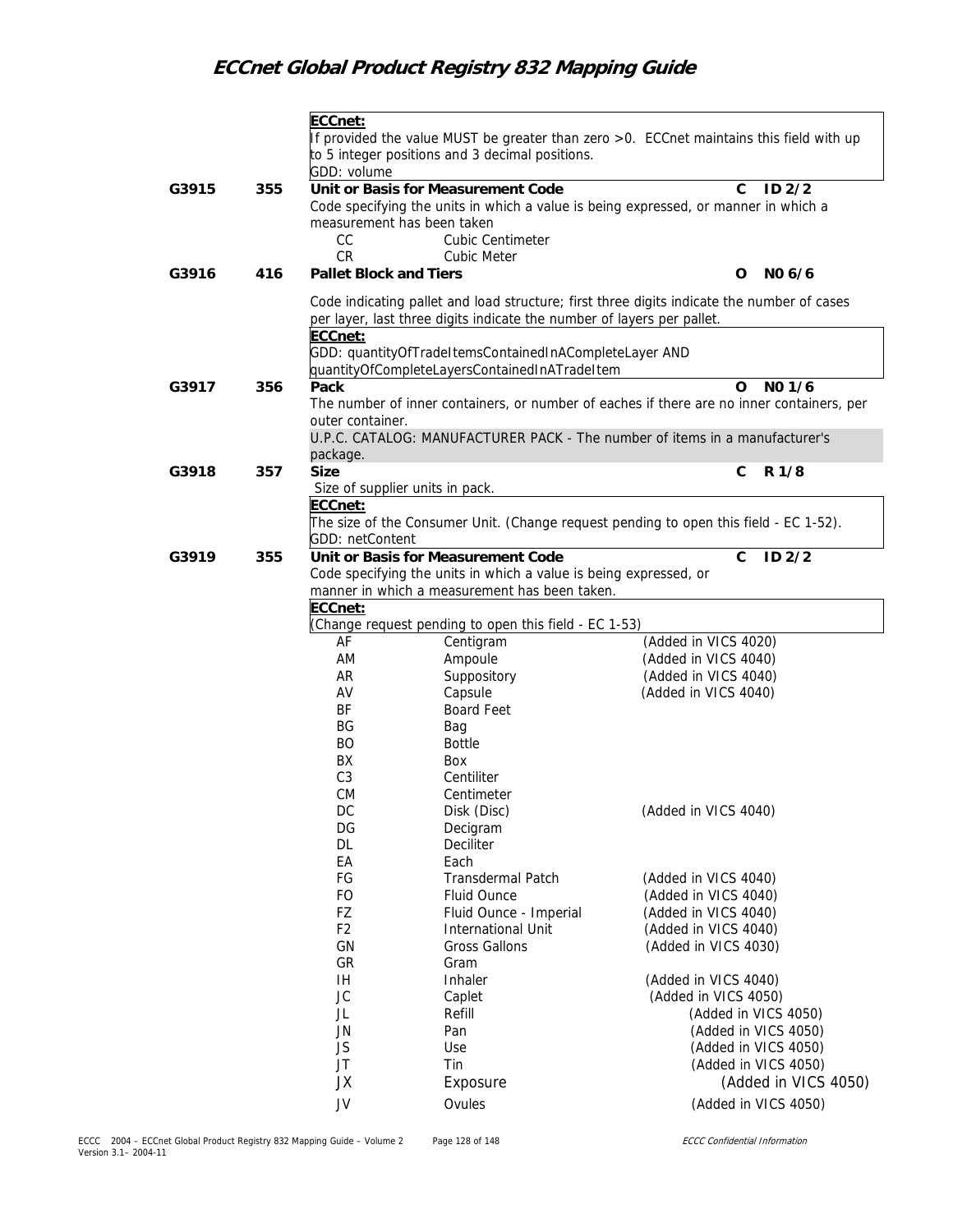**ECCnet:**
If provided the value MUST be greater than zero >0. ECCnet maintains this field with up to 5 integer positions and 3 decimal positions.
GDD: volume

**G3915 355 Unit or Basis for Measurement Code** C ID 2/2

Code specifying the units in which a value is being expressed, or manner in which a measurement has been taken

| Code | Description |
|---|---|
| CC | Cubic Centimeter |
| CR | Cubic Meter |

**G3916 416 Pallet Block and Tiers** O N0 6/6

Code indicating pallet and load structure; first three digits indicate the number of cases per layer, last three digits indicate the number of layers per pallet.

**ECCnet:**
GDD: quantityOfTradeItemsContainedInACompleteLayer AND quantityOfCompleteLayersContainedInATradeItem

**G3917 356 Pack** O N0 1/6

The number of inner containers, or number of eaches if there are no inner containers, per outer container.

U.P.C. CATALOG: MANUFACTURER PACK - The number of items in a manufacturer's package.

**G3918 357 Size** C R 1/8

Size of supplier units in pack.

**ECCnet:**
The size of the Consumer Unit. (Change request pending to open this field - EC 1-52).
GDD: netContent

**G3919 355 Unit or Basis for Measurement Code** C ID 2/2

Code specifying the units in which a value is being expressed, or manner in which a measurement has been taken.

**ECCnet:**
(Change request pending to open this field - EC 1-53)

| Code | Description | Note |
|---|---|---|
| AF | Centigram | (Added in VICS 4020) |
| AM | Ampoule | (Added in VICS 4040) |
| AR | Suppository | (Added in VICS 4040) |
| AV | Capsule | (Added in VICS 4040) |
| BF | Board Feet | |
| BG | Bag | |
| BO | Bottle | |
| BX | Box | |
| C3 | Centiliter | |
| CM | Centimeter | |
| DC | Disk (Disc) | (Added in VICS 4040) |
| DG | Decigram | |
| DL | Deciliter | |
| EA | Each | |
| FG | Transdermal Patch | (Added in VICS 4040) |
| FO | Fluid Ounce | (Added in VICS 4040) |
| FZ | Fluid Ounce - Imperial | (Added in VICS 4040) |
| F2 | International Unit | (Added in VICS 4040) |
| GN | Gross Gallons | (Added in VICS 4030) |
| GR | Gram | |
| IH | Inhaler | (Added in VICS 4040) |
| JC | Caplet | (Added in VICS 4050) |
| JL | Refill | (Added in VICS 4050) |
| JN | Pan | (Added in VICS 4050) |
| JS | Use | (Added in VICS 4050) |
| JT | Tin | (Added in VICS 4050) |
| JX | Exposure | (Added in VICS 4050) |
| JV | Ovules | (Added in VICS 4050) |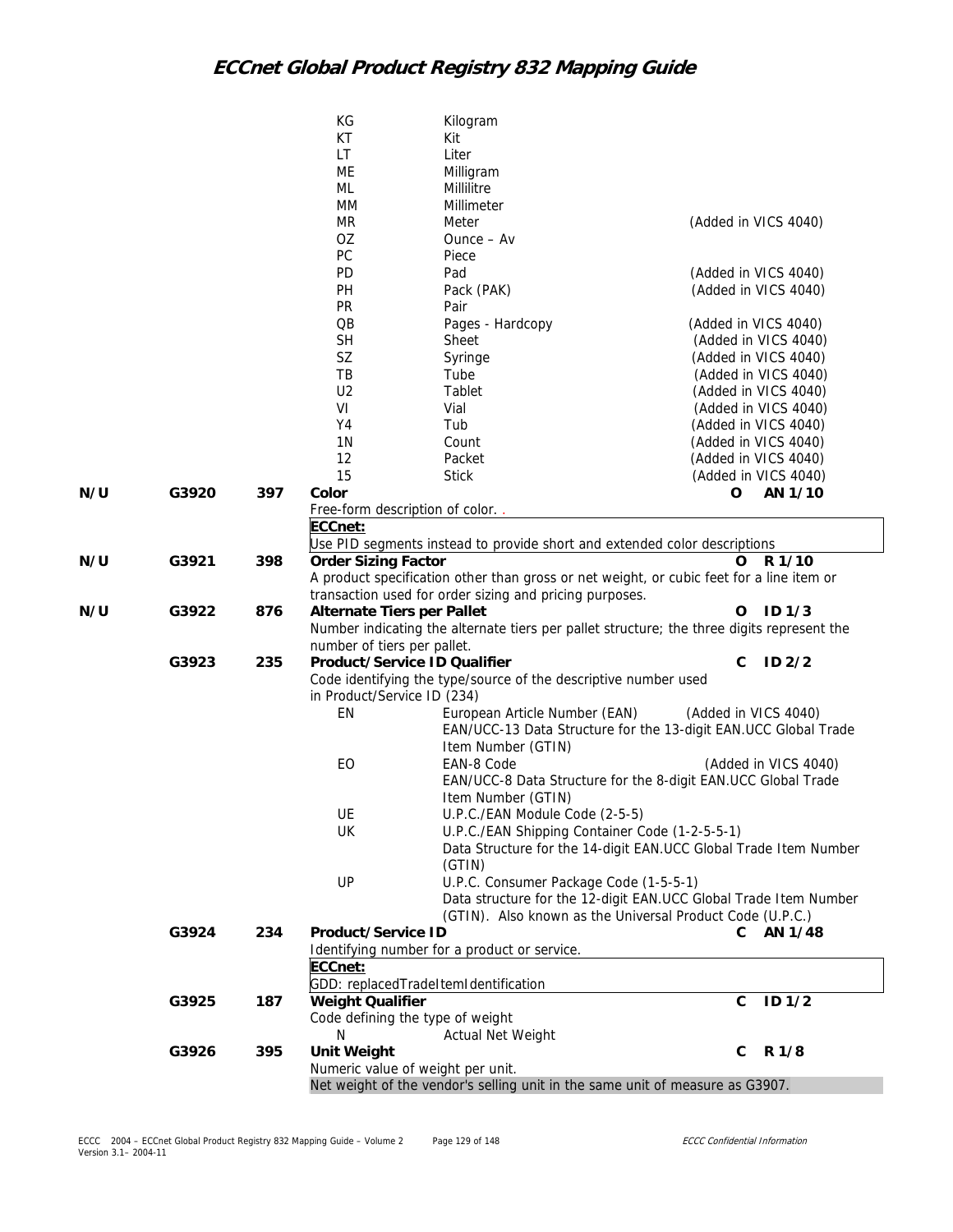| | | | Code | Description | Note |
|---|---|---|---|---|---|
| | | | KG | Kilogram | |
| | | | KT | Kit | |
| | | | LT | Liter | |
| | | | ME | Milligram | |
| | | | ML | Millilitre | |
| | | | MM | Millimeter | |
| | | | MR | Meter | (Added in VICS 4040) |
| | | | OZ | Ounce – Av | |
| | | | PC | Piece | |
| | | | PD | Pad | (Added in VICS 4040) |
| | | | PH | Pack (PAK) | (Added in VICS 4040) |
| | | | PR | Pair | |
| | | | QB | Pages - Hardcopy | (Added in VICS 4040) |
| | | | SH | Sheet | (Added in VICS 4040) |
| | | | SZ | Syringe | (Added in VICS 4040) |
| | | | TB | Tube | (Added in VICS 4040) |
| | | | U2 | Tablet | (Added in VICS 4040) |
| | | | VI | Vial | (Added in VICS 4040) |
| | | | Y4 | Tub | (Added in VICS 4040) |
| | | | 1N | Count | (Added in VICS 4040) |
| | | | 12 | Packet | (Added in VICS 4040) |
| | | | 15 | Stick | (Added in VICS 4040) |

**N/U G3920 397 Color** — **O AN 1/10**

Free-form description of color. .

**ECCnet:**
Use PID segments instead to provide short and extended color descriptions

**N/U G3921 398 Order Sizing Factor** — **O R 1/10**

A product specification other than gross or net weight, or cubic feet for a line item or transaction used for order sizing and pricing purposes.

**N/U G3922 876 Alternate Tiers per Pallet** — **O ID 1/3**

Number indicating the alternate tiers per pallet structure; the three digits represent the number of tiers per pallet.

**G3923 235 Product/Service ID Qualifier** — **C ID 2/2**

Code identifying the type/source of the descriptive number used in Product/Service ID (234)

- EN — European Article Number (EAN) (Added in VICS 4040)
  EAN/UCC-13 Data Structure for the 13-digit EAN.UCC Global Trade Item Number (GTIN)
- EO — EAN-8 Code (Added in VICS 4040)
  EAN/UCC-8 Data Structure for the 8-digit EAN.UCC Global Trade Item Number (GTIN)
- UE — U.P.C./EAN Module Code (2-5-5)
- UK — U.P.C./EAN Shipping Container Code (1-2-5-5-1)
  Data Structure for the 14-digit EAN.UCC Global Trade Item Number (GTIN)
- UP — U.P.C. Consumer Package Code (1-5-5-1)
  Data structure for the 12-digit EAN.UCC Global Trade Item Number (GTIN). Also known as the Universal Product Code (U.P.C.)

**G3924 234 Product/Service ID** — **C AN 1/48**

Identifying number for a product or service.

**ECCnet:**
GDD: replacedTradeItemIdentification

**G3925 187 Weight Qualifier** — **C ID 1/2**

Code defining the type of weight

- N — Actual Net Weight

**G3926 395 Unit Weight** — **C R 1/8**

Numeric value of weight per unit.

Net weight of the vendor's selling unit in the same unit of measure as G3907.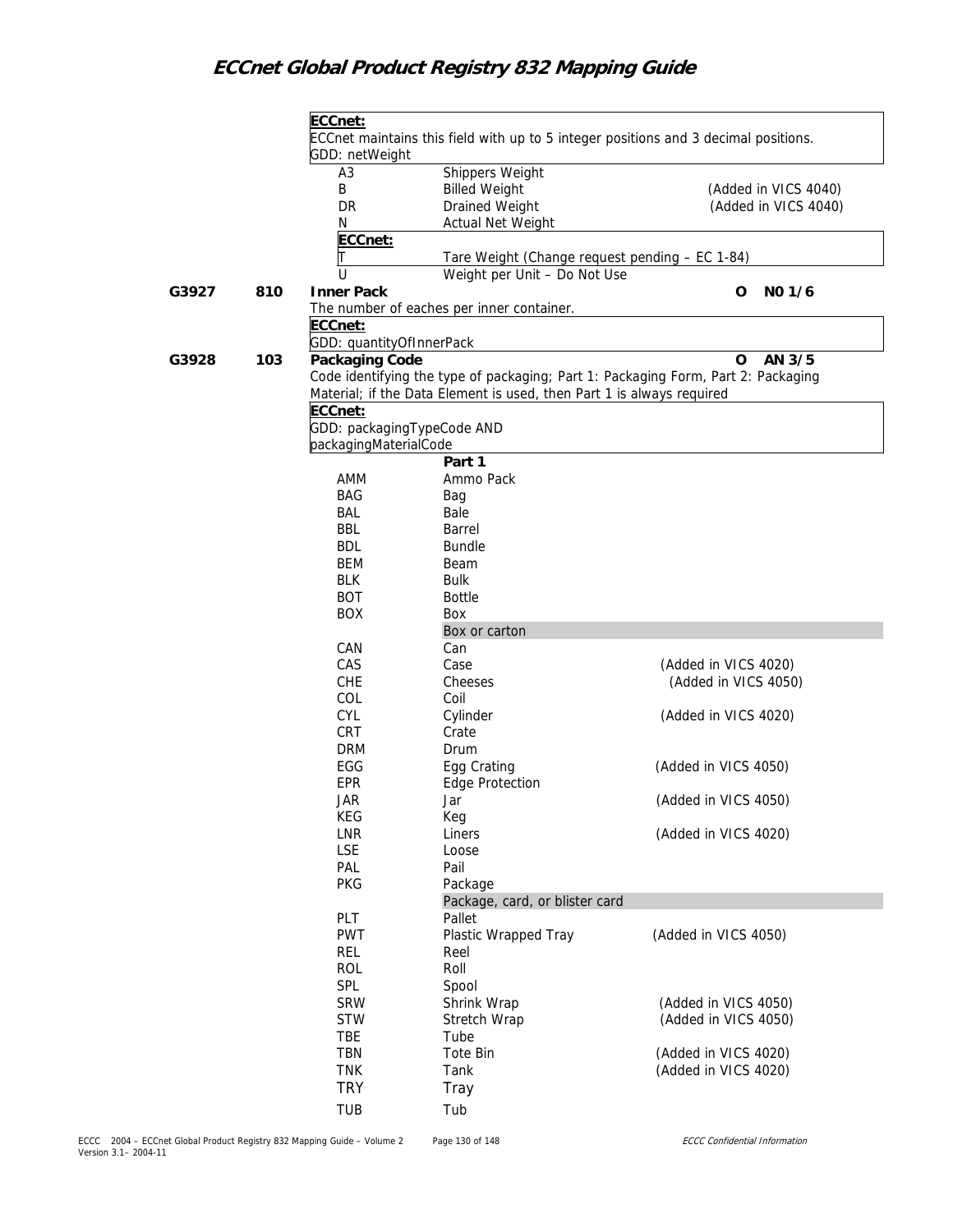**ECCnet:**
ECCnet maintains this field with up to 5 integer positions and 3 decimal positions.
GDD: netWeight

| Code | Description | Note |
|---|---|---|
| A3 | Shippers Weight | |
| B | Billed Weight | (Added in VICS 4040) |
| DR | Drained Weight | (Added in VICS 4040) |
| N | Actual Net Weight | |

**ECCnet:**

| Code | Description | Note |
|---|---|---|
| T | Tare Weight (Change request pending – EC 1-84) | |
| U | Weight per Unit – Do Not Use | |

**G3927 810 Inner Pack** — O N0 1/6

The number of eaches per inner container.

**ECCnet:**
GDD: quantityOfInnerPack

**G3928 103 Packaging Code** — O AN 3/5

Code identifying the type of packaging; Part 1: Packaging Form, Part 2: Packaging Material; if the Data Element is used, then Part 1 is always required

**ECCnet:**
GDD: packagingTypeCode AND packagingMaterialCode

**Part 1**

| Code | Description | Note |
|---|---|---|
| AMM | Ammo Pack | |
| BAG | Bag | |
| BAL | Bale | |
| BBL | Barrel | |
| BDL | Bundle | |
| BEM | Beam | |
| BLK | Bulk | |
| BOT | Bottle | |
| BOX | Box | |
| | Box or carton | |
| CAN | Can | |
| CAS | Case | (Added in VICS 4020) |
| CHE | Cheeses | (Added in VICS 4050) |
| COL | Coil | |
| CYL | Cylinder | (Added in VICS 4020) |
| CRT | Crate | |
| DRM | Drum | |
| EGG | Egg Crating | (Added in VICS 4050) |
| EPR | Edge Protection | |
| JAR | Jar | (Added in VICS 4050) |
| KEG | Keg | |
| LNR | Liners | (Added in VICS 4020) |
| LSE | Loose | |
| PAL | Pail | |
| PKG | Package | |
| | Package, card, or blister card | |
| PLT | Pallet | |
| PWT | Plastic Wrapped Tray | (Added in VICS 4050) |
| REL | Reel | |
| ROL | Roll | |
| SPL | Spool | |
| SRW | Shrink Wrap | (Added in VICS 4050) |
| STW | Stretch Wrap | (Added in VICS 4050) |
| TBE | Tube | |
| TBN | Tote Bin | (Added in VICS 4020) |
| TNK | Tank | (Added in VICS 4020) |
| TRY | Tray | |
| TUB | Tub | |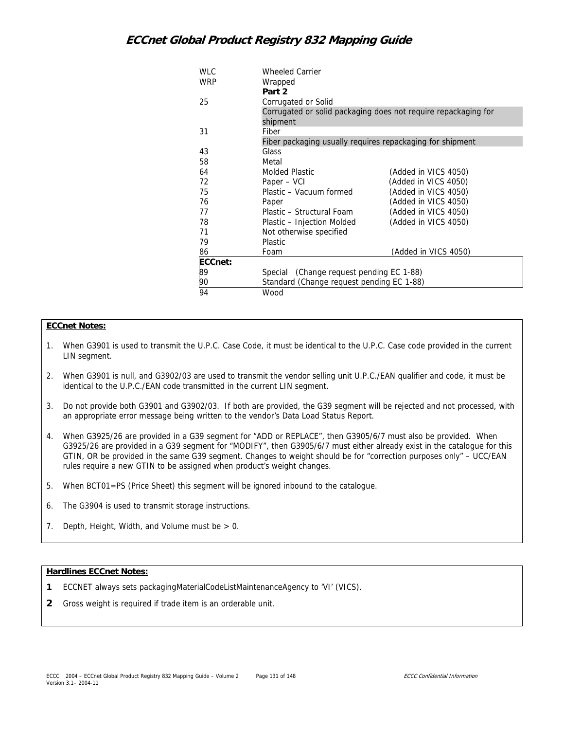| Code | Description | |
|---|---|---|
| WLC | Wheeled Carrier | |
| WRP | Wrapped | |
| | **Part 2** | |
| 25 | Corrugated or Solid | |
| | Corrugated or solid packaging does not require repackaging for shipment | |
| 31 | Fiber | |
| | Fiber packaging usually requires repackaging for shipment | |
| 43 | Glass | |
| 58 | Metal | |
| 64 | Molded Plastic | (Added in VICS 4050) |
| 72 | Paper – VCI | (Added in VICS 4050) |
| 75 | Plastic – Vacuum formed | (Added in VICS 4050) |
| 76 | Paper | (Added in VICS 4050) |
| 77 | Plastic – Structural Foam | (Added in VICS 4050) |
| 78 | Plastic – Injection Molded | (Added in VICS 4050) |
| 71 | Not otherwise specified | |
| 79 | Plastic | |
| 86 | Foam | (Added in VICS 4050) |
| **ECCnet:** | | |
| 89 | Special (Change request pending EC 1-88) | |
| 90 | Standard (Change request pending EC 1-88) | |
| 94 | Wood | |

**ECCnet Notes:**

1. When G3901 is used to transmit the U.P.C. Case Code, it must be identical to the U.P.C. Case code provided in the current LIN segment.
2. When G3901 is null, and G3902/03 are used to transmit the vendor selling unit U.P.C./EAN qualifier and code, it must be identical to the U.P.C./EAN code transmitted in the current LIN segment.
3. Do not provide both G3901 and G3902/03. If both are provided, the G39 segment will be rejected and not processed, with an appropriate error message being written to the vendor's Data Load Status Report.
4. When G3925/26 are provided in a G39 segment for "ADD or REPLACE", then G3905/6/7 must also be provided. When G3925/26 are provided in a G39 segment for "MODIFY", then G3905/6/7 must either already exist in the catalogue for this GTIN, OR be provided in the same G39 segment. Changes to weight should be for "correction purposes only" – UCC/EAN rules require a new GTIN to be assigned when product's weight changes.
5. When BCT01=PS (Price Sheet) this segment will be ignored inbound to the catalogue.
6. The G3904 is used to transmit storage instructions.
7. Depth, Height, Width, and Volume must be > 0.

**Hardlines ECCnet Notes:**

**1** ECCNET always sets packagingMaterialCodeListMaintenanceAgency to 'VI' (VICS).

**2** Gross weight is required if trade item is an orderable unit.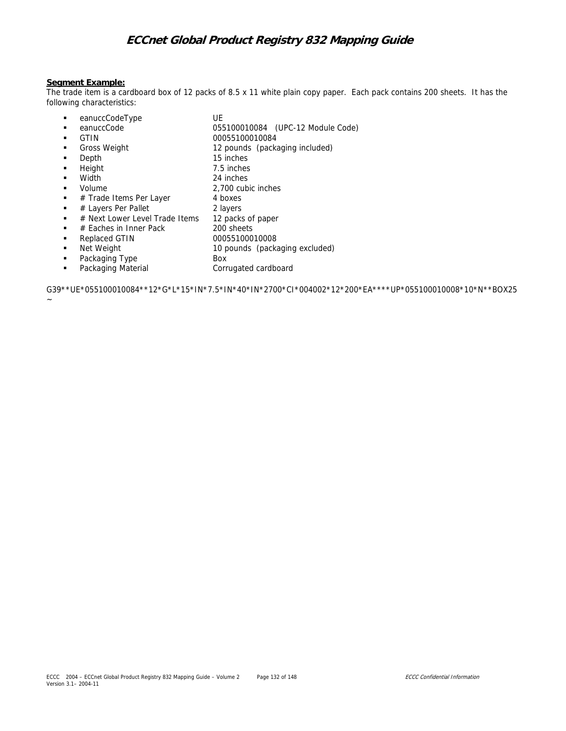**Segment Example:**

The trade item is a cardboard box of 12 packs of 8.5 x 11 white plain copy paper. Each pack contains 200 sheets. It has the following characteristics:

- eanuccCodeType — UE
- eanuccCode — 055100010084 (UPC-12 Module Code)
- GTIN — 00055100010084
- Gross Weight — 12 pounds (packaging included)
- Depth — 15 inches
- Height — 7.5 inches
- Width — 24 inches
- Volume — 2,700 cubic inches
- # Trade Items Per Layer — 4 boxes
- # Layers Per Pallet — 2 layers
- # Next Lower Level Trade Items — 12 packs of paper
- # Eaches in Inner Pack — 200 sheets
- Replaced GTIN — 00055100010008
- Net Weight — 10 pounds (packaging excluded)
- Packaging Type — Box
- Packaging Material — Corrugated cardboard

```
G39**UE*055100010084**12*G*L*15*IN*7.5*IN*40*IN*2700*CI*004002*12*200*EA****UP*055100010008*10*N**BOX25
~
```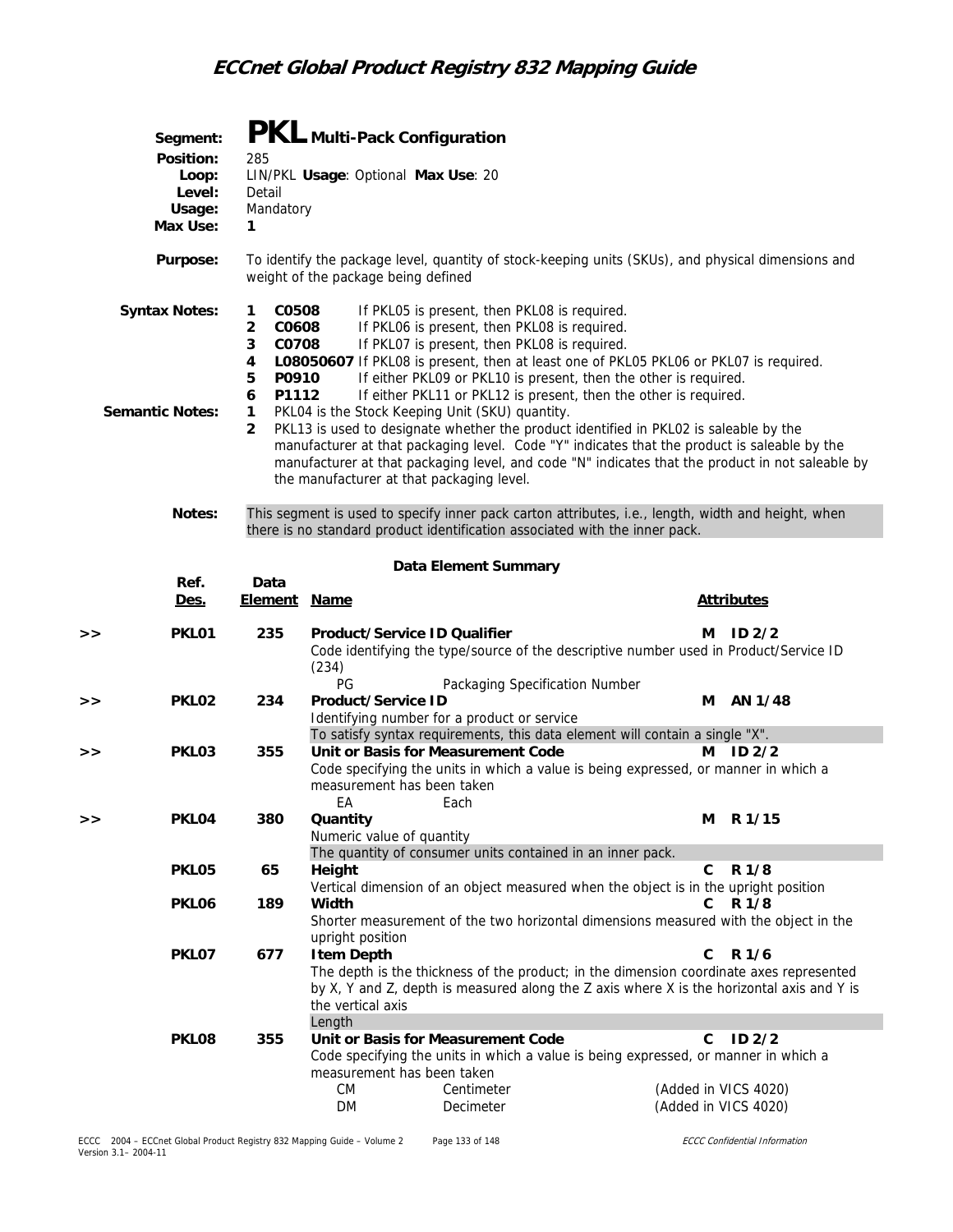## Segment: PKL Multi-Pack Configuration

**Position:** 285
**Loop:** LIN/PKL **Usage**: Optional **Max Use**: 20
**Level:** Detail
**Usage:** Mandatory
**Max Use:** 1

**Purpose:** To identify the package level, quantity of stock-keeping units (SKUs), and physical dimensions and weight of the package being defined

**Syntax Notes:**

1. **C0508** If PKL05 is present, then PKL08 is required.
2. **C0608** If PKL06 is present, then PKL08 is required.
3. **C0708** If PKL07 is present, then PKL08 is required.
4. **L08050607** If PKL08 is present, then at least one of PKL05 PKL06 or PKL07 is required.
5. **P0910** If either PKL09 or PKL10 is present, then the other is required.
6. **P1112** If either PKL11 or PKL12 is present, then the other is required.

**Semantic Notes:**

1. PKL04 is the Stock Keeping Unit (SKU) quantity.
2. PKL13 is used to designate whether the product identified in PKL02 is saleable by the manufacturer at that packaging level. Code "Y" indicates that the product is saleable by the manufacturer at that packaging level, and code "N" indicates that the product in not saleable by the manufacturer at that packaging level.

**Notes:** This segment is used to specify inner pack carton attributes, i.e., length, width and height, when there is no standard product identification associated with the inner pack.

### Data Element Summary

| | Ref. Des. | Data Element | Name | Attributes |
|---|---|---|---|---|
| >> | **PKL01** | 235 | **Product/Service ID Qualifier**<br>Code identifying the type/source of the descriptive number used in Product/Service ID (234)<br>PG Packaging Specification Number | **M ID 2/2** |
| >> | **PKL02** | 234 | **Product/Service ID**<br>Identifying number for a product or service<br>To satisfy syntax requirements, this data element will contain a single "X". | **M AN 1/48** |
| >> | **PKL03** | 355 | **Unit or Basis for Measurement Code**<br>Code specifying the units in which a value is being expressed, or manner in which a measurement has been taken<br>EA Each | **M ID 2/2** |
| >> | **PKL04** | 380 | **Quantity**<br>Numeric value of quantity<br>The quantity of consumer units contained in an inner pack. | **M R 1/15** |
| | **PKL05** | 65 | **Height**<br>Vertical dimension of an object measured when the object is in the upright position | **C R 1/8** |
| | **PKL06** | 189 | **Width**<br>Shorter measurement of the two horizontal dimensions measured with the object in the upright position | **C R 1/8** |
| | **PKL07** | 677 | **Item Depth**<br>The depth is the thickness of the product; in the dimension coordinate axes represented by X, Y and Z, depth is measured along the Z axis where X is the horizontal axis and Y is the vertical axis<br>Length | **C R 1/6** |
| | **PKL08** | 355 | **Unit or Basis for Measurement Code**<br>Code specifying the units in which a value is being expressed, or manner in which a measurement has been taken<br>CM Centimeter (Added in VICS 4020)<br>DM Decimeter (Added in VICS 4020) | **C ID 2/2** |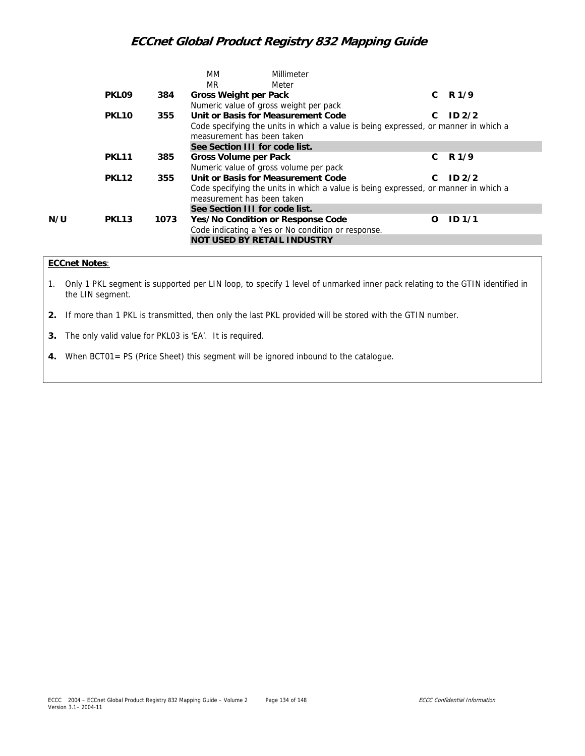| | | | MM | Millimeter | | |
|---|---|---|---|---|---|---|
| | | | MR | Meter | | |
| | **PKL09** | **384** | **Gross Weight per Pack** | | **C** | **R 1/9** |
| | | | Numeric value of gross weight per pack | | | |
| | **PKL10** | **355** | **Unit or Basis for Measurement Code** | | **C** | **ID 2/2** |
| | | | Code specifying the units in which a value is being expressed, or manner in which a measurement has been taken | | | |
| | | | **See Section III for code list.** | | | |
| | **PKL11** | **385** | **Gross Volume per Pack** | | **C** | **R 1/9** |
| | | | Numeric value of gross volume per pack | | | |
| | **PKL12** | **355** | **Unit or Basis for Measurement Code** | | **C** | **ID 2/2** |
| | | | Code specifying the units in which a value is being expressed, or manner in which a measurement has been taken | | | |
| | | | **See Section III for code list.** | | | |
| **N/U** | **PKL13** | **1073** | **Yes/No Condition or Response Code** | | **O** | **ID 1/1** |
| | | | Code indicating a Yes or No condition or response. | | | |
| | | | **NOT USED BY RETAIL INDUSTRY** | | | |

**ECCnet Notes**:

1. Only 1 PKL segment is supported per LIN loop, to specify 1 level of unmarked inner pack relating to the GTIN identified in the LIN segment.
2. If more than 1 PKL is transmitted, then only the last PKL provided will be stored with the GTIN number.
3. The only valid value for PKL03 is 'EA'. It is required.
4. When BCT01= PS (Price Sheet) this segment will be ignored inbound to the catalogue.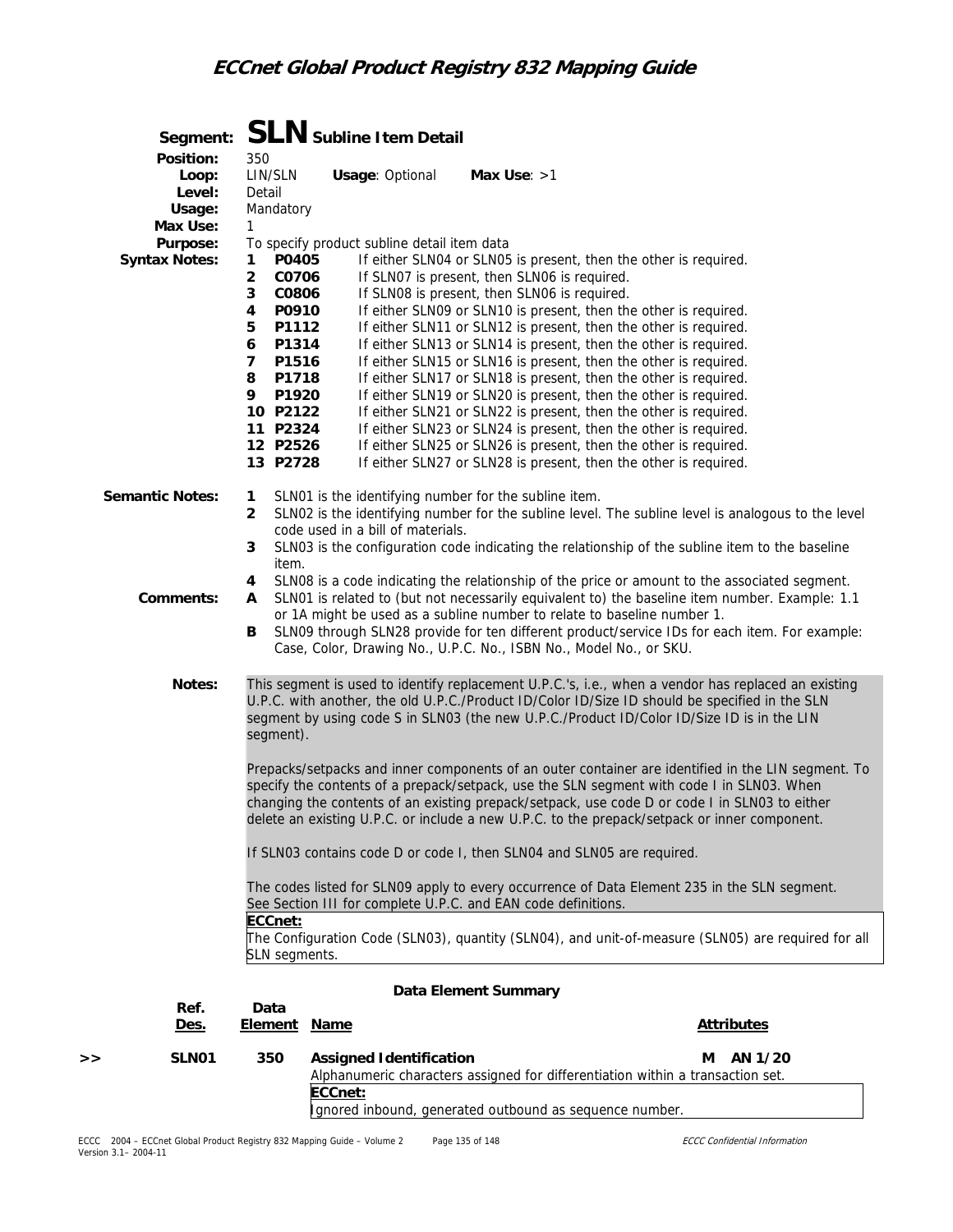## Segment: SLN Subline Item Detail

**Position:** 350
**Loop:** LIN/SLN **Usage**: Optional **Max Use**: >1
**Level:** Detail
**Usage:** Mandatory
**Max Use:** 1
**Purpose:** To specify product subline detail item data

**Syntax Notes:**

1. **P0405** If either SLN04 or SLN05 is present, then the other is required.
2. **C0706** If SLN07 is present, then SLN06 is required.
3. **C0806** If SLN08 is present, then SLN06 is required.
4. **P0910** If either SLN09 or SLN10 is present, then the other is required.
5. **P1112** If either SLN11 or SLN12 is present, then the other is required.
6. **P1314** If either SLN13 or SLN14 is present, then the other is required.
7. **P1516** If either SLN15 or SLN16 is present, then the other is required.
8. **P1718** If either SLN17 or SLN18 is present, then the other is required.
9. **P1920** If either SLN19 or SLN20 is present, then the other is required.
10. **P2122** If either SLN21 or SLN22 is present, then the other is required.
11. **P2324** If either SLN23 or SLN24 is present, then the other is required.
12. **P2526** If either SLN25 or SLN26 is present, then the other is required.
13. **P2728** If either SLN27 or SLN28 is present, then the other is required.

**Semantic Notes:**

1. SLN01 is the identifying number for the subline item.
2. SLN02 is the identifying number for the subline level. The subline level is analogous to the level code used in a bill of materials.
3. SLN03 is the configuration code indicating the relationship of the subline item to the baseline item.
4. SLN08 is a code indicating the relationship of the price or amount to the associated segment.

**Comments:**

- **A** SLN01 is related to (but not necessarily equivalent to) the baseline item number. Example: 1.1 or 1A might be used as a subline number to relate to baseline number 1.
- **B** SLN09 through SLN28 provide for ten different product/service IDs for each item. For example: Case, Color, Drawing No., U.P.C. No., ISBN No., Model No., or SKU.

**Notes:**

This segment is used to identify replacement U.P.C.'s, i.e., when a vendor has replaced an existing U.P.C. with another, the old U.P.C./Product ID/Color ID/Size ID should be specified in the SLN segment by using code S in SLN03 (the new U.P.C./Product ID/Color ID/Size ID is in the LIN segment).

Prepacks/setpacks and inner components of an outer container are identified in the LIN segment. To specify the contents of a prepack/setpack, use the SLN segment with code I in SLN03. When changing the contents of an existing prepack/setpack, use code D or code I in SLN03 to either delete an existing U.P.C. or include a new U.P.C. to the prepack/setpack or inner component.

If SLN03 contains code D or code I, then SLN04 and SLN05 are required.

The codes listed for SLN09 apply to every occurrence of Data Element 235 in the SLN segment. See Section III for complete U.P.C. and EAN code definitions.

**ECCnet:**
The Configuration Code (SLN03), quantity (SLN04), and unit-of-measure (SLN05) are required for all SLN segments.

### Data Element Summary

| | Ref. Des. | Data Element | Name | Attributes |
|---|---|---|---|---|
| >> | SLN01 | 350 | **Assigned Identification**<br>Alphanumeric characters assigned for differentiation within a transaction set.<br>**ECCnet:**<br>Ignored inbound, generated outbound as sequence number. | M AN 1/20 |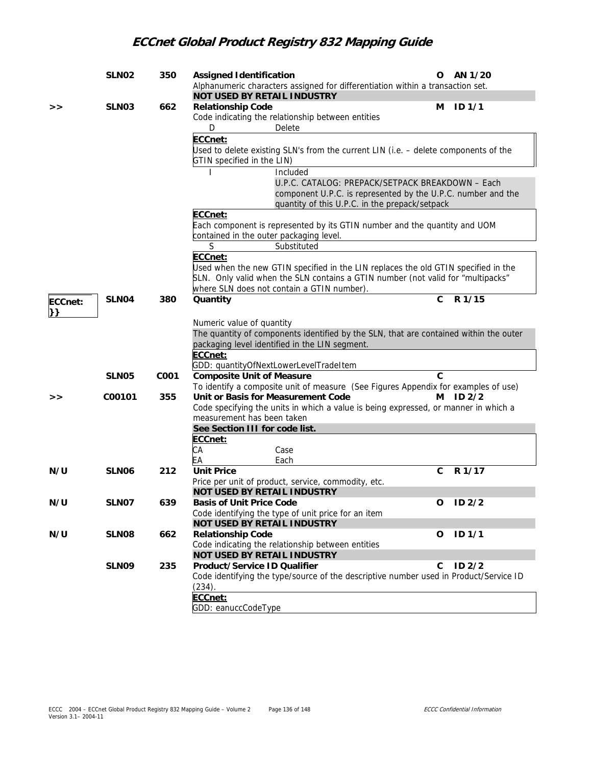| | Ref | ID | Name | Req | Type |
|---|---|---|---|---|---|
| | SLN02 | 350 | **Assigned Identification**<br>Alphanumeric characters assigned for differentiation within a transaction set.<br>**NOT USED BY RETAIL INDUSTRY** | O | AN 1/20 |
| >> | SLN03 | 662 | **Relationship Code**<br>Code indicating the relationship between entities<br>D — Delete<br>**ECCnet:**<br>Used to delete existing SLN's from the current LIN (i.e. – delete components of the GTIN specified in the LIN)<br>I — Included<br>U.P.C. CATALOG: PREPACK/SETPACK BREAKDOWN – Each component U.P.C. is represented by the U.P.C. number and the quantity of this U.P.C. in the prepack/setpack<br>**ECCnet:**<br>Each component is represented by its GTIN number and the quantity and UOM contained in the outer packaging level.<br>S — Substituted<br>**ECCnet:**<br>Used when the new GTIN specified in the LIN replaces the old GTIN specified in the SLN. Only valid when the SLN contains a GTIN number (not valid for "multipacks" where SLN does not contain a GTIN number). | M | ID 1/1 |
| **ECCnet: }}** | SLN04 | 380 | **Quantity**<br>Numeric value of quantity<br>The quantity of components identified by the SLN, that are contained within the outer packaging level identified in the LIN segment.<br>**ECCnet:**<br>GDD: quantityOfNextLowerLevelTradeItem | C | R 1/15 |
| | SLN05 | C001 | **Composite Unit of Measure**<br>To identify a composite unit of measure (See Figures Appendix for examples of use) | C | |
| >> | C00101 | 355 | **Unit or Basis for Measurement Code**<br>Code specifying the units in which a value is being expressed, or manner in which a measurement has been taken<br>**See Section III for code list.**<br>**ECCnet:**<br>CA — Case<br>EA — Each | M | ID 2/2 |
| N/U | SLN06 | 212 | **Unit Price**<br>Price per unit of product, service, commodity, etc.<br>**NOT USED BY RETAIL INDUSTRY** | C | R 1/17 |
| N/U | SLN07 | 639 | **Basis of Unit Price Code**<br>Code identifying the type of unit price for an item<br>**NOT USED BY RETAIL INDUSTRY** | O | ID 2/2 |
| N/U | SLN08 | 662 | **Relationship Code**<br>Code indicating the relationship between entities<br>**NOT USED BY RETAIL INDUSTRY** | O | ID 1/1 |
| | SLN09 | 235 | **Product/Service ID Qualifier**<br>Code identifying the type/source of the descriptive number used in Product/Service ID (234).<br>**ECCnet:**<br>GDD: eanuccCodeType | C | ID 2/2 |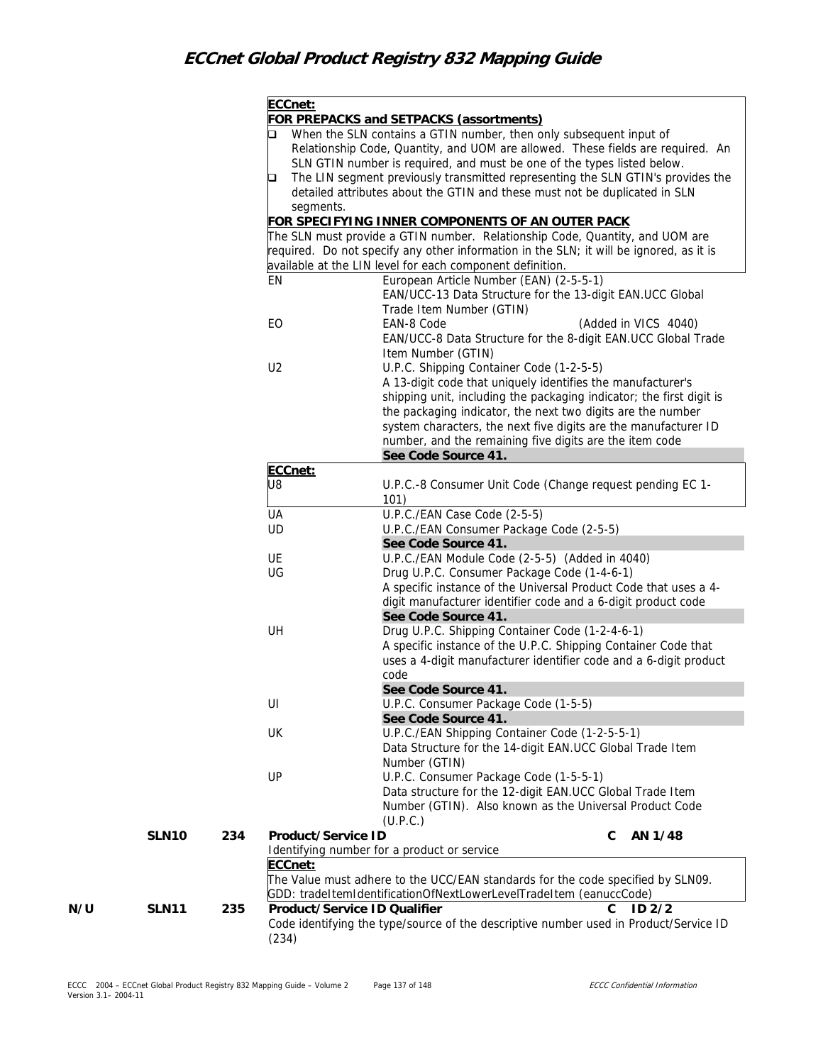**ECCnet:**

**FOR PREPACKS and SETPACKS (assortments)**

- When the SLN contains a GTIN number, then only subsequent input of Relationship Code, Quantity, and UOM are allowed. These fields are required. An SLN GTIN number is required, and must be one of the types listed below.
- The LIN segment previously transmitted representing the SLN GTIN's provides the detailed attributes about the GTIN and these must not be duplicated in SLN segments.

**FOR SPECIFYING INNER COMPONENTS OF AN OUTER PACK**

The SLN must provide a GTIN number. Relationship Code, Quantity, and UOM are required. Do not specify any other information in the SLN; it will be ignored, as it is available at the LIN level for each component definition.

| Code | Description |
|---|---|
| EN | European Article Number (EAN) (2-5-5-1)<br>EAN/UCC-13 Data Structure for the 13-digit EAN.UCC Global Trade Item Number (GTIN) |
| EO | EAN-8 Code (Added in VICS 4040)<br>EAN/UCC-8 Data Structure for the 8-digit EAN.UCC Global Trade Item Number (GTIN) |
| U2 | U.P.C. Shipping Container Code (1-2-5-5)<br>A 13-digit code that uniquely identifies the manufacturer's shipping unit, including the packaging indicator; the first digit is the packaging indicator, the next two digits are the number system characters, the next five digits are the manufacturer ID number, and the remaining five digits are the item code<br>**See Code Source 41.** |

**ECCnet:**

| Code | Description |
|---|---|
| U8 | U.P.C.-8 Consumer Unit Code (Change request pending EC 1-101) |
| UA | U.P.C./EAN Case Code (2-5-5) |
| UD | U.P.C./EAN Consumer Package Code (2-5-5)<br>**See Code Source 41.** |
| UE | U.P.C./EAN Module Code (2-5-5) (Added in 4040) |
| UG | Drug U.P.C. Consumer Package Code (1-4-6-1)<br>A specific instance of the Universal Product Code that uses a 4-digit manufacturer identifier code and a 6-digit product code<br>**See Code Source 41.** |
| UH | Drug U.P.C. Shipping Container Code (1-2-4-6-1)<br>A specific instance of the U.P.C. Shipping Container Code that uses a 4-digit manufacturer identifier code and a 6-digit product code<br>**See Code Source 41.** |
| UI | U.P.C. Consumer Package Code (1-5-5)<br>**See Code Source 41.** |
| UK | U.P.C./EAN Shipping Container Code (1-2-5-5-1)<br>Data Structure for the 14-digit EAN.UCC Global Trade Item Number (GTIN) |
| UP | U.P.C. Consumer Package Code (1-5-5-1)<br>Data structure for the 12-digit EAN.UCC Global Trade Item Number (GTIN). Also known as the Universal Product Code (U.P.C.) |

**SLN10 234 Product/Service ID — C AN 1/48**

Identifying number for a product or service

**ECCnet:**

The Value must adhere to the UCC/EAN standards for the code specified by SLN09.
GDD: tradeItemIdentificationOfNextLowerLevelTradeItem (eanuccCode)

**N/U SLN11 235 Product/Service ID Qualifier — C ID 2/2**

Code identifying the type/source of the descriptive number used in Product/Service ID (234)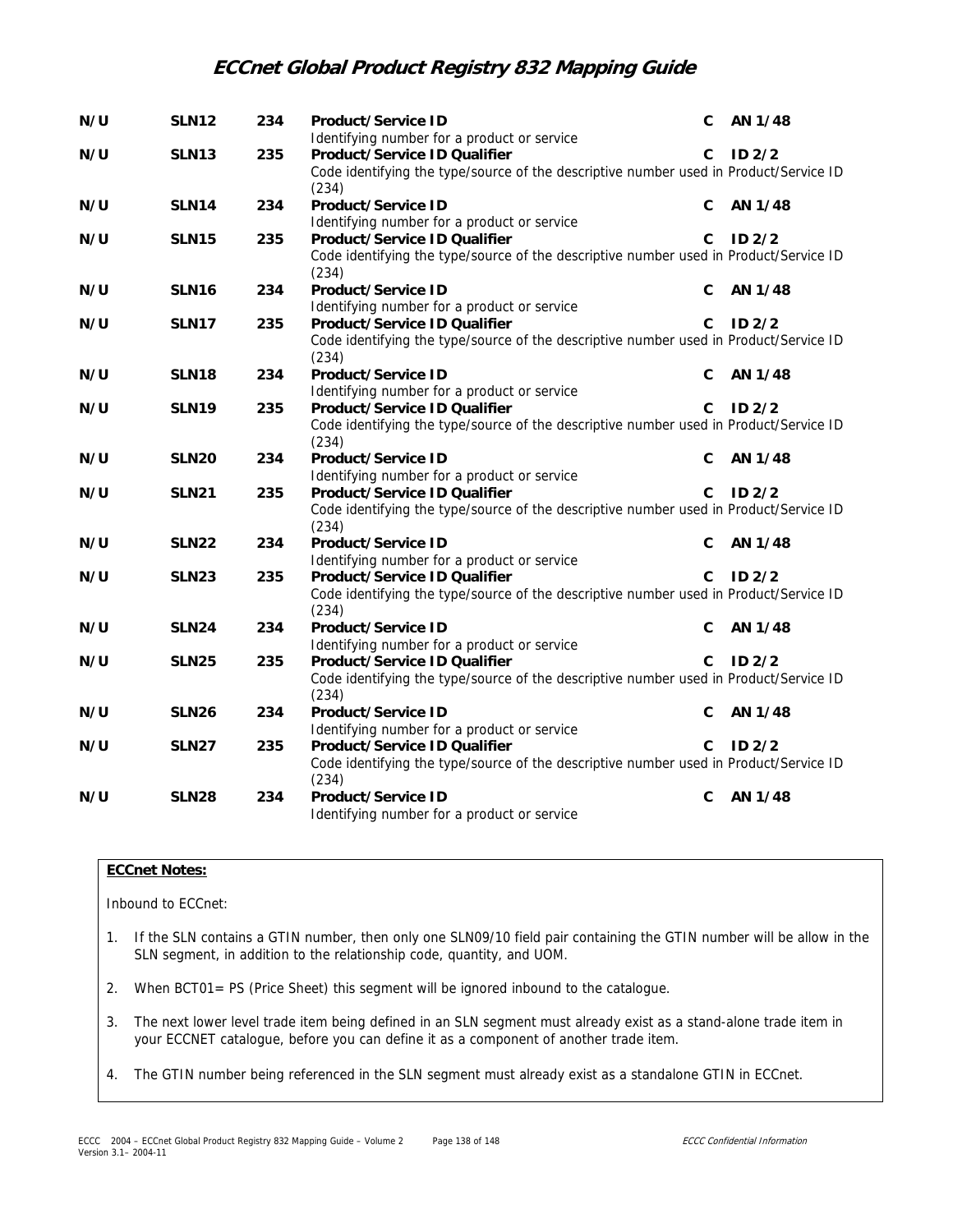| | | | | | |
|---|---|---|---|---|---|
| N/U | SLN12 | 234 | **Product/Service ID**<br>Identifying number for a product or service | C | AN 1/48 |
| N/U | SLN13 | 235 | **Product/Service ID Qualifier**<br>Code identifying the type/source of the descriptive number used in Product/Service ID (234) | C | ID 2/2 |
| N/U | SLN14 | 234 | **Product/Service ID**<br>Identifying number for a product or service | C | AN 1/48 |
| N/U | SLN15 | 235 | **Product/Service ID Qualifier**<br>Code identifying the type/source of the descriptive number used in Product/Service ID (234) | C | ID 2/2 |
| N/U | SLN16 | 234 | **Product/Service ID**<br>Identifying number for a product or service | C | AN 1/48 |
| N/U | SLN17 | 235 | **Product/Service ID Qualifier**<br>Code identifying the type/source of the descriptive number used in Product/Service ID (234) | C | ID 2/2 |
| N/U | SLN18 | 234 | **Product/Service ID**<br>Identifying number for a product or service | C | AN 1/48 |
| N/U | SLN19 | 235 | **Product/Service ID Qualifier**<br>Code identifying the type/source of the descriptive number used in Product/Service ID (234) | C | ID 2/2 |
| N/U | SLN20 | 234 | **Product/Service ID**<br>Identifying number for a product or service | C | AN 1/48 |
| N/U | SLN21 | 235 | **Product/Service ID Qualifier**<br>Code identifying the type/source of the descriptive number used in Product/Service ID (234) | C | ID 2/2 |
| N/U | SLN22 | 234 | **Product/Service ID**<br>Identifying number for a product or service | C | AN 1/48 |
| N/U | SLN23 | 235 | **Product/Service ID Qualifier**<br>Code identifying the type/source of the descriptive number used in Product/Service ID (234) | C | ID 2/2 |
| N/U | SLN24 | 234 | **Product/Service ID**<br>Identifying number for a product or service | C | AN 1/48 |
| N/U | SLN25 | 235 | **Product/Service ID Qualifier**<br>Code identifying the type/source of the descriptive number used in Product/Service ID (234) | C | ID 2/2 |
| N/U | SLN26 | 234 | **Product/Service ID**<br>Identifying number for a product or service | C | AN 1/48 |
| N/U | SLN27 | 235 | **Product/Service ID Qualifier**<br>Code identifying the type/source of the descriptive number used in Product/Service ID (234) | C | ID 2/2 |
| N/U | SLN28 | 234 | **Product/Service ID**<br>Identifying number for a product or service | C | AN 1/48 |

**ECCnet Notes:**

Inbound to ECCnet:

1. If the SLN contains a GTIN number, then only one SLN09/10 field pair containing the GTIN number will be allow in the SLN segment, in addition to the relationship code, quantity, and UOM.
2. When BCT01= PS (Price Sheet) this segment will be ignored inbound to the catalogue.
3. The next lower level trade item being defined in an SLN segment must already exist as a stand-alone trade item in your ECCNET catalogue, before you can define it as a component of another trade item.
4. The GTIN number being referenced in the SLN segment must already exist as a standalone GTIN in ECCnet.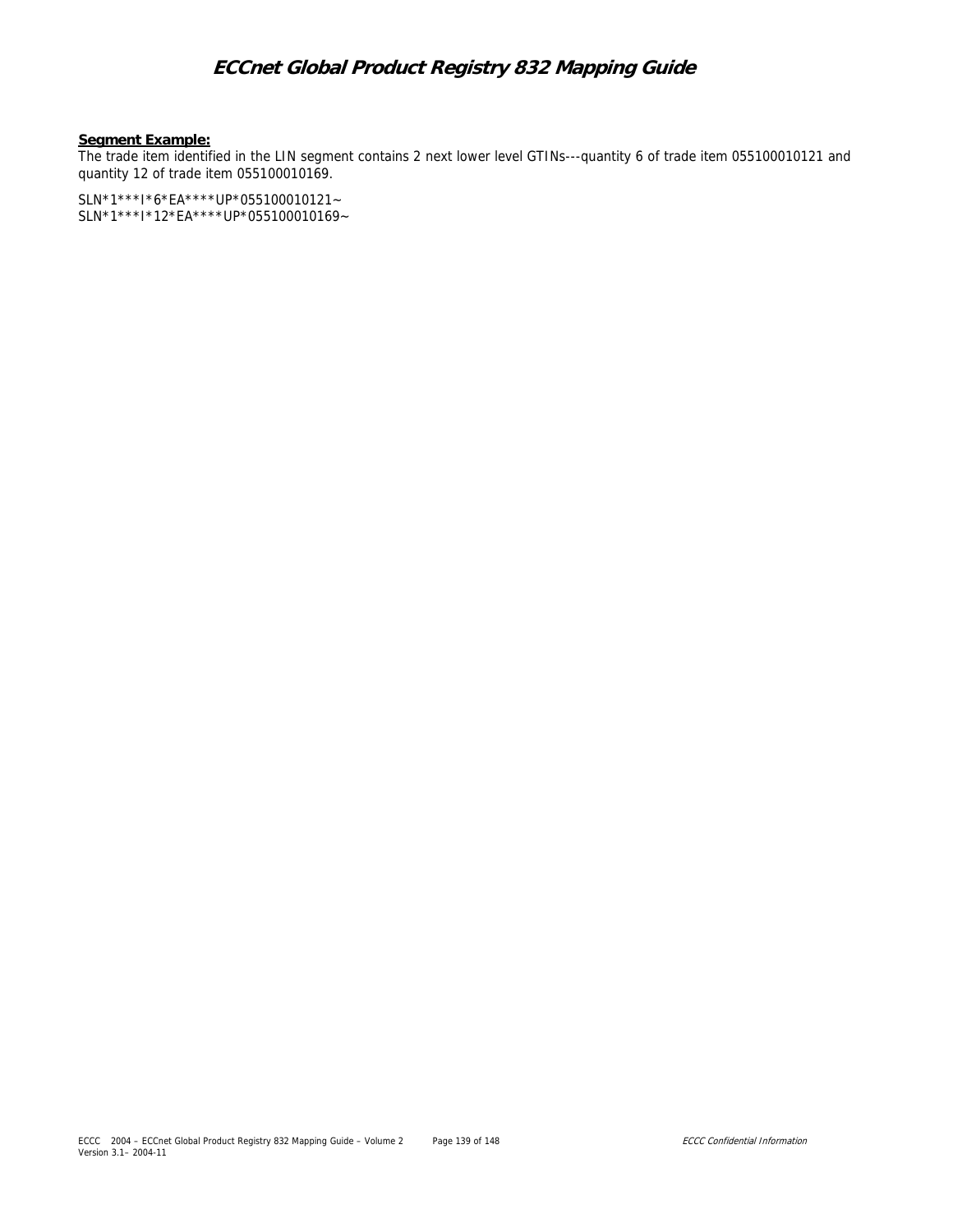**Segment Example:**

The trade item identified in the LIN segment contains 2 next lower level GTINs---quantity 6 of trade item 055100010121 and quantity 12 of trade item 055100010169.

```
SLN*1***I*6*EA****UP*055100010121~
SLN*1***I*12*EA****UP*055100010169~
```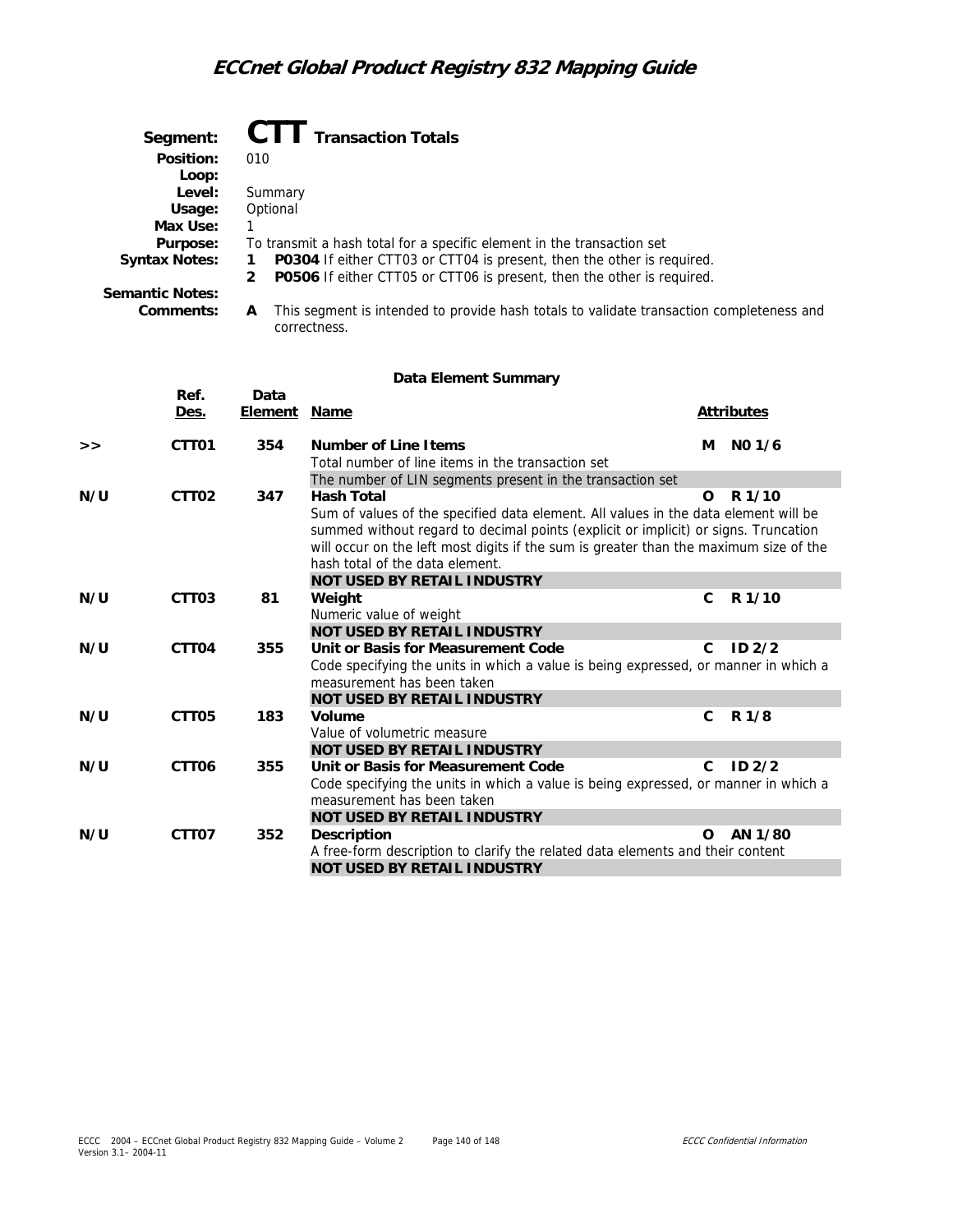# Segment: CTT Transaction Totals

**Position:** 010

**Loop:**

**Level:** Summary

**Usage:** Optional

**Max Use:** 1

**Purpose:** To transmit a hash total for a specific element in the transaction set

**Syntax Notes:**
1. **P0304** If either CTT03 or CTT04 is present, then the other is required.
2. **P0506** If either CTT05 or CTT06 is present, then the other is required.

**Semantic Notes:**

**Comments:**
A. This segment is intended to provide hash totals to validate transaction completeness and correctness.

## Data Element Summary

| | Ref. Des. | Data Element | Name | | Attributes |
|---|---|---|---|---|---|
| >> | CTT01 | 354 | **Number of Line Items**<br>Total number of line items in the transaction set<br>The number of LIN segments present in the transaction set | M | N0 1/6 |
| N/U | CTT02 | 347 | **Hash Total**<br>Sum of values of the specified data element. All values in the data element will be summed without regard to decimal points (explicit or implicit) or signs. Truncation will occur on the left most digits if the sum is greater than the maximum size of the hash total of the data element.<br>**NOT USED BY RETAIL INDUSTRY** | O | R 1/10 |
| N/U | CTT03 | 81 | **Weight**<br>Numeric value of weight<br>**NOT USED BY RETAIL INDUSTRY** | C | R 1/10 |
| N/U | CTT04 | 355 | **Unit or Basis for Measurement Code**<br>Code specifying the units in which a value is being expressed, or manner in which a measurement has been taken<br>**NOT USED BY RETAIL INDUSTRY** | C | ID 2/2 |
| N/U | CTT05 | 183 | **Volume**<br>Value of volumetric measure<br>**NOT USED BY RETAIL INDUSTRY** | C | R 1/8 |
| N/U | CTT06 | 355 | **Unit or Basis for Measurement Code**<br>Code specifying the units in which a value is being expressed, or manner in which a measurement has been taken<br>**NOT USED BY RETAIL INDUSTRY** | C | ID 2/2 |
| N/U | CTT07 | 352 | **Description**<br>A free-form description to clarify the related data elements and their content<br>**NOT USED BY RETAIL INDUSTRY** | O | AN 1/80 |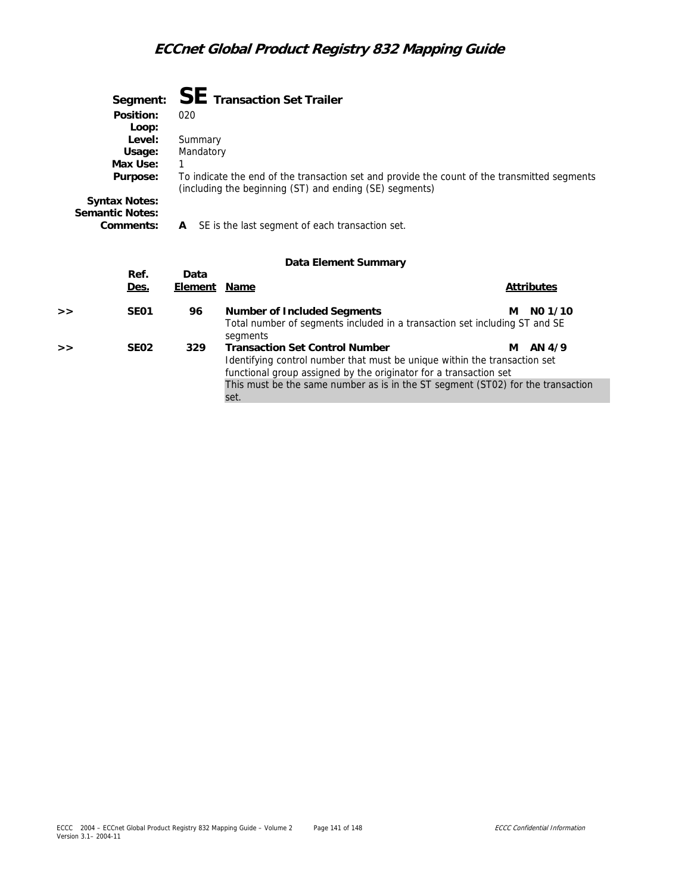## Segment: SE Transaction Set Trailer

**Position:** 020
**Loop:**
**Level:** Summary
**Usage:** Mandatory
**Max Use:** 1
**Purpose:** To indicate the end of the transaction set and provide the count of the transmitted segments (including the beginning (ST) and ending (SE) segments)
**Syntax Notes:**
**Semantic Notes:**
**Comments:** **A** SE is the last segment of each transaction set.

### Data Element Summary

| | Ref. Des. | Data Element | Name | Attributes |
|---|---|---|---|---|
| >> | SE01 | 96 | **Number of Included Segments**<br>Total number of segments included in a transaction set including ST and SE segments | M N0 1/10 |
| >> | SE02 | 329 | **Transaction Set Control Number**<br>Identifying control number that must be unique within the transaction set functional group assigned by the originator for a transaction set<br>This must be the same number as is in the ST segment (ST02) for the transaction set. | M AN 4/9 |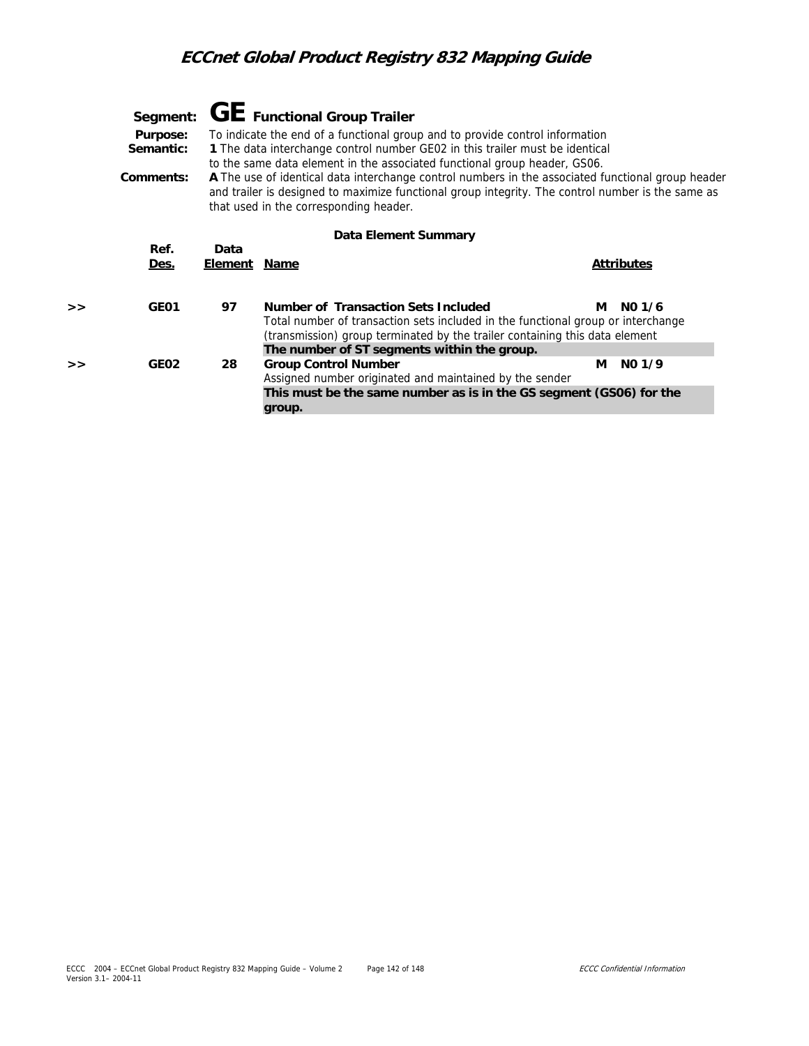## Segment: GE Functional Group Trailer

**Purpose:** To indicate the end of a functional group and to provide control information

**Semantic:** **1** The data interchange control number GE02 in this trailer must be identical to the same data element in the associated functional group header, GS06.

**Comments:** **A** The use of identical data interchange control numbers in the associated functional group header and trailer is designed to maximize functional group integrity. The control number is the same as that used in the corresponding header.

### Data Element Summary

| | Ref. Des. | Data Element | Name | Attributes |
|---|---|---|---|---|
| >> | GE01 | 97 | **Number of Transaction Sets Included**<br>Total number of transaction sets included in the functional group or interchange (transmission) group terminated by the trailer containing this data element<br>**The number of ST segments within the group.** | M N0 1/6 |
| >> | GE02 | 28 | **Group Control Number**<br>Assigned number originated and maintained by the sender<br>**This must be the same number as is in the GS segment (GS06) for the group.** | M N0 1/9 |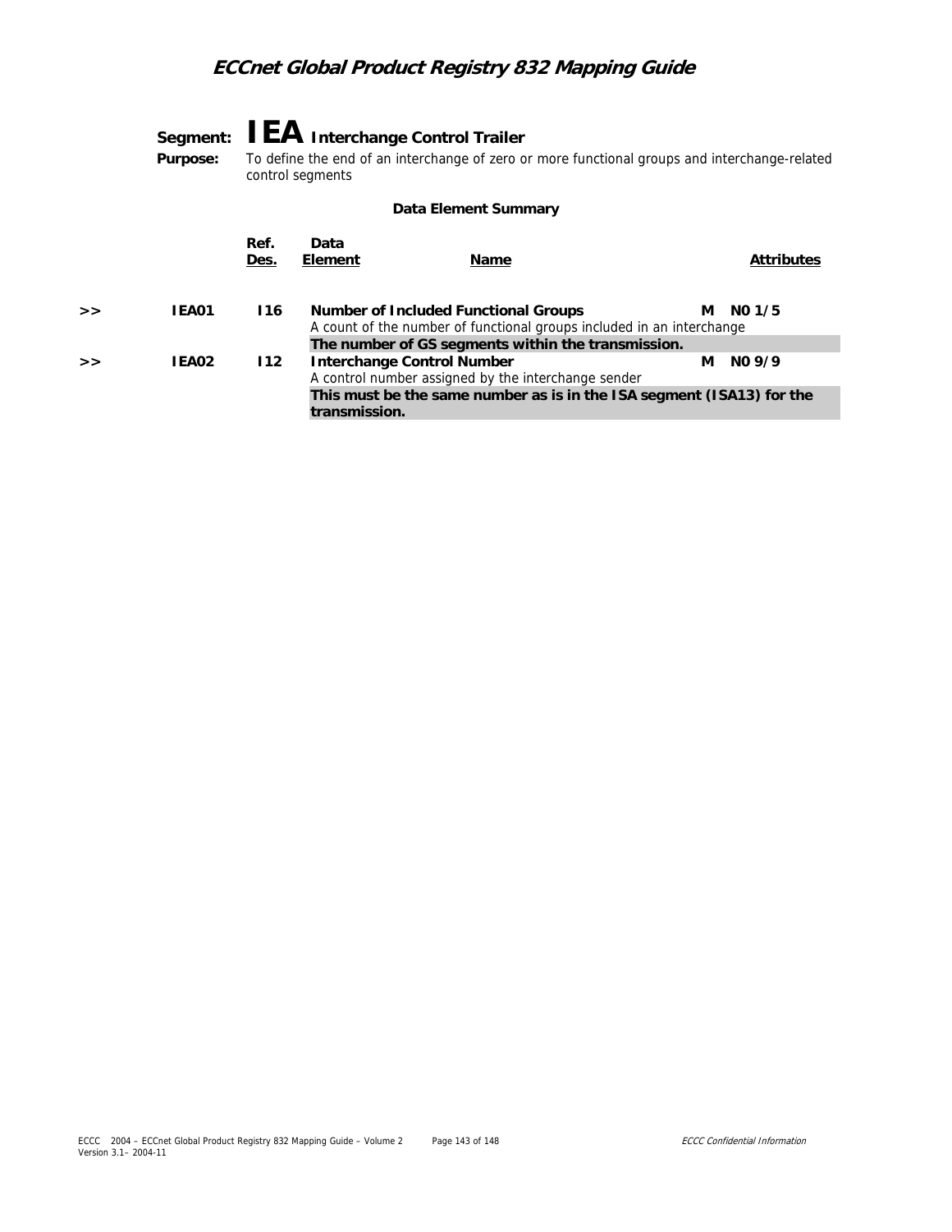**Segment: IEA Interchange Control Trailer**

**Purpose:** To define the end of an interchange of zero or more functional groups and interchange-related control segments

**Data Element Summary**

| | | Ref. Des. | Data Element | Name | | Attributes |
|---|---|---|---|---|---|---|
| >> | IEA01 | I16 | **Number of Included Functional Groups** | | M | N0 1/5 |
| | | | A count of the number of functional groups included in an interchange | | | |
| | | | **The number of GS segments within the transmission.** | | | |
| >> | IEA02 | I12 | **Interchange Control Number** | | M | N0 9/9 |
| | | | A control number assigned by the interchange sender | | | |
| | | | **This must be the same number as is in the ISA segment (ISA13) for the transmission.** | | | |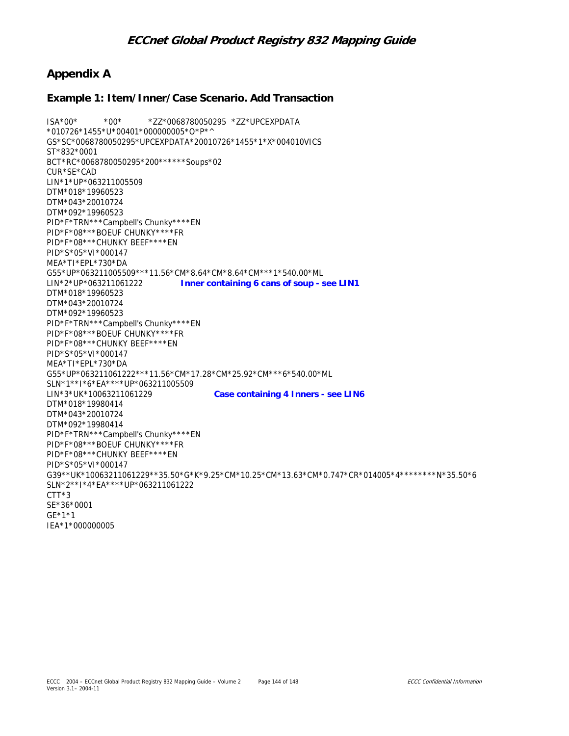## Appendix A

### Example 1: Item/Inner/Case Scenario. Add Transaction

```
ISA*00*          *00*          *ZZ*0068780050295  *ZZ*UPCEXPDATA
*010726*1455*U*00401*000000005*O*P*^
GS*SC*0068780050295*UPCEXPDATA*20010726*1455*1*X*004010VICS
ST*832*0001
BCT*RC*0068780050295*200******Soups*02
CUR*SE*CAD
LIN*1*UP*063211005509
DTM*018*19960523
DTM*043*20010724
DTM*092*19960523
PID*F*TRN***Campbell's Chunky****EN
PID*F*08***BOEUF CHUNKY****FR
PID*F*08***CHUNKY BEEF****EN
PID*S*05*VI*000147
MEA*TI*EPL*730*DA
G55*UP*063211005509***11.56*CM*8.64*CM*8.64*CM***1*540.00*ML
LIN*2*UP*063211061222          Inner containing 6 cans of soup - see LIN1
DTM*018*19960523
DTM*043*20010724
DTM*092*19960523
PID*F*TRN***Campbell's Chunky****EN
PID*F*08***BOEUF CHUNKY****FR
PID*F*08***CHUNKY BEEF****EN
PID*S*05*VI*000147
MEA*TI*EPL*730*DA
G55*UP*063211061222***11.56*CM*17.28*CM*25.92*CM***6*540.00*ML
SLN*1**I*6*EA****UP*063211005509
LIN*3*UK*10063211061229          Case containing 4 Inners - see LIN6
DTM*018*19980414
DTM*043*20010724
DTM*092*19980414
PID*F*TRN***Campbell's Chunky****EN
PID*F*08***BOEUF CHUNKY****FR
PID*F*08***CHUNKY BEEF****EN
PID*S*05*VI*000147
G39**UK*10063211061229**35.50*G*K*9.25*CM*10.25*CM*13.63*CM*0.747*CR*014005*4********N*35.50*6
SLN*2**I*4*EA****UP*063211061222
CTT*3
SE*36*0001
GE*1*1
IEA*1*000000005
```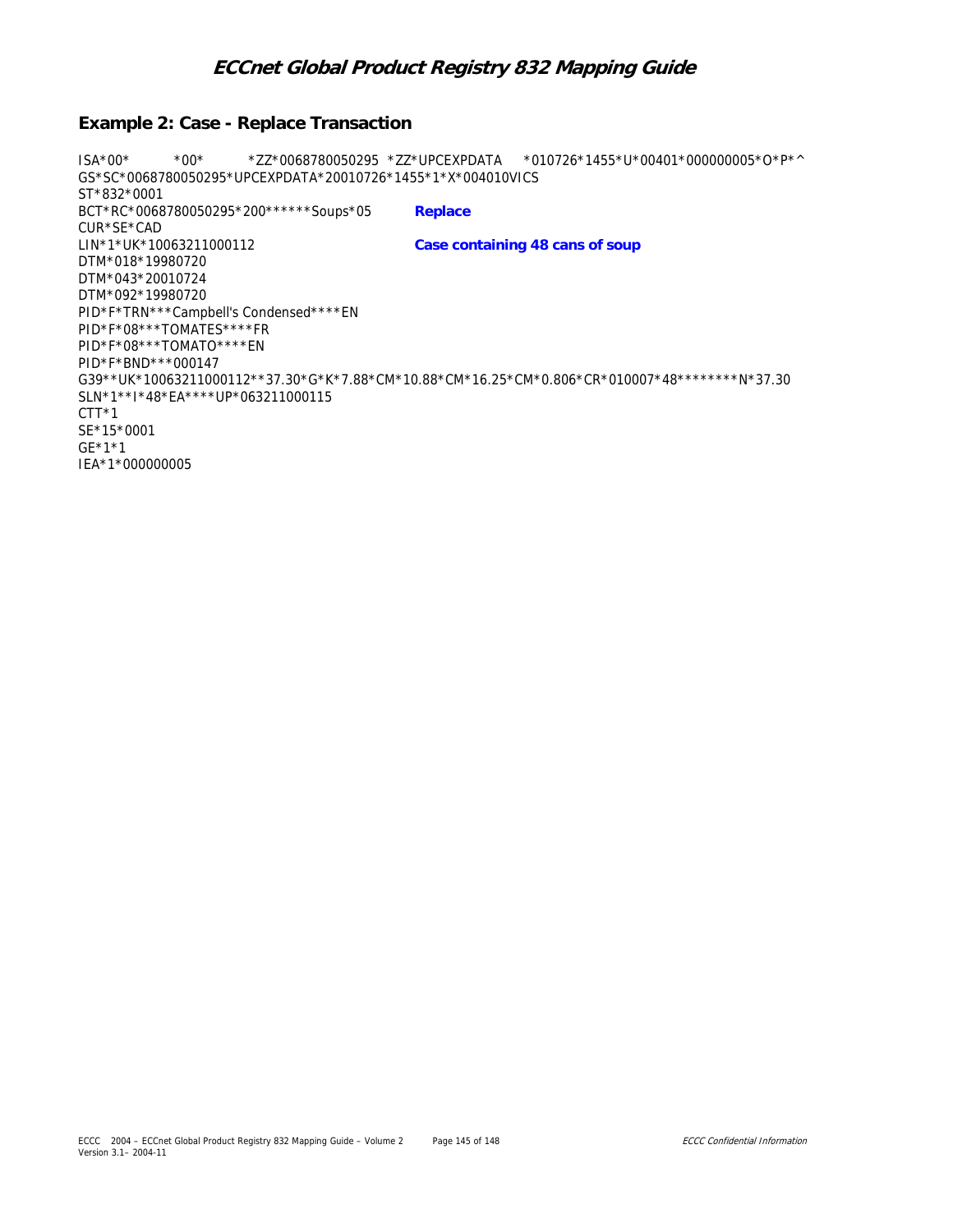## Example 2: Case - Replace Transaction

```
ISA*00*          *00*          *ZZ*0068780050295  *ZZ*UPCEXPDATA     *010726*1455*U*00401*000000005*O*P*^
GS*SC*0068780050295*UPCEXPDATA*20010726*1455*1*X*004010VICS
ST*832*0001
BCT*RC*0068780050295*200******Soups*05          Replace
CUR*SE*CAD
LIN*1*UK*10063211000112                         Case containing 48 cans of soup
DTM*018*19980720
DTM*043*20010724
DTM*092*19980720
PID*F*TRN***Campbell's Condensed****EN
PID*F*08***TOMATES****FR
PID*F*08***TOMATO****EN
PID*F*BND***000147
G39**UK*10063211000112**37.30*G*K*7.88*CM*10.88*CM*16.25*CM*0.806*CR*010007*48********N*37.30
SLN*1**I*48*EA****UP*063211000115
CTT*1
SE*15*0001
GE*1*1
IEA*1*000000005
```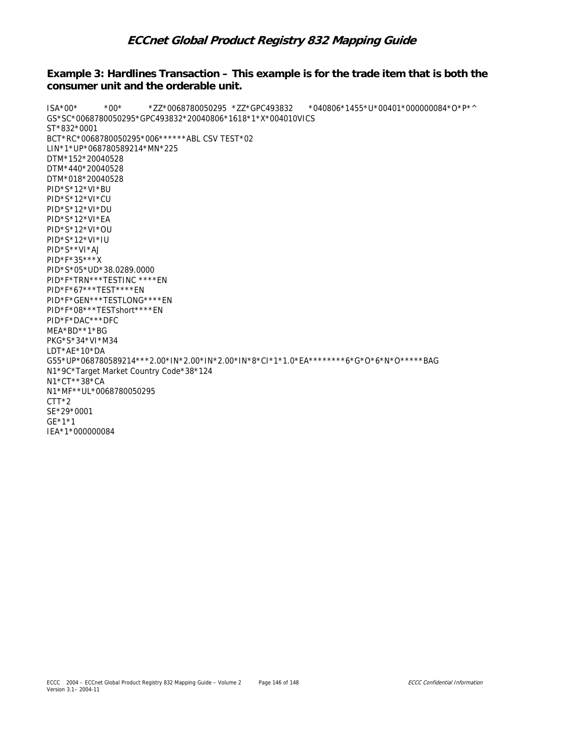**Example 3: Hardlines Transaction – This example is for the trade item that is both the consumer unit and the orderable unit.**

```
ISA*00*          *00*          *ZZ*0068780050295  *ZZ*GPC493832      *040806*1455*U*00401*000000084*O*P*^
GS*SC*0068780050295*GPC493832*20040806*1618*1*X*004010VICS
ST*832*0001
BCT*RC*0068780050295*006******ABL CSV TEST*02
LIN*1*UP*068780589214*MN*225
DTM*152*20040528
DTM*440*20040528
DTM*018*20040528
PID*S*12*VI*BU
PID*S*12*VI*CU
PID*S*12*VI*DU
PID*S*12*VI*EA
PID*S*12*VI*OU
PID*S*12*VI*IU
PID*S**VI*AJ
PID*F*35***X
PID*S*05*UD*38.0289.0000
PID*F*TRN***TESTINC ****EN
PID*F*67***TEST****EN
PID*F*GEN***TESTLONG****EN
PID*F*08***TESTshort****EN
PID*F*DAC***DFC
MEA*BD**1*BG
PKG*S*34*VI*M34
LDT*AE*10*DA
G55*UP*068780589214***2.00*IN*2.00*IN*2.00*IN*8*CI*1*1.0*EA********6*G*O*6*N*O*****BAG
N1*9C*Target Market Country Code*38*124
N1*CT**38*CA
N1*MF**UL*0068780050295
CTT*2
SE*29*0001
GE*1*1
IEA*1*000000084
```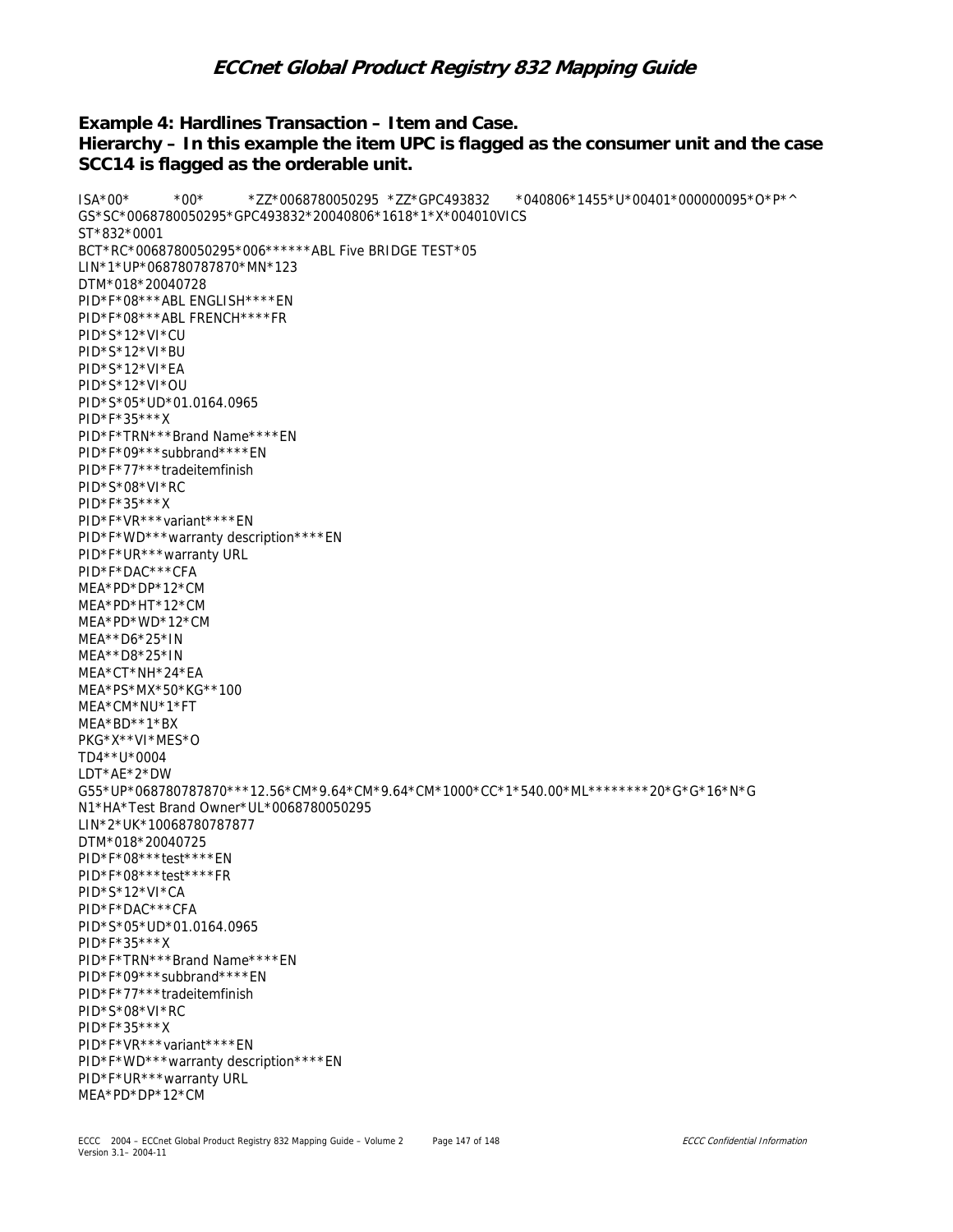**Example 4: Hardlines Transaction – Item and Case.**
**Hierarchy – In this example the item UPC is flagged as the consumer unit and the case SCC14 is flagged as the orderable unit.**

```
ISA*00*          *00*          *ZZ*0068780050295  *ZZ*GPC493832      *040806*1455*U*00401*000000095*O*P*^
GS*SC*0068780050295*GPC493832*20040806*1618*1*X*004010VICS
ST*832*0001
BCT*RC*0068780050295*006******ABL Five BRIDGE TEST*05
LIN*1*UP*068780787870*MN*123
DTM*018*20040728
PID*F*08***ABL ENGLISH****EN
PID*F*08***ABL FRENCH****FR
PID*S*12*VI*CU
PID*S*12*VI*BU
PID*S*12*VI*EA
PID*S*12*VI*OU
PID*S*05*UD*01.0164.0965
PID*F*35***X
PID*F*TRN***Brand Name****EN
PID*F*09***subbrand****EN
PID*F*77***tradeitemfinish
PID*S*08*VI*RC
PID*F*35***X
PID*F*VR***variant****EN
PID*F*WD***warranty description****EN
PID*F*UR***warranty URL
PID*F*DAC***CFA
MEA*PD*DP*12*CM
MEA*PD*HT*12*CM
MEA*PD*WD*12*CM
MEA**D6*25*IN
MEA**D8*25*IN
MEA*CT*NH*24*EA
MEA*PS*MX*50*KG**100
MEA*CM*NU*1*FT
MEA*BD**1*BX
PKG*X**VI*MES*O
TD4**U*0004
LDT*AE*2*DW
G55*UP*068780787870***12.56*CM*9.64*CM*9.64*CM*1000*CC*1*540.00*ML********20*G*G*16*N*G
N1*HA*Test Brand Owner*UL*0068780050295
LIN*2*UK*10068780787877
DTM*018*20040725
PID*F*08***test****EN
PID*F*08***test****FR
PID*S*12*VI*CA
PID*F*DAC***CFA
PID*S*05*UD*01.0164.0965
PID*F*35***X
PID*F*TRN***Brand Name****EN
PID*F*09***subbrand****EN
PID*F*77***tradeitemfinish
PID*S*08*VI*RC
PID*F*35***X
PID*F*VR***variant****EN
PID*F*WD***warranty description****EN
PID*F*UR***warranty URL
MEA*PD*DP*12*CM
```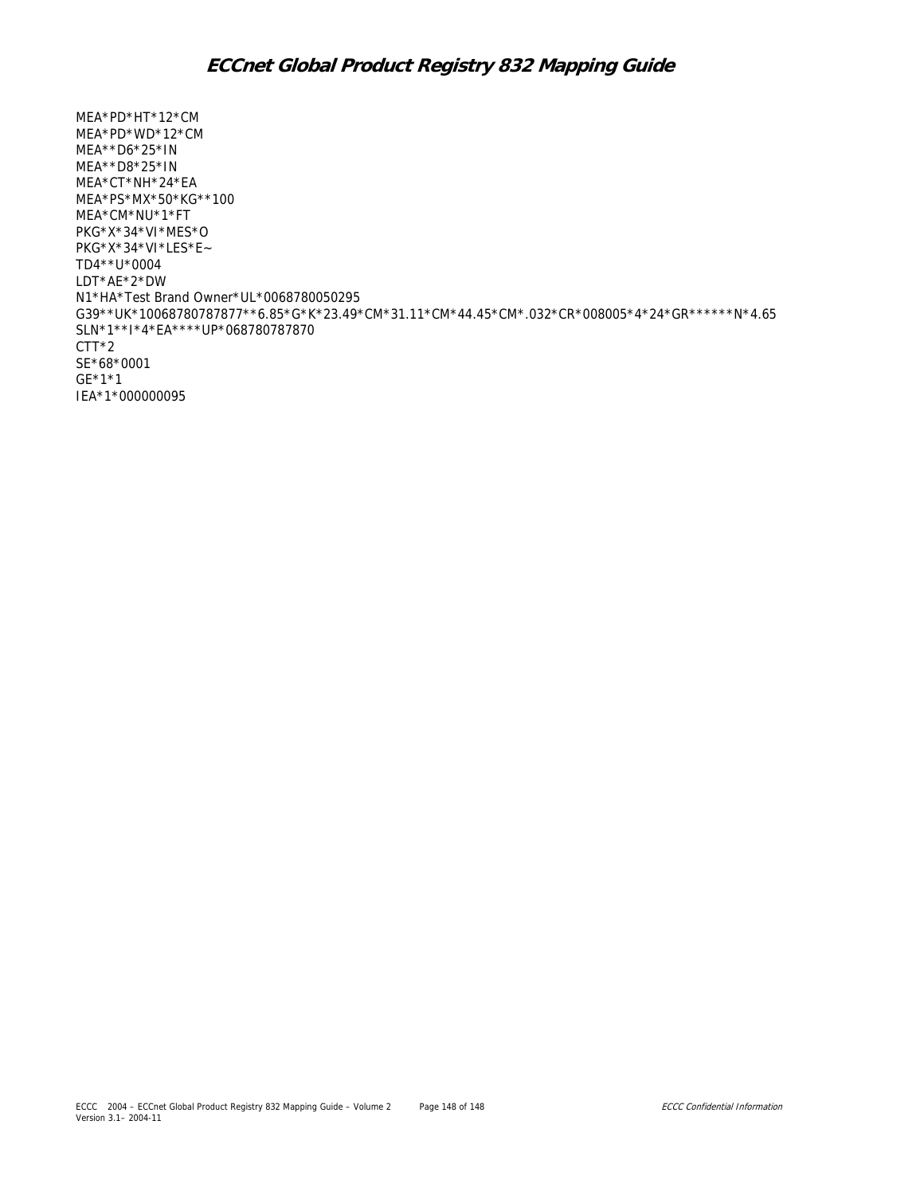```
MEA*PD*HT*12*CM
MEA*PD*WD*12*CM
MEA**D6*25*IN
MEA**D8*25*IN
MEA*CT*NH*24*EA
MEA*PS*MX*50*KG**100
MEA*CM*NU*1*FT
PKG*X*34*VI*MES*O
PKG*X*34*VI*LES*E~
TD4**U*0004
LDT*AE*2*DW
N1*HA*Test Brand Owner*UL*0068780050295
G39**UK*10068780787877**6.85*G*K*23.49*CM*31.11*CM*44.45*CM*.032*CR*008005*4*24*GR******N*4.65
SLN*1**I*4*EA****UP*068780787870
CTT*2
SE*68*0001
GE*1*1
IEA*1*000000095
```